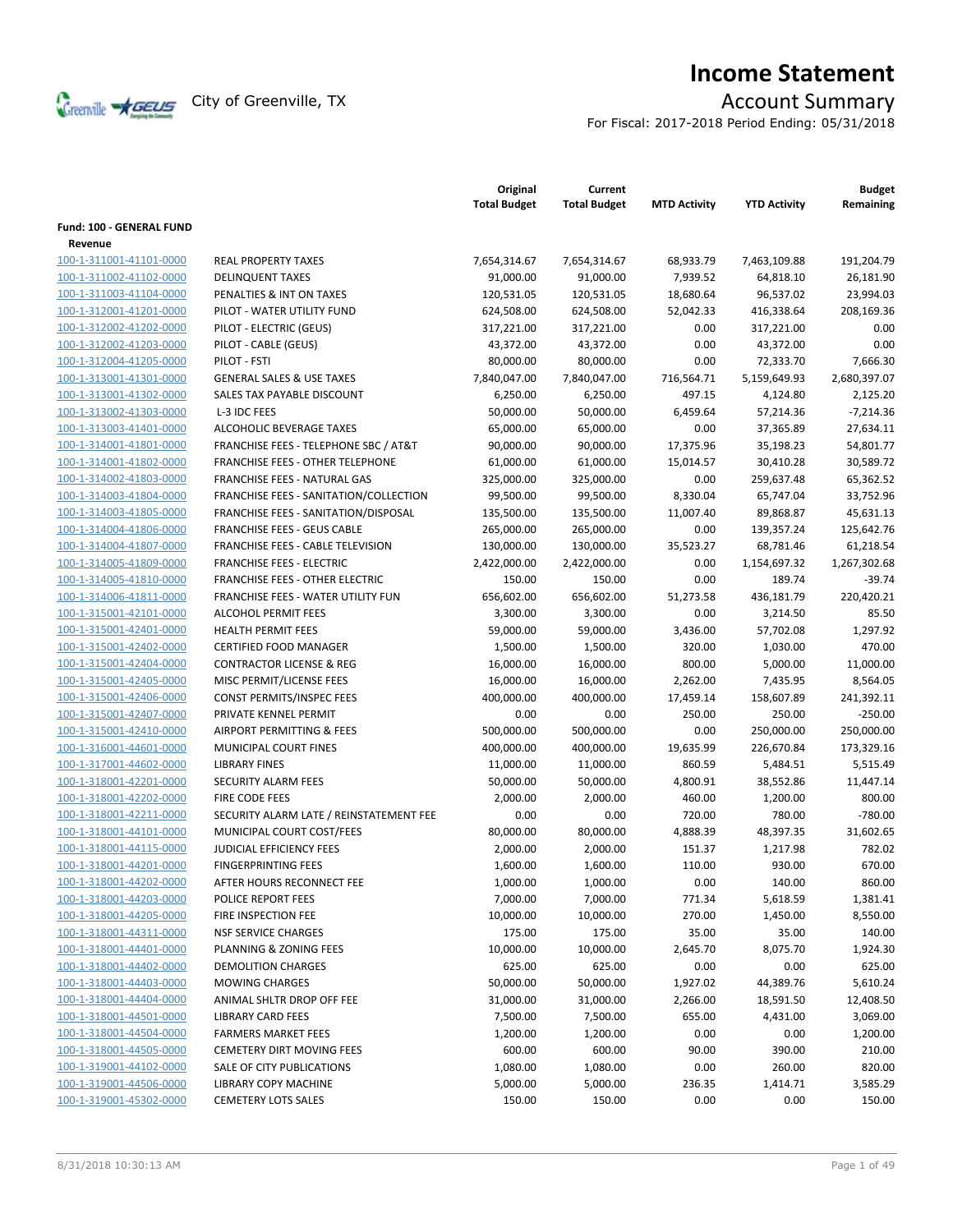# Income Statement

City of Greenville, TX

## Account Summary

For Fiscal: 2017-2018 Period Ending: 05/31/2018

| | | Original Total Budget | Current Total Budget | MTD Activity | YTD Activity | Budget Remaining |
|---|---|---|---|---|---|---|
| **Fund: 100 - GENERAL FUND** | | | | | | |
| **Revenue** | | | | | | |
| 100-1-311001-41101-0000 | REAL PROPERTY TAXES | 7,654,314.67 | 7,654,314.67 | 68,933.79 | 7,463,109.88 | 191,204.79 |
| 100-1-311002-41102-0000 | DELINQUENT TAXES | 91,000.00 | 91,000.00 | 7,939.52 | 64,818.10 | 26,181.90 |
| 100-1-311003-41104-0000 | PENALTIES & INT ON TAXES | 120,531.05 | 120,531.05 | 18,680.64 | 96,537.02 | 23,994.03 |
| 100-1-312001-41201-0000 | PILOT - WATER UTILITY FUND | 624,508.00 | 624,508.00 | 52,042.33 | 416,338.64 | 208,169.36 |
| 100-1-312002-41202-0000 | PILOT - ELECTRIC (GEUS) | 317,221.00 | 317,221.00 | 0.00 | 317,221.00 | 0.00 |
| 100-1-312002-41203-0000 | PILOT - CABLE (GEUS) | 43,372.00 | 43,372.00 | 0.00 | 43,372.00 | 0.00 |
| 100-1-312004-41205-0000 | PILOT - FSTI | 80,000.00 | 80,000.00 | 0.00 | 72,333.70 | 7,666.30 |
| 100-1-313001-41301-0000 | GENERAL SALES & USE TAXES | 7,840,047.00 | 7,840,047.00 | 716,564.71 | 5,159,649.93 | 2,680,397.07 |
| 100-1-313001-41302-0000 | SALES TAX PAYABLE DISCOUNT | 6,250.00 | 6,250.00 | 497.15 | 4,124.80 | 2,125.20 |
| 100-1-313002-41303-0000 | L-3 IDC FEES | 50,000.00 | 50,000.00 | 6,459.64 | 57,214.36 | -7,214.36 |
| 100-1-313003-41401-0000 | ALCOHOLIC BEVERAGE TAXES | 65,000.00 | 65,000.00 | 0.00 | 37,365.89 | 27,634.11 |
| 100-1-314001-41801-0000 | FRANCHISE FEES - TELEPHONE SBC / AT&T | 90,000.00 | 90,000.00 | 17,375.96 | 35,198.23 | 54,801.77 |
| 100-1-314001-41802-0000 | FRANCHISE FEES - OTHER TELEPHONE | 61,000.00 | 61,000.00 | 15,014.57 | 30,410.28 | 30,589.72 |
| 100-1-314002-41803-0000 | FRANCHISE FEES - NATURAL GAS | 325,000.00 | 325,000.00 | 0.00 | 259,637.48 | 65,362.52 |
| 100-1-314003-41804-0000 | FRANCHISE FEES - SANITATION/COLLECTION | 99,500.00 | 99,500.00 | 8,330.04 | 65,747.04 | 33,752.96 |
| 100-1-314003-41805-0000 | FRANCHISE FEES - SANITATION/DISPOSAL | 135,500.00 | 135,500.00 | 11,007.40 | 89,868.87 | 45,631.13 |
| 100-1-314004-41806-0000 | FRANCHISE FEES - GEUS CABLE | 265,000.00 | 265,000.00 | 0.00 | 139,357.24 | 125,642.76 |
| 100-1-314004-41807-0000 | FRANCHISE FEES - CABLE TELEVISION | 130,000.00 | 130,000.00 | 35,523.27 | 68,781.46 | 61,218.54 |
| 100-1-314005-41809-0000 | FRANCHISE FEES - ELECTRIC | 2,422,000.00 | 2,422,000.00 | 0.00 | 1,154,697.32 | 1,267,302.68 |
| 100-1-314005-41810-0000 | FRANCHISE FEES - OTHER ELECTRIC | 150.00 | 150.00 | 0.00 | 189.74 | -39.74 |
| 100-1-314006-41811-0000 | FRANCHISE FEES - WATER UTILITY FUN | 656,602.00 | 656,602.00 | 51,273.58 | 436,181.79 | 220,420.21 |
| 100-1-315001-42101-0000 | ALCOHOL PERMIT FEES | 3,300.00 | 3,300.00 | 0.00 | 3,214.50 | 85.50 |
| 100-1-315001-42401-0000 | HEALTH PERMIT FEES | 59,000.00 | 59,000.00 | 3,436.00 | 57,702.08 | 1,297.92 |
| 100-1-315001-42402-0000 | CERTIFIED FOOD MANAGER | 1,500.00 | 1,500.00 | 320.00 | 1,030.00 | 470.00 |
| 100-1-315001-42404-0000 | CONTRACTOR LICENSE & REG | 16,000.00 | 16,000.00 | 800.00 | 5,000.00 | 11,000.00 |
| 100-1-315001-42405-0000 | MISC PERMIT/LICENSE FEES | 16,000.00 | 16,000.00 | 2,262.00 | 7,435.95 | 8,564.05 |
| 100-1-315001-42406-0000 | CONST PERMITS/INSPEC FEES | 400,000.00 | 400,000.00 | 17,459.14 | 158,607.89 | 241,392.11 |
| 100-1-315001-42407-0000 | PRIVATE KENNEL PERMIT | 0.00 | 0.00 | 250.00 | 250.00 | -250.00 |
| 100-1-315001-42410-0000 | AIRPORT PERMITTING & FEES | 500,000.00 | 500,000.00 | 0.00 | 250,000.00 | 250,000.00 |
| 100-1-316001-44601-0000 | MUNICIPAL COURT FINES | 400,000.00 | 400,000.00 | 19,635.99 | 226,670.84 | 173,329.16 |
| 100-1-317001-44602-0000 | LIBRARY FINES | 11,000.00 | 11,000.00 | 860.59 | 5,484.51 | 5,515.49 |
| 100-1-318001-42201-0000 | SECURITY ALARM FEES | 50,000.00 | 50,000.00 | 4,800.91 | 38,552.86 | 11,447.14 |
| 100-1-318001-42202-0000 | FIRE CODE FEES | 2,000.00 | 2,000.00 | 460.00 | 1,200.00 | 800.00 |
| 100-1-318001-42211-0000 | SECURITY ALARM LATE / REINSTATEMENT FEE | 0.00 | 0.00 | 720.00 | 780.00 | -780.00 |
| 100-1-318001-44101-0000 | MUNICIPAL COURT COST/FEES | 80,000.00 | 80,000.00 | 4,888.39 | 48,397.35 | 31,602.65 |
| 100-1-318001-44115-0000 | JUDICIAL EFFICIENCY FEES | 2,000.00 | 2,000.00 | 151.37 | 1,217.98 | 782.02 |
| 100-1-318001-44201-0000 | FINGERPRINTING FEES | 1,600.00 | 1,600.00 | 110.00 | 930.00 | 670.00 |
| 100-1-318001-44202-0000 | AFTER HOURS RECONNECT FEE | 1,000.00 | 1,000.00 | 0.00 | 140.00 | 860.00 |
| 100-1-318001-44203-0000 | POLICE REPORT FEES | 7,000.00 | 7,000.00 | 771.34 | 5,618.59 | 1,381.41 |
| 100-1-318001-44205-0000 | FIRE INSPECTION FEE | 10,000.00 | 10,000.00 | 270.00 | 1,450.00 | 8,550.00 |
| 100-1-318001-44311-0000 | NSF SERVICE CHARGES | 175.00 | 175.00 | 35.00 | 35.00 | 140.00 |
| 100-1-318001-44401-0000 | PLANNING & ZONING FEES | 10,000.00 | 10,000.00 | 2,645.70 | 8,075.70 | 1,924.30 |
| 100-1-318001-44402-0000 | DEMOLITION CHARGES | 625.00 | 625.00 | 0.00 | 0.00 | 625.00 |
| 100-1-318001-44403-0000 | MOWING CHARGES | 50,000.00 | 50,000.00 | 1,927.02 | 44,389.76 | 5,610.24 |
| 100-1-318001-44404-0000 | ANIMAL SHLTR DROP OFF FEE | 31,000.00 | 31,000.00 | 2,266.00 | 18,591.50 | 12,408.50 |
| 100-1-318001-44501-0000 | LIBRARY CARD FEES | 7,500.00 | 7,500.00 | 655.00 | 4,431.00 | 3,069.00 |
| 100-1-318001-44504-0000 | FARMERS MARKET FEES | 1,200.00 | 1,200.00 | 0.00 | 0.00 | 1,200.00 |
| 100-1-318001-44505-0000 | CEMETERY DIRT MOVING FEES | 600.00 | 600.00 | 90.00 | 390.00 | 210.00 |
| 100-1-319001-44102-0000 | SALE OF CITY PUBLICATIONS | 1,080.00 | 1,080.00 | 0.00 | 260.00 | 820.00 |
| 100-1-319001-44506-0000 | LIBRARY COPY MACHINE | 5,000.00 | 5,000.00 | 236.35 | 1,414.71 | 3,585.29 |
| 100-1-319001-45302-0000 | CEMETERY LOTS SALES | 150.00 | 150.00 | 0.00 | 0.00 | 150.00 |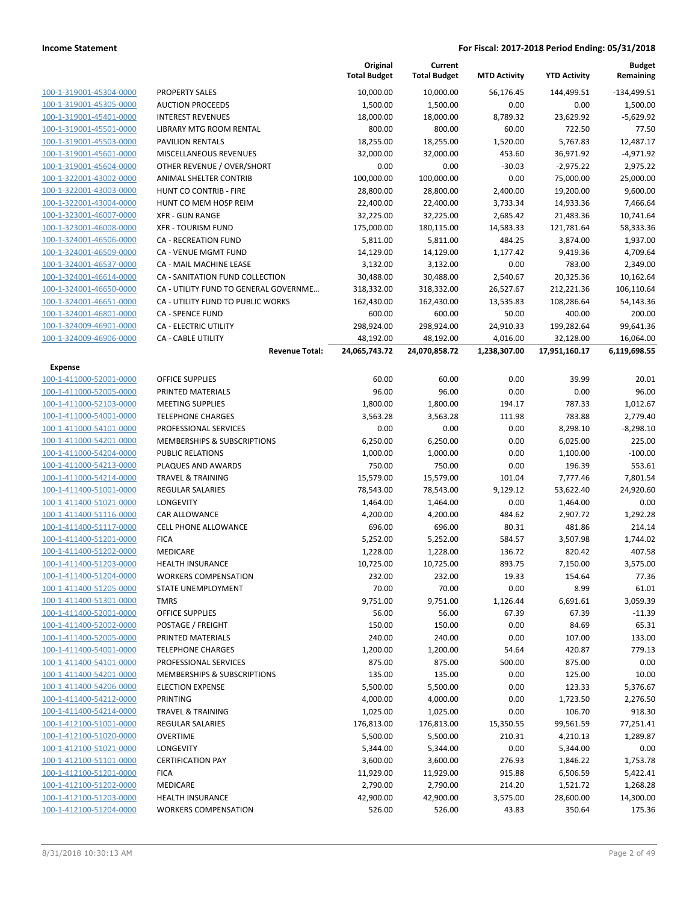| | | Original Total Budget | Current Total Budget | MTD Activity | YTD Activity | Budget Remaining |
|---|---|---|---|---|---|---|
| 100-1-319001-45304-0000 | PROPERTY SALES | 10,000.00 | 10,000.00 | 56,176.45 | 144,499.51 | -134,499.51 |
| 100-1-319001-45305-0000 | AUCTION PROCEEDS | 1,500.00 | 1,500.00 | 0.00 | 0.00 | 1,500.00 |
| 100-1-319001-45401-0000 | INTEREST REVENUES | 18,000.00 | 18,000.00 | 8,789.32 | 23,629.92 | -5,629.92 |
| 100-1-319001-45501-0000 | LIBRARY MTG ROOM RENTAL | 800.00 | 800.00 | 60.00 | 722.50 | 77.50 |
| 100-1-319001-45503-0000 | PAVILION RENTALS | 18,255.00 | 18,255.00 | 1,520.00 | 5,767.83 | 12,487.17 |
| 100-1-319001-45601-0000 | MISCELLANEOUS REVENUES | 32,000.00 | 32,000.00 | 453.60 | 36,971.92 | -4,971.92 |
| 100-1-319001-45604-0000 | OTHER REVENUE / OVER/SHORT | 0.00 | 0.00 | -30.03 | -2,975.22 | 2,975.22 |
| 100-1-322001-43002-0000 | ANIMAL SHELTER CONTRIB | 100,000.00 | 100,000.00 | 0.00 | 75,000.00 | 25,000.00 |
| 100-1-322001-43003-0000 | HUNT CO CONTRIB - FIRE | 28,800.00 | 28,800.00 | 2,400.00 | 19,200.00 | 9,600.00 |
| 100-1-322001-43004-0000 | HUNT CO MEM HOSP REIM | 22,400.00 | 22,400.00 | 3,733.34 | 14,933.36 | 7,466.64 |
| 100-1-323001-46007-0000 | XFR - GUN RANGE | 32,225.00 | 32,225.00 | 2,685.42 | 21,483.36 | 10,741.64 |
| 100-1-323001-46008-0000 | XFR - TOURISM FUND | 175,000.00 | 180,115.00 | 14,583.33 | 121,781.64 | 58,333.36 |
| 100-1-324001-46506-0000 | CA - RECREATION FUND | 5,811.00 | 5,811.00 | 484.25 | 3,874.00 | 1,937.00 |
| 100-1-324001-46509-0000 | CA - VENUE MGMT FUND | 14,129.00 | 14,129.00 | 1,177.42 | 9,419.36 | 4,709.64 |
| 100-1-324001-46537-0000 | CA - MAIL MACHINE LEASE | 3,132.00 | 3,132.00 | 0.00 | 783.00 | 2,349.00 |
| 100-1-324001-46614-0000 | CA - SANITATION FUND COLLECTION | 30,488.00 | 30,488.00 | 2,540.67 | 20,325.36 | 10,162.64 |
| 100-1-324001-46650-0000 | CA - UTILITY FUND TO GENERAL GOVERNME… | 318,332.00 | 318,332.00 | 26,527.67 | 212,221.36 | 106,110.64 |
| 100-1-324001-46651-0000 | CA - UTILITY FUND TO PUBLIC WORKS | 162,430.00 | 162,430.00 | 13,535.83 | 108,286.64 | 54,143.36 |
| 100-1-324001-46801-0000 | CA - SPENCE FUND | 600.00 | 600.00 | 50.00 | 400.00 | 200.00 |
| 100-1-324009-46901-0000 | CA - ELECTRIC UTILITY | 298,924.00 | 298,924.00 | 24,910.33 | 199,282.64 | 99,641.36 |
| 100-1-324009-46906-0000 | CA - CABLE UTILITY | 48,192.00 | 48,192.00 | 4,016.00 | 32,128.00 | 16,064.00 |
| | **Revenue Total:** | **24,065,743.72** | **24,070,858.72** | **1,238,307.00** | **17,951,160.17** | **6,119,698.55** |
| **Expense** | | | | | | |
| 100-1-411000-52001-0000 | OFFICE SUPPLIES | 60.00 | 60.00 | 0.00 | 39.99 | 20.01 |
| 100-1-411000-52005-0000 | PRINTED MATERIALS | 96.00 | 96.00 | 0.00 | 0.00 | 96.00 |
| 100-1-411000-52103-0000 | MEETING SUPPLIES | 1,800.00 | 1,800.00 | 194.17 | 787.33 | 1,012.67 |
| 100-1-411000-54001-0000 | TELEPHONE CHARGES | 3,563.28 | 3,563.28 | 111.98 | 783.88 | 2,779.40 |
| 100-1-411000-54101-0000 | PROFESSIONAL SERVICES | 0.00 | 0.00 | 0.00 | 8,298.10 | -8,298.10 |
| 100-1-411000-54201-0000 | MEMBERSHIPS & SUBSCRIPTIONS | 6,250.00 | 6,250.00 | 0.00 | 6,025.00 | 225.00 |
| 100-1-411000-54204-0000 | PUBLIC RELATIONS | 1,000.00 | 1,000.00 | 0.00 | 1,100.00 | -100.00 |
| 100-1-411000-54213-0000 | PLAQUES AND AWARDS | 750.00 | 750.00 | 0.00 | 196.39 | 553.61 |
| 100-1-411000-54214-0000 | TRAVEL & TRAINING | 15,579.00 | 15,579.00 | 101.04 | 7,777.46 | 7,801.54 |
| 100-1-411400-51001-0000 | REGULAR SALARIES | 78,543.00 | 78,543.00 | 9,129.12 | 53,622.40 | 24,920.60 |
| 100-1-411400-51021-0000 | LONGEVITY | 1,464.00 | 1,464.00 | 0.00 | 1,464.00 | 0.00 |
| 100-1-411400-51116-0000 | CAR ALLOWANCE | 4,200.00 | 4,200.00 | 484.62 | 2,907.72 | 1,292.28 |
| 100-1-411400-51117-0000 | CELL PHONE ALLOWANCE | 696.00 | 696.00 | 80.31 | 481.86 | 214.14 |
| 100-1-411400-51201-0000 | FICA | 5,252.00 | 5,252.00 | 584.57 | 3,507.98 | 1,744.02 |
| 100-1-411400-51202-0000 | MEDICARE | 1,228.00 | 1,228.00 | 136.72 | 820.42 | 407.58 |
| 100-1-411400-51203-0000 | HEALTH INSURANCE | 10,725.00 | 10,725.00 | 893.75 | 7,150.00 | 3,575.00 |
| 100-1-411400-51204-0000 | WORKERS COMPENSATION | 232.00 | 232.00 | 19.33 | 154.64 | 77.36 |
| 100-1-411400-51205-0000 | STATE UNEMPLOYMENT | 70.00 | 70.00 | 0.00 | 8.99 | 61.01 |
| 100-1-411400-51301-0000 | TMRS | 9,751.00 | 9,751.00 | 1,126.44 | 6,691.61 | 3,059.39 |
| 100-1-411400-52001-0000 | OFFICE SUPPLIES | 56.00 | 56.00 | 67.39 | 67.39 | -11.39 |
| 100-1-411400-52002-0000 | POSTAGE / FREIGHT | 150.00 | 150.00 | 0.00 | 84.69 | 65.31 |
| 100-1-411400-52005-0000 | PRINTED MATERIALS | 240.00 | 240.00 | 0.00 | 107.00 | 133.00 |
| 100-1-411400-54001-0000 | TELEPHONE CHARGES | 1,200.00 | 1,200.00 | 54.64 | 420.87 | 779.13 |
| 100-1-411400-54101-0000 | PROFESSIONAL SERVICES | 875.00 | 875.00 | 500.00 | 875.00 | 0.00 |
| 100-1-411400-54201-0000 | MEMBERSHIPS & SUBSCRIPTIONS | 135.00 | 135.00 | 0.00 | 125.00 | 10.00 |
| 100-1-411400-54206-0000 | ELECTION EXPENSE | 5,500.00 | 5,500.00 | 0.00 | 123.33 | 5,376.67 |
| 100-1-411400-54212-0000 | PRINTING | 4,000.00 | 4,000.00 | 0.00 | 1,723.50 | 2,276.50 |
| 100-1-411400-54214-0000 | TRAVEL & TRAINING | 1,025.00 | 1,025.00 | 0.00 | 106.70 | 918.30 |
| 100-1-412100-51001-0000 | REGULAR SALARIES | 176,813.00 | 176,813.00 | 15,350.55 | 99,561.59 | 77,251.41 |
| 100-1-412100-51020-0000 | OVERTIME | 5,500.00 | 5,500.00 | 210.31 | 4,210.13 | 1,289.87 |
| 100-1-412100-51021-0000 | LONGEVITY | 5,344.00 | 5,344.00 | 0.00 | 5,344.00 | 0.00 |
| 100-1-412100-51101-0000 | CERTIFICATION PAY | 3,600.00 | 3,600.00 | 276.93 | 1,846.22 | 1,753.78 |
| 100-1-412100-51201-0000 | FICA | 11,929.00 | 11,929.00 | 915.88 | 6,506.59 | 5,422.41 |
| 100-1-412100-51202-0000 | MEDICARE | 2,790.00 | 2,790.00 | 214.20 | 1,521.72 | 1,268.28 |
| 100-1-412100-51203-0000 | HEALTH INSURANCE | 42,900.00 | 42,900.00 | 3,575.00 | 28,600.00 | 14,300.00 |
| 100-1-412100-51204-0000 | WORKERS COMPENSATION | 526.00 | 526.00 | 43.83 | 350.64 | 175.36 |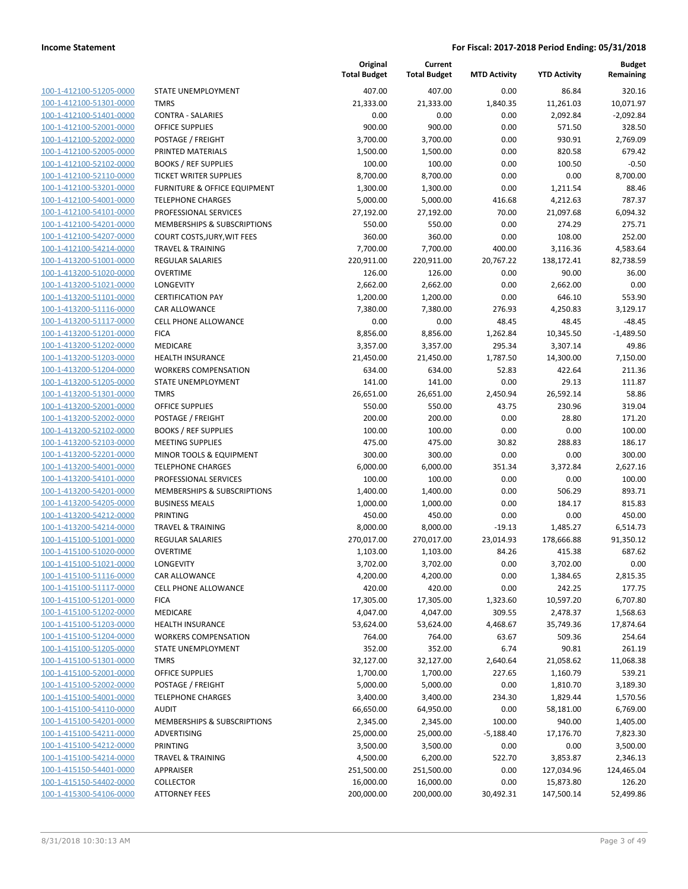| | | Original Total Budget | Current Total Budget | MTD Activity | YTD Activity | Budget Remaining |
|---|---|---|---|---|---|---|
| 100-1-412100-51205-0000 | STATE UNEMPLOYMENT | 407.00 | 407.00 | 0.00 | 86.84 | 320.16 |
| 100-1-412100-51301-0000 | TMRS | 21,333.00 | 21,333.00 | 1,840.35 | 11,261.03 | 10,071.97 |
| 100-1-412100-51401-0000 | CONTRA - SALARIES | 0.00 | 0.00 | 0.00 | 2,092.84 | -2,092.84 |
| 100-1-412100-52001-0000 | OFFICE SUPPLIES | 900.00 | 900.00 | 0.00 | 571.50 | 328.50 |
| 100-1-412100-52002-0000 | POSTAGE / FREIGHT | 3,700.00 | 3,700.00 | 0.00 | 930.91 | 2,769.09 |
| 100-1-412100-52005-0000 | PRINTED MATERIALS | 1,500.00 | 1,500.00 | 0.00 | 820.58 | 679.42 |
| 100-1-412100-52102-0000 | BOOKS / REF SUPPLIES | 100.00 | 100.00 | 0.00 | 100.50 | -0.50 |
| 100-1-412100-52110-0000 | TICKET WRITER SUPPLIES | 8,700.00 | 8,700.00 | 0.00 | 0.00 | 8,700.00 |
| 100-1-412100-53201-0000 | FURNITURE & OFFICE EQUIPMENT | 1,300.00 | 1,300.00 | 0.00 | 1,211.54 | 88.46 |
| 100-1-412100-54001-0000 | TELEPHONE CHARGES | 5,000.00 | 5,000.00 | 416.68 | 4,212.63 | 787.37 |
| 100-1-412100-54101-0000 | PROFESSIONAL SERVICES | 27,192.00 | 27,192.00 | 70.00 | 21,097.68 | 6,094.32 |
| 100-1-412100-54201-0000 | MEMBERSHIPS & SUBSCRIPTIONS | 550.00 | 550.00 | 0.00 | 274.29 | 275.71 |
| 100-1-412100-54207-0000 | COURT COSTS,JURY,WIT FEES | 360.00 | 360.00 | 0.00 | 108.00 | 252.00 |
| 100-1-412100-54214-0000 | TRAVEL & TRAINING | 7,700.00 | 7,700.00 | 400.00 | 3,116.36 | 4,583.64 |
| 100-1-413200-51001-0000 | REGULAR SALARIES | 220,911.00 | 220,911.00 | 20,767.22 | 138,172.41 | 82,738.59 |
| 100-1-413200-51020-0000 | OVERTIME | 126.00 | 126.00 | 0.00 | 90.00 | 36.00 |
| 100-1-413200-51021-0000 | LONGEVITY | 2,662.00 | 2,662.00 | 0.00 | 2,662.00 | 0.00 |
| 100-1-413200-51101-0000 | CERTIFICATION PAY | 1,200.00 | 1,200.00 | 0.00 | 646.10 | 553.90 |
| 100-1-413200-51116-0000 | CAR ALLOWANCE | 7,380.00 | 7,380.00 | 276.93 | 4,250.83 | 3,129.17 |
| 100-1-413200-51117-0000 | CELL PHONE ALLOWANCE | 0.00 | 0.00 | 48.45 | 48.45 | -48.45 |
| 100-1-413200-51201-0000 | FICA | 8,856.00 | 8,856.00 | 1,262.84 | 10,345.50 | -1,489.50 |
| 100-1-413200-51202-0000 | MEDICARE | 3,357.00 | 3,357.00 | 295.34 | 3,307.14 | 49.86 |
| 100-1-413200-51203-0000 | HEALTH INSURANCE | 21,450.00 | 21,450.00 | 1,787.50 | 14,300.00 | 7,150.00 |
| 100-1-413200-51204-0000 | WORKERS COMPENSATION | 634.00 | 634.00 | 52.83 | 422.64 | 211.36 |
| 100-1-413200-51205-0000 | STATE UNEMPLOYMENT | 141.00 | 141.00 | 0.00 | 29.13 | 111.87 |
| 100-1-413200-51301-0000 | TMRS | 26,651.00 | 26,651.00 | 2,450.94 | 26,592.14 | 58.86 |
| 100-1-413200-52001-0000 | OFFICE SUPPLIES | 550.00 | 550.00 | 43.75 | 230.96 | 319.04 |
| 100-1-413200-52002-0000 | POSTAGE / FREIGHT | 200.00 | 200.00 | 0.00 | 28.80 | 171.20 |
| 100-1-413200-52102-0000 | BOOKS / REF SUPPLIES | 100.00 | 100.00 | 0.00 | 0.00 | 100.00 |
| 100-1-413200-52103-0000 | MEETING SUPPLIES | 475.00 | 475.00 | 30.82 | 288.83 | 186.17 |
| 100-1-413200-52201-0000 | MINOR TOOLS & EQUIPMENT | 300.00 | 300.00 | 0.00 | 0.00 | 300.00 |
| 100-1-413200-54001-0000 | TELEPHONE CHARGES | 6,000.00 | 6,000.00 | 351.34 | 3,372.84 | 2,627.16 |
| 100-1-413200-54101-0000 | PROFESSIONAL SERVICES | 100.00 | 100.00 | 0.00 | 0.00 | 100.00 |
| 100-1-413200-54201-0000 | MEMBERSHIPS & SUBSCRIPTIONS | 1,400.00 | 1,400.00 | 0.00 | 506.29 | 893.71 |
| 100-1-413200-54205-0000 | BUSINESS MEALS | 1,000.00 | 1,000.00 | 0.00 | 184.17 | 815.83 |
| 100-1-413200-54212-0000 | PRINTING | 450.00 | 450.00 | 0.00 | 0.00 | 450.00 |
| 100-1-413200-54214-0000 | TRAVEL & TRAINING | 8,000.00 | 8,000.00 | -19.13 | 1,485.27 | 6,514.73 |
| 100-1-415100-51001-0000 | REGULAR SALARIES | 270,017.00 | 270,017.00 | 23,014.93 | 178,666.88 | 91,350.12 |
| 100-1-415100-51020-0000 | OVERTIME | 1,103.00 | 1,103.00 | 84.26 | 415.38 | 687.62 |
| 100-1-415100-51021-0000 | LONGEVITY | 3,702.00 | 3,702.00 | 0.00 | 3,702.00 | 0.00 |
| 100-1-415100-51116-0000 | CAR ALLOWANCE | 4,200.00 | 4,200.00 | 0.00 | 1,384.65 | 2,815.35 |
| 100-1-415100-51117-0000 | CELL PHONE ALLOWANCE | 420.00 | 420.00 | 0.00 | 242.25 | 177.75 |
| 100-1-415100-51201-0000 | FICA | 17,305.00 | 17,305.00 | 1,323.60 | 10,597.20 | 6,707.80 |
| 100-1-415100-51202-0000 | MEDICARE | 4,047.00 | 4,047.00 | 309.55 | 2,478.37 | 1,568.63 |
| 100-1-415100-51203-0000 | HEALTH INSURANCE | 53,624.00 | 53,624.00 | 4,468.67 | 35,749.36 | 17,874.64 |
| 100-1-415100-51204-0000 | WORKERS COMPENSATION | 764.00 | 764.00 | 63.67 | 509.36 | 254.64 |
| 100-1-415100-51205-0000 | STATE UNEMPLOYMENT | 352.00 | 352.00 | 6.74 | 90.81 | 261.19 |
| 100-1-415100-51301-0000 | TMRS | 32,127.00 | 32,127.00 | 2,640.64 | 21,058.62 | 11,068.38 |
| 100-1-415100-52001-0000 | OFFICE SUPPLIES | 1,700.00 | 1,700.00 | 227.65 | 1,160.79 | 539.21 |
| 100-1-415100-52002-0000 | POSTAGE / FREIGHT | 5,000.00 | 5,000.00 | 0.00 | 1,810.70 | 3,189.30 |
| 100-1-415100-54001-0000 | TELEPHONE CHARGES | 3,400.00 | 3,400.00 | 234.30 | 1,829.44 | 1,570.56 |
| 100-1-415100-54110-0000 | AUDIT | 66,650.00 | 64,950.00 | 0.00 | 58,181.00 | 6,769.00 |
| 100-1-415100-54201-0000 | MEMBERSHIPS & SUBSCRIPTIONS | 2,345.00 | 2,345.00 | 100.00 | 940.00 | 1,405.00 |
| 100-1-415100-54211-0000 | ADVERTISING | 25,000.00 | 25,000.00 | -5,188.40 | 17,176.70 | 7,823.30 |
| 100-1-415100-54212-0000 | PRINTING | 3,500.00 | 3,500.00 | 0.00 | 0.00 | 3,500.00 |
| 100-1-415100-54214-0000 | TRAVEL & TRAINING | 4,500.00 | 6,200.00 | 522.70 | 3,853.87 | 2,346.13 |
| 100-1-415150-54401-0000 | APPRAISER | 251,500.00 | 251,500.00 | 0.00 | 127,034.96 | 124,465.04 |
| 100-1-415150-54402-0000 | COLLECTOR | 16,000.00 | 16,000.00 | 0.00 | 15,873.80 | 126.20 |
| 100-1-415300-54106-0000 | ATTORNEY FEES | 200,000.00 | 200,000.00 | 30,492.31 | 147,500.14 | 52,499.86 |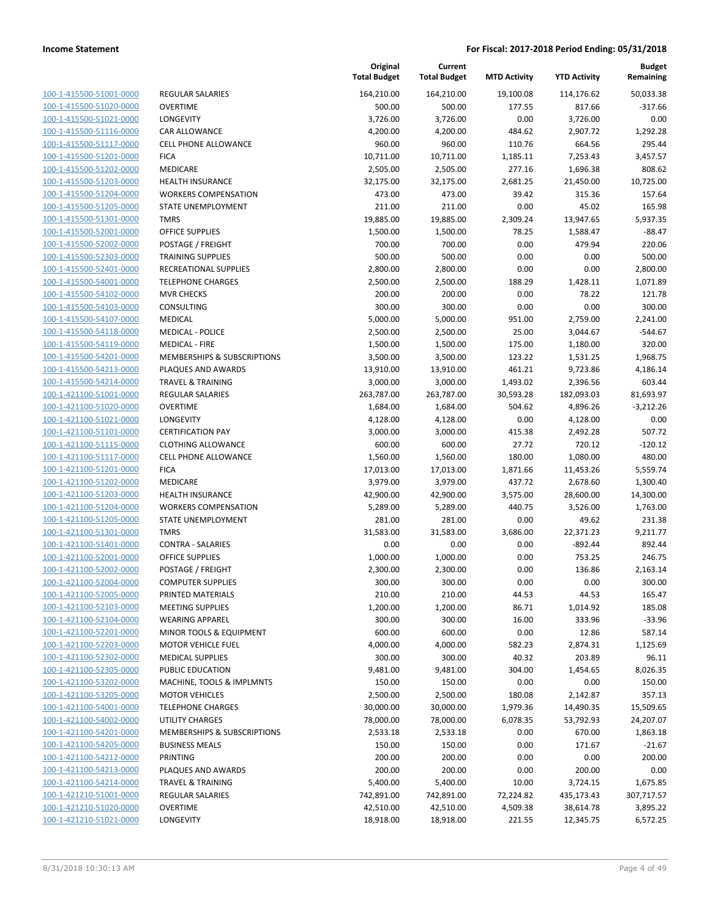**Income Statement** | **For Fiscal: 2017-2018 Period Ending: 05/31/2018**

| | | Original Total Budget | Current Total Budget | MTD Activity | YTD Activity | Budget Remaining |
|---|---|---|---|---|---|---|
| 100-1-415500-51001-0000 | REGULAR SALARIES | 164,210.00 | 164,210.00 | 19,100.08 | 114,176.62 | 50,033.38 |
| 100-1-415500-51020-0000 | OVERTIME | 500.00 | 500.00 | 177.55 | 817.66 | -317.66 |
| 100-1-415500-51021-0000 | LONGEVITY | 3,726.00 | 3,726.00 | 0.00 | 3,726.00 | 0.00 |
| 100-1-415500-51116-0000 | CAR ALLOWANCE | 4,200.00 | 4,200.00 | 484.62 | 2,907.72 | 1,292.28 |
| 100-1-415500-51117-0000 | CELL PHONE ALLOWANCE | 960.00 | 960.00 | 110.76 | 664.56 | 295.44 |
| 100-1-415500-51201-0000 | FICA | 10,711.00 | 10,711.00 | 1,185.11 | 7,253.43 | 3,457.57 |
| 100-1-415500-51202-0000 | MEDICARE | 2,505.00 | 2,505.00 | 277.16 | 1,696.38 | 808.62 |
| 100-1-415500-51203-0000 | HEALTH INSURANCE | 32,175.00 | 32,175.00 | 2,681.25 | 21,450.00 | 10,725.00 |
| 100-1-415500-51204-0000 | WORKERS COMPENSATION | 473.00 | 473.00 | 39.42 | 315.36 | 157.64 |
| 100-1-415500-51205-0000 | STATE UNEMPLOYMENT | 211.00 | 211.00 | 0.00 | 45.02 | 165.98 |
| 100-1-415500-51301-0000 | TMRS | 19,885.00 | 19,885.00 | 2,309.24 | 13,947.65 | 5,937.35 |
| 100-1-415500-52001-0000 | OFFICE SUPPLIES | 1,500.00 | 1,500.00 | 78.25 | 1,588.47 | -88.47 |
| 100-1-415500-52002-0000 | POSTAGE / FREIGHT | 700.00 | 700.00 | 0.00 | 479.94 | 220.06 |
| 100-1-415500-52303-0000 | TRAINING SUPPLIES | 500.00 | 500.00 | 0.00 | 0.00 | 500.00 |
| 100-1-415500-52401-0000 | RECREATIONAL SUPPLIES | 2,800.00 | 2,800.00 | 0.00 | 0.00 | 2,800.00 |
| 100-1-415500-54001-0000 | TELEPHONE CHARGES | 2,500.00 | 2,500.00 | 188.29 | 1,428.11 | 1,071.89 |
| 100-1-415500-54102-0000 | MVR CHECKS | 200.00 | 200.00 | 0.00 | 78.22 | 121.78 |
| 100-1-415500-54103-0000 | CONSULTING | 300.00 | 300.00 | 0.00 | 0.00 | 300.00 |
| 100-1-415500-54107-0000 | MEDICAL | 5,000.00 | 5,000.00 | 951.00 | 2,759.00 | 2,241.00 |
| 100-1-415500-54118-0000 | MEDICAL - POLICE | 2,500.00 | 2,500.00 | 25.00 | 3,044.67 | -544.67 |
| 100-1-415500-54119-0000 | MEDICAL - FIRE | 1,500.00 | 1,500.00 | 175.00 | 1,180.00 | 320.00 |
| 100-1-415500-54201-0000 | MEMBERSHIPS & SUBSCRIPTIONS | 3,500.00 | 3,500.00 | 123.22 | 1,531.25 | 1,968.75 |
| 100-1-415500-54213-0000 | PLAQUES AND AWARDS | 13,910.00 | 13,910.00 | 461.21 | 9,723.86 | 4,186.14 |
| 100-1-415500-54214-0000 | TRAVEL & TRAINING | 3,000.00 | 3,000.00 | 1,493.02 | 2,396.56 | 603.44 |
| 100-1-421100-51001-0000 | REGULAR SALARIES | 263,787.00 | 263,787.00 | 30,593.28 | 182,093.03 | 81,693.97 |
| 100-1-421100-51020-0000 | OVERTIME | 1,684.00 | 1,684.00 | 504.62 | 4,896.26 | -3,212.26 |
| 100-1-421100-51021-0000 | LONGEVITY | 4,128.00 | 4,128.00 | 0.00 | 4,128.00 | 0.00 |
| 100-1-421100-51101-0000 | CERTIFICATION PAY | 3,000.00 | 3,000.00 | 415.38 | 2,492.28 | 507.72 |
| 100-1-421100-51115-0000 | CLOTHING ALLOWANCE | 600.00 | 600.00 | 27.72 | 720.12 | -120.12 |
| 100-1-421100-51117-0000 | CELL PHONE ALLOWANCE | 1,560.00 | 1,560.00 | 180.00 | 1,080.00 | 480.00 |
| 100-1-421100-51201-0000 | FICA | 17,013.00 | 17,013.00 | 1,871.66 | 11,453.26 | 5,559.74 |
| 100-1-421100-51202-0000 | MEDICARE | 3,979.00 | 3,979.00 | 437.72 | 2,678.60 | 1,300.40 |
| 100-1-421100-51203-0000 | HEALTH INSURANCE | 42,900.00 | 42,900.00 | 3,575.00 | 28,600.00 | 14,300.00 |
| 100-1-421100-51204-0000 | WORKERS COMPENSATION | 5,289.00 | 5,289.00 | 440.75 | 3,526.00 | 1,763.00 |
| 100-1-421100-51205-0000 | STATE UNEMPLOYMENT | 281.00 | 281.00 | 0.00 | 49.62 | 231.38 |
| 100-1-421100-51301-0000 | TMRS | 31,583.00 | 31,583.00 | 3,686.00 | 22,371.23 | 9,211.77 |
| 100-1-421100-51401-0000 | CONTRA - SALARIES | 0.00 | 0.00 | 0.00 | -892.44 | 892.44 |
| 100-1-421100-52001-0000 | OFFICE SUPPLIES | 1,000.00 | 1,000.00 | 0.00 | 753.25 | 246.75 |
| 100-1-421100-52002-0000 | POSTAGE / FREIGHT | 2,300.00 | 2,300.00 | 0.00 | 136.86 | 2,163.14 |
| 100-1-421100-52004-0000 | COMPUTER SUPPLIES | 300.00 | 300.00 | 0.00 | 0.00 | 300.00 |
| 100-1-421100-52005-0000 | PRINTED MATERIALS | 210.00 | 210.00 | 44.53 | 44.53 | 165.47 |
| 100-1-421100-52103-0000 | MEETING SUPPLIES | 1,200.00 | 1,200.00 | 86.71 | 1,014.92 | 185.08 |
| 100-1-421100-52104-0000 | WEARING APPAREL | 300.00 | 300.00 | 16.00 | 333.96 | -33.96 |
| 100-1-421100-52201-0000 | MINOR TOOLS & EQUIPMENT | 600.00 | 600.00 | 0.00 | 12.86 | 587.14 |
| 100-1-421100-52203-0000 | MOTOR VEHICLE FUEL | 4,000.00 | 4,000.00 | 582.23 | 2,874.31 | 1,125.69 |
| 100-1-421100-52302-0000 | MEDICAL SUPPLIES | 300.00 | 300.00 | 40.32 | 203.89 | 96.11 |
| 100-1-421100-52305-0000 | PUBLIC EDUCATION | 9,481.00 | 9,481.00 | 304.00 | 1,454.65 | 8,026.35 |
| 100-1-421100-53202-0000 | MACHINE, TOOLS & IMPLMNTS | 150.00 | 150.00 | 0.00 | 0.00 | 150.00 |
| 100-1-421100-53205-0000 | MOTOR VEHICLES | 2,500.00 | 2,500.00 | 180.08 | 2,142.87 | 357.13 |
| 100-1-421100-54001-0000 | TELEPHONE CHARGES | 30,000.00 | 30,000.00 | 1,979.36 | 14,490.35 | 15,509.65 |
| 100-1-421100-54002-0000 | UTILITY CHARGES | 78,000.00 | 78,000.00 | 6,078.35 | 53,792.93 | 24,207.07 |
| 100-1-421100-54201-0000 | MEMBERSHIPS & SUBSCRIPTIONS | 2,533.18 | 2,533.18 | 0.00 | 670.00 | 1,863.18 |
| 100-1-421100-54205-0000 | BUSINESS MEALS | 150.00 | 150.00 | 0.00 | 171.67 | -21.67 |
| 100-1-421100-54212-0000 | PRINTING | 200.00 | 200.00 | 0.00 | 0.00 | 200.00 |
| 100-1-421100-54213-0000 | PLAQUES AND AWARDS | 200.00 | 200.00 | 0.00 | 200.00 | 0.00 |
| 100-1-421100-54214-0000 | TRAVEL & TRAINING | 5,400.00 | 5,400.00 | 10.00 | 3,724.15 | 1,675.85 |
| 100-1-421210-51001-0000 | REGULAR SALARIES | 742,891.00 | 742,891.00 | 72,224.82 | 435,173.43 | 307,717.57 |
| 100-1-421210-51020-0000 | OVERTIME | 42,510.00 | 42,510.00 | 4,509.38 | 38,614.78 | 3,895.22 |
| 100-1-421210-51021-0000 | LONGEVITY | 18,918.00 | 18,918.00 | 221.55 | 12,345.75 | 6,572.25 |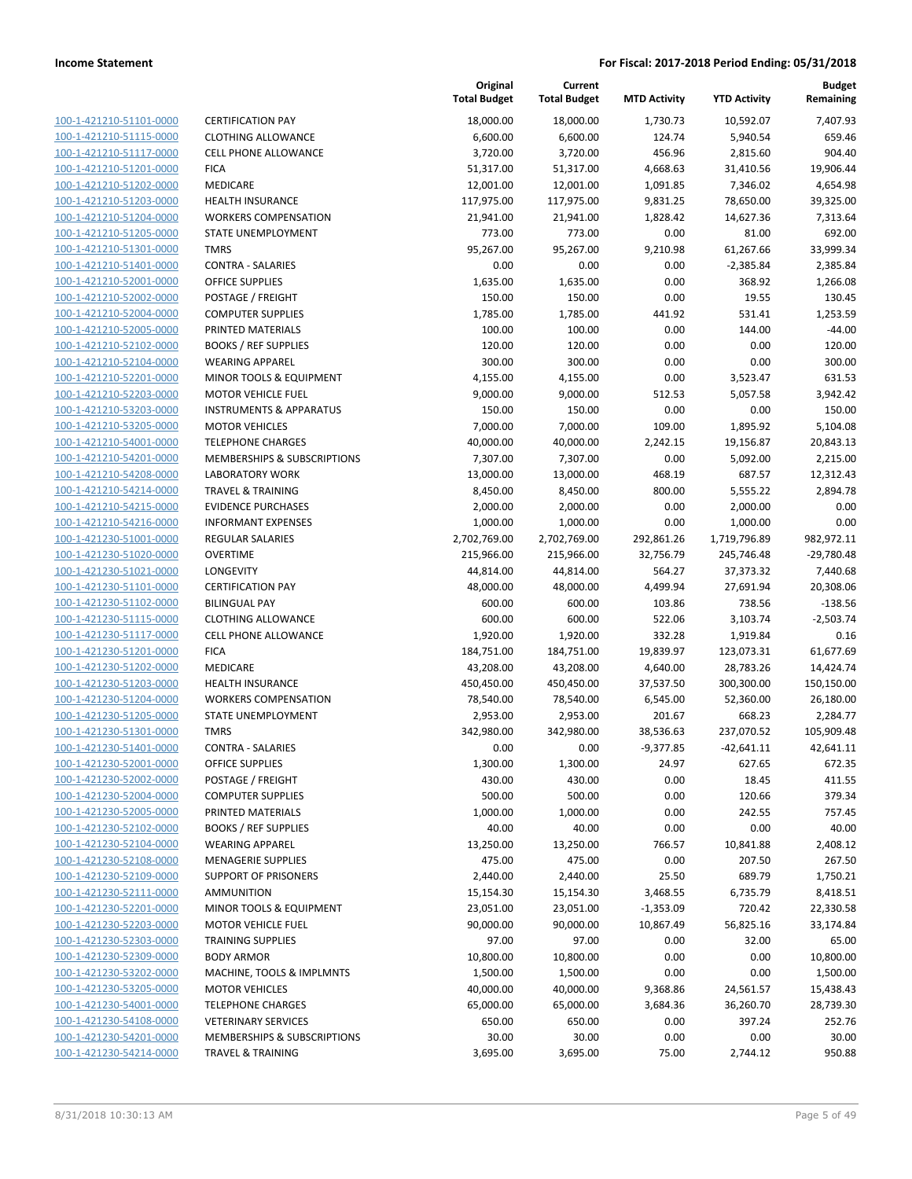**Income Statement** **For Fiscal: 2017-2018 Period Ending: 05/31/2018**

| | | Original Total Budget | Current Total Budget | MTD Activity | YTD Activity | Budget Remaining |
|---|---|---|---|---|---|---|
| 100-1-421210-51101-0000 | CERTIFICATION PAY | 18,000.00 | 18,000.00 | 1,730.73 | 10,592.07 | 7,407.93 |
| 100-1-421210-51115-0000 | CLOTHING ALLOWANCE | 6,600.00 | 6,600.00 | 124.74 | 5,940.54 | 659.46 |
| 100-1-421210-51117-0000 | CELL PHONE ALLOWANCE | 3,720.00 | 3,720.00 | 456.96 | 2,815.60 | 904.40 |
| 100-1-421210-51201-0000 | FICA | 51,317.00 | 51,317.00 | 4,668.63 | 31,410.56 | 19,906.44 |
| 100-1-421210-51202-0000 | MEDICARE | 12,001.00 | 12,001.00 | 1,091.85 | 7,346.02 | 4,654.98 |
| 100-1-421210-51203-0000 | HEALTH INSURANCE | 117,975.00 | 117,975.00 | 9,831.25 | 78,650.00 | 39,325.00 |
| 100-1-421210-51204-0000 | WORKERS COMPENSATION | 21,941.00 | 21,941.00 | 1,828.42 | 14,627.36 | 7,313.64 |
| 100-1-421210-51205-0000 | STATE UNEMPLOYMENT | 773.00 | 773.00 | 0.00 | 81.00 | 692.00 |
| 100-1-421210-51301-0000 | TMRS | 95,267.00 | 95,267.00 | 9,210.98 | 61,267.66 | 33,999.34 |
| 100-1-421210-51401-0000 | CONTRA - SALARIES | 0.00 | 0.00 | 0.00 | -2,385.84 | 2,385.84 |
| 100-1-421210-52001-0000 | OFFICE SUPPLIES | 1,635.00 | 1,635.00 | 0.00 | 368.92 | 1,266.08 |
| 100-1-421210-52002-0000 | POSTAGE / FREIGHT | 150.00 | 150.00 | 0.00 | 19.55 | 130.45 |
| 100-1-421210-52004-0000 | COMPUTER SUPPLIES | 1,785.00 | 1,785.00 | 441.92 | 531.41 | 1,253.59 |
| 100-1-421210-52005-0000 | PRINTED MATERIALS | 100.00 | 100.00 | 0.00 | 144.00 | -44.00 |
| 100-1-421210-52102-0000 | BOOKS / REF SUPPLIES | 120.00 | 120.00 | 0.00 | 0.00 | 120.00 |
| 100-1-421210-52104-0000 | WEARING APPAREL | 300.00 | 300.00 | 0.00 | 0.00 | 300.00 |
| 100-1-421210-52201-0000 | MINOR TOOLS & EQUIPMENT | 4,155.00 | 4,155.00 | 0.00 | 3,523.47 | 631.53 |
| 100-1-421210-52203-0000 | MOTOR VEHICLE FUEL | 9,000.00 | 9,000.00 | 512.53 | 5,057.58 | 3,942.42 |
| 100-1-421210-53203-0000 | INSTRUMENTS & APPARATUS | 150.00 | 150.00 | 0.00 | 0.00 | 150.00 |
| 100-1-421210-53205-0000 | MOTOR VEHICLES | 7,000.00 | 7,000.00 | 109.00 | 1,895.92 | 5,104.08 |
| 100-1-421210-54001-0000 | TELEPHONE CHARGES | 40,000.00 | 40,000.00 | 2,242.15 | 19,156.87 | 20,843.13 |
| 100-1-421210-54201-0000 | MEMBERSHIPS & SUBSCRIPTIONS | 7,307.00 | 7,307.00 | 0.00 | 5,092.00 | 2,215.00 |
| 100-1-421210-54208-0000 | LABORATORY WORK | 13,000.00 | 13,000.00 | 468.19 | 687.57 | 12,312.43 |
| 100-1-421210-54214-0000 | TRAVEL & TRAINING | 8,450.00 | 8,450.00 | 800.00 | 5,555.22 | 2,894.78 |
| 100-1-421210-54215-0000 | EVIDENCE PURCHASES | 2,000.00 | 2,000.00 | 0.00 | 2,000.00 | 0.00 |
| 100-1-421210-54216-0000 | INFORMANT EXPENSES | 1,000.00 | 1,000.00 | 0.00 | 1,000.00 | 0.00 |
| 100-1-421230-51001-0000 | REGULAR SALARIES | 2,702,769.00 | 2,702,769.00 | 292,861.26 | 1,719,796.89 | 982,972.11 |
| 100-1-421230-51020-0000 | OVERTIME | 215,966.00 | 215,966.00 | 32,756.79 | 245,746.48 | -29,780.48 |
| 100-1-421230-51021-0000 | LONGEVITY | 44,814.00 | 44,814.00 | 564.27 | 37,373.32 | 7,440.68 |
| 100-1-421230-51101-0000 | CERTIFICATION PAY | 48,000.00 | 48,000.00 | 4,499.94 | 27,691.94 | 20,308.06 |
| 100-1-421230-51102-0000 | BILINGUAL PAY | 600.00 | 600.00 | 103.86 | 738.56 | -138.56 |
| 100-1-421230-51115-0000 | CLOTHING ALLOWANCE | 600.00 | 600.00 | 522.06 | 3,103.74 | -2,503.74 |
| 100-1-421230-51117-0000 | CELL PHONE ALLOWANCE | 1,920.00 | 1,920.00 | 332.28 | 1,919.84 | 0.16 |
| 100-1-421230-51201-0000 | FICA | 184,751.00 | 184,751.00 | 19,839.97 | 123,073.31 | 61,677.69 |
| 100-1-421230-51202-0000 | MEDICARE | 43,208.00 | 43,208.00 | 4,640.00 | 28,783.26 | 14,424.74 |
| 100-1-421230-51203-0000 | HEALTH INSURANCE | 450,450.00 | 450,450.00 | 37,537.50 | 300,300.00 | 150,150.00 |
| 100-1-421230-51204-0000 | WORKERS COMPENSATION | 78,540.00 | 78,540.00 | 6,545.00 | 52,360.00 | 26,180.00 |
| 100-1-421230-51205-0000 | STATE UNEMPLOYMENT | 2,953.00 | 2,953.00 | 201.67 | 668.23 | 2,284.77 |
| 100-1-421230-51301-0000 | TMRS | 342,980.00 | 342,980.00 | 38,536.63 | 237,070.52 | 105,909.48 |
| 100-1-421230-51401-0000 | CONTRA - SALARIES | 0.00 | 0.00 | -9,377.85 | -42,641.11 | 42,641.11 |
| 100-1-421230-52001-0000 | OFFICE SUPPLIES | 1,300.00 | 1,300.00 | 24.97 | 627.65 | 672.35 |
| 100-1-421230-52002-0000 | POSTAGE / FREIGHT | 430.00 | 430.00 | 0.00 | 18.45 | 411.55 |
| 100-1-421230-52004-0000 | COMPUTER SUPPLIES | 500.00 | 500.00 | 0.00 | 120.66 | 379.34 |
| 100-1-421230-52005-0000 | PRINTED MATERIALS | 1,000.00 | 1,000.00 | 0.00 | 242.55 | 757.45 |
| 100-1-421230-52102-0000 | BOOKS / REF SUPPLIES | 40.00 | 40.00 | 0.00 | 0.00 | 40.00 |
| 100-1-421230-52104-0000 | WEARING APPAREL | 13,250.00 | 13,250.00 | 766.57 | 10,841.88 | 2,408.12 |
| 100-1-421230-52108-0000 | MENAGERIE SUPPLIES | 475.00 | 475.00 | 0.00 | 207.50 | 267.50 |
| 100-1-421230-52109-0000 | SUPPORT OF PRISONERS | 2,440.00 | 2,440.00 | 25.50 | 689.79 | 1,750.21 |
| 100-1-421230-52111-0000 | AMMUNITION | 15,154.30 | 15,154.30 | 3,468.55 | 6,735.79 | 8,418.51 |
| 100-1-421230-52201-0000 | MINOR TOOLS & EQUIPMENT | 23,051.00 | 23,051.00 | -1,353.09 | 720.42 | 22,330.58 |
| 100-1-421230-52203-0000 | MOTOR VEHICLE FUEL | 90,000.00 | 90,000.00 | 10,867.49 | 56,825.16 | 33,174.84 |
| 100-1-421230-52303-0000 | TRAINING SUPPLIES | 97.00 | 97.00 | 0.00 | 32.00 | 65.00 |
| 100-1-421230-52309-0000 | BODY ARMOR | 10,800.00 | 10,800.00 | 0.00 | 0.00 | 10,800.00 |
| 100-1-421230-53202-0000 | MACHINE, TOOLS & IMPLMNTS | 1,500.00 | 1,500.00 | 0.00 | 0.00 | 1,500.00 |
| 100-1-421230-53205-0000 | MOTOR VEHICLES | 40,000.00 | 40,000.00 | 9,368.86 | 24,561.57 | 15,438.43 |
| 100-1-421230-54001-0000 | TELEPHONE CHARGES | 65,000.00 | 65,000.00 | 3,684.36 | 36,260.70 | 28,739.30 |
| 100-1-421230-54108-0000 | VETERINARY SERVICES | 650.00 | 650.00 | 0.00 | 397.24 | 252.76 |
| 100-1-421230-54201-0000 | MEMBERSHIPS & SUBSCRIPTIONS | 30.00 | 30.00 | 0.00 | 0.00 | 30.00 |
| 100-1-421230-54214-0000 | TRAVEL & TRAINING | 3,695.00 | 3,695.00 | 75.00 | 2,744.12 | 950.88 |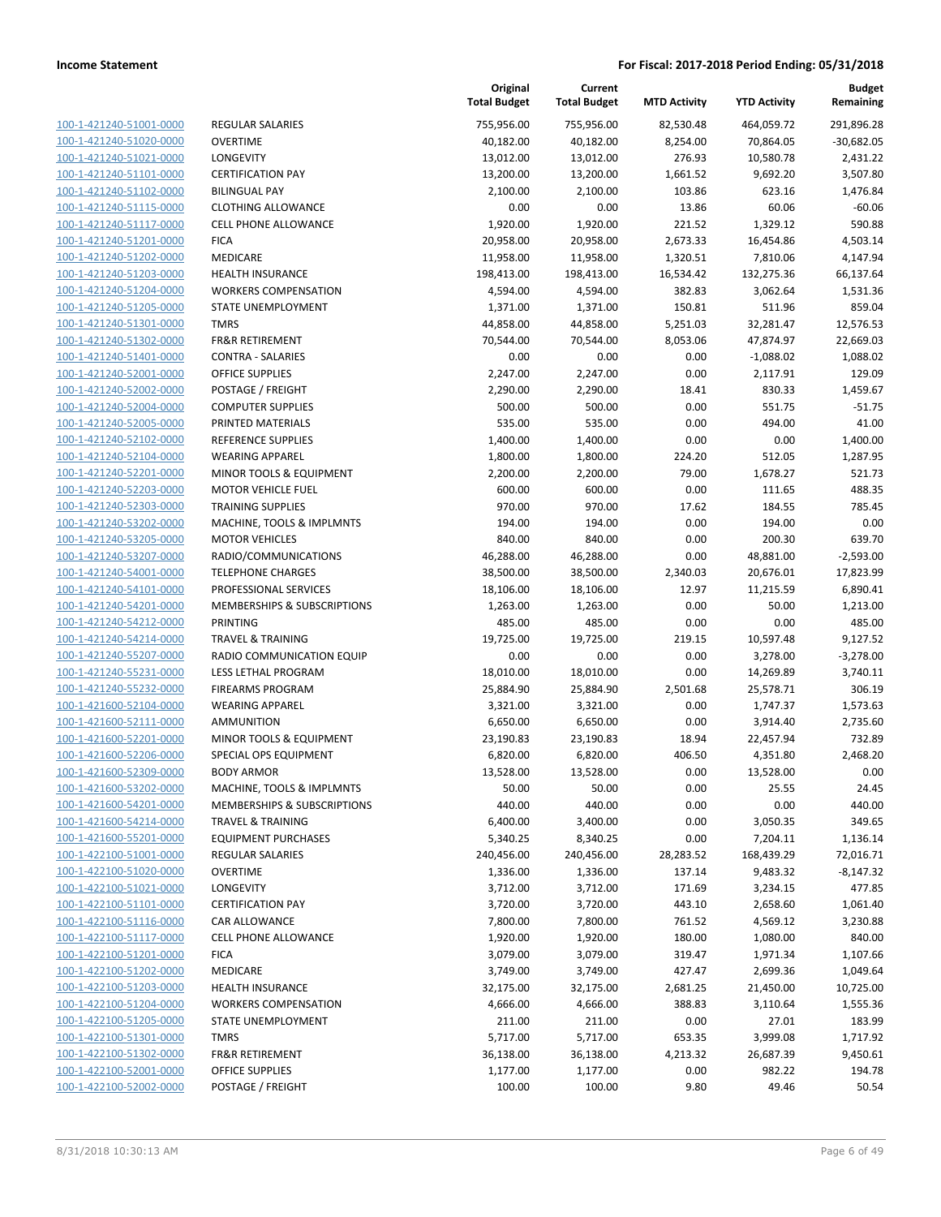| | | Original Total Budget | Current Total Budget | MTD Activity | YTD Activity | Budget Remaining |
|---|---|---|---|---|---|---|
| 100-1-421240-51001-0000 | REGULAR SALARIES | 755,956.00 | 755,956.00 | 82,530.48 | 464,059.72 | 291,896.28 |
| 100-1-421240-51020-0000 | OVERTIME | 40,182.00 | 40,182.00 | 8,254.00 | 70,864.05 | -30,682.05 |
| 100-1-421240-51021-0000 | LONGEVITY | 13,012.00 | 13,012.00 | 276.93 | 10,580.78 | 2,431.22 |
| 100-1-421240-51101-0000 | CERTIFICATION PAY | 13,200.00 | 13,200.00 | 1,661.52 | 9,692.20 | 3,507.80 |
| 100-1-421240-51102-0000 | BILINGUAL PAY | 2,100.00 | 2,100.00 | 103.86 | 623.16 | 1,476.84 |
| 100-1-421240-51115-0000 | CLOTHING ALLOWANCE | 0.00 | 0.00 | 13.86 | 60.06 | -60.06 |
| 100-1-421240-51117-0000 | CELL PHONE ALLOWANCE | 1,920.00 | 1,920.00 | 221.52 | 1,329.12 | 590.88 |
| 100-1-421240-51201-0000 | FICA | 20,958.00 | 20,958.00 | 2,673.33 | 16,454.86 | 4,503.14 |
| 100-1-421240-51202-0000 | MEDICARE | 11,958.00 | 11,958.00 | 1,320.51 | 7,810.06 | 4,147.94 |
| 100-1-421240-51203-0000 | HEALTH INSURANCE | 198,413.00 | 198,413.00 | 16,534.42 | 132,275.36 | 66,137.64 |
| 100-1-421240-51204-0000 | WORKERS COMPENSATION | 4,594.00 | 4,594.00 | 382.83 | 3,062.64 | 1,531.36 |
| 100-1-421240-51205-0000 | STATE UNEMPLOYMENT | 1,371.00 | 1,371.00 | 150.81 | 511.96 | 859.04 |
| 100-1-421240-51301-0000 | TMRS | 44,858.00 | 44,858.00 | 5,251.03 | 32,281.47 | 12,576.53 |
| 100-1-421240-51302-0000 | FR&R RETIREMENT | 70,544.00 | 70,544.00 | 8,053.06 | 47,874.97 | 22,669.03 |
| 100-1-421240-51401-0000 | CONTRA - SALARIES | 0.00 | 0.00 | 0.00 | -1,088.02 | 1,088.02 |
| 100-1-421240-52001-0000 | OFFICE SUPPLIES | 2,247.00 | 2,247.00 | 0.00 | 2,117.91 | 129.09 |
| 100-1-421240-52002-0000 | POSTAGE / FREIGHT | 2,290.00 | 2,290.00 | 18.41 | 830.33 | 1,459.67 |
| 100-1-421240-52004-0000 | COMPUTER SUPPLIES | 500.00 | 500.00 | 0.00 | 551.75 | -51.75 |
| 100-1-421240-52005-0000 | PRINTED MATERIALS | 535.00 | 535.00 | 0.00 | 494.00 | 41.00 |
| 100-1-421240-52102-0000 | REFERENCE SUPPLIES | 1,400.00 | 1,400.00 | 0.00 | 0.00 | 1,400.00 |
| 100-1-421240-52104-0000 | WEARING APPAREL | 1,800.00 | 1,800.00 | 224.20 | 512.05 | 1,287.95 |
| 100-1-421240-52201-0000 | MINOR TOOLS & EQUIPMENT | 2,200.00 | 2,200.00 | 79.00 | 1,678.27 | 521.73 |
| 100-1-421240-52203-0000 | MOTOR VEHICLE FUEL | 600.00 | 600.00 | 0.00 | 111.65 | 488.35 |
| 100-1-421240-52303-0000 | TRAINING SUPPLIES | 970.00 | 970.00 | 17.62 | 184.55 | 785.45 |
| 100-1-421240-53202-0000 | MACHINE, TOOLS & IMPLMNTS | 194.00 | 194.00 | 0.00 | 194.00 | 0.00 |
| 100-1-421240-53205-0000 | MOTOR VEHICLES | 840.00 | 840.00 | 0.00 | 200.30 | 639.70 |
| 100-1-421240-53207-0000 | RADIO/COMMUNICATIONS | 46,288.00 | 46,288.00 | 0.00 | 48,881.00 | -2,593.00 |
| 100-1-421240-54001-0000 | TELEPHONE CHARGES | 38,500.00 | 38,500.00 | 2,340.03 | 20,676.01 | 17,823.99 |
| 100-1-421240-54101-0000 | PROFESSIONAL SERVICES | 18,106.00 | 18,106.00 | 12.97 | 11,215.59 | 6,890.41 |
| 100-1-421240-54201-0000 | MEMBERSHIPS & SUBSCRIPTIONS | 1,263.00 | 1,263.00 | 0.00 | 50.00 | 1,213.00 |
| 100-1-421240-54212-0000 | PRINTING | 485.00 | 485.00 | 0.00 | 0.00 | 485.00 |
| 100-1-421240-54214-0000 | TRAVEL & TRAINING | 19,725.00 | 19,725.00 | 219.15 | 10,597.48 | 9,127.52 |
| 100-1-421240-55207-0000 | RADIO COMMUNICATION EQUIP | 0.00 | 0.00 | 0.00 | 3,278.00 | -3,278.00 |
| 100-1-421240-55231-0000 | LESS LETHAL PROGRAM | 18,010.00 | 18,010.00 | 0.00 | 14,269.89 | 3,740.11 |
| 100-1-421240-55232-0000 | FIREARMS PROGRAM | 25,884.90 | 25,884.90 | 2,501.68 | 25,578.71 | 306.19 |
| 100-1-421600-52104-0000 | WEARING APPAREL | 3,321.00 | 3,321.00 | 0.00 | 1,747.37 | 1,573.63 |
| 100-1-421600-52111-0000 | AMMUNITION | 6,650.00 | 6,650.00 | 0.00 | 3,914.40 | 2,735.60 |
| 100-1-421600-52201-0000 | MINOR TOOLS & EQUIPMENT | 23,190.83 | 23,190.83 | 18.94 | 22,457.94 | 732.89 |
| 100-1-421600-52206-0000 | SPECIAL OPS EQUIPMENT | 6,820.00 | 6,820.00 | 406.50 | 4,351.80 | 2,468.20 |
| 100-1-421600-52309-0000 | BODY ARMOR | 13,528.00 | 13,528.00 | 0.00 | 13,528.00 | 0.00 |
| 100-1-421600-53202-0000 | MACHINE, TOOLS & IMPLMNTS | 50.00 | 50.00 | 0.00 | 25.55 | 24.45 |
| 100-1-421600-54201-0000 | MEMBERSHIPS & SUBSCRIPTIONS | 440.00 | 440.00 | 0.00 | 0.00 | 440.00 |
| 100-1-421600-54214-0000 | TRAVEL & TRAINING | 6,400.00 | 3,400.00 | 0.00 | 3,050.35 | 349.65 |
| 100-1-421600-55201-0000 | EQUIPMENT PURCHASES | 5,340.25 | 8,340.25 | 0.00 | 7,204.11 | 1,136.14 |
| 100-1-422100-51001-0000 | REGULAR SALARIES | 240,456.00 | 240,456.00 | 28,283.52 | 168,439.29 | 72,016.71 |
| 100-1-422100-51020-0000 | OVERTIME | 1,336.00 | 1,336.00 | 137.14 | 9,483.32 | -8,147.32 |
| 100-1-422100-51021-0000 | LONGEVITY | 3,712.00 | 3,712.00 | 171.69 | 3,234.15 | 477.85 |
| 100-1-422100-51101-0000 | CERTIFICATION PAY | 3,720.00 | 3,720.00 | 443.10 | 2,658.60 | 1,061.40 |
| 100-1-422100-51116-0000 | CAR ALLOWANCE | 7,800.00 | 7,800.00 | 761.52 | 4,569.12 | 3,230.88 |
| 100-1-422100-51117-0000 | CELL PHONE ALLOWANCE | 1,920.00 | 1,920.00 | 180.00 | 1,080.00 | 840.00 |
| 100-1-422100-51201-0000 | FICA | 3,079.00 | 3,079.00 | 319.47 | 1,971.34 | 1,107.66 |
| 100-1-422100-51202-0000 | MEDICARE | 3,749.00 | 3,749.00 | 427.47 | 2,699.36 | 1,049.64 |
| 100-1-422100-51203-0000 | HEALTH INSURANCE | 32,175.00 | 32,175.00 | 2,681.25 | 21,450.00 | 10,725.00 |
| 100-1-422100-51204-0000 | WORKERS COMPENSATION | 4,666.00 | 4,666.00 | 388.83 | 3,110.64 | 1,555.36 |
| 100-1-422100-51205-0000 | STATE UNEMPLOYMENT | 211.00 | 211.00 | 0.00 | 27.01 | 183.99 |
| 100-1-422100-51301-0000 | TMRS | 5,717.00 | 5,717.00 | 653.35 | 3,999.08 | 1,717.92 |
| 100-1-422100-51302-0000 | FR&R RETIREMENT | 36,138.00 | 36,138.00 | 4,213.32 | 26,687.39 | 9,450.61 |
| 100-1-422100-52001-0000 | OFFICE SUPPLIES | 1,177.00 | 1,177.00 | 0.00 | 982.22 | 194.78 |
| 100-1-422100-52002-0000 | POSTAGE / FREIGHT | 100.00 | 100.00 | 9.80 | 49.46 | 50.54 |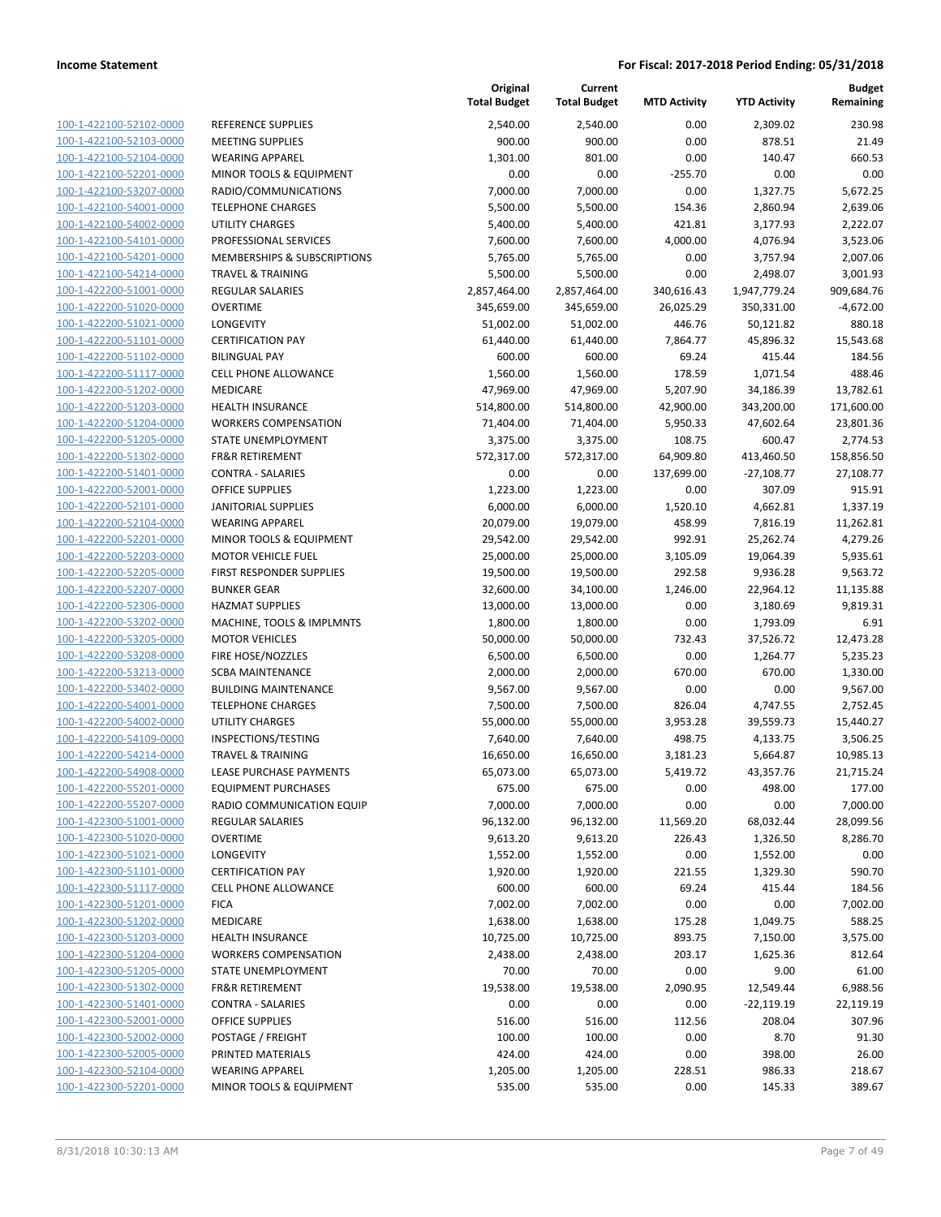| | | Original Total Budget | Current Total Budget | MTD Activity | YTD Activity | Budget Remaining |
|---|---|---|---|---|---|---|
| 100-1-422100-52102-0000 | REFERENCE SUPPLIES | 2,540.00 | 2,540.00 | 0.00 | 2,309.02 | 230.98 |
| 100-1-422100-52103-0000 | MEETING SUPPLIES | 900.00 | 900.00 | 0.00 | 878.51 | 21.49 |
| 100-1-422100-52104-0000 | WEARING APPAREL | 1,301.00 | 801.00 | 0.00 | 140.47 | 660.53 |
| 100-1-422100-52201-0000 | MINOR TOOLS & EQUIPMENT | 0.00 | 0.00 | -255.70 | 0.00 | 0.00 |
| 100-1-422100-53207-0000 | RADIO/COMMUNICATIONS | 7,000.00 | 7,000.00 | 0.00 | 1,327.75 | 5,672.25 |
| 100-1-422100-54001-0000 | TELEPHONE CHARGES | 5,500.00 | 5,500.00 | 154.36 | 2,860.94 | 2,639.06 |
| 100-1-422100-54002-0000 | UTILITY CHARGES | 5,400.00 | 5,400.00 | 421.81 | 3,177.93 | 2,222.07 |
| 100-1-422100-54101-0000 | PROFESSIONAL SERVICES | 7,600.00 | 7,600.00 | 4,000.00 | 4,076.94 | 3,523.06 |
| 100-1-422100-54201-0000 | MEMBERSHIPS & SUBSCRIPTIONS | 5,765.00 | 5,765.00 | 0.00 | 3,757.94 | 2,007.06 |
| 100-1-422100-54214-0000 | TRAVEL & TRAINING | 5,500.00 | 5,500.00 | 0.00 | 2,498.07 | 3,001.93 |
| 100-1-422200-51001-0000 | REGULAR SALARIES | 2,857,464.00 | 2,857,464.00 | 340,616.43 | 1,947,779.24 | 909,684.76 |
| 100-1-422200-51020-0000 | OVERTIME | 345,659.00 | 345,659.00 | 26,025.29 | 350,331.00 | -4,672.00 |
| 100-1-422200-51021-0000 | LONGEVITY | 51,002.00 | 51,002.00 | 446.76 | 50,121.82 | 880.18 |
| 100-1-422200-51101-0000 | CERTIFICATION PAY | 61,440.00 | 61,440.00 | 7,864.77 | 45,896.32 | 15,543.68 |
| 100-1-422200-51102-0000 | BILINGUAL PAY | 600.00 | 600.00 | 69.24 | 415.44 | 184.56 |
| 100-1-422200-51117-0000 | CELL PHONE ALLOWANCE | 1,560.00 | 1,560.00 | 178.59 | 1,071.54 | 488.46 |
| 100-1-422200-51202-0000 | MEDICARE | 47,969.00 | 47,969.00 | 5,207.90 | 34,186.39 | 13,782.61 |
| 100-1-422200-51203-0000 | HEALTH INSURANCE | 514,800.00 | 514,800.00 | 42,900.00 | 343,200.00 | 171,600.00 |
| 100-1-422200-51204-0000 | WORKERS COMPENSATION | 71,404.00 | 71,404.00 | 5,950.33 | 47,602.64 | 23,801.36 |
| 100-1-422200-51205-0000 | STATE UNEMPLOYMENT | 3,375.00 | 3,375.00 | 108.75 | 600.47 | 2,774.53 |
| 100-1-422200-51302-0000 | FR&R RETIREMENT | 572,317.00 | 572,317.00 | 64,909.80 | 413,460.50 | 158,856.50 |
| 100-1-422200-51401-0000 | CONTRA - SALARIES | 0.00 | 0.00 | 137,699.00 | -27,108.77 | 27,108.77 |
| 100-1-422200-52001-0000 | OFFICE SUPPLIES | 1,223.00 | 1,223.00 | 0.00 | 307.09 | 915.91 |
| 100-1-422200-52101-0000 | JANITORIAL SUPPLIES | 6,000.00 | 6,000.00 | 1,520.10 | 4,662.81 | 1,337.19 |
| 100-1-422200-52104-0000 | WEARING APPAREL | 20,079.00 | 19,079.00 | 458.99 | 7,816.19 | 11,262.81 |
| 100-1-422200-52201-0000 | MINOR TOOLS & EQUIPMENT | 29,542.00 | 29,542.00 | 992.91 | 25,262.74 | 4,279.26 |
| 100-1-422200-52203-0000 | MOTOR VEHICLE FUEL | 25,000.00 | 25,000.00 | 3,105.09 | 19,064.39 | 5,935.61 |
| 100-1-422200-52205-0000 | FIRST RESPONDER SUPPLIES | 19,500.00 | 19,500.00 | 292.58 | 9,936.28 | 9,563.72 |
| 100-1-422200-52207-0000 | BUNKER GEAR | 32,600.00 | 34,100.00 | 1,246.00 | 22,964.12 | 11,135.88 |
| 100-1-422200-52306-0000 | HAZMAT SUPPLIES | 13,000.00 | 13,000.00 | 0.00 | 3,180.69 | 9,819.31 |
| 100-1-422200-53202-0000 | MACHINE, TOOLS & IMPLMNTS | 1,800.00 | 1,800.00 | 0.00 | 1,793.09 | 6.91 |
| 100-1-422200-53205-0000 | MOTOR VEHICLES | 50,000.00 | 50,000.00 | 732.43 | 37,526.72 | 12,473.28 |
| 100-1-422200-53208-0000 | FIRE HOSE/NOZZLES | 6,500.00 | 6,500.00 | 0.00 | 1,264.77 | 5,235.23 |
| 100-1-422200-53213-0000 | SCBA MAINTENANCE | 2,000.00 | 2,000.00 | 670.00 | 670.00 | 1,330.00 |
| 100-1-422200-53402-0000 | BUILDING MAINTENANCE | 9,567.00 | 9,567.00 | 0.00 | 0.00 | 9,567.00 |
| 100-1-422200-54001-0000 | TELEPHONE CHARGES | 7,500.00 | 7,500.00 | 826.04 | 4,747.55 | 2,752.45 |
| 100-1-422200-54002-0000 | UTILITY CHARGES | 55,000.00 | 55,000.00 | 3,953.28 | 39,559.73 | 15,440.27 |
| 100-1-422200-54109-0000 | INSPECTIONS/TESTING | 7,640.00 | 7,640.00 | 498.75 | 4,133.75 | 3,506.25 |
| 100-1-422200-54214-0000 | TRAVEL & TRAINING | 16,650.00 | 16,650.00 | 3,181.23 | 5,664.87 | 10,985.13 |
| 100-1-422200-54908-0000 | LEASE PURCHASE PAYMENTS | 65,073.00 | 65,073.00 | 5,419.72 | 43,357.76 | 21,715.24 |
| 100-1-422200-55201-0000 | EQUIPMENT PURCHASES | 675.00 | 675.00 | 0.00 | 498.00 | 177.00 |
| 100-1-422200-55207-0000 | RADIO COMMUNICATION EQUIP | 7,000.00 | 7,000.00 | 0.00 | 0.00 | 7,000.00 |
| 100-1-422300-51001-0000 | REGULAR SALARIES | 96,132.00 | 96,132.00 | 11,569.20 | 68,032.44 | 28,099.56 |
| 100-1-422300-51020-0000 | OVERTIME | 9,613.20 | 9,613.20 | 226.43 | 1,326.50 | 8,286.70 |
| 100-1-422300-51021-0000 | LONGEVITY | 1,552.00 | 1,552.00 | 0.00 | 1,552.00 | 0.00 |
| 100-1-422300-51101-0000 | CERTIFICATION PAY | 1,920.00 | 1,920.00 | 221.55 | 1,329.30 | 590.70 |
| 100-1-422300-51117-0000 | CELL PHONE ALLOWANCE | 600.00 | 600.00 | 69.24 | 415.44 | 184.56 |
| 100-1-422300-51201-0000 | FICA | 7,002.00 | 7,002.00 | 0.00 | 0.00 | 7,002.00 |
| 100-1-422300-51202-0000 | MEDICARE | 1,638.00 | 1,638.00 | 175.28 | 1,049.75 | 588.25 |
| 100-1-422300-51203-0000 | HEALTH INSURANCE | 10,725.00 | 10,725.00 | 893.75 | 7,150.00 | 3,575.00 |
| 100-1-422300-51204-0000 | WORKERS COMPENSATION | 2,438.00 | 2,438.00 | 203.17 | 1,625.36 | 812.64 |
| 100-1-422300-51205-0000 | STATE UNEMPLOYMENT | 70.00 | 70.00 | 0.00 | 9.00 | 61.00 |
| 100-1-422300-51302-0000 | FR&R RETIREMENT | 19,538.00 | 19,538.00 | 2,090.95 | 12,549.44 | 6,988.56 |
| 100-1-422300-51401-0000 | CONTRA - SALARIES | 0.00 | 0.00 | 0.00 | -22,119.19 | 22,119.19 |
| 100-1-422300-52001-0000 | OFFICE SUPPLIES | 516.00 | 516.00 | 112.56 | 208.04 | 307.96 |
| 100-1-422300-52002-0000 | POSTAGE / FREIGHT | 100.00 | 100.00 | 0.00 | 8.70 | 91.30 |
| 100-1-422300-52005-0000 | PRINTED MATERIALS | 424.00 | 424.00 | 0.00 | 398.00 | 26.00 |
| 100-1-422300-52104-0000 | WEARING APPAREL | 1,205.00 | 1,205.00 | 228.51 | 986.33 | 218.67 |
| 100-1-422300-52201-0000 | MINOR TOOLS & EQUIPMENT | 535.00 | 535.00 | 0.00 | 145.33 | 389.67 |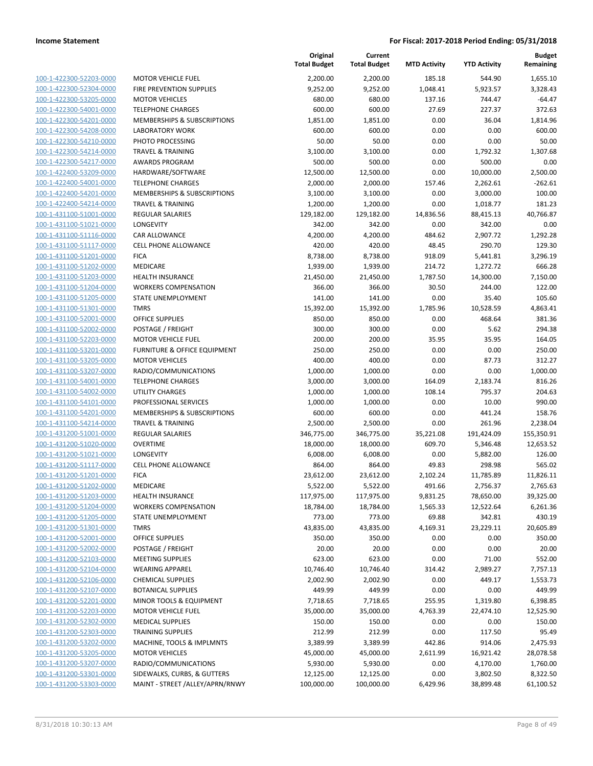| | | Original Total Budget | Current Total Budget | MTD Activity | YTD Activity | Budget Remaining |
|---|---|---|---|---|---|---|
| 100-1-422300-52203-0000 | MOTOR VEHICLE FUEL | 2,200.00 | 2,200.00 | 185.18 | 544.90 | 1,655.10 |
| 100-1-422300-52304-0000 | FIRE PREVENTION SUPPLIES | 9,252.00 | 9,252.00 | 1,048.41 | 5,923.57 | 3,328.43 |
| 100-1-422300-53205-0000 | MOTOR VEHICLES | 680.00 | 680.00 | 137.16 | 744.47 | -64.47 |
| 100-1-422300-54001-0000 | TELEPHONE CHARGES | 600.00 | 600.00 | 27.69 | 227.37 | 372.63 |
| 100-1-422300-54201-0000 | MEMBERSHIPS & SUBSCRIPTIONS | 1,851.00 | 1,851.00 | 0.00 | 36.04 | 1,814.96 |
| 100-1-422300-54208-0000 | LABORATORY WORK | 600.00 | 600.00 | 0.00 | 0.00 | 600.00 |
| 100-1-422300-54210-0000 | PHOTO PROCESSING | 50.00 | 50.00 | 0.00 | 0.00 | 50.00 |
| 100-1-422300-54214-0000 | TRAVEL & TRAINING | 3,100.00 | 3,100.00 | 0.00 | 1,792.32 | 1,307.68 |
| 100-1-422300-54217-0000 | AWARDS PROGRAM | 500.00 | 500.00 | 0.00 | 500.00 | 0.00 |
| 100-1-422400-53209-0000 | HARDWARE/SOFTWARE | 12,500.00 | 12,500.00 | 0.00 | 10,000.00 | 2,500.00 |
| 100-1-422400-54001-0000 | TELEPHONE CHARGES | 2,000.00 | 2,000.00 | 157.46 | 2,262.61 | -262.61 |
| 100-1-422400-54201-0000 | MEMBERSHIPS & SUBSCRIPTIONS | 3,100.00 | 3,100.00 | 0.00 | 3,000.00 | 100.00 |
| 100-1-422400-54214-0000 | TRAVEL & TRAINING | 1,200.00 | 1,200.00 | 0.00 | 1,018.77 | 181.23 |
| 100-1-431100-51001-0000 | REGULAR SALARIES | 129,182.00 | 129,182.00 | 14,836.56 | 88,415.13 | 40,766.87 |
| 100-1-431100-51021-0000 | LONGEVITY | 342.00 | 342.00 | 0.00 | 342.00 | 0.00 |
| 100-1-431100-51116-0000 | CAR ALLOWANCE | 4,200.00 | 4,200.00 | 484.62 | 2,907.72 | 1,292.28 |
| 100-1-431100-51117-0000 | CELL PHONE ALLOWANCE | 420.00 | 420.00 | 48.45 | 290.70 | 129.30 |
| 100-1-431100-51201-0000 | FICA | 8,738.00 | 8,738.00 | 918.09 | 5,441.81 | 3,296.19 |
| 100-1-431100-51202-0000 | MEDICARE | 1,939.00 | 1,939.00 | 214.72 | 1,272.72 | 666.28 |
| 100-1-431100-51203-0000 | HEALTH INSURANCE | 21,450.00 | 21,450.00 | 1,787.50 | 14,300.00 | 7,150.00 |
| 100-1-431100-51204-0000 | WORKERS COMPENSATION | 366.00 | 366.00 | 30.50 | 244.00 | 122.00 |
| 100-1-431100-51205-0000 | STATE UNEMPLOYMENT | 141.00 | 141.00 | 0.00 | 35.40 | 105.60 |
| 100-1-431100-51301-0000 | TMRS | 15,392.00 | 15,392.00 | 1,785.96 | 10,528.59 | 4,863.41 |
| 100-1-431100-52001-0000 | OFFICE SUPPLIES | 850.00 | 850.00 | 0.00 | 468.64 | 381.36 |
| 100-1-431100-52002-0000 | POSTAGE / FREIGHT | 300.00 | 300.00 | 0.00 | 5.62 | 294.38 |
| 100-1-431100-52203-0000 | MOTOR VEHICLE FUEL | 200.00 | 200.00 | 35.95 | 35.95 | 164.05 |
| 100-1-431100-53201-0000 | FURNITURE & OFFICE EQUIPMENT | 250.00 | 250.00 | 0.00 | 0.00 | 250.00 |
| 100-1-431100-53205-0000 | MOTOR VEHICLES | 400.00 | 400.00 | 0.00 | 87.73 | 312.27 |
| 100-1-431100-53207-0000 | RADIO/COMMUNICATIONS | 1,000.00 | 1,000.00 | 0.00 | 0.00 | 1,000.00 |
| 100-1-431100-54001-0000 | TELEPHONE CHARGES | 3,000.00 | 3,000.00 | 164.09 | 2,183.74 | 816.26 |
| 100-1-431100-54002-0000 | UTILITY CHARGES | 1,000.00 | 1,000.00 | 108.14 | 795.37 | 204.63 |
| 100-1-431100-54101-0000 | PROFESSIONAL SERVICES | 1,000.00 | 1,000.00 | 0.00 | 10.00 | 990.00 |
| 100-1-431100-54201-0000 | MEMBERSHIPS & SUBSCRIPTIONS | 600.00 | 600.00 | 0.00 | 441.24 | 158.76 |
| 100-1-431100-54214-0000 | TRAVEL & TRAINING | 2,500.00 | 2,500.00 | 0.00 | 261.96 | 2,238.04 |
| 100-1-431200-51001-0000 | REGULAR SALARIES | 346,775.00 | 346,775.00 | 35,221.08 | 191,424.09 | 155,350.91 |
| 100-1-431200-51020-0000 | OVERTIME | 18,000.00 | 18,000.00 | 609.70 | 5,346.48 | 12,653.52 |
| 100-1-431200-51021-0000 | LONGEVITY | 6,008.00 | 6,008.00 | 0.00 | 5,882.00 | 126.00 |
| 100-1-431200-51117-0000 | CELL PHONE ALLOWANCE | 864.00 | 864.00 | 49.83 | 298.98 | 565.02 |
| 100-1-431200-51201-0000 | FICA | 23,612.00 | 23,612.00 | 2,102.24 | 11,785.89 | 11,826.11 |
| 100-1-431200-51202-0000 | MEDICARE | 5,522.00 | 5,522.00 | 491.66 | 2,756.37 | 2,765.63 |
| 100-1-431200-51203-0000 | HEALTH INSURANCE | 117,975.00 | 117,975.00 | 9,831.25 | 78,650.00 | 39,325.00 |
| 100-1-431200-51204-0000 | WORKERS COMPENSATION | 18,784.00 | 18,784.00 | 1,565.33 | 12,522.64 | 6,261.36 |
| 100-1-431200-51205-0000 | STATE UNEMPLOYMENT | 773.00 | 773.00 | 69.88 | 342.81 | 430.19 |
| 100-1-431200-51301-0000 | TMRS | 43,835.00 | 43,835.00 | 4,169.31 | 23,229.11 | 20,605.89 |
| 100-1-431200-52001-0000 | OFFICE SUPPLIES | 350.00 | 350.00 | 0.00 | 0.00 | 350.00 |
| 100-1-431200-52002-0000 | POSTAGE / FREIGHT | 20.00 | 20.00 | 0.00 | 0.00 | 20.00 |
| 100-1-431200-52103-0000 | MEETING SUPPLIES | 623.00 | 623.00 | 0.00 | 71.00 | 552.00 |
| 100-1-431200-52104-0000 | WEARING APPAREL | 10,746.40 | 10,746.40 | 314.42 | 2,989.27 | 7,757.13 |
| 100-1-431200-52106-0000 | CHEMICAL SUPPLIES | 2,002.90 | 2,002.90 | 0.00 | 449.17 | 1,553.73 |
| 100-1-431200-52107-0000 | BOTANICAL SUPPLIES | 449.99 | 449.99 | 0.00 | 0.00 | 449.99 |
| 100-1-431200-52201-0000 | MINOR TOOLS & EQUIPMENT | 7,718.65 | 7,718.65 | 255.95 | 1,319.80 | 6,398.85 |
| 100-1-431200-52203-0000 | MOTOR VEHICLE FUEL | 35,000.00 | 35,000.00 | 4,763.39 | 22,474.10 | 12,525.90 |
| 100-1-431200-52302-0000 | MEDICAL SUPPLIES | 150.00 | 150.00 | 0.00 | 0.00 | 150.00 |
| 100-1-431200-52303-0000 | TRAINING SUPPLIES | 212.99 | 212.99 | 0.00 | 117.50 | 95.49 |
| 100-1-431200-53202-0000 | MACHINE, TOOLS & IMPLMNTS | 3,389.99 | 3,389.99 | 442.86 | 914.06 | 2,475.93 |
| 100-1-431200-53205-0000 | MOTOR VEHICLES | 45,000.00 | 45,000.00 | 2,611.99 | 16,921.42 | 28,078.58 |
| 100-1-431200-53207-0000 | RADIO/COMMUNICATIONS | 5,930.00 | 5,930.00 | 0.00 | 4,170.00 | 1,760.00 |
| 100-1-431200-53301-0000 | SIDEWALKS, CURBS, & GUTTERS | 12,125.00 | 12,125.00 | 0.00 | 3,802.50 | 8,322.50 |
| 100-1-431200-53303-0000 | MAINT - STREET /ALLEY/APRN/RNWY | 100,000.00 | 100,000.00 | 6,429.96 | 38,899.48 | 61,100.52 |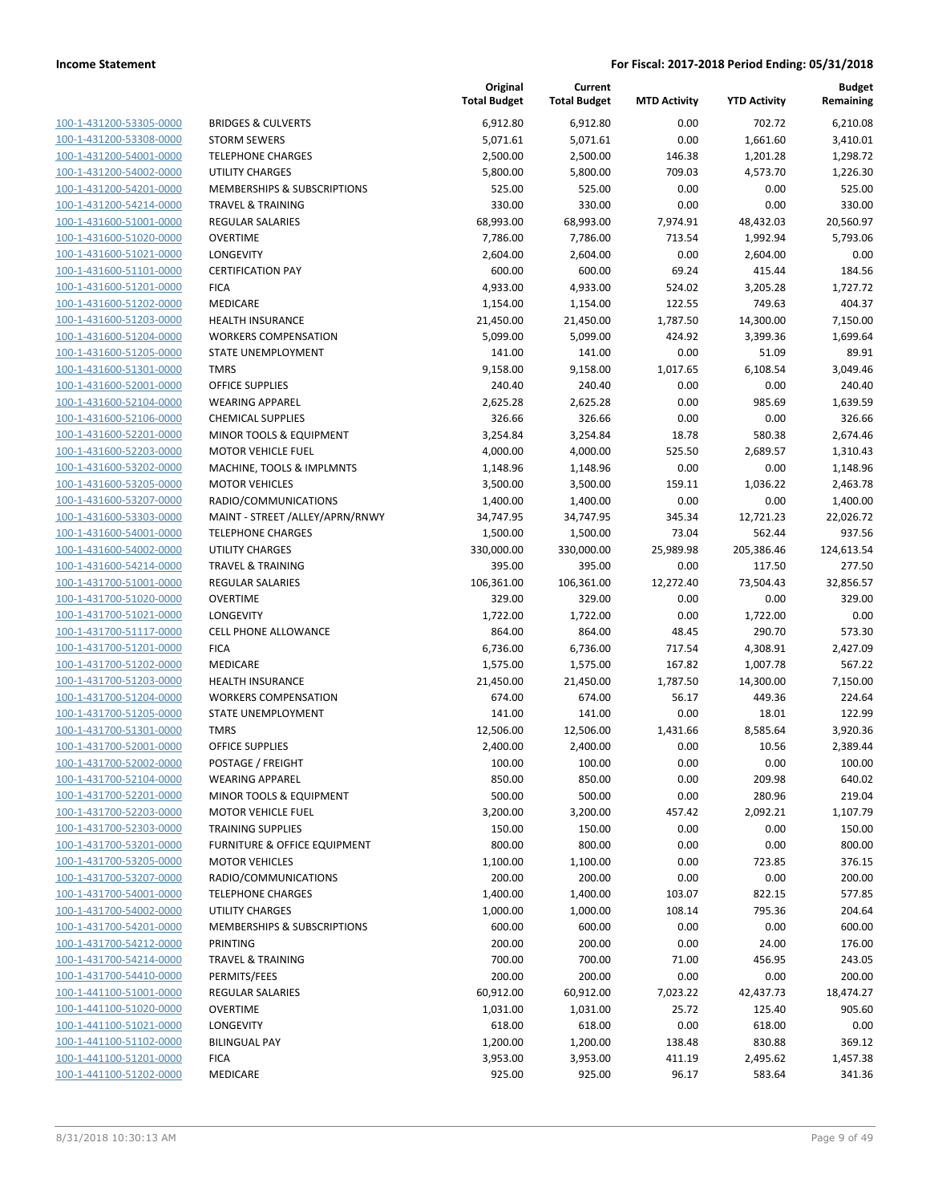| | | Original Total Budget | Current Total Budget | MTD Activity | YTD Activity | Budget Remaining |
|---|---|---|---|---|---|---|
| 100-1-431200-53305-0000 | BRIDGES & CULVERTS | 6,912.80 | 6,912.80 | 0.00 | 702.72 | 6,210.08 |
| 100-1-431200-53308-0000 | STORM SEWERS | 5,071.61 | 5,071.61 | 0.00 | 1,661.60 | 3,410.01 |
| 100-1-431200-54001-0000 | TELEPHONE CHARGES | 2,500.00 | 2,500.00 | 146.38 | 1,201.28 | 1,298.72 |
| 100-1-431200-54002-0000 | UTILITY CHARGES | 5,800.00 | 5,800.00 | 709.03 | 4,573.70 | 1,226.30 |
| 100-1-431200-54201-0000 | MEMBERSHIPS & SUBSCRIPTIONS | 525.00 | 525.00 | 0.00 | 0.00 | 525.00 |
| 100-1-431200-54214-0000 | TRAVEL & TRAINING | 330.00 | 330.00 | 0.00 | 0.00 | 330.00 |
| 100-1-431600-51001-0000 | REGULAR SALARIES | 68,993.00 | 68,993.00 | 7,974.91 | 48,432.03 | 20,560.97 |
| 100-1-431600-51020-0000 | OVERTIME | 7,786.00 | 7,786.00 | 713.54 | 1,992.94 | 5,793.06 |
| 100-1-431600-51021-0000 | LONGEVITY | 2,604.00 | 2,604.00 | 0.00 | 2,604.00 | 0.00 |
| 100-1-431600-51101-0000 | CERTIFICATION PAY | 600.00 | 600.00 | 69.24 | 415.44 | 184.56 |
| 100-1-431600-51201-0000 | FICA | 4,933.00 | 4,933.00 | 524.02 | 3,205.28 | 1,727.72 |
| 100-1-431600-51202-0000 | MEDICARE | 1,154.00 | 1,154.00 | 122.55 | 749.63 | 404.37 |
| 100-1-431600-51203-0000 | HEALTH INSURANCE | 21,450.00 | 21,450.00 | 1,787.50 | 14,300.00 | 7,150.00 |
| 100-1-431600-51204-0000 | WORKERS COMPENSATION | 5,099.00 | 5,099.00 | 424.92 | 3,399.36 | 1,699.64 |
| 100-1-431600-51205-0000 | STATE UNEMPLOYMENT | 141.00 | 141.00 | 0.00 | 51.09 | 89.91 |
| 100-1-431600-51301-0000 | TMRS | 9,158.00 | 9,158.00 | 1,017.65 | 6,108.54 | 3,049.46 |
| 100-1-431600-52001-0000 | OFFICE SUPPLIES | 240.40 | 240.40 | 0.00 | 0.00 | 240.40 |
| 100-1-431600-52104-0000 | WEARING APPAREL | 2,625.28 | 2,625.28 | 0.00 | 985.69 | 1,639.59 |
| 100-1-431600-52106-0000 | CHEMICAL SUPPLIES | 326.66 | 326.66 | 0.00 | 0.00 | 326.66 |
| 100-1-431600-52201-0000 | MINOR TOOLS & EQUIPMENT | 3,254.84 | 3,254.84 | 18.78 | 580.38 | 2,674.46 |
| 100-1-431600-52203-0000 | MOTOR VEHICLE FUEL | 4,000.00 | 4,000.00 | 525.50 | 2,689.57 | 1,310.43 |
| 100-1-431600-53202-0000 | MACHINE, TOOLS & IMPLMNTS | 1,148.96 | 1,148.96 | 0.00 | 0.00 | 1,148.96 |
| 100-1-431600-53205-0000 | MOTOR VEHICLES | 3,500.00 | 3,500.00 | 159.11 | 1,036.22 | 2,463.78 |
| 100-1-431600-53207-0000 | RADIO/COMMUNICATIONS | 1,400.00 | 1,400.00 | 0.00 | 0.00 | 1,400.00 |
| 100-1-431600-53303-0000 | MAINT - STREET /ALLEY/APRN/RNWY | 34,747.95 | 34,747.95 | 345.34 | 12,721.23 | 22,026.72 |
| 100-1-431600-54001-0000 | TELEPHONE CHARGES | 1,500.00 | 1,500.00 | 73.04 | 562.44 | 937.56 |
| 100-1-431600-54002-0000 | UTILITY CHARGES | 330,000.00 | 330,000.00 | 25,989.98 | 205,386.46 | 124,613.54 |
| 100-1-431600-54214-0000 | TRAVEL & TRAINING | 395.00 | 395.00 | 0.00 | 117.50 | 277.50 |
| 100-1-431700-51001-0000 | REGULAR SALARIES | 106,361.00 | 106,361.00 | 12,272.40 | 73,504.43 | 32,856.57 |
| 100-1-431700-51020-0000 | OVERTIME | 329.00 | 329.00 | 0.00 | 0.00 | 329.00 |
| 100-1-431700-51021-0000 | LONGEVITY | 1,722.00 | 1,722.00 | 0.00 | 1,722.00 | 0.00 |
| 100-1-431700-51117-0000 | CELL PHONE ALLOWANCE | 864.00 | 864.00 | 48.45 | 290.70 | 573.30 |
| 100-1-431700-51201-0000 | FICA | 6,736.00 | 6,736.00 | 717.54 | 4,308.91 | 2,427.09 |
| 100-1-431700-51202-0000 | MEDICARE | 1,575.00 | 1,575.00 | 167.82 | 1,007.78 | 567.22 |
| 100-1-431700-51203-0000 | HEALTH INSURANCE | 21,450.00 | 21,450.00 | 1,787.50 | 14,300.00 | 7,150.00 |
| 100-1-431700-51204-0000 | WORKERS COMPENSATION | 674.00 | 674.00 | 56.17 | 449.36 | 224.64 |
| 100-1-431700-51205-0000 | STATE UNEMPLOYMENT | 141.00 | 141.00 | 0.00 | 18.01 | 122.99 |
| 100-1-431700-51301-0000 | TMRS | 12,506.00 | 12,506.00 | 1,431.66 | 8,585.64 | 3,920.36 |
| 100-1-431700-52001-0000 | OFFICE SUPPLIES | 2,400.00 | 2,400.00 | 0.00 | 10.56 | 2,389.44 |
| 100-1-431700-52002-0000 | POSTAGE / FREIGHT | 100.00 | 100.00 | 0.00 | 0.00 | 100.00 |
| 100-1-431700-52104-0000 | WEARING APPAREL | 850.00 | 850.00 | 0.00 | 209.98 | 640.02 |
| 100-1-431700-52201-0000 | MINOR TOOLS & EQUIPMENT | 500.00 | 500.00 | 0.00 | 280.96 | 219.04 |
| 100-1-431700-52203-0000 | MOTOR VEHICLE FUEL | 3,200.00 | 3,200.00 | 457.42 | 2,092.21 | 1,107.79 |
| 100-1-431700-52303-0000 | TRAINING SUPPLIES | 150.00 | 150.00 | 0.00 | 0.00 | 150.00 |
| 100-1-431700-53201-0000 | FURNITURE & OFFICE EQUIPMENT | 800.00 | 800.00 | 0.00 | 0.00 | 800.00 |
| 100-1-431700-53205-0000 | MOTOR VEHICLES | 1,100.00 | 1,100.00 | 0.00 | 723.85 | 376.15 |
| 100-1-431700-53207-0000 | RADIO/COMMUNICATIONS | 200.00 | 200.00 | 0.00 | 0.00 | 200.00 |
| 100-1-431700-54001-0000 | TELEPHONE CHARGES | 1,400.00 | 1,400.00 | 103.07 | 822.15 | 577.85 |
| 100-1-431700-54002-0000 | UTILITY CHARGES | 1,000.00 | 1,000.00 | 108.14 | 795.36 | 204.64 |
| 100-1-431700-54201-0000 | MEMBERSHIPS & SUBSCRIPTIONS | 600.00 | 600.00 | 0.00 | 0.00 | 600.00 |
| 100-1-431700-54212-0000 | PRINTING | 200.00 | 200.00 | 0.00 | 24.00 | 176.00 |
| 100-1-431700-54214-0000 | TRAVEL & TRAINING | 700.00 | 700.00 | 71.00 | 456.95 | 243.05 |
| 100-1-431700-54410-0000 | PERMITS/FEES | 200.00 | 200.00 | 0.00 | 0.00 | 200.00 |
| 100-1-441100-51001-0000 | REGULAR SALARIES | 60,912.00 | 60,912.00 | 7,023.22 | 42,437.73 | 18,474.27 |
| 100-1-441100-51020-0000 | OVERTIME | 1,031.00 | 1,031.00 | 25.72 | 125.40 | 905.60 |
| 100-1-441100-51021-0000 | LONGEVITY | 618.00 | 618.00 | 0.00 | 618.00 | 0.00 |
| 100-1-441100-51102-0000 | BILINGUAL PAY | 1,200.00 | 1,200.00 | 138.48 | 830.88 | 369.12 |
| 100-1-441100-51201-0000 | FICA | 3,953.00 | 3,953.00 | 411.19 | 2,495.62 | 1,457.38 |
| 100-1-441100-51202-0000 | MEDICARE | 925.00 | 925.00 | 96.17 | 583.64 | 341.36 |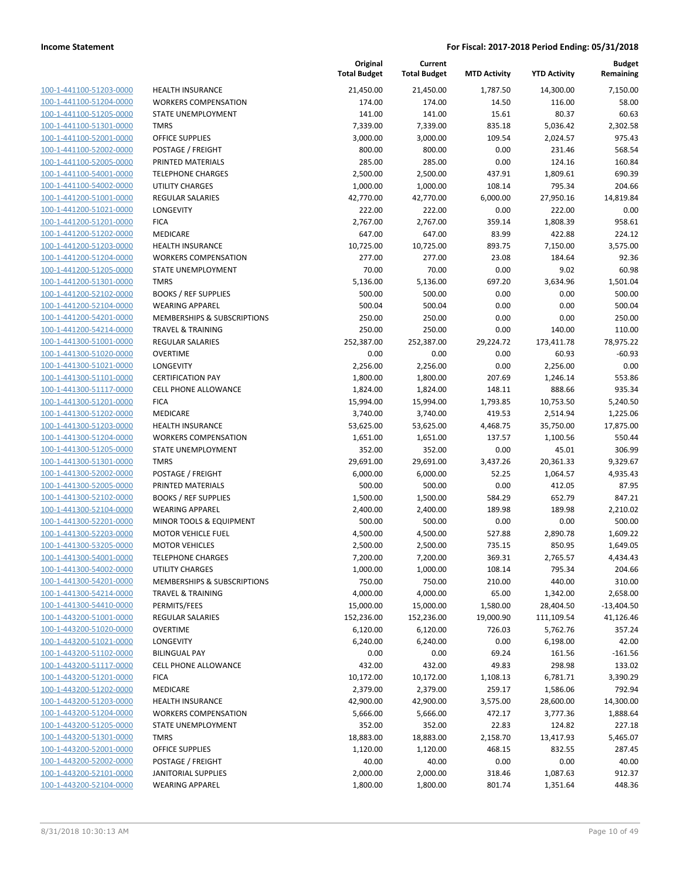**Income Statement** — **For Fiscal: 2017-2018 Period Ending: 05/31/2018**

| | | Original Total Budget | Current Total Budget | MTD Activity | YTD Activity | Budget Remaining |
|---|---|---|---|---|---|---|
| 100-1-441100-51203-0000 | HEALTH INSURANCE | 21,450.00 | 21,450.00 | 1,787.50 | 14,300.00 | 7,150.00 |
| 100-1-441100-51204-0000 | WORKERS COMPENSATION | 174.00 | 174.00 | 14.50 | 116.00 | 58.00 |
| 100-1-441100-51205-0000 | STATE UNEMPLOYMENT | 141.00 | 141.00 | 15.61 | 80.37 | 60.63 |
| 100-1-441100-51301-0000 | TMRS | 7,339.00 | 7,339.00 | 835.18 | 5,036.42 | 2,302.58 |
| 100-1-441100-52001-0000 | OFFICE SUPPLIES | 3,000.00 | 3,000.00 | 109.54 | 2,024.57 | 975.43 |
| 100-1-441100-52002-0000 | POSTAGE / FREIGHT | 800.00 | 800.00 | 0.00 | 231.46 | 568.54 |
| 100-1-441100-52005-0000 | PRINTED MATERIALS | 285.00 | 285.00 | 0.00 | 124.16 | 160.84 |
| 100-1-441100-54001-0000 | TELEPHONE CHARGES | 2,500.00 | 2,500.00 | 437.91 | 1,809.61 | 690.39 |
| 100-1-441100-54002-0000 | UTILITY CHARGES | 1,000.00 | 1,000.00 | 108.14 | 795.34 | 204.66 |
| 100-1-441200-51001-0000 | REGULAR SALARIES | 42,770.00 | 42,770.00 | 6,000.00 | 27,950.16 | 14,819.84 |
| 100-1-441200-51021-0000 | LONGEVITY | 222.00 | 222.00 | 0.00 | 222.00 | 0.00 |
| 100-1-441200-51201-0000 | FICA | 2,767.00 | 2,767.00 | 359.14 | 1,808.39 | 958.61 |
| 100-1-441200-51202-0000 | MEDICARE | 647.00 | 647.00 | 83.99 | 422.88 | 224.12 |
| 100-1-441200-51203-0000 | HEALTH INSURANCE | 10,725.00 | 10,725.00 | 893.75 | 7,150.00 | 3,575.00 |
| 100-1-441200-51204-0000 | WORKERS COMPENSATION | 277.00 | 277.00 | 23.08 | 184.64 | 92.36 |
| 100-1-441200-51205-0000 | STATE UNEMPLOYMENT | 70.00 | 70.00 | 0.00 | 9.02 | 60.98 |
| 100-1-441200-51301-0000 | TMRS | 5,136.00 | 5,136.00 | 697.20 | 3,634.96 | 1,501.04 |
| 100-1-441200-52102-0000 | BOOKS / REF SUPPLIES | 500.00 | 500.00 | 0.00 | 0.00 | 500.00 |
| 100-1-441200-52104-0000 | WEARING APPAREL | 500.04 | 500.04 | 0.00 | 0.00 | 500.04 |
| 100-1-441200-54201-0000 | MEMBERSHIPS & SUBSCRIPTIONS | 250.00 | 250.00 | 0.00 | 0.00 | 250.00 |
| 100-1-441200-54214-0000 | TRAVEL & TRAINING | 250.00 | 250.00 | 0.00 | 140.00 | 110.00 |
| 100-1-441300-51001-0000 | REGULAR SALARIES | 252,387.00 | 252,387.00 | 29,224.72 | 173,411.78 | 78,975.22 |
| 100-1-441300-51020-0000 | OVERTIME | 0.00 | 0.00 | 0.00 | 60.93 | -60.93 |
| 100-1-441300-51021-0000 | LONGEVITY | 2,256.00 | 2,256.00 | 0.00 | 2,256.00 | 0.00 |
| 100-1-441300-51101-0000 | CERTIFICATION PAY | 1,800.00 | 1,800.00 | 207.69 | 1,246.14 | 553.86 |
| 100-1-441300-51117-0000 | CELL PHONE ALLOWANCE | 1,824.00 | 1,824.00 | 148.11 | 888.66 | 935.34 |
| 100-1-441300-51201-0000 | FICA | 15,994.00 | 15,994.00 | 1,793.85 | 10,753.50 | 5,240.50 |
| 100-1-441300-51202-0000 | MEDICARE | 3,740.00 | 3,740.00 | 419.53 | 2,514.94 | 1,225.06 |
| 100-1-441300-51203-0000 | HEALTH INSURANCE | 53,625.00 | 53,625.00 | 4,468.75 | 35,750.00 | 17,875.00 |
| 100-1-441300-51204-0000 | WORKERS COMPENSATION | 1,651.00 | 1,651.00 | 137.57 | 1,100.56 | 550.44 |
| 100-1-441300-51205-0000 | STATE UNEMPLOYMENT | 352.00 | 352.00 | 0.00 | 45.01 | 306.99 |
| 100-1-441300-51301-0000 | TMRS | 29,691.00 | 29,691.00 | 3,437.26 | 20,361.33 | 9,329.67 |
| 100-1-441300-52002-0000 | POSTAGE / FREIGHT | 6,000.00 | 6,000.00 | 52.25 | 1,064.57 | 4,935.43 |
| 100-1-441300-52005-0000 | PRINTED MATERIALS | 500.00 | 500.00 | 0.00 | 412.05 | 87.95 |
| 100-1-441300-52102-0000 | BOOKS / REF SUPPLIES | 1,500.00 | 1,500.00 | 584.29 | 652.79 | 847.21 |
| 100-1-441300-52104-0000 | WEARING APPAREL | 2,400.00 | 2,400.00 | 189.98 | 189.98 | 2,210.02 |
| 100-1-441300-52201-0000 | MINOR TOOLS & EQUIPMENT | 500.00 | 500.00 | 0.00 | 0.00 | 500.00 |
| 100-1-441300-52203-0000 | MOTOR VEHICLE FUEL | 4,500.00 | 4,500.00 | 527.88 | 2,890.78 | 1,609.22 |
| 100-1-441300-53205-0000 | MOTOR VEHICLES | 2,500.00 | 2,500.00 | 735.15 | 850.95 | 1,649.05 |
| 100-1-441300-54001-0000 | TELEPHONE CHARGES | 7,200.00 | 7,200.00 | 369.31 | 2,765.57 | 4,434.43 |
| 100-1-441300-54002-0000 | UTILITY CHARGES | 1,000.00 | 1,000.00 | 108.14 | 795.34 | 204.66 |
| 100-1-441300-54201-0000 | MEMBERSHIPS & SUBSCRIPTIONS | 750.00 | 750.00 | 210.00 | 440.00 | 310.00 |
| 100-1-441300-54214-0000 | TRAVEL & TRAINING | 4,000.00 | 4,000.00 | 65.00 | 1,342.00 | 2,658.00 |
| 100-1-441300-54410-0000 | PERMITS/FEES | 15,000.00 | 15,000.00 | 1,580.00 | 28,404.50 | -13,404.50 |
| 100-1-443200-51001-0000 | REGULAR SALARIES | 152,236.00 | 152,236.00 | 19,000.90 | 111,109.54 | 41,126.46 |
| 100-1-443200-51020-0000 | OVERTIME | 6,120.00 | 6,120.00 | 726.03 | 5,762.76 | 357.24 |
| 100-1-443200-51021-0000 | LONGEVITY | 6,240.00 | 6,240.00 | 0.00 | 6,198.00 | 42.00 |
| 100-1-443200-51102-0000 | BILINGUAL PAY | 0.00 | 0.00 | 69.24 | 161.56 | -161.56 |
| 100-1-443200-51117-0000 | CELL PHONE ALLOWANCE | 432.00 | 432.00 | 49.83 | 298.98 | 133.02 |
| 100-1-443200-51201-0000 | FICA | 10,172.00 | 10,172.00 | 1,108.13 | 6,781.71 | 3,390.29 |
| 100-1-443200-51202-0000 | MEDICARE | 2,379.00 | 2,379.00 | 259.17 | 1,586.06 | 792.94 |
| 100-1-443200-51203-0000 | HEALTH INSURANCE | 42,900.00 | 42,900.00 | 3,575.00 | 28,600.00 | 14,300.00 |
| 100-1-443200-51204-0000 | WORKERS COMPENSATION | 5,666.00 | 5,666.00 | 472.17 | 3,777.36 | 1,888.64 |
| 100-1-443200-51205-0000 | STATE UNEMPLOYMENT | 352.00 | 352.00 | 22.83 | 124.82 | 227.18 |
| 100-1-443200-51301-0000 | TMRS | 18,883.00 | 18,883.00 | 2,158.70 | 13,417.93 | 5,465.07 |
| 100-1-443200-52001-0000 | OFFICE SUPPLIES | 1,120.00 | 1,120.00 | 468.15 | 832.55 | 287.45 |
| 100-1-443200-52002-0000 | POSTAGE / FREIGHT | 40.00 | 40.00 | 0.00 | 0.00 | 40.00 |
| 100-1-443200-52101-0000 | JANITORIAL SUPPLIES | 2,000.00 | 2,000.00 | 318.46 | 1,087.63 | 912.37 |
| 100-1-443200-52104-0000 | WEARING APPAREL | 1,800.00 | 1,800.00 | 801.74 | 1,351.64 | 448.36 |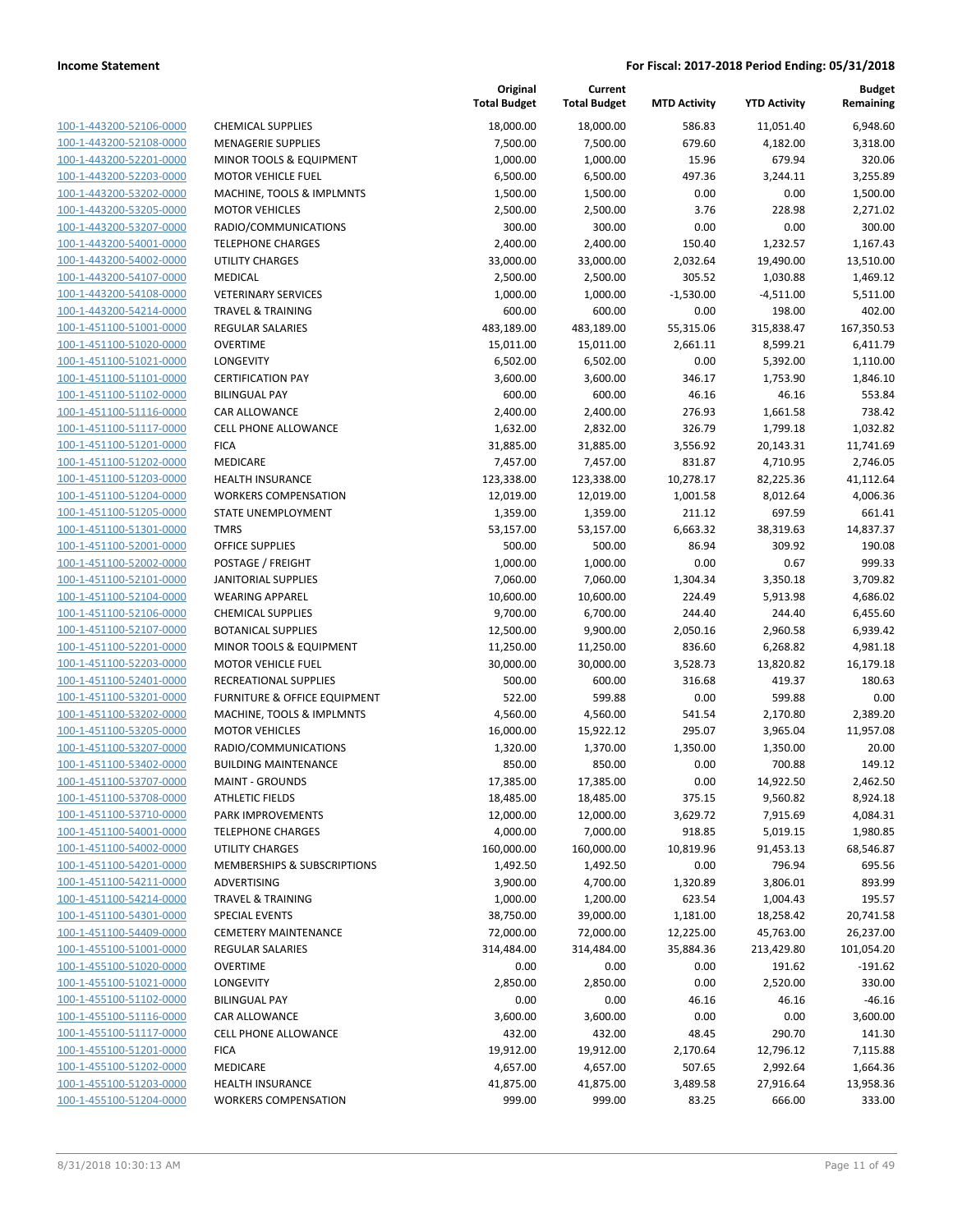**Income Statement** — For Fiscal: 2017-2018 Period Ending: 05/31/2018

| | | Original Total Budget | Current Total Budget | MTD Activity | YTD Activity | Budget Remaining |
|---|---|---|---|---|---|---|
| 100-1-443200-52106-0000 | CHEMICAL SUPPLIES | 18,000.00 | 18,000.00 | 586.83 | 11,051.40 | 6,948.60 |
| 100-1-443200-52108-0000 | MENAGERIE SUPPLIES | 7,500.00 | 7,500.00 | 679.60 | 4,182.00 | 3,318.00 |
| 100-1-443200-52201-0000 | MINOR TOOLS & EQUIPMENT | 1,000.00 | 1,000.00 | 15.96 | 679.94 | 320.06 |
| 100-1-443200-52203-0000 | MOTOR VEHICLE FUEL | 6,500.00 | 6,500.00 | 497.36 | 3,244.11 | 3,255.89 |
| 100-1-443200-53202-0000 | MACHINE, TOOLS & IMPLMNTS | 1,500.00 | 1,500.00 | 0.00 | 0.00 | 1,500.00 |
| 100-1-443200-53205-0000 | MOTOR VEHICLES | 2,500.00 | 2,500.00 | 3.76 | 228.98 | 2,271.02 |
| 100-1-443200-53207-0000 | RADIO/COMMUNICATIONS | 300.00 | 300.00 | 0.00 | 0.00 | 300.00 |
| 100-1-443200-54001-0000 | TELEPHONE CHARGES | 2,400.00 | 2,400.00 | 150.40 | 1,232.57 | 1,167.43 |
| 100-1-443200-54002-0000 | UTILITY CHARGES | 33,000.00 | 33,000.00 | 2,032.64 | 19,490.00 | 13,510.00 |
| 100-1-443200-54107-0000 | MEDICAL | 2,500.00 | 2,500.00 | 305.52 | 1,030.88 | 1,469.12 |
| 100-1-443200-54108-0000 | VETERINARY SERVICES | 1,000.00 | 1,000.00 | -1,530.00 | -4,511.00 | 5,511.00 |
| 100-1-443200-54214-0000 | TRAVEL & TRAINING | 600.00 | 600.00 | 0.00 | 198.00 | 402.00 |
| 100-1-451100-51001-0000 | REGULAR SALARIES | 483,189.00 | 483,189.00 | 55,315.06 | 315,838.47 | 167,350.53 |
| 100-1-451100-51020-0000 | OVERTIME | 15,011.00 | 15,011.00 | 2,661.11 | 8,599.21 | 6,411.79 |
| 100-1-451100-51021-0000 | LONGEVITY | 6,502.00 | 6,502.00 | 0.00 | 5,392.00 | 1,110.00 |
| 100-1-451100-51101-0000 | CERTIFICATION PAY | 3,600.00 | 3,600.00 | 346.17 | 1,753.90 | 1,846.10 |
| 100-1-451100-51102-0000 | BILINGUAL PAY | 600.00 | 600.00 | 46.16 | 46.16 | 553.84 |
| 100-1-451100-51116-0000 | CAR ALLOWANCE | 2,400.00 | 2,400.00 | 276.93 | 1,661.58 | 738.42 |
| 100-1-451100-51117-0000 | CELL PHONE ALLOWANCE | 1,632.00 | 2,832.00 | 326.79 | 1,799.18 | 1,032.82 |
| 100-1-451100-51201-0000 | FICA | 31,885.00 | 31,885.00 | 3,556.92 | 20,143.31 | 11,741.69 |
| 100-1-451100-51202-0000 | MEDICARE | 7,457.00 | 7,457.00 | 831.87 | 4,710.95 | 2,746.05 |
| 100-1-451100-51203-0000 | HEALTH INSURANCE | 123,338.00 | 123,338.00 | 10,278.17 | 82,225.36 | 41,112.64 |
| 100-1-451100-51204-0000 | WORKERS COMPENSATION | 12,019.00 | 12,019.00 | 1,001.58 | 8,012.64 | 4,006.36 |
| 100-1-451100-51205-0000 | STATE UNEMPLOYMENT | 1,359.00 | 1,359.00 | 211.12 | 697.59 | 661.41 |
| 100-1-451100-51301-0000 | TMRS | 53,157.00 | 53,157.00 | 6,663.32 | 38,319.63 | 14,837.37 |
| 100-1-451100-52001-0000 | OFFICE SUPPLIES | 500.00 | 500.00 | 86.94 | 309.92 | 190.08 |
| 100-1-451100-52002-0000 | POSTAGE / FREIGHT | 1,000.00 | 1,000.00 | 0.00 | 0.67 | 999.33 |
| 100-1-451100-52101-0000 | JANITORIAL SUPPLIES | 7,060.00 | 7,060.00 | 1,304.34 | 3,350.18 | 3,709.82 |
| 100-1-451100-52104-0000 | WEARING APPAREL | 10,600.00 | 10,600.00 | 224.49 | 5,913.98 | 4,686.02 |
| 100-1-451100-52106-0000 | CHEMICAL SUPPLIES | 9,700.00 | 6,700.00 | 244.40 | 244.40 | 6,455.60 |
| 100-1-451100-52107-0000 | BOTANICAL SUPPLIES | 12,500.00 | 9,900.00 | 2,050.16 | 2,960.58 | 6,939.42 |
| 100-1-451100-52201-0000 | MINOR TOOLS & EQUIPMENT | 11,250.00 | 11,250.00 | 836.60 | 6,268.82 | 4,981.18 |
| 100-1-451100-52203-0000 | MOTOR VEHICLE FUEL | 30,000.00 | 30,000.00 | 3,528.73 | 13,820.82 | 16,179.18 |
| 100-1-451100-52401-0000 | RECREATIONAL SUPPLIES | 500.00 | 600.00 | 316.68 | 419.37 | 180.63 |
| 100-1-451100-53201-0000 | FURNITURE & OFFICE EQUIPMENT | 522.00 | 599.88 | 0.00 | 599.88 | 0.00 |
| 100-1-451100-53202-0000 | MACHINE, TOOLS & IMPLMNTS | 4,560.00 | 4,560.00 | 541.54 | 2,170.80 | 2,389.20 |
| 100-1-451100-53205-0000 | MOTOR VEHICLES | 16,000.00 | 15,922.12 | 295.07 | 3,965.04 | 11,957.08 |
| 100-1-451100-53207-0000 | RADIO/COMMUNICATIONS | 1,320.00 | 1,370.00 | 1,350.00 | 1,350.00 | 20.00 |
| 100-1-451100-53402-0000 | BUILDING MAINTENANCE | 850.00 | 850.00 | 0.00 | 700.88 | 149.12 |
| 100-1-451100-53707-0000 | MAINT - GROUNDS | 17,385.00 | 17,385.00 | 0.00 | 14,922.50 | 2,462.50 |
| 100-1-451100-53708-0000 | ATHLETIC FIELDS | 18,485.00 | 18,485.00 | 375.15 | 9,560.82 | 8,924.18 |
| 100-1-451100-53710-0000 | PARK IMPROVEMENTS | 12,000.00 | 12,000.00 | 3,629.72 | 7,915.69 | 4,084.31 |
| 100-1-451100-54001-0000 | TELEPHONE CHARGES | 4,000.00 | 7,000.00 | 918.85 | 5,019.15 | 1,980.85 |
| 100-1-451100-54002-0000 | UTILITY CHARGES | 160,000.00 | 160,000.00 | 10,819.96 | 91,453.13 | 68,546.87 |
| 100-1-451100-54201-0000 | MEMBERSHIPS & SUBSCRIPTIONS | 1,492.50 | 1,492.50 | 0.00 | 796.94 | 695.56 |
| 100-1-451100-54211-0000 | ADVERTISING | 3,900.00 | 4,700.00 | 1,320.89 | 3,806.01 | 893.99 |
| 100-1-451100-54214-0000 | TRAVEL & TRAINING | 1,000.00 | 1,200.00 | 623.54 | 1,004.43 | 195.57 |
| 100-1-451100-54301-0000 | SPECIAL EVENTS | 38,750.00 | 39,000.00 | 1,181.00 | 18,258.42 | 20,741.58 |
| 100-1-451100-54409-0000 | CEMETERY MAINTENANCE | 72,000.00 | 72,000.00 | 12,225.00 | 45,763.00 | 26,237.00 |
| 100-1-455100-51001-0000 | REGULAR SALARIES | 314,484.00 | 314,484.00 | 35,884.36 | 213,429.80 | 101,054.20 |
| 100-1-455100-51020-0000 | OVERTIME | 0.00 | 0.00 | 0.00 | 191.62 | -191.62 |
| 100-1-455100-51021-0000 | LONGEVITY | 2,850.00 | 2,850.00 | 0.00 | 2,520.00 | 330.00 |
| 100-1-455100-51102-0000 | BILINGUAL PAY | 0.00 | 0.00 | 46.16 | 46.16 | -46.16 |
| 100-1-455100-51116-0000 | CAR ALLOWANCE | 3,600.00 | 3,600.00 | 0.00 | 0.00 | 3,600.00 |
| 100-1-455100-51117-0000 | CELL PHONE ALLOWANCE | 432.00 | 432.00 | 48.45 | 290.70 | 141.30 |
| 100-1-455100-51201-0000 | FICA | 19,912.00 | 19,912.00 | 2,170.64 | 12,796.12 | 7,115.88 |
| 100-1-455100-51202-0000 | MEDICARE | 4,657.00 | 4,657.00 | 507.65 | 2,992.64 | 1,664.36 |
| 100-1-455100-51203-0000 | HEALTH INSURANCE | 41,875.00 | 41,875.00 | 3,489.58 | 27,916.64 | 13,958.36 |
| 100-1-455100-51204-0000 | WORKERS COMPENSATION | 999.00 | 999.00 | 83.25 | 666.00 | 333.00 |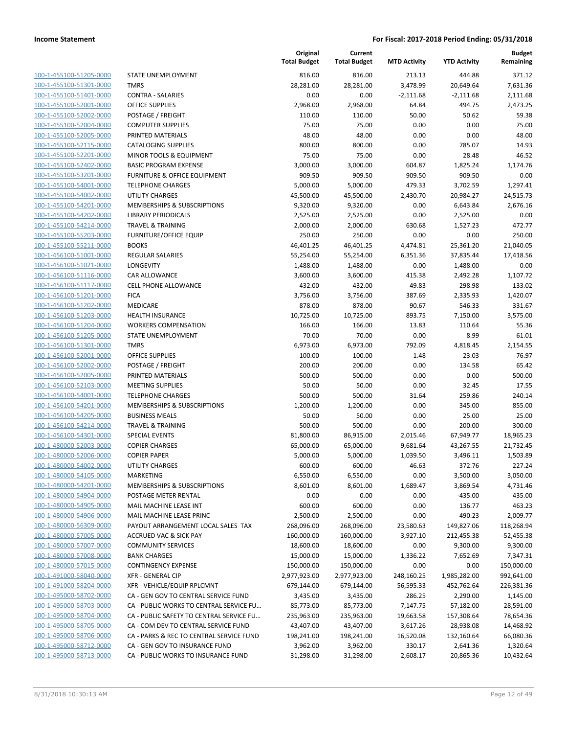| | | Original Total Budget | Current Total Budget | MTD Activity | YTD Activity | Budget Remaining |
|---|---|---|---|---|---|---|
| 100-1-455100-51205-0000 | STATE UNEMPLOYMENT | 816.00 | 816.00 | 213.13 | 444.88 | 371.12 |
| 100-1-455100-51301-0000 | TMRS | 28,281.00 | 28,281.00 | 3,478.99 | 20,649.64 | 7,631.36 |
| 100-1-455100-51401-0000 | CONTRA - SALARIES | 0.00 | 0.00 | -2,111.68 | -2,111.68 | 2,111.68 |
| 100-1-455100-52001-0000 | OFFICE SUPPLIES | 2,968.00 | 2,968.00 | 64.84 | 494.75 | 2,473.25 |
| 100-1-455100-52002-0000 | POSTAGE / FREIGHT | 110.00 | 110.00 | 50.00 | 50.62 | 59.38 |
| 100-1-455100-52004-0000 | COMPUTER SUPPLIES | 75.00 | 75.00 | 0.00 | 0.00 | 75.00 |
| 100-1-455100-52005-0000 | PRINTED MATERIALS | 48.00 | 48.00 | 0.00 | 0.00 | 48.00 |
| 100-1-455100-52115-0000 | CATALOGING SUPPLIES | 800.00 | 800.00 | 0.00 | 785.07 | 14.93 |
| 100-1-455100-52201-0000 | MINOR TOOLS & EQUIPMENT | 75.00 | 75.00 | 0.00 | 28.48 | 46.52 |
| 100-1-455100-52402-0000 | BASIC PROGRAM EXPENSE | 3,000.00 | 3,000.00 | 604.87 | 1,825.24 | 1,174.76 |
| 100-1-455100-53201-0000 | FURNITURE & OFFICE EQUIPMENT | 909.50 | 909.50 | 909.50 | 909.50 | 0.00 |
| 100-1-455100-54001-0000 | TELEPHONE CHARGES | 5,000.00 | 5,000.00 | 479.33 | 3,702.59 | 1,297.41 |
| 100-1-455100-54002-0000 | UTILITY CHARGES | 45,500.00 | 45,500.00 | 2,430.70 | 20,984.27 | 24,515.73 |
| 100-1-455100-54201-0000 | MEMBERSHIPS & SUBSCRIPTIONS | 9,320.00 | 9,320.00 | 0.00 | 6,643.84 | 2,676.16 |
| 100-1-455100-54202-0000 | LIBRARY PERIODICALS | 2,525.00 | 2,525.00 | 0.00 | 2,525.00 | 0.00 |
| 100-1-455100-54214-0000 | TRAVEL & TRAINING | 2,000.00 | 2,000.00 | 630.68 | 1,527.23 | 472.77 |
| 100-1-455100-55203-0000 | FURNITURE/OFFICE EQUIP | 250.00 | 250.00 | 0.00 | 0.00 | 250.00 |
| 100-1-455100-55211-0000 | BOOKS | 46,401.25 | 46,401.25 | 4,474.81 | 25,361.20 | 21,040.05 |
| 100-1-456100-51001-0000 | REGULAR SALARIES | 55,254.00 | 55,254.00 | 6,351.36 | 37,835.44 | 17,418.56 |
| 100-1-456100-51021-0000 | LONGEVITY | 1,488.00 | 1,488.00 | 0.00 | 1,488.00 | 0.00 |
| 100-1-456100-51116-0000 | CAR ALLOWANCE | 3,600.00 | 3,600.00 | 415.38 | 2,492.28 | 1,107.72 |
| 100-1-456100-51117-0000 | CELL PHONE ALLOWANCE | 432.00 | 432.00 | 49.83 | 298.98 | 133.02 |
| 100-1-456100-51201-0000 | FICA | 3,756.00 | 3,756.00 | 387.69 | 2,335.93 | 1,420.07 |
| 100-1-456100-51202-0000 | MEDICARE | 878.00 | 878.00 | 90.67 | 546.33 | 331.67 |
| 100-1-456100-51203-0000 | HEALTH INSURANCE | 10,725.00 | 10,725.00 | 893.75 | 7,150.00 | 3,575.00 |
| 100-1-456100-51204-0000 | WORKERS COMPENSATION | 166.00 | 166.00 | 13.83 | 110.64 | 55.36 |
| 100-1-456100-51205-0000 | STATE UNEMPLOYMENT | 70.00 | 70.00 | 0.00 | 8.99 | 61.01 |
| 100-1-456100-51301-0000 | TMRS | 6,973.00 | 6,973.00 | 792.09 | 4,818.45 | 2,154.55 |
| 100-1-456100-52001-0000 | OFFICE SUPPLIES | 100.00 | 100.00 | 1.48 | 23.03 | 76.97 |
| 100-1-456100-52002-0000 | POSTAGE / FREIGHT | 200.00 | 200.00 | 0.00 | 134.58 | 65.42 |
| 100-1-456100-52005-0000 | PRINTED MATERIALS | 500.00 | 500.00 | 0.00 | 0.00 | 500.00 |
| 100-1-456100-52103-0000 | MEETING SUPPLIES | 50.00 | 50.00 | 0.00 | 32.45 | 17.55 |
| 100-1-456100-54001-0000 | TELEPHONE CHARGES | 500.00 | 500.00 | 31.64 | 259.86 | 240.14 |
| 100-1-456100-54201-0000 | MEMBERSHIPS & SUBSCRIPTIONS | 1,200.00 | 1,200.00 | 0.00 | 345.00 | 855.00 |
| 100-1-456100-54205-0000 | BUSINESS MEALS | 50.00 | 50.00 | 0.00 | 25.00 | 25.00 |
| 100-1-456100-54214-0000 | TRAVEL & TRAINING | 500.00 | 500.00 | 0.00 | 200.00 | 300.00 |
| 100-1-456100-54301-0000 | SPECIAL EVENTS | 81,800.00 | 86,915.00 | 2,015.46 | 67,949.77 | 18,965.23 |
| 100-1-480000-52003-0000 | COPIER CHARGES | 65,000.00 | 65,000.00 | 9,681.64 | 43,267.55 | 21,732.45 |
| 100-1-480000-52006-0000 | COPIER PAPER | 5,000.00 | 5,000.00 | 1,039.50 | 3,496.11 | 1,503.89 |
| 100-1-480000-54002-0000 | UTILITY CHARGES | 600.00 | 600.00 | 46.63 | 372.76 | 227.24 |
| 100-1-480000-54105-0000 | MARKETING | 6,550.00 | 6,550.00 | 0.00 | 3,500.00 | 3,050.00 |
| 100-1-480000-54201-0000 | MEMBERSHIPS & SUBSCRIPTIONS | 8,601.00 | 8,601.00 | 1,689.47 | 3,869.54 | 4,731.46 |
| 100-1-480000-54904-0000 | POSTAGE METER RENTAL | 0.00 | 0.00 | 0.00 | -435.00 | 435.00 |
| 100-1-480000-54905-0000 | MAIL MACHINE LEASE INT | 600.00 | 600.00 | 0.00 | 136.77 | 463.23 |
| 100-1-480000-54906-0000 | MAIL MACHINE LEASE PRINC | 2,500.00 | 2,500.00 | 0.00 | 490.23 | 2,009.77 |
| 100-1-480000-56309-0000 | PAYOUT ARRANGEMENT LOCAL SALES TAX | 268,096.00 | 268,096.00 | 23,580.63 | 149,827.06 | 118,268.94 |
| 100-1-480000-57005-0000 | ACCRUED VAC & SICK PAY | 160,000.00 | 160,000.00 | 3,927.10 | 212,455.38 | -52,455.38 |
| 100-1-480000-57007-0000 | COMMUNITY SERVICES | 18,600.00 | 18,600.00 | 0.00 | 9,300.00 | 9,300.00 |
| 100-1-480000-57008-0000 | BANK CHARGES | 15,000.00 | 15,000.00 | 1,336.22 | 7,652.69 | 7,347.31 |
| 100-1-480000-57015-0000 | CONTINGENCY EXPENSE | 150,000.00 | 150,000.00 | 0.00 | 0.00 | 150,000.00 |
| 100-1-491000-58040-0000 | XFR - GENERAL CIP | 2,977,923.00 | 2,977,923.00 | 248,160.25 | 1,985,282.00 | 992,641.00 |
| 100-1-491000-58204-0000 | XFR - VEHICLE/EQUIP RPLCMNT | 679,144.00 | 679,144.00 | 56,595.33 | 452,762.64 | 226,381.36 |
| 100-1-495000-58702-0000 | CA - GEN GOV TO CENTRAL SERVICE FUND | 3,435.00 | 3,435.00 | 286.25 | 2,290.00 | 1,145.00 |
| 100-1-495000-58703-0000 | CA - PUBLIC WORKS TO CENTRAL SERVICE FU… | 85,773.00 | 85,773.00 | 7,147.75 | 57,182.00 | 28,591.00 |
| 100-1-495000-58704-0000 | CA - PUBLIC SAFETY TO CENTRAL SERVICE FU… | 235,963.00 | 235,963.00 | 19,663.58 | 157,308.64 | 78,654.36 |
| 100-1-495000-58705-0000 | CA - COM DEV TO CENTRAL SERVICE FUND | 43,407.00 | 43,407.00 | 3,617.26 | 28,938.08 | 14,468.92 |
| 100-1-495000-58706-0000 | CA - PARKS & REC TO CENTRAL SERVICE FUND | 198,241.00 | 198,241.00 | 16,520.08 | 132,160.64 | 66,080.36 |
| 100-1-495000-58712-0000 | CA - GEN GOV TO INSURANCE FUND | 3,962.00 | 3,962.00 | 330.17 | 2,641.36 | 1,320.64 |
| 100-1-495000-58713-0000 | CA - PUBLIC WORKS TO INSURANCE FUND | 31,298.00 | 31,298.00 | 2,608.17 | 20,865.36 | 10,432.64 |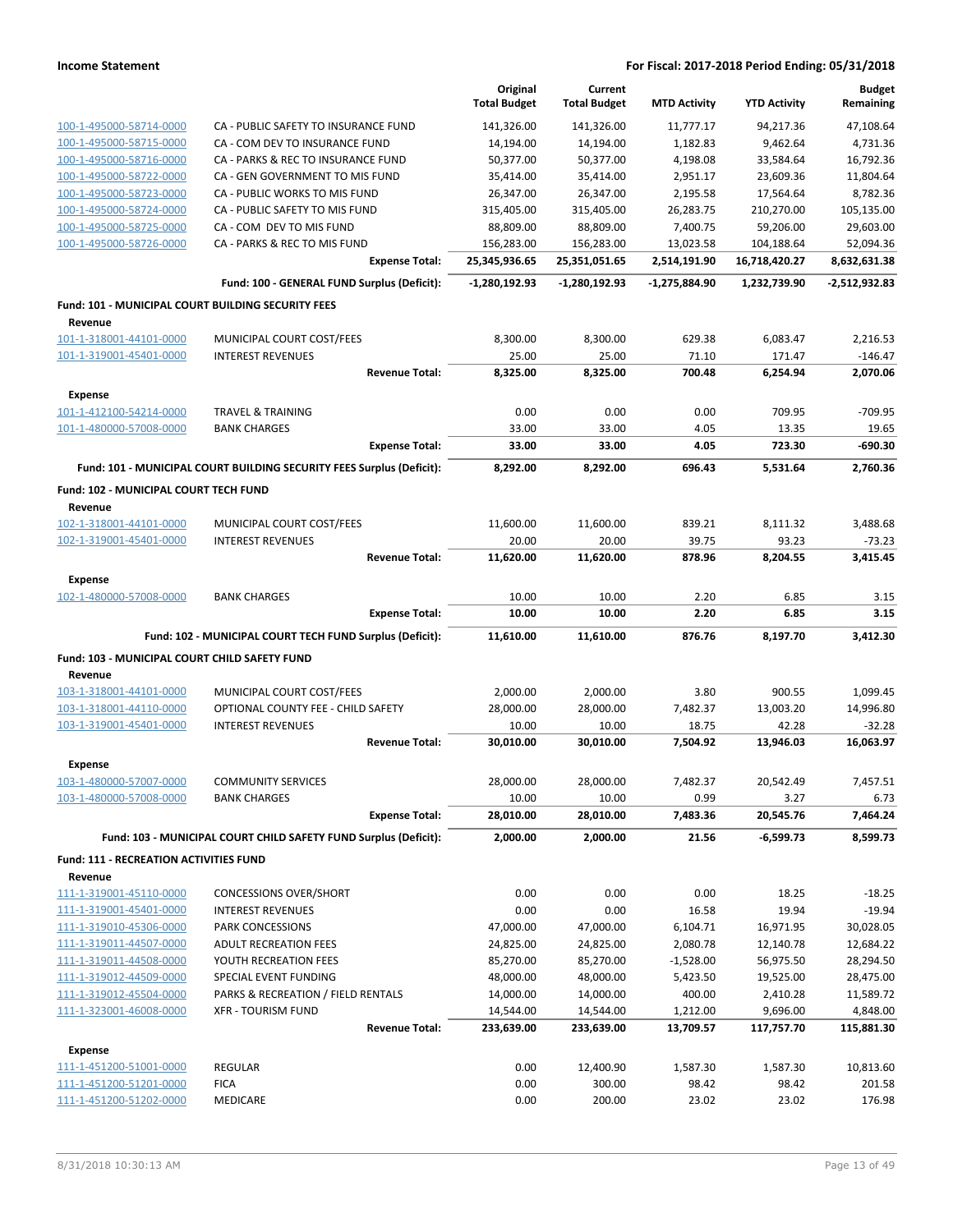| | | Original Total Budget | Current Total Budget | MTD Activity | YTD Activity | Budget Remaining |
|---|---|---|---|---|---|---|
| 100-1-495000-58714-0000 | CA - PUBLIC SAFETY TO INSURANCE FUND | 141,326.00 | 141,326.00 | 11,777.17 | 94,217.36 | 47,108.64 |
| 100-1-495000-58715-0000 | CA - COM DEV TO INSURANCE FUND | 14,194.00 | 14,194.00 | 1,182.83 | 9,462.64 | 4,731.36 |
| 100-1-495000-58716-0000 | CA - PARKS & REC TO INSURANCE FUND | 50,377.00 | 50,377.00 | 4,198.08 | 33,584.64 | 16,792.36 |
| 100-1-495000-58722-0000 | CA - GEN GOVERNMENT TO MIS FUND | 35,414.00 | 35,414.00 | 2,951.17 | 23,609.36 | 11,804.64 |
| 100-1-495000-58723-0000 | CA - PUBLIC WORKS TO MIS FUND | 26,347.00 | 26,347.00 | 2,195.58 | 17,564.64 | 8,782.36 |
| 100-1-495000-58724-0000 | CA - PUBLIC SAFETY TO MIS FUND | 315,405.00 | 315,405.00 | 26,283.75 | 210,270.00 | 105,135.00 |
| 100-1-495000-58725-0000 | CA - COM DEV TO MIS FUND | 88,809.00 | 88,809.00 | 7,400.75 | 59,206.00 | 29,603.00 |
| 100-1-495000-58726-0000 | CA - PARKS & REC TO MIS FUND | 156,283.00 | 156,283.00 | 13,023.58 | 104,188.64 | 52,094.36 |
| | **Expense Total:** | **25,345,936.65** | **25,351,051.65** | **2,514,191.90** | **16,718,420.27** | **8,632,631.38** |
| | **Fund: 100 - GENERAL FUND Surplus (Deficit):** | **-1,280,192.93** | **-1,280,192.93** | **-1,275,884.90** | **1,232,739.90** | **-2,512,932.83** |
| **Fund: 101 - MUNICIPAL COURT BUILDING SECURITY FEES** | | | | | | |
| **Revenue** | | | | | | |
| 101-1-318001-44101-0000 | MUNICIPAL COURT COST/FEES | 8,300.00 | 8,300.00 | 629.38 | 6,083.47 | 2,216.53 |
| 101-1-319001-45401-0000 | INTEREST REVENUES | 25.00 | 25.00 | 71.10 | 171.47 | -146.47 |
| | **Revenue Total:** | **8,325.00** | **8,325.00** | **700.48** | **6,254.94** | **2,070.06** |
| **Expense** | | | | | | |
| 101-1-412100-54214-0000 | TRAVEL & TRAINING | 0.00 | 0.00 | 0.00 | 709.95 | -709.95 |
| 101-1-480000-57008-0000 | BANK CHARGES | 33.00 | 33.00 | 4.05 | 13.35 | 19.65 |
| | **Expense Total:** | **33.00** | **33.00** | **4.05** | **723.30** | **-690.30** |
| | **Fund: 101 - MUNICIPAL COURT BUILDING SECURITY FEES Surplus (Deficit):** | **8,292.00** | **8,292.00** | **696.43** | **5,531.64** | **2,760.36** |
| **Fund: 102 - MUNICIPAL COURT TECH FUND** | | | | | | |
| **Revenue** | | | | | | |
| 102-1-318001-44101-0000 | MUNICIPAL COURT COST/FEES | 11,600.00 | 11,600.00 | 839.21 | 8,111.32 | 3,488.68 |
| 102-1-319001-45401-0000 | INTEREST REVENUES | 20.00 | 20.00 | 39.75 | 93.23 | -73.23 |
| | **Revenue Total:** | **11,620.00** | **11,620.00** | **878.96** | **8,204.55** | **3,415.45** |
| **Expense** | | | | | | |
| 102-1-480000-57008-0000 | BANK CHARGES | 10.00 | 10.00 | 2.20 | 6.85 | 3.15 |
| | **Expense Total:** | **10.00** | **10.00** | **2.20** | **6.85** | **3.15** |
| | **Fund: 102 - MUNICIPAL COURT TECH FUND Surplus (Deficit):** | **11,610.00** | **11,610.00** | **876.76** | **8,197.70** | **3,412.30** |
| **Fund: 103 - MUNICIPAL COURT CHILD SAFETY FUND** | | | | | | |
| **Revenue** | | | | | | |
| 103-1-318001-44101-0000 | MUNICIPAL COURT COST/FEES | 2,000.00 | 2,000.00 | 3.80 | 900.55 | 1,099.45 |
| 103-1-318001-44110-0000 | OPTIONAL COUNTY FEE - CHILD SAFETY | 28,000.00 | 28,000.00 | 7,482.37 | 13,003.20 | 14,996.80 |
| 103-1-319001-45401-0000 | INTEREST REVENUES | 10.00 | 10.00 | 18.75 | 42.28 | -32.28 |
| | **Revenue Total:** | **30,010.00** | **30,010.00** | **7,504.92** | **13,946.03** | **16,063.97** |
| **Expense** | | | | | | |
| 103-1-480000-57007-0000 | COMMUNITY SERVICES | 28,000.00 | 28,000.00 | 7,482.37 | 20,542.49 | 7,457.51 |
| 103-1-480000-57008-0000 | BANK CHARGES | 10.00 | 10.00 | 0.99 | 3.27 | 6.73 |
| | **Expense Total:** | **28,010.00** | **28,010.00** | **7,483.36** | **20,545.76** | **7,464.24** |
| | **Fund: 103 - MUNICIPAL COURT CHILD SAFETY FUND Surplus (Deficit):** | **2,000.00** | **2,000.00** | **21.56** | **-6,599.73** | **8,599.73** |
| **Fund: 111 - RECREATION ACTIVITIES FUND** | | | | | | |
| **Revenue** | | | | | | |
| 111-1-319001-45110-0000 | CONCESSIONS OVER/SHORT | 0.00 | 0.00 | 0.00 | 18.25 | -18.25 |
| 111-1-319001-45401-0000 | INTEREST REVENUES | 0.00 | 0.00 | 16.58 | 19.94 | -19.94 |
| 111-1-319010-45306-0000 | PARK CONCESSIONS | 47,000.00 | 47,000.00 | 6,104.71 | 16,971.95 | 30,028.05 |
| 111-1-319011-44507-0000 | ADULT RECREATION FEES | 24,825.00 | 24,825.00 | 2,080.78 | 12,140.78 | 12,684.22 |
| 111-1-319011-44508-0000 | YOUTH RECREATION FEES | 85,270.00 | 85,270.00 | -1,528.00 | 56,975.50 | 28,294.50 |
| 111-1-319012-44509-0000 | SPECIAL EVENT FUNDING | 48,000.00 | 48,000.00 | 5,423.50 | 19,525.00 | 28,475.00 |
| 111-1-319012-45504-0000 | PARKS & RECREATION / FIELD RENTALS | 14,000.00 | 14,000.00 | 400.00 | 2,410.28 | 11,589.72 |
| 111-1-323001-46008-0000 | XFR - TOURISM FUND | 14,544.00 | 14,544.00 | 1,212.00 | 9,696.00 | 4,848.00 |
| | **Revenue Total:** | **233,639.00** | **233,639.00** | **13,709.57** | **117,757.70** | **115,881.30** |
| **Expense** | | | | | | |
| 111-1-451200-51001-0000 | REGULAR | 0.00 | 12,400.90 | 1,587.30 | 1,587.30 | 10,813.60 |
| 111-1-451200-51201-0000 | FICA | 0.00 | 300.00 | 98.42 | 98.42 | 201.58 |
| 111-1-451200-51202-0000 | MEDICARE | 0.00 | 200.00 | 23.02 | 23.02 | 176.98 |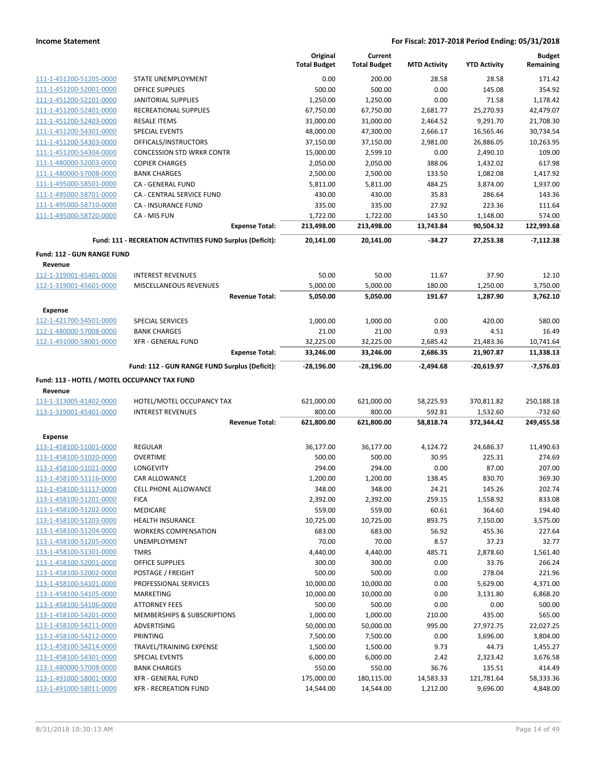## Income Statement

**For Fiscal: 2017-2018 Period Ending: 05/31/2018**

| | | Original Total Budget | Current Total Budget | MTD Activity | YTD Activity | Budget Remaining |
|---|---|---|---|---|---|---|
| 111-1-451200-51205-0000 | STATE UNEMPLOYMENT | 0.00 | 200.00 | 28.58 | 28.58 | 171.42 |
| 111-1-451200-52001-0000 | OFFICE SUPPLIES | 500.00 | 500.00 | 0.00 | 145.08 | 354.92 |
| 111-1-451200-52101-0000 | JANITORIAL SUPPLIES | 1,250.00 | 1,250.00 | 0.00 | 71.58 | 1,178.42 |
| 111-1-451200-52401-0000 | RECREATIONAL SUPPLIES | 67,750.00 | 67,750.00 | 2,681.77 | 25,270.93 | 42,479.07 |
| 111-1-451200-52403-0000 | RESALE ITEMS | 31,000.00 | 31,000.00 | 2,464.52 | 9,291.70 | 21,708.30 |
| 111-1-451200-54301-0000 | SPECIAL EVENTS | 48,000.00 | 47,300.00 | 2,666.17 | 16,565.46 | 30,734.54 |
| 111-1-451200-54303-0000 | OFFICALS/INSTRUCTORS | 37,150.00 | 37,150.00 | 2,981.00 | 26,886.05 | 10,263.95 |
| 111-1-451200-54304-0000 | CONCESSION STD WRKR CONTR | 15,000.00 | 2,599.10 | 0.00 | 2,490.10 | 109.00 |
| 111-1-480000-52003-0000 | COPIER CHARGES | 2,050.00 | 2,050.00 | 388.06 | 1,432.02 | 617.98 |
| 111-1-480000-57008-0000 | BANK CHARGES | 2,500.00 | 2,500.00 | 133.50 | 1,082.08 | 1,417.92 |
| 111-1-495000-58501-0000 | CA - GENERAL FUND | 5,811.00 | 5,811.00 | 484.25 | 3,874.00 | 1,937.00 |
| 111-1-495000-58701-0000 | CA - CENTRAL SERVICE FUND | 430.00 | 430.00 | 35.83 | 286.64 | 143.36 |
| 111-1-495000-58710-0000 | CA - INSURANCE FUND | 335.00 | 335.00 | 27.92 | 223.36 | 111.64 |
| 111-1-495000-58720-0000 | CA - MIS FUN | 1,722.00 | 1,722.00 | 143.50 | 1,148.00 | 574.00 |
| | **Expense Total:** | **213,498.00** | **213,498.00** | **13,743.84** | **90,504.32** | **122,993.68** |
| | **Fund: 111 - RECREATION ACTIVITIES FUND Surplus (Deficit):** | **20,141.00** | **20,141.00** | **-34.27** | **27,253.38** | **-7,112.38** |
| **Fund: 112 - GUN RANGE FUND** | | | | | | |
| **Revenue** | | | | | | |
| 112-1-319001-45401-0000 | INTEREST REVENUES | 50.00 | 50.00 | 11.67 | 37.90 | 12.10 |
| 112-1-319001-45601-0000 | MISCELLANEOUS REVENUES | 5,000.00 | 5,000.00 | 180.00 | 1,250.00 | 3,750.00 |
| | **Revenue Total:** | **5,050.00** | **5,050.00** | **191.67** | **1,287.90** | **3,762.10** |
| **Expense** | | | | | | |
| 112-1-421700-54501-0000 | SPECIAL SERVICES | 1,000.00 | 1,000.00 | 0.00 | 420.00 | 580.00 |
| 112-1-480000-57008-0000 | BANK CHARGES | 21.00 | 21.00 | 0.93 | 4.51 | 16.49 |
| 112-1-491000-58001-0000 | XFR - GENERAL FUND | 32,225.00 | 32,225.00 | 2,685.42 | 21,483.36 | 10,741.64 |
| | **Expense Total:** | **33,246.00** | **33,246.00** | **2,686.35** | **21,907.87** | **11,338.13** |
| | **Fund: 112 - GUN RANGE FUND Surplus (Deficit):** | **-28,196.00** | **-28,196.00** | **-2,494.68** | **-20,619.97** | **-7,576.03** |
| **Fund: 113 - HOTEL / MOTEL OCCUPANCY TAX FUND** | | | | | | |
| **Revenue** | | | | | | |
| 113-1-313005-41402-0000 | HOTEL/MOTEL OCCUPANCY TAX | 621,000.00 | 621,000.00 | 58,225.93 | 370,811.82 | 250,188.18 |
| 113-1-319001-45401-0000 | INTEREST REVENUES | 800.00 | 800.00 | 592.81 | 1,532.60 | -732.60 |
| | **Revenue Total:** | **621,800.00** | **621,800.00** | **58,818.74** | **372,344.42** | **249,455.58** |
| **Expense** | | | | | | |
| 113-1-458100-51001-0000 | REGULAR | 36,177.00 | 36,177.00 | 4,124.72 | 24,686.37 | 11,490.63 |
| 113-1-458100-51020-0000 | OVERTIME | 500.00 | 500.00 | 30.95 | 225.31 | 274.69 |
| 113-1-458100-51021-0000 | LONGEVITY | 294.00 | 294.00 | 0.00 | 87.00 | 207.00 |
| 113-1-458100-51116-0000 | CAR ALLOWANCE | 1,200.00 | 1,200.00 | 138.45 | 830.70 | 369.30 |
| 113-1-458100-51117-0000 | CELL PHONE ALLOWANCE | 348.00 | 348.00 | 24.21 | 145.26 | 202.74 |
| 113-1-458100-51201-0000 | FICA | 2,392.00 | 2,392.00 | 259.15 | 1,558.92 | 833.08 |
| 113-1-458100-51202-0000 | MEDICARE | 559.00 | 559.00 | 60.61 | 364.60 | 194.40 |
| 113-1-458100-51203-0000 | HEALTH INSURANCE | 10,725.00 | 10,725.00 | 893.75 | 7,150.00 | 3,575.00 |
| 113-1-458100-51204-0000 | WORKERS COMPENSATION | 683.00 | 683.00 | 56.92 | 455.36 | 227.64 |
| 113-1-458100-51205-0000 | UNEMPLOYMENT | 70.00 | 70.00 | 8.57 | 37.23 | 32.77 |
| 113-1-458100-51301-0000 | TMRS | 4,440.00 | 4,440.00 | 485.71 | 2,878.60 | 1,561.40 |
| 113-1-458100-52001-0000 | OFFICE SUPPLIES | 300.00 | 300.00 | 0.00 | 33.76 | 266.24 |
| 113-1-458100-52002-0000 | POSTAGE / FREIGHT | 500.00 | 500.00 | 0.00 | 278.04 | 221.96 |
| 113-1-458100-54101-0000 | PROFESSIONAL SERVICES | 10,000.00 | 10,000.00 | 0.00 | 5,629.00 | 4,371.00 |
| 113-1-458100-54105-0000 | MARKETING | 10,000.00 | 10,000.00 | 0.00 | 3,131.80 | 6,868.20 |
| 113-1-458100-54106-0000 | ATTORNEY FEES | 500.00 | 500.00 | 0.00 | 0.00 | 500.00 |
| 113-1-458100-54201-0000 | MEMBERSHIPS & SUBSCRIPTIONS | 1,000.00 | 1,000.00 | 210.00 | 435.00 | 565.00 |
| 113-1-458100-54211-0000 | ADVERTISING | 50,000.00 | 50,000.00 | 995.00 | 27,972.75 | 22,027.25 |
| 113-1-458100-54212-0000 | PRINTING | 7,500.00 | 7,500.00 | 0.00 | 3,696.00 | 3,804.00 |
| 113-1-458100-54214-0000 | TRAVEL/TRAINING EXPENSE | 1,500.00 | 1,500.00 | 9.73 | 44.73 | 1,455.27 |
| 113-1-458100-54301-0000 | SPECIAL EVENTS | 6,000.00 | 6,000.00 | 2.42 | 2,323.42 | 3,676.58 |
| 113-1-480000-57008-0000 | BANK CHARGES | 550.00 | 550.00 | 36.76 | 135.51 | 414.49 |
| 113-1-491000-58001-0000 | XFR - GENERAL FUND | 175,000.00 | 180,115.00 | 14,583.33 | 121,781.64 | 58,333.36 |
| 113-1-491000-58011-0000 | XFR - RECREATION FUND | 14,544.00 | 14,544.00 | 1,212.00 | 9,696.00 | 4,848.00 |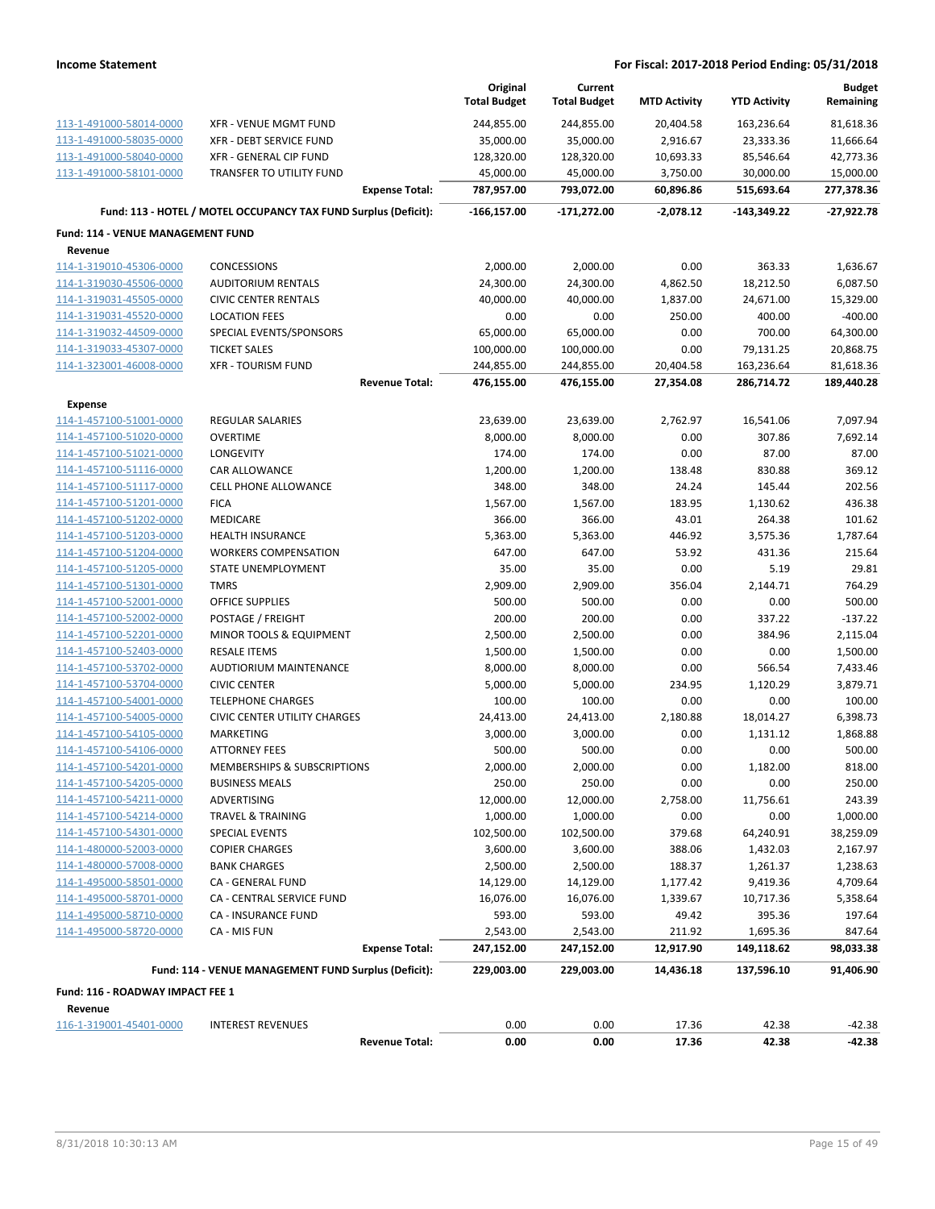## Income Statement

**For Fiscal: 2017-2018 Period Ending: 05/31/2018**

| | | Original Total Budget | Current Total Budget | MTD Activity | YTD Activity | Budget Remaining |
|---|---|---|---|---|---|---|
| 113-1-491000-58014-0000 | XFR - VENUE MGMT FUND | 244,855.00 | 244,855.00 | 20,404.58 | 163,236.64 | 81,618.36 |
| 113-1-491000-58035-0000 | XFR - DEBT SERVICE FUND | 35,000.00 | 35,000.00 | 2,916.67 | 23,333.36 | 11,666.64 |
| 113-1-491000-58040-0000 | XFR - GENERAL CIP FUND | 128,320.00 | 128,320.00 | 10,693.33 | 85,546.64 | 42,773.36 |
| 113-1-491000-58101-0000 | TRANSFER TO UTILITY FUND | 45,000.00 | 45,000.00 | 3,750.00 | 30,000.00 | 15,000.00 |
| | **Expense Total:** | **787,957.00** | **793,072.00** | **60,896.86** | **515,693.64** | **277,378.36** |
| | **Fund: 113 - HOTEL / MOTEL OCCUPANCY TAX FUND Surplus (Deficit):** | **-166,157.00** | **-171,272.00** | **-2,078.12** | **-143,349.22** | **-27,922.78** |
| **Fund: 114 - VENUE MANAGEMENT FUND** | | | | | | |
| **Revenue** | | | | | | |
| 114-1-319010-45306-0000 | CONCESSIONS | 2,000.00 | 2,000.00 | 0.00 | 363.33 | 1,636.67 |
| 114-1-319030-45506-0000 | AUDITORIUM RENTALS | 24,300.00 | 24,300.00 | 4,862.50 | 18,212.50 | 6,087.50 |
| 114-1-319031-45505-0000 | CIVIC CENTER RENTALS | 40,000.00 | 40,000.00 | 1,837.00 | 24,671.00 | 15,329.00 |
| 114-1-319031-45520-0000 | LOCATION FEES | 0.00 | 0.00 | 250.00 | 400.00 | -400.00 |
| 114-1-319032-44509-0000 | SPECIAL EVENTS/SPONSORS | 65,000.00 | 65,000.00 | 0.00 | 700.00 | 64,300.00 |
| 114-1-319033-45307-0000 | TICKET SALES | 100,000.00 | 100,000.00 | 0.00 | 79,131.25 | 20,868.75 |
| 114-1-323001-46008-0000 | XFR - TOURISM FUND | 244,855.00 | 244,855.00 | 20,404.58 | 163,236.64 | 81,618.36 |
| | **Revenue Total:** | **476,155.00** | **476,155.00** | **27,354.08** | **286,714.72** | **189,440.28** |
| **Expense** | | | | | | |
| 114-1-457100-51001-0000 | REGULAR SALARIES | 23,639.00 | 23,639.00 | 2,762.97 | 16,541.06 | 7,097.94 |
| 114-1-457100-51020-0000 | OVERTIME | 8,000.00 | 8,000.00 | 0.00 | 307.86 | 7,692.14 |
| 114-1-457100-51021-0000 | LONGEVITY | 174.00 | 174.00 | 0.00 | 87.00 | 87.00 |
| 114-1-457100-51116-0000 | CAR ALLOWANCE | 1,200.00 | 1,200.00 | 138.48 | 830.88 | 369.12 |
| 114-1-457100-51117-0000 | CELL PHONE ALLOWANCE | 348.00 | 348.00 | 24.24 | 145.44 | 202.56 |
| 114-1-457100-51201-0000 | FICA | 1,567.00 | 1,567.00 | 183.95 | 1,130.62 | 436.38 |
| 114-1-457100-51202-0000 | MEDICARE | 366.00 | 366.00 | 43.01 | 264.38 | 101.62 |
| 114-1-457100-51203-0000 | HEALTH INSURANCE | 5,363.00 | 5,363.00 | 446.92 | 3,575.36 | 1,787.64 |
| 114-1-457100-51204-0000 | WORKERS COMPENSATION | 647.00 | 647.00 | 53.92 | 431.36 | 215.64 |
| 114-1-457100-51205-0000 | STATE UNEMPLOYMENT | 35.00 | 35.00 | 0.00 | 5.19 | 29.81 |
| 114-1-457100-51301-0000 | TMRS | 2,909.00 | 2,909.00 | 356.04 | 2,144.71 | 764.29 |
| 114-1-457100-52001-0000 | OFFICE SUPPLIES | 500.00 | 500.00 | 0.00 | 0.00 | 500.00 |
| 114-1-457100-52002-0000 | POSTAGE / FREIGHT | 200.00 | 200.00 | 0.00 | 337.22 | -137.22 |
| 114-1-457100-52201-0000 | MINOR TOOLS & EQUIPMENT | 2,500.00 | 2,500.00 | 0.00 | 384.96 | 2,115.04 |
| 114-1-457100-52403-0000 | RESALE ITEMS | 1,500.00 | 1,500.00 | 0.00 | 0.00 | 1,500.00 |
| 114-1-457100-53702-0000 | AUDTIORIUM MAINTENANCE | 8,000.00 | 8,000.00 | 0.00 | 566.54 | 7,433.46 |
| 114-1-457100-53704-0000 | CIVIC CENTER | 5,000.00 | 5,000.00 | 234.95 | 1,120.29 | 3,879.71 |
| 114-1-457100-54001-0000 | TELEPHONE CHARGES | 100.00 | 100.00 | 0.00 | 0.00 | 100.00 |
| 114-1-457100-54005-0000 | CIVIC CENTER UTILITY CHARGES | 24,413.00 | 24,413.00 | 2,180.88 | 18,014.27 | 6,398.73 |
| 114-1-457100-54105-0000 | MARKETING | 3,000.00 | 3,000.00 | 0.00 | 1,131.12 | 1,868.88 |
| 114-1-457100-54106-0000 | ATTORNEY FEES | 500.00 | 500.00 | 0.00 | 0.00 | 500.00 |
| 114-1-457100-54201-0000 | MEMBERSHIPS & SUBSCRIPTIONS | 2,000.00 | 2,000.00 | 0.00 | 1,182.00 | 818.00 |
| 114-1-457100-54205-0000 | BUSINESS MEALS | 250.00 | 250.00 | 0.00 | 0.00 | 250.00 |
| 114-1-457100-54211-0000 | ADVERTISING | 12,000.00 | 12,000.00 | 2,758.00 | 11,756.61 | 243.39 |
| 114-1-457100-54214-0000 | TRAVEL & TRAINING | 1,000.00 | 1,000.00 | 0.00 | 0.00 | 1,000.00 |
| 114-1-457100-54301-0000 | SPECIAL EVENTS | 102,500.00 | 102,500.00 | 379.68 | 64,240.91 | 38,259.09 |
| 114-1-480000-52003-0000 | COPIER CHARGES | 3,600.00 | 3,600.00 | 388.06 | 1,432.03 | 2,167.97 |
| 114-1-480000-57008-0000 | BANK CHARGES | 2,500.00 | 2,500.00 | 188.37 | 1,261.37 | 1,238.63 |
| 114-1-495000-58501-0000 | CA - GENERAL FUND | 14,129.00 | 14,129.00 | 1,177.42 | 9,419.36 | 4,709.64 |
| 114-1-495000-58701-0000 | CA - CENTRAL SERVICE FUND | 16,076.00 | 16,076.00 | 1,339.67 | 10,717.36 | 5,358.64 |
| 114-1-495000-58710-0000 | CA - INSURANCE FUND | 593.00 | 593.00 | 49.42 | 395.36 | 197.64 |
| 114-1-495000-58720-0000 | CA - MIS FUN | 2,543.00 | 2,543.00 | 211.92 | 1,695.36 | 847.64 |
| | **Expense Total:** | **247,152.00** | **247,152.00** | **12,917.90** | **149,118.62** | **98,033.38** |
| | **Fund: 114 - VENUE MANAGEMENT FUND Surplus (Deficit):** | **229,003.00** | **229,003.00** | **14,436.18** | **137,596.10** | **91,406.90** |
| **Fund: 116 - ROADWAY IMPACT FEE 1** | | | | | | |
| **Revenue** | | | | | | |
| 116-1-319001-45401-0000 | INTEREST REVENUES | 0.00 | 0.00 | 17.36 | 42.38 | -42.38 |
| | **Revenue Total:** | **0.00** | **0.00** | **17.36** | **42.38** | **-42.38** |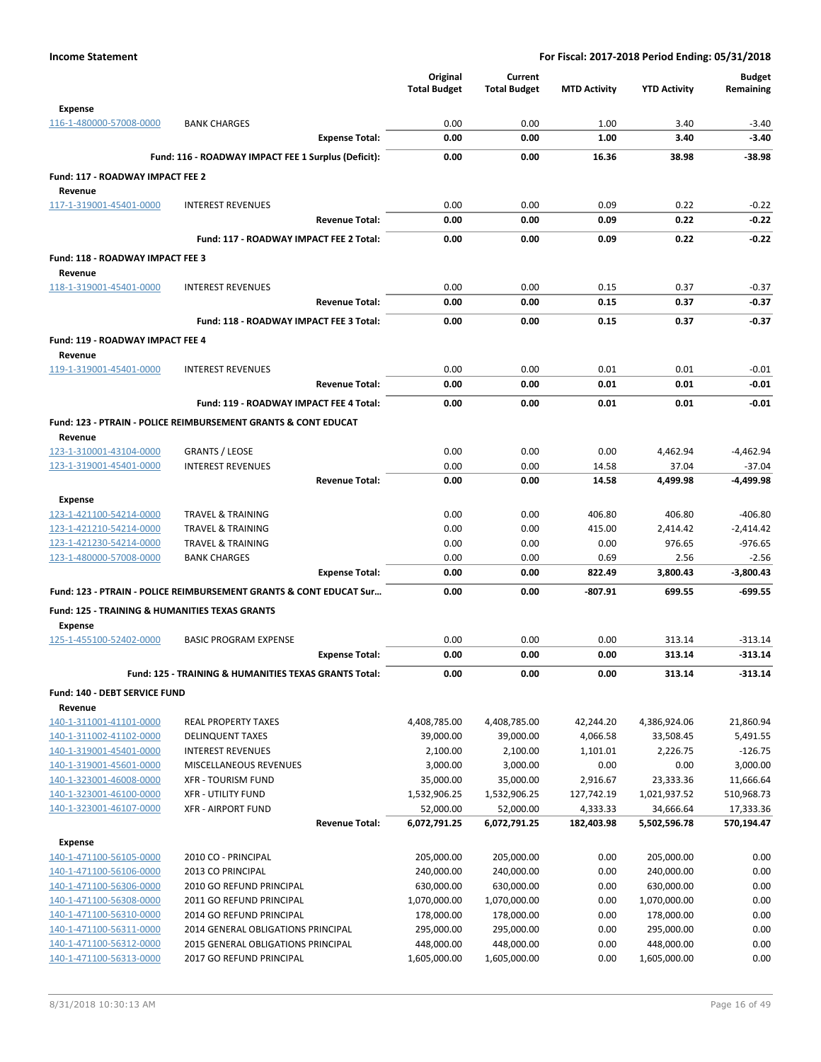**Income Statement** — For Fiscal: 2017-2018 Period Ending: 05/31/2018

| | | Original Total Budget | Current Total Budget | MTD Activity | YTD Activity | Budget Remaining |
|---|---|---|---|---|---|---|
| **Expense** | | | | | | |
| 116-1-480000-57008-0000 | BANK CHARGES | 0.00 | 0.00 | 1.00 | 3.40 | -3.40 |
| | **Expense Total:** | **0.00** | **0.00** | **1.00** | **3.40** | **-3.40** |
| | **Fund: 116 - ROADWAY IMPACT FEE 1 Surplus (Deficit):** | **0.00** | **0.00** | **16.36** | **38.98** | **-38.98** |
| **Fund: 117 - ROADWAY IMPACT FEE 2** | | | | | | |
| **Revenue** | | | | | | |
| 117-1-319001-45401-0000 | INTEREST REVENUES | 0.00 | 0.00 | 0.09 | 0.22 | -0.22 |
| | **Revenue Total:** | **0.00** | **0.00** | **0.09** | **0.22** | **-0.22** |
| | **Fund: 117 - ROADWAY IMPACT FEE 2 Total:** | **0.00** | **0.00** | **0.09** | **0.22** | **-0.22** |
| **Fund: 118 - ROADWAY IMPACT FEE 3** | | | | | | |
| **Revenue** | | | | | | |
| 118-1-319001-45401-0000 | INTEREST REVENUES | 0.00 | 0.00 | 0.15 | 0.37 | -0.37 |
| | **Revenue Total:** | **0.00** | **0.00** | **0.15** | **0.37** | **-0.37** |
| | **Fund: 118 - ROADWAY IMPACT FEE 3 Total:** | **0.00** | **0.00** | **0.15** | **0.37** | **-0.37** |
| **Fund: 119 - ROADWAY IMPACT FEE 4** | | | | | | |
| **Revenue** | | | | | | |
| 119-1-319001-45401-0000 | INTEREST REVENUES | 0.00 | 0.00 | 0.01 | 0.01 | -0.01 |
| | **Revenue Total:** | **0.00** | **0.00** | **0.01** | **0.01** | **-0.01** |
| | **Fund: 119 - ROADWAY IMPACT FEE 4 Total:** | **0.00** | **0.00** | **0.01** | **0.01** | **-0.01** |
| **Fund: 123 - PTRAIN - POLICE REIMBURSEMENT GRANTS & CONT EDUCAT** | | | | | | |
| **Revenue** | | | | | | |
| 123-1-310001-43104-0000 | GRANTS / LEOSE | 0.00 | 0.00 | 0.00 | 4,462.94 | -4,462.94 |
| 123-1-319001-45401-0000 | INTEREST REVENUES | 0.00 | 0.00 | 14.58 | 37.04 | -37.04 |
| | **Revenue Total:** | **0.00** | **0.00** | **14.58** | **4,499.98** | **-4,499.98** |
| **Expense** | | | | | | |
| 123-1-421100-54214-0000 | TRAVEL & TRAINING | 0.00 | 0.00 | 406.80 | 406.80 | -406.80 |
| 123-1-421210-54214-0000 | TRAVEL & TRAINING | 0.00 | 0.00 | 415.00 | 2,414.42 | -2,414.42 |
| 123-1-421230-54214-0000 | TRAVEL & TRAINING | 0.00 | 0.00 | 0.00 | 976.65 | -976.65 |
| 123-1-480000-57008-0000 | BANK CHARGES | 0.00 | 0.00 | 0.69 | 2.56 | -2.56 |
| | **Expense Total:** | **0.00** | **0.00** | **822.49** | **3,800.43** | **-3,800.43** |
| | **Fund: 123 - PTRAIN - POLICE REIMBURSEMENT GRANTS & CONT EDUCAT Sur...** | **0.00** | **0.00** | **-807.91** | **699.55** | **-699.55** |
| **Fund: 125 - TRAINING & HUMANITIES TEXAS GRANTS** | | | | | | |
| **Expense** | | | | | | |
| 125-1-455100-52402-0000 | BASIC PROGRAM EXPENSE | 0.00 | 0.00 | 0.00 | 313.14 | -313.14 |
| | **Expense Total:** | **0.00** | **0.00** | **0.00** | **313.14** | **-313.14** |
| | **Fund: 125 - TRAINING & HUMANITIES TEXAS GRANTS Total:** | **0.00** | **0.00** | **0.00** | **313.14** | **-313.14** |
| **Fund: 140 - DEBT SERVICE FUND** | | | | | | |
| **Revenue** | | | | | | |
| 140-1-311001-41101-0000 | REAL PROPERTY TAXES | 4,408,785.00 | 4,408,785.00 | 42,244.20 | 4,386,924.06 | 21,860.94 |
| 140-1-311002-41102-0000 | DELINQUENT TAXES | 39,000.00 | 39,000.00 | 4,066.58 | 33,508.45 | 5,491.55 |
| 140-1-319001-45401-0000 | INTEREST REVENUES | 2,100.00 | 2,100.00 | 1,101.01 | 2,226.75 | -126.75 |
| 140-1-319001-45601-0000 | MISCELLANEOUS REVENUES | 3,000.00 | 3,000.00 | 0.00 | 0.00 | 3,000.00 |
| 140-1-323001-46008-0000 | XFR - TOURISM FUND | 35,000.00 | 35,000.00 | 2,916.67 | 23,333.36 | 11,666.64 |
| 140-1-323001-46100-0000 | XFR - UTILITY FUND | 1,532,906.25 | 1,532,906.25 | 127,742.19 | 1,021,937.52 | 510,968.73 |
| 140-1-323001-46107-0000 | XFR - AIRPORT FUND | 52,000.00 | 52,000.00 | 4,333.33 | 34,666.64 | 17,333.36 |
| | **Revenue Total:** | **6,072,791.25** | **6,072,791.25** | **182,403.98** | **5,502,596.78** | **570,194.47** |
| **Expense** | | | | | | |
| 140-1-471100-56105-0000 | 2010 CO - PRINCIPAL | 205,000.00 | 205,000.00 | 0.00 | 205,000.00 | 0.00 |
| 140-1-471100-56106-0000 | 2013 CO PRINCIPAL | 240,000.00 | 240,000.00 | 0.00 | 240,000.00 | 0.00 |
| 140-1-471100-56306-0000 | 2010 GO REFUND PRINCIPAL | 630,000.00 | 630,000.00 | 0.00 | 630,000.00 | 0.00 |
| 140-1-471100-56308-0000 | 2011 GO REFUND PRINCIPAL | 1,070,000.00 | 1,070,000.00 | 0.00 | 1,070,000.00 | 0.00 |
| 140-1-471100-56310-0000 | 2014 GO REFUND PRINCIPAL | 178,000.00 | 178,000.00 | 0.00 | 178,000.00 | 0.00 |
| 140-1-471100-56311-0000 | 2014 GENERAL OBLIGATIONS PRINCIPAL | 295,000.00 | 295,000.00 | 0.00 | 295,000.00 | 0.00 |
| 140-1-471100-56312-0000 | 2015 GENERAL OBLIGATIONS PRINCIPAL | 448,000.00 | 448,000.00 | 0.00 | 448,000.00 | 0.00 |
| 140-1-471100-56313-0000 | 2017 GO REFUND PRINCIPAL | 1,605,000.00 | 1,605,000.00 | 0.00 | 1,605,000.00 | 0.00 |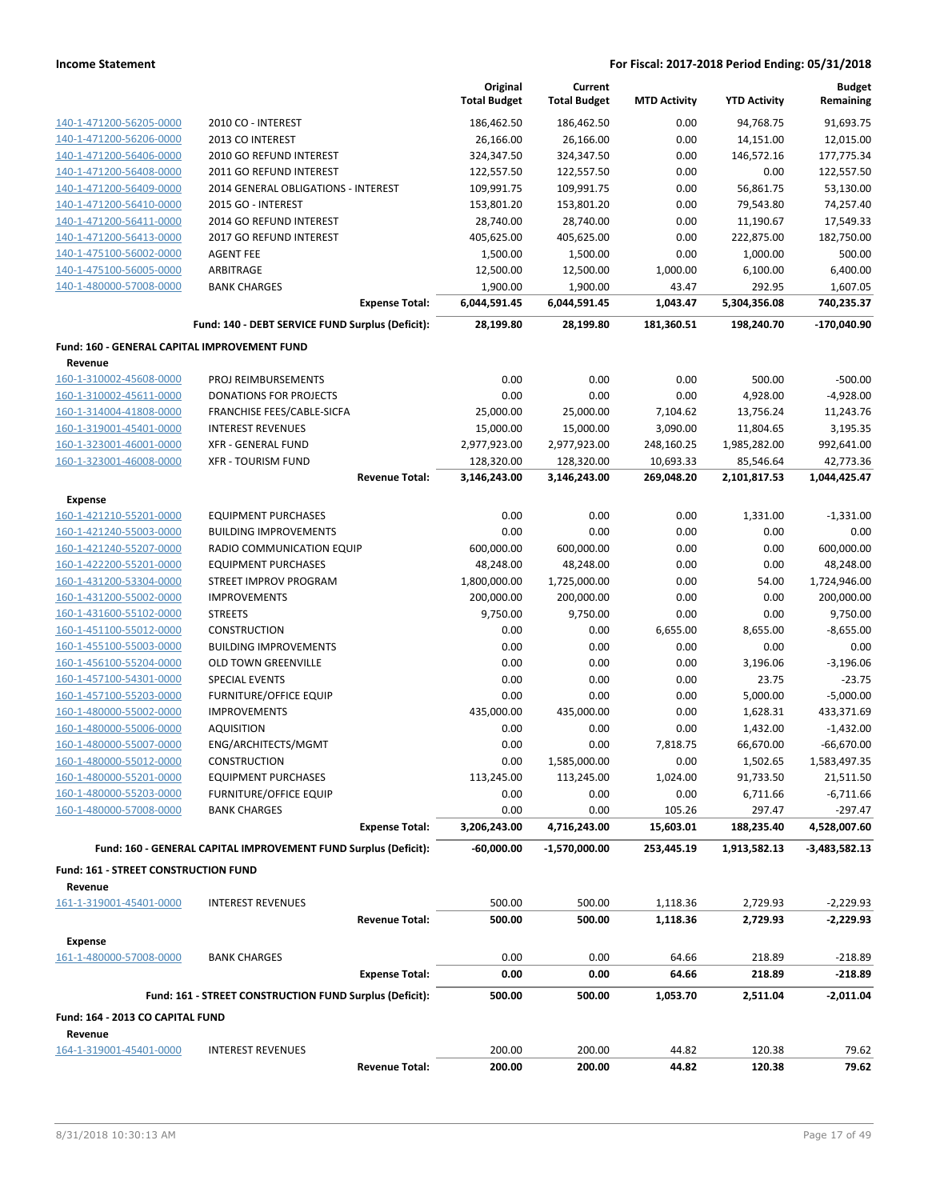**Income Statement** — **For Fiscal: 2017-2018 Period Ending: 05/31/2018**

| | | Original Total Budget | Current Total Budget | MTD Activity | YTD Activity | Budget Remaining |
|---|---|---|---|---|---|---|
| 140-1-471200-56205-0000 | 2010 CO - INTEREST | 186,462.50 | 186,462.50 | 0.00 | 94,768.75 | 91,693.75 |
| 140-1-471200-56206-0000 | 2013 CO INTEREST | 26,166.00 | 26,166.00 | 0.00 | 14,151.00 | 12,015.00 |
| 140-1-471200-56406-0000 | 2010 GO REFUND INTEREST | 324,347.50 | 324,347.50 | 0.00 | 146,572.16 | 177,775.34 |
| 140-1-471200-56408-0000 | 2011 GO REFUND INTEREST | 122,557.50 | 122,557.50 | 0.00 | 0.00 | 122,557.50 |
| 140-1-471200-56409-0000 | 2014 GENERAL OBLIGATIONS - INTEREST | 109,991.75 | 109,991.75 | 0.00 | 56,861.75 | 53,130.00 |
| 140-1-471200-56410-0000 | 2015 GO - INTEREST | 153,801.20 | 153,801.20 | 0.00 | 79,543.80 | 74,257.40 |
| 140-1-471200-56411-0000 | 2014 GO REFUND INTEREST | 28,740.00 | 28,740.00 | 0.00 | 11,190.67 | 17,549.33 |
| 140-1-471200-56413-0000 | 2017 GO REFUND INTEREST | 405,625.00 | 405,625.00 | 0.00 | 222,875.00 | 182,750.00 |
| 140-1-475100-56002-0000 | AGENT FEE | 1,500.00 | 1,500.00 | 0.00 | 1,000.00 | 500.00 |
| 140-1-475100-56005-0000 | ARBITRAGE | 12,500.00 | 12,500.00 | 1,000.00 | 6,100.00 | 6,400.00 |
| 140-1-480000-57008-0000 | BANK CHARGES | 1,900.00 | 1,900.00 | 43.47 | 292.95 | 1,607.05 |
| | **Expense Total:** | **6,044,591.45** | **6,044,591.45** | **1,043.47** | **5,304,356.08** | **740,235.37** |
| | **Fund: 140 - DEBT SERVICE FUND Surplus (Deficit):** | **28,199.80** | **28,199.80** | **181,360.51** | **198,240.70** | **-170,040.90** |
| **Fund: 160 - GENERAL CAPITAL IMPROVEMENT FUND** | | | | | | |
| **Revenue** | | | | | | |
| 160-1-310002-45608-0000 | PROJ REIMBURSEMENTS | 0.00 | 0.00 | 0.00 | 500.00 | -500.00 |
| 160-1-310002-45611-0000 | DONATIONS FOR PROJECTS | 0.00 | 0.00 | 0.00 | 4,928.00 | -4,928.00 |
| 160-1-314004-41808-0000 | FRANCHISE FEES/CABLE-SICFA | 25,000.00 | 25,000.00 | 7,104.62 | 13,756.24 | 11,243.76 |
| 160-1-319001-45401-0000 | INTEREST REVENUES | 15,000.00 | 15,000.00 | 3,090.00 | 11,804.65 | 3,195.35 |
| 160-1-323001-46001-0000 | XFR - GENERAL FUND | 2,977,923.00 | 2,977,923.00 | 248,160.25 | 1,985,282.00 | 992,641.00 |
| 160-1-323001-46008-0000 | XFR - TOURISM FUND | 128,320.00 | 128,320.00 | 10,693.33 | 85,546.64 | 42,773.36 |
| | **Revenue Total:** | **3,146,243.00** | **3,146,243.00** | **269,048.20** | **2,101,817.53** | **1,044,425.47** |
| **Expense** | | | | | | |
| 160-1-421210-55201-0000 | EQUIPMENT PURCHASES | 0.00 | 0.00 | 0.00 | 1,331.00 | -1,331.00 |
| 160-1-421240-55003-0000 | BUILDING IMPROVEMENTS | 0.00 | 0.00 | 0.00 | 0.00 | 0.00 |
| 160-1-421240-55207-0000 | RADIO COMMUNICATION EQUIP | 600,000.00 | 600,000.00 | 0.00 | 0.00 | 600,000.00 |
| 160-1-422200-55201-0000 | EQUIPMENT PURCHASES | 48,248.00 | 48,248.00 | 0.00 | 0.00 | 48,248.00 |
| 160-1-431200-53304-0000 | STREET IMPROV PROGRAM | 1,800,000.00 | 1,725,000.00 | 0.00 | 54.00 | 1,724,946.00 |
| 160-1-431200-55002-0000 | IMPROVEMENTS | 200,000.00 | 200,000.00 | 0.00 | 0.00 | 200,000.00 |
| 160-1-431600-55102-0000 | STREETS | 9,750.00 | 9,750.00 | 0.00 | 0.00 | 9,750.00 |
| 160-1-451100-55012-0000 | CONSTRUCTION | 0.00 | 0.00 | 6,655.00 | 8,655.00 | -8,655.00 |
| 160-1-455100-55003-0000 | BUILDING IMPROVEMENTS | 0.00 | 0.00 | 0.00 | 0.00 | 0.00 |
| 160-1-456100-55204-0000 | OLD TOWN GREENVILLE | 0.00 | 0.00 | 0.00 | 3,196.06 | -3,196.06 |
| 160-1-457100-54301-0000 | SPECIAL EVENTS | 0.00 | 0.00 | 0.00 | 23.75 | -23.75 |
| 160-1-457100-55203-0000 | FURNITURE/OFFICE EQUIP | 0.00 | 0.00 | 0.00 | 5,000.00 | -5,000.00 |
| 160-1-480000-55002-0000 | IMPROVEMENTS | 435,000.00 | 435,000.00 | 0.00 | 1,628.31 | 433,371.69 |
| 160-1-480000-55006-0000 | AQUISITION | 0.00 | 0.00 | 0.00 | 1,432.00 | -1,432.00 |
| 160-1-480000-55007-0000 | ENG/ARCHITECTS/MGMT | 0.00 | 0.00 | 7,818.75 | 66,670.00 | -66,670.00 |
| 160-1-480000-55012-0000 | CONSTRUCTION | 0.00 | 1,585,000.00 | 0.00 | 1,502.65 | 1,583,497.35 |
| 160-1-480000-55201-0000 | EQUIPMENT PURCHASES | 113,245.00 | 113,245.00 | 1,024.00 | 91,733.50 | 21,511.50 |
| 160-1-480000-55203-0000 | FURNITURE/OFFICE EQUIP | 0.00 | 0.00 | 0.00 | 6,711.66 | -6,711.66 |
| 160-1-480000-57008-0000 | BANK CHARGES | 0.00 | 0.00 | 105.26 | 297.47 | -297.47 |
| | **Expense Total:** | **3,206,243.00** | **4,716,243.00** | **15,603.01** | **188,235.40** | **4,528,007.60** |
| | **Fund: 160 - GENERAL CAPITAL IMPROVEMENT FUND Surplus (Deficit):** | **-60,000.00** | **-1,570,000.00** | **253,445.19** | **1,913,582.13** | **-3,483,582.13** |
| **Fund: 161 - STREET CONSTRUCTION FUND** | | | | | | |
| **Revenue** | | | | | | |
| 161-1-319001-45401-0000 | INTEREST REVENUES | 500.00 | 500.00 | 1,118.36 | 2,729.93 | -2,229.93 |
| | **Revenue Total:** | **500.00** | **500.00** | **1,118.36** | **2,729.93** | **-2,229.93** |
| **Expense** | | | | | | |
| 161-1-480000-57008-0000 | BANK CHARGES | 0.00 | 0.00 | 64.66 | 218.89 | -218.89 |
| | **Expense Total:** | **0.00** | **0.00** | **64.66** | **218.89** | **-218.89** |
| | **Fund: 161 - STREET CONSTRUCTION FUND Surplus (Deficit):** | **500.00** | **500.00** | **1,053.70** | **2,511.04** | **-2,011.04** |
| **Fund: 164 - 2013 CO CAPITAL FUND** | | | | | | |
| **Revenue** | | | | | | |
| 164-1-319001-45401-0000 | INTEREST REVENUES | 200.00 | 200.00 | 44.82 | 120.38 | 79.62 |
| | **Revenue Total:** | **200.00** | **200.00** | **44.82** | **120.38** | **79.62** |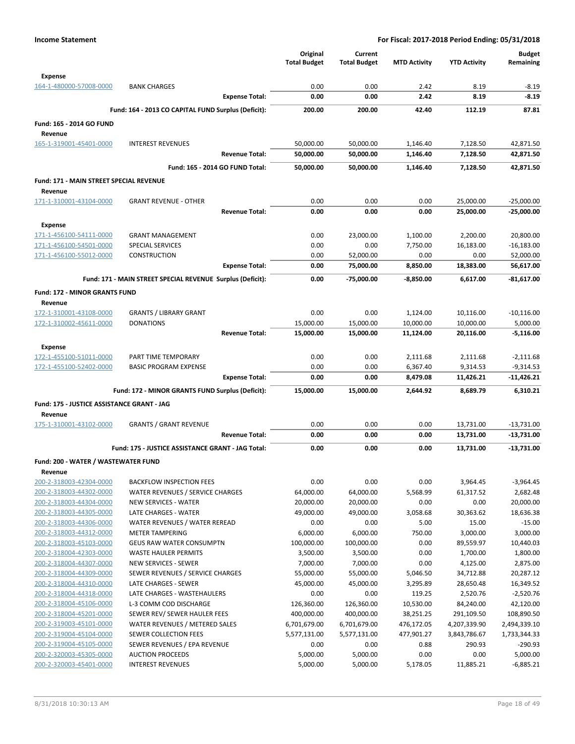| | | Original Total Budget | Current Total Budget | MTD Activity | YTD Activity | Budget Remaining |
|---|---|---|---|---|---|---|
| **Expense** | | | | | | |
| 164-1-480000-57008-0000 | BANK CHARGES | 0.00 | 0.00 | 2.42 | 8.19 | -8.19 |
| | **Expense Total:** | **0.00** | **0.00** | **2.42** | **8.19** | **-8.19** |
| | **Fund: 164 - 2013 CO CAPITAL FUND Surplus (Deficit):** | **200.00** | **200.00** | **42.40** | **112.19** | **87.81** |
| **Fund: 165 - 2014 GO FUND** | | | | | | |
| **Revenue** | | | | | | |
| 165-1-319001-45401-0000 | INTEREST REVENUES | 50,000.00 | 50,000.00 | 1,146.40 | 7,128.50 | 42,871.50 |
| | **Revenue Total:** | **50,000.00** | **50,000.00** | **1,146.40** | **7,128.50** | **42,871.50** |
| | **Fund: 165 - 2014 GO FUND Total:** | **50,000.00** | **50,000.00** | **1,146.40** | **7,128.50** | **42,871.50** |
| **Fund: 171 - MAIN STREET SPECIAL REVENUE** | | | | | | |
| **Revenue** | | | | | | |
| 171-1-310001-43104-0000 | GRANT REVENUE - OTHER | 0.00 | 0.00 | 0.00 | 25,000.00 | -25,000.00 |
| | **Revenue Total:** | **0.00** | **0.00** | **0.00** | **25,000.00** | **-25,000.00** |
| **Expense** | | | | | | |
| 171-1-456100-54111-0000 | GRANT MANAGEMENT | 0.00 | 23,000.00 | 1,100.00 | 2,200.00 | 20,800.00 |
| 171-1-456100-54501-0000 | SPECIAL SERVICES | 0.00 | 0.00 | 7,750.00 | 16,183.00 | -16,183.00 |
| 171-1-456100-55012-0000 | CONSTRUCTION | 0.00 | 52,000.00 | 0.00 | 0.00 | 52,000.00 |
| | **Expense Total:** | **0.00** | **75,000.00** | **8,850.00** | **18,383.00** | **56,617.00** |
| | **Fund: 171 - MAIN STREET SPECIAL REVENUE Surplus (Deficit):** | **0.00** | **-75,000.00** | **-8,850.00** | **6,617.00** | **-81,617.00** |
| **Fund: 172 - MINOR GRANTS FUND** | | | | | | |
| **Revenue** | | | | | | |
| 172-1-310001-43108-0000 | GRANTS / LIBRARY GRANT | 0.00 | 0.00 | 1,124.00 | 10,116.00 | -10,116.00 |
| 172-1-310002-45611-0000 | DONATIONS | 15,000.00 | 15,000.00 | 10,000.00 | 10,000.00 | 5,000.00 |
| | **Revenue Total:** | **15,000.00** | **15,000.00** | **11,124.00** | **20,116.00** | **-5,116.00** |
| **Expense** | | | | | | |
| 172-1-455100-51011-0000 | PART TIME TEMPORARY | 0.00 | 0.00 | 2,111.68 | 2,111.68 | -2,111.68 |
| 172-1-455100-52402-0000 | BASIC PROGRAM EXPENSE | 0.00 | 0.00 | 6,367.40 | 9,314.53 | -9,314.53 |
| | **Expense Total:** | **0.00** | **0.00** | **8,479.08** | **11,426.21** | **-11,426.21** |
| | **Fund: 172 - MINOR GRANTS FUND Surplus (Deficit):** | **15,000.00** | **15,000.00** | **2,644.92** | **8,689.79** | **6,310.21** |
| **Fund: 175 - JUSTICE ASSISTANCE GRANT - JAG** | | | | | | |
| **Revenue** | | | | | | |
| 175-1-310001-43102-0000 | GRANTS / GRANT REVENUE | 0.00 | 0.00 | 0.00 | 13,731.00 | -13,731.00 |
| | **Revenue Total:** | **0.00** | **0.00** | **0.00** | **13,731.00** | **-13,731.00** |
| | **Fund: 175 - JUSTICE ASSISTANCE GRANT - JAG Total:** | **0.00** | **0.00** | **0.00** | **13,731.00** | **-13,731.00** |
| **Fund: 200 - WATER / WASTEWATER FUND** | | | | | | |
| **Revenue** | | | | | | |
| 200-2-318003-42304-0000 | BACKFLOW INSPECTION FEES | 0.00 | 0.00 | 0.00 | 3,964.45 | -3,964.45 |
| 200-2-318003-44302-0000 | WATER REVENUES / SERVICE CHARGES | 64,000.00 | 64,000.00 | 5,568.99 | 61,317.52 | 2,682.48 |
| 200-2-318003-44304-0000 | NEW SERVICES - WATER | 20,000.00 | 20,000.00 | 0.00 | 0.00 | 20,000.00 |
| 200-2-318003-44305-0000 | LATE CHARGES - WATER | 49,000.00 | 49,000.00 | 3,058.68 | 30,363.62 | 18,636.38 |
| 200-2-318003-44306-0000 | WATER REVENUES / WATER REREAD | 0.00 | 0.00 | 5.00 | 15.00 | -15.00 |
| 200-2-318003-44312-0000 | METER TAMPERING | 6,000.00 | 6,000.00 | 750.00 | 3,000.00 | 3,000.00 |
| 200-2-318003-45103-0000 | GEUS RAW WATER CONSUMPTN | 100,000.00 | 100,000.00 | 0.00 | 89,559.97 | 10,440.03 |
| 200-2-318004-42303-0000 | WASTE HAULER PERMITS | 3,500.00 | 3,500.00 | 0.00 | 1,700.00 | 1,800.00 |
| 200-2-318004-44307-0000 | NEW SERVICES - SEWER | 7,000.00 | 7,000.00 | 0.00 | 4,125.00 | 2,875.00 |
| 200-2-318004-44309-0000 | SEWER REVENUES / SERVICE CHARGES | 55,000.00 | 55,000.00 | 5,046.50 | 34,712.88 | 20,287.12 |
| 200-2-318004-44310-0000 | LATE CHARGES - SEWER | 45,000.00 | 45,000.00 | 3,295.89 | 28,650.48 | 16,349.52 |
| 200-2-318004-44318-0000 | LATE CHARGES - WASTEHAULERS | 0.00 | 0.00 | 119.25 | 2,520.76 | -2,520.76 |
| 200-2-318004-45106-0000 | L-3 COMM COD DISCHARGE | 126,360.00 | 126,360.00 | 10,530.00 | 84,240.00 | 42,120.00 |
| 200-2-318004-45201-0000 | SEWER REV/ SEWER HAULER FEES | 400,000.00 | 400,000.00 | 38,251.25 | 291,109.50 | 108,890.50 |
| 200-2-319003-45101-0000 | WATER REVENUES / METERED SALES | 6,701,679.00 | 6,701,679.00 | 476,172.05 | 4,207,339.90 | 2,494,339.10 |
| 200-2-319004-45104-0000 | SEWER COLLECTION FEES | 5,577,131.00 | 5,577,131.00 | 477,901.27 | 3,843,786.67 | 1,733,344.33 |
| 200-2-319004-45105-0000 | SEWER REVENUES / EPA REVENUE | 0.00 | 0.00 | 0.88 | 290.93 | -290.93 |
| 200-2-320003-45305-0000 | AUCTION PROCEEDS | 5,000.00 | 5,000.00 | 0.00 | 0.00 | 5,000.00 |
| 200-2-320003-45401-0000 | INTEREST REVENUES | 5,000.00 | 5,000.00 | 5,178.05 | 11,885.21 | -6,885.21 |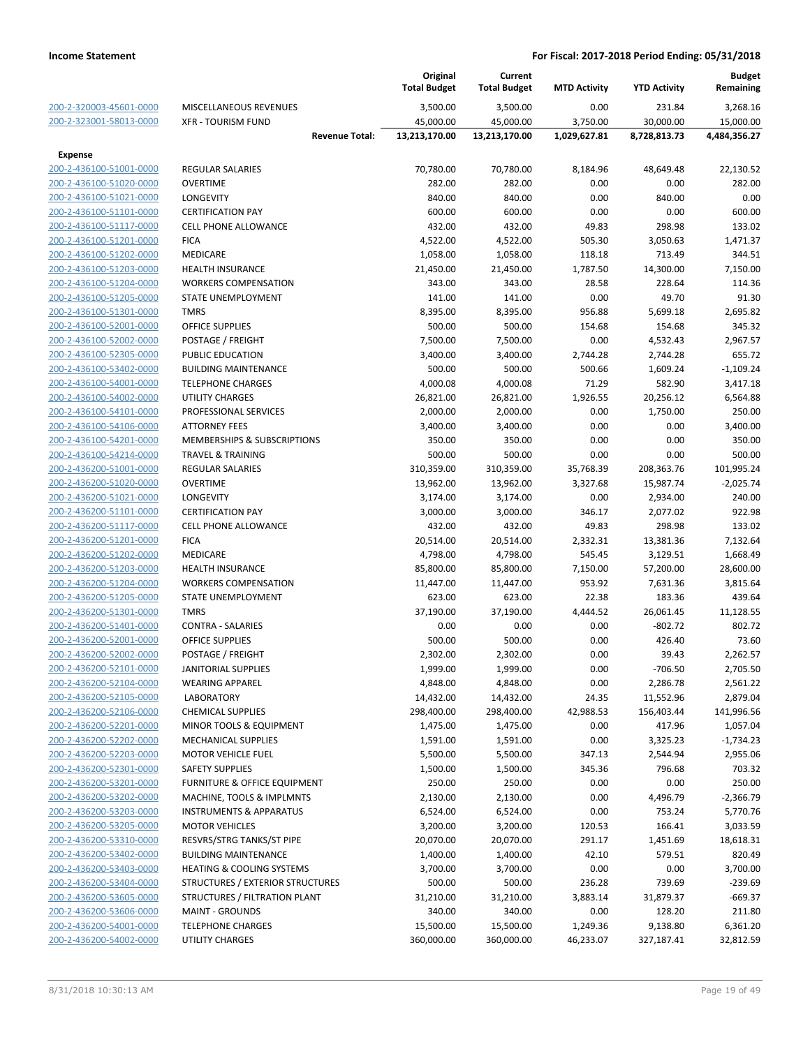| | | Original Total Budget | Current Total Budget | MTD Activity | YTD Activity | Budget Remaining |
|---|---|---|---|---|---|---|
| 200-2-320003-45601-0000 | MISCELLANEOUS REVENUES | 3,500.00 | 3,500.00 | 0.00 | 231.84 | 3,268.16 |
| 200-2-323001-58013-0000 | XFR - TOURISM FUND | 45,000.00 | 45,000.00 | 3,750.00 | 30,000.00 | 15,000.00 |
| | **Revenue Total:** | **13,213,170.00** | **13,213,170.00** | **1,029,627.81** | **8,728,813.73** | **4,484,356.27** |
| **Expense** | | | | | | |
| 200-2-436100-51001-0000 | REGULAR SALARIES | 70,780.00 | 70,780.00 | 8,184.96 | 48,649.48 | 22,130.52 |
| 200-2-436100-51020-0000 | OVERTIME | 282.00 | 282.00 | 0.00 | 0.00 | 282.00 |
| 200-2-436100-51021-0000 | LONGEVITY | 840.00 | 840.00 | 0.00 | 840.00 | 0.00 |
| 200-2-436100-51101-0000 | CERTIFICATION PAY | 600.00 | 600.00 | 0.00 | 0.00 | 600.00 |
| 200-2-436100-51117-0000 | CELL PHONE ALLOWANCE | 432.00 | 432.00 | 49.83 | 298.98 | 133.02 |
| 200-2-436100-51201-0000 | FICA | 4,522.00 | 4,522.00 | 505.30 | 3,050.63 | 1,471.37 |
| 200-2-436100-51202-0000 | MEDICARE | 1,058.00 | 1,058.00 | 118.18 | 713.49 | 344.51 |
| 200-2-436100-51203-0000 | HEALTH INSURANCE | 21,450.00 | 21,450.00 | 1,787.50 | 14,300.00 | 7,150.00 |
| 200-2-436100-51204-0000 | WORKERS COMPENSATION | 343.00 | 343.00 | 28.58 | 228.64 | 114.36 |
| 200-2-436100-51205-0000 | STATE UNEMPLOYMENT | 141.00 | 141.00 | 0.00 | 49.70 | 91.30 |
| 200-2-436100-51301-0000 | TMRS | 8,395.00 | 8,395.00 | 956.88 | 5,699.18 | 2,695.82 |
| 200-2-436100-52001-0000 | OFFICE SUPPLIES | 500.00 | 500.00 | 154.68 | 154.68 | 345.32 |
| 200-2-436100-52002-0000 | POSTAGE / FREIGHT | 7,500.00 | 7,500.00 | 0.00 | 4,532.43 | 2,967.57 |
| 200-2-436100-52305-0000 | PUBLIC EDUCATION | 3,400.00 | 3,400.00 | 2,744.28 | 2,744.28 | 655.72 |
| 200-2-436100-53402-0000 | BUILDING MAINTENANCE | 500.00 | 500.00 | 500.66 | 1,609.24 | -1,109.24 |
| 200-2-436100-54001-0000 | TELEPHONE CHARGES | 4,000.08 | 4,000.08 | 71.29 | 582.90 | 3,417.18 |
| 200-2-436100-54002-0000 | UTILITY CHARGES | 26,821.00 | 26,821.00 | 1,926.55 | 20,256.12 | 6,564.88 |
| 200-2-436100-54101-0000 | PROFESSIONAL SERVICES | 2,000.00 | 2,000.00 | 0.00 | 1,750.00 | 250.00 |
| 200-2-436100-54106-0000 | ATTORNEY FEES | 3,400.00 | 3,400.00 | 0.00 | 0.00 | 3,400.00 |
| 200-2-436100-54201-0000 | MEMBERSHIPS & SUBSCRIPTIONS | 350.00 | 350.00 | 0.00 | 0.00 | 350.00 |
| 200-2-436100-54214-0000 | TRAVEL & TRAINING | 500.00 | 500.00 | 0.00 | 0.00 | 500.00 |
| 200-2-436200-51001-0000 | REGULAR SALARIES | 310,359.00 | 310,359.00 | 35,768.39 | 208,363.76 | 101,995.24 |
| 200-2-436200-51020-0000 | OVERTIME | 13,962.00 | 13,962.00 | 3,327.68 | 15,987.74 | -2,025.74 |
| 200-2-436200-51021-0000 | LONGEVITY | 3,174.00 | 3,174.00 | 0.00 | 2,934.00 | 240.00 |
| 200-2-436200-51101-0000 | CERTIFICATION PAY | 3,000.00 | 3,000.00 | 346.17 | 2,077.02 | 922.98 |
| 200-2-436200-51117-0000 | CELL PHONE ALLOWANCE | 432.00 | 432.00 | 49.83 | 298.98 | 133.02 |
| 200-2-436200-51201-0000 | FICA | 20,514.00 | 20,514.00 | 2,332.31 | 13,381.36 | 7,132.64 |
| 200-2-436200-51202-0000 | MEDICARE | 4,798.00 | 4,798.00 | 545.45 | 3,129.51 | 1,668.49 |
| 200-2-436200-51203-0000 | HEALTH INSURANCE | 85,800.00 | 85,800.00 | 7,150.00 | 57,200.00 | 28,600.00 |
| 200-2-436200-51204-0000 | WORKERS COMPENSATION | 11,447.00 | 11,447.00 | 953.92 | 7,631.36 | 3,815.64 |
| 200-2-436200-51205-0000 | STATE UNEMPLOYMENT | 623.00 | 623.00 | 22.38 | 183.36 | 439.64 |
| 200-2-436200-51301-0000 | TMRS | 37,190.00 | 37,190.00 | 4,444.52 | 26,061.45 | 11,128.55 |
| 200-2-436200-51401-0000 | CONTRA - SALARIES | 0.00 | 0.00 | 0.00 | -802.72 | 802.72 |
| 200-2-436200-52001-0000 | OFFICE SUPPLIES | 500.00 | 500.00 | 0.00 | 426.40 | 73.60 |
| 200-2-436200-52002-0000 | POSTAGE / FREIGHT | 2,302.00 | 2,302.00 | 0.00 | 39.43 | 2,262.57 |
| 200-2-436200-52101-0000 | JANITORIAL SUPPLIES | 1,999.00 | 1,999.00 | 0.00 | -706.50 | 2,705.50 |
| 200-2-436200-52104-0000 | WEARING APPAREL | 4,848.00 | 4,848.00 | 0.00 | 2,286.78 | 2,561.22 |
| 200-2-436200-52105-0000 | LABORATORY | 14,432.00 | 14,432.00 | 24.35 | 11,552.96 | 2,879.04 |
| 200-2-436200-52106-0000 | CHEMICAL SUPPLIES | 298,400.00 | 298,400.00 | 42,988.53 | 156,403.44 | 141,996.56 |
| 200-2-436200-52201-0000 | MINOR TOOLS & EQUIPMENT | 1,475.00 | 1,475.00 | 0.00 | 417.96 | 1,057.04 |
| 200-2-436200-52202-0000 | MECHANICAL SUPPLIES | 1,591.00 | 1,591.00 | 0.00 | 3,325.23 | -1,734.23 |
| 200-2-436200-52203-0000 | MOTOR VEHICLE FUEL | 5,500.00 | 5,500.00 | 347.13 | 2,544.94 | 2,955.06 |
| 200-2-436200-52301-0000 | SAFETY SUPPLIES | 1,500.00 | 1,500.00 | 345.36 | 796.68 | 703.32 |
| 200-2-436200-53201-0000 | FURNITURE & OFFICE EQUIPMENT | 250.00 | 250.00 | 0.00 | 0.00 | 250.00 |
| 200-2-436200-53202-0000 | MACHINE, TOOLS & IMPLMNTS | 2,130.00 | 2,130.00 | 0.00 | 4,496.79 | -2,366.79 |
| 200-2-436200-53203-0000 | INSTRUMENTS & APPARATUS | 6,524.00 | 6,524.00 | 0.00 | 753.24 | 5,770.76 |
| 200-2-436200-53205-0000 | MOTOR VEHICLES | 3,200.00 | 3,200.00 | 120.53 | 166.41 | 3,033.59 |
| 200-2-436200-53310-0000 | RESVRS/STRG TANKS/ST PIPE | 20,070.00 | 20,070.00 | 291.17 | 1,451.69 | 18,618.31 |
| 200-2-436200-53402-0000 | BUILDING MAINTENANCE | 1,400.00 | 1,400.00 | 42.10 | 579.51 | 820.49 |
| 200-2-436200-53403-0000 | HEATING & COOLING SYSTEMS | 3,700.00 | 3,700.00 | 0.00 | 0.00 | 3,700.00 |
| 200-2-436200-53404-0000 | STRUCTURES / EXTERIOR STRUCTURES | 500.00 | 500.00 | 236.28 | 739.69 | -239.69 |
| 200-2-436200-53605-0000 | STRUCTURES / FILTRATION PLANT | 31,210.00 | 31,210.00 | 3,883.14 | 31,879.37 | -669.37 |
| 200-2-436200-53606-0000 | MAINT - GROUNDS | 340.00 | 340.00 | 0.00 | 128.20 | 211.80 |
| 200-2-436200-54001-0000 | TELEPHONE CHARGES | 15,500.00 | 15,500.00 | 1,249.36 | 9,138.80 | 6,361.20 |
| 200-2-436200-54002-0000 | UTILITY CHARGES | 360,000.00 | 360,000.00 | 46,233.07 | 327,187.41 | 32,812.59 |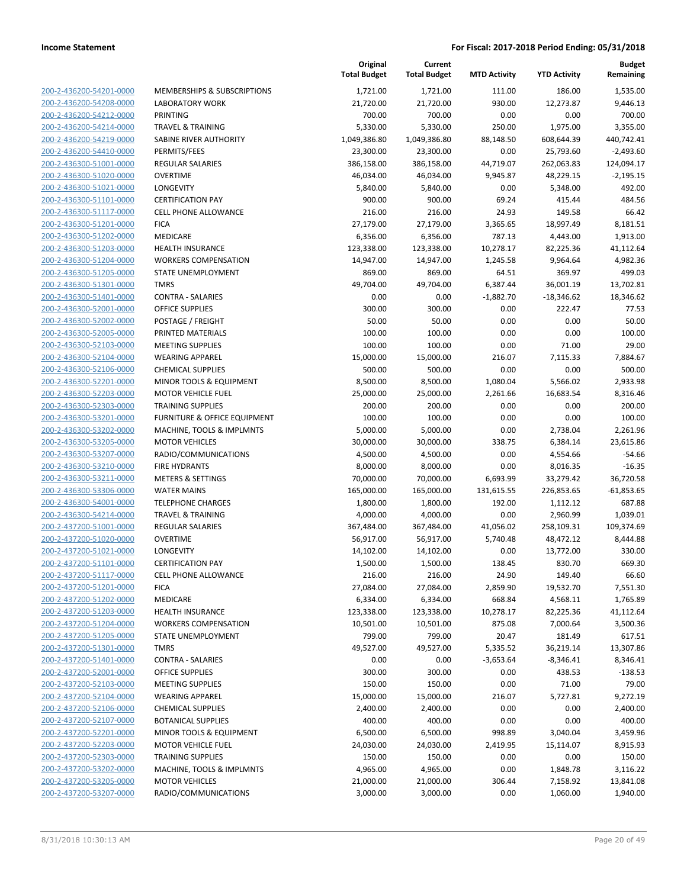**Income Statement** **For Fiscal: 2017-2018 Period Ending: 05/31/2018**

| | | Original Total Budget | Current Total Budget | MTD Activity | YTD Activity | Budget Remaining |
|---|---|---|---|---|---|---|
| 200-2-436200-54201-0000 | MEMBERSHIPS & SUBSCRIPTIONS | 1,721.00 | 1,721.00 | 111.00 | 186.00 | 1,535.00 |
| 200-2-436200-54208-0000 | LABORATORY WORK | 21,720.00 | 21,720.00 | 930.00 | 12,273.87 | 9,446.13 |
| 200-2-436200-54212-0000 | PRINTING | 700.00 | 700.00 | 0.00 | 0.00 | 700.00 |
| 200-2-436200-54214-0000 | TRAVEL & TRAINING | 5,330.00 | 5,330.00 | 250.00 | 1,975.00 | 3,355.00 |
| 200-2-436200-54219-0000 | SABINE RIVER AUTHORITY | 1,049,386.80 | 1,049,386.80 | 88,148.50 | 608,644.39 | 440,742.41 |
| 200-2-436200-54410-0000 | PERMITS/FEES | 23,300.00 | 23,300.00 | 0.00 | 25,793.60 | -2,493.60 |
| 200-2-436300-51001-0000 | REGULAR SALARIES | 386,158.00 | 386,158.00 | 44,719.07 | 262,063.83 | 124,094.17 |
| 200-2-436300-51020-0000 | OVERTIME | 46,034.00 | 46,034.00 | 9,945.87 | 48,229.15 | -2,195.15 |
| 200-2-436300-51021-0000 | LONGEVITY | 5,840.00 | 5,840.00 | 0.00 | 5,348.00 | 492.00 |
| 200-2-436300-51101-0000 | CERTIFICATION PAY | 900.00 | 900.00 | 69.24 | 415.44 | 484.56 |
| 200-2-436300-51117-0000 | CELL PHONE ALLOWANCE | 216.00 | 216.00 | 24.93 | 149.58 | 66.42 |
| 200-2-436300-51201-0000 | FICA | 27,179.00 | 27,179.00 | 3,365.65 | 18,997.49 | 8,181.51 |
| 200-2-436300-51202-0000 | MEDICARE | 6,356.00 | 6,356.00 | 787.13 | 4,443.00 | 1,913.00 |
| 200-2-436300-51203-0000 | HEALTH INSURANCE | 123,338.00 | 123,338.00 | 10,278.17 | 82,225.36 | 41,112.64 |
| 200-2-436300-51204-0000 | WORKERS COMPENSATION | 14,947.00 | 14,947.00 | 1,245.58 | 9,964.64 | 4,982.36 |
| 200-2-436300-51205-0000 | STATE UNEMPLOYMENT | 869.00 | 869.00 | 64.51 | 369.97 | 499.03 |
| 200-2-436300-51301-0000 | TMRS | 49,704.00 | 49,704.00 | 6,387.44 | 36,001.19 | 13,702.81 |
| 200-2-436300-51401-0000 | CONTRA - SALARIES | 0.00 | 0.00 | -1,882.70 | -18,346.62 | 18,346.62 |
| 200-2-436300-52001-0000 | OFFICE SUPPLIES | 300.00 | 300.00 | 0.00 | 222.47 | 77.53 |
| 200-2-436300-52002-0000 | POSTAGE / FREIGHT | 50.00 | 50.00 | 0.00 | 0.00 | 50.00 |
| 200-2-436300-52005-0000 | PRINTED MATERIALS | 100.00 | 100.00 | 0.00 | 0.00 | 100.00 |
| 200-2-436300-52103-0000 | MEETING SUPPLIES | 100.00 | 100.00 | 0.00 | 71.00 | 29.00 |
| 200-2-436300-52104-0000 | WEARING APPAREL | 15,000.00 | 15,000.00 | 216.07 | 7,115.33 | 7,884.67 |
| 200-2-436300-52106-0000 | CHEMICAL SUPPLIES | 500.00 | 500.00 | 0.00 | 0.00 | 500.00 |
| 200-2-436300-52201-0000 | MINOR TOOLS & EQUIPMENT | 8,500.00 | 8,500.00 | 1,080.04 | 5,566.02 | 2,933.98 |
| 200-2-436300-52203-0000 | MOTOR VEHICLE FUEL | 25,000.00 | 25,000.00 | 2,261.66 | 16,683.54 | 8,316.46 |
| 200-2-436300-52303-0000 | TRAINING SUPPLIES | 200.00 | 200.00 | 0.00 | 0.00 | 200.00 |
| 200-2-436300-53201-0000 | FURNITURE & OFFICE EQUIPMENT | 100.00 | 100.00 | 0.00 | 0.00 | 100.00 |
| 200-2-436300-53202-0000 | MACHINE, TOOLS & IMPLMNTS | 5,000.00 | 5,000.00 | 0.00 | 2,738.04 | 2,261.96 |
| 200-2-436300-53205-0000 | MOTOR VEHICLES | 30,000.00 | 30,000.00 | 338.75 | 6,384.14 | 23,615.86 |
| 200-2-436300-53207-0000 | RADIO/COMMUNICATIONS | 4,500.00 | 4,500.00 | 0.00 | 4,554.66 | -54.66 |
| 200-2-436300-53210-0000 | FIRE HYDRANTS | 8,000.00 | 8,000.00 | 0.00 | 8,016.35 | -16.35 |
| 200-2-436300-53211-0000 | METERS & SETTINGS | 70,000.00 | 70,000.00 | 6,693.99 | 33,279.42 | 36,720.58 |
| 200-2-436300-53306-0000 | WATER MAINS | 165,000.00 | 165,000.00 | 131,615.55 | 226,853.65 | -61,853.65 |
| 200-2-436300-54001-0000 | TELEPHONE CHARGES | 1,800.00 | 1,800.00 | 192.00 | 1,112.12 | 687.88 |
| 200-2-436300-54214-0000 | TRAVEL & TRAINING | 4,000.00 | 4,000.00 | 0.00 | 2,960.99 | 1,039.01 |
| 200-2-437200-51001-0000 | REGULAR SALARIES | 367,484.00 | 367,484.00 | 41,056.02 | 258,109.31 | 109,374.69 |
| 200-2-437200-51020-0000 | OVERTIME | 56,917.00 | 56,917.00 | 5,740.48 | 48,472.12 | 8,444.88 |
| 200-2-437200-51021-0000 | LONGEVITY | 14,102.00 | 14,102.00 | 0.00 | 13,772.00 | 330.00 |
| 200-2-437200-51101-0000 | CERTIFICATION PAY | 1,500.00 | 1,500.00 | 138.45 | 830.70 | 669.30 |
| 200-2-437200-51117-0000 | CELL PHONE ALLOWANCE | 216.00 | 216.00 | 24.90 | 149.40 | 66.60 |
| 200-2-437200-51201-0000 | FICA | 27,084.00 | 27,084.00 | 2,859.90 | 19,532.70 | 7,551.30 |
| 200-2-437200-51202-0000 | MEDICARE | 6,334.00 | 6,334.00 | 668.84 | 4,568.11 | 1,765.89 |
| 200-2-437200-51203-0000 | HEALTH INSURANCE | 123,338.00 | 123,338.00 | 10,278.17 | 82,225.36 | 41,112.64 |
| 200-2-437200-51204-0000 | WORKERS COMPENSATION | 10,501.00 | 10,501.00 | 875.08 | 7,000.64 | 3,500.36 |
| 200-2-437200-51205-0000 | STATE UNEMPLOYMENT | 799.00 | 799.00 | 20.47 | 181.49 | 617.51 |
| 200-2-437200-51301-0000 | TMRS | 49,527.00 | 49,527.00 | 5,335.52 | 36,219.14 | 13,307.86 |
| 200-2-437200-51401-0000 | CONTRA - SALARIES | 0.00 | 0.00 | -3,653.64 | -8,346.41 | 8,346.41 |
| 200-2-437200-52001-0000 | OFFICE SUPPLIES | 300.00 | 300.00 | 0.00 | 438.53 | -138.53 |
| 200-2-437200-52103-0000 | MEETING SUPPLIES | 150.00 | 150.00 | 0.00 | 71.00 | 79.00 |
| 200-2-437200-52104-0000 | WEARING APPAREL | 15,000.00 | 15,000.00 | 216.07 | 5,727.81 | 9,272.19 |
| 200-2-437200-52106-0000 | CHEMICAL SUPPLIES | 2,400.00 | 2,400.00 | 0.00 | 0.00 | 2,400.00 |
| 200-2-437200-52107-0000 | BOTANICAL SUPPLIES | 400.00 | 400.00 | 0.00 | 0.00 | 400.00 |
| 200-2-437200-52201-0000 | MINOR TOOLS & EQUIPMENT | 6,500.00 | 6,500.00 | 998.89 | 3,040.04 | 3,459.96 |
| 200-2-437200-52203-0000 | MOTOR VEHICLE FUEL | 24,030.00 | 24,030.00 | 2,419.95 | 15,114.07 | 8,915.93 |
| 200-2-437200-52303-0000 | TRAINING SUPPLIES | 150.00 | 150.00 | 0.00 | 0.00 | 150.00 |
| 200-2-437200-53202-0000 | MACHINE, TOOLS & IMPLMNTS | 4,965.00 | 4,965.00 | 0.00 | 1,848.78 | 3,116.22 |
| 200-2-437200-53205-0000 | MOTOR VEHICLES | 21,000.00 | 21,000.00 | 306.44 | 7,158.92 | 13,841.08 |
| 200-2-437200-53207-0000 | RADIO/COMMUNICATIONS | 3,000.00 | 3,000.00 | 0.00 | 1,060.00 | 1,940.00 |

8/31/2018 10:30:13 AM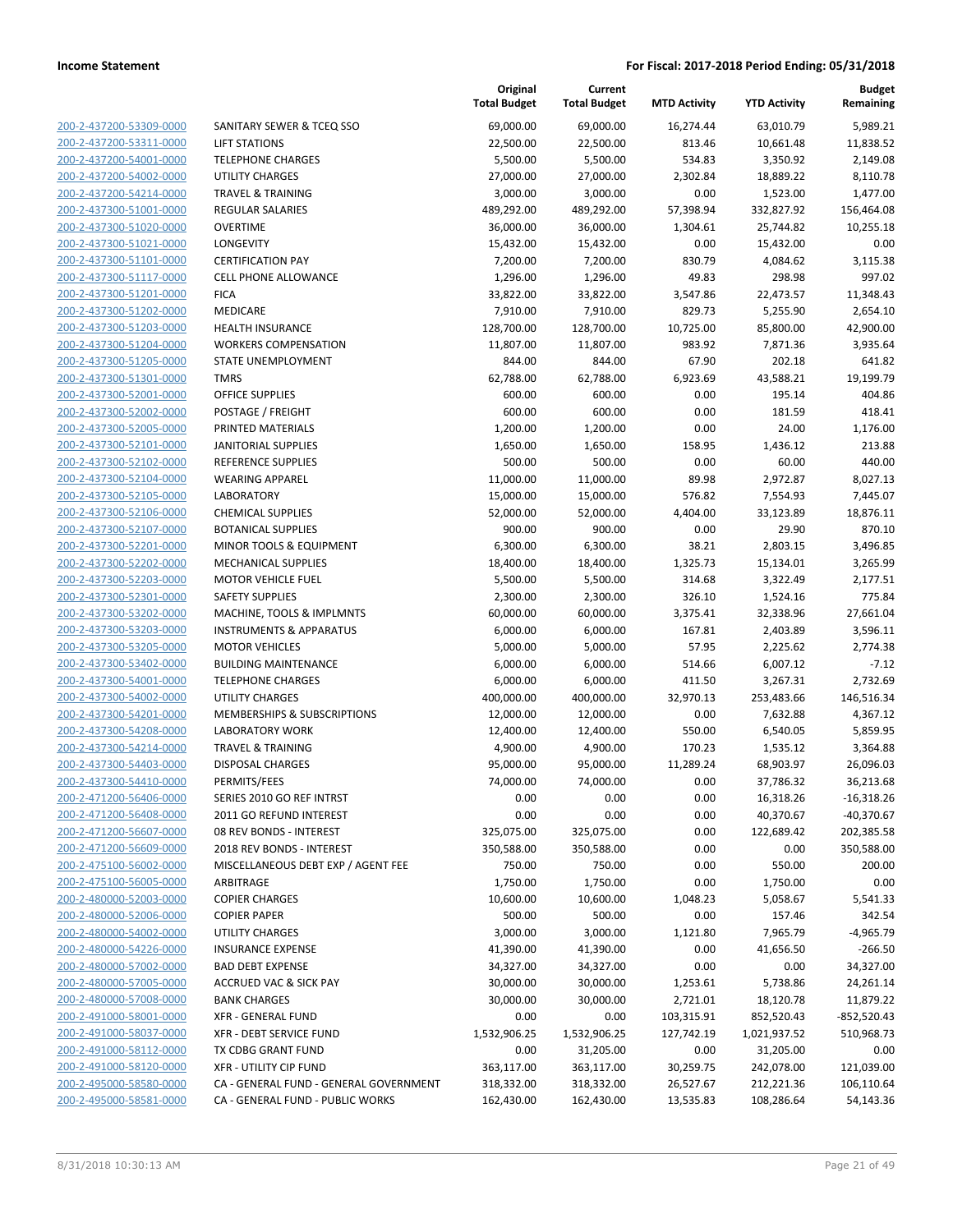**Income Statement** **For Fiscal: 2017-2018 Period Ending: 05/31/2018**

| | | Original Total Budget | Current Total Budget | MTD Activity | YTD Activity | Budget Remaining |
|---|---|---|---|---|---|---|
| 200-2-437200-53309-0000 | SANITARY SEWER & TCEQ SSO | 69,000.00 | 69,000.00 | 16,274.44 | 63,010.79 | 5,989.21 |
| 200-2-437200-53311-0000 | LIFT STATIONS | 22,500.00 | 22,500.00 | 813.46 | 10,661.48 | 11,838.52 |
| 200-2-437200-54001-0000 | TELEPHONE CHARGES | 5,500.00 | 5,500.00 | 534.83 | 3,350.92 | 2,149.08 |
| 200-2-437200-54002-0000 | UTILITY CHARGES | 27,000.00 | 27,000.00 | 2,302.84 | 18,889.22 | 8,110.78 |
| 200-2-437200-54214-0000 | TRAVEL & TRAINING | 3,000.00 | 3,000.00 | 0.00 | 1,523.00 | 1,477.00 |
| 200-2-437300-51001-0000 | REGULAR SALARIES | 489,292.00 | 489,292.00 | 57,398.94 | 332,827.92 | 156,464.08 |
| 200-2-437300-51020-0000 | OVERTIME | 36,000.00 | 36,000.00 | 1,304.61 | 25,744.82 | 10,255.18 |
| 200-2-437300-51021-0000 | LONGEVITY | 15,432.00 | 15,432.00 | 0.00 | 15,432.00 | 0.00 |
| 200-2-437300-51101-0000 | CERTIFICATION PAY | 7,200.00 | 7,200.00 | 830.79 | 4,084.62 | 3,115.38 |
| 200-2-437300-51117-0000 | CELL PHONE ALLOWANCE | 1,296.00 | 1,296.00 | 49.83 | 298.98 | 997.02 |
| 200-2-437300-51201-0000 | FICA | 33,822.00 | 33,822.00 | 3,547.86 | 22,473.57 | 11,348.43 |
| 200-2-437300-51202-0000 | MEDICARE | 7,910.00 | 7,910.00 | 829.73 | 5,255.90 | 2,654.10 |
| 200-2-437300-51203-0000 | HEALTH INSURANCE | 128,700.00 | 128,700.00 | 10,725.00 | 85,800.00 | 42,900.00 |
| 200-2-437300-51204-0000 | WORKERS COMPENSATION | 11,807.00 | 11,807.00 | 983.92 | 7,871.36 | 3,935.64 |
| 200-2-437300-51205-0000 | STATE UNEMPLOYMENT | 844.00 | 844.00 | 67.90 | 202.18 | 641.82 |
| 200-2-437300-51301-0000 | TMRS | 62,788.00 | 62,788.00 | 6,923.69 | 43,588.21 | 19,199.79 |
| 200-2-437300-52001-0000 | OFFICE SUPPLIES | 600.00 | 600.00 | 0.00 | 195.14 | 404.86 |
| 200-2-437300-52002-0000 | POSTAGE / FREIGHT | 600.00 | 600.00 | 0.00 | 181.59 | 418.41 |
| 200-2-437300-52005-0000 | PRINTED MATERIALS | 1,200.00 | 1,200.00 | 0.00 | 24.00 | 1,176.00 |
| 200-2-437300-52101-0000 | JANITORIAL SUPPLIES | 1,650.00 | 1,650.00 | 158.95 | 1,436.12 | 213.88 |
| 200-2-437300-52102-0000 | REFERENCE SUPPLIES | 500.00 | 500.00 | 0.00 | 60.00 | 440.00 |
| 200-2-437300-52104-0000 | WEARING APPAREL | 11,000.00 | 11,000.00 | 89.98 | 2,972.87 | 8,027.13 |
| 200-2-437300-52105-0000 | LABORATORY | 15,000.00 | 15,000.00 | 576.82 | 7,554.93 | 7,445.07 |
| 200-2-437300-52106-0000 | CHEMICAL SUPPLIES | 52,000.00 | 52,000.00 | 4,404.00 | 33,123.89 | 18,876.11 |
| 200-2-437300-52107-0000 | BOTANICAL SUPPLIES | 900.00 | 900.00 | 0.00 | 29.90 | 870.10 |
| 200-2-437300-52201-0000 | MINOR TOOLS & EQUIPMENT | 6,300.00 | 6,300.00 | 38.21 | 2,803.15 | 3,496.85 |
| 200-2-437300-52202-0000 | MECHANICAL SUPPLIES | 18,400.00 | 18,400.00 | 1,325.73 | 15,134.01 | 3,265.99 |
| 200-2-437300-52203-0000 | MOTOR VEHICLE FUEL | 5,500.00 | 5,500.00 | 314.68 | 3,322.49 | 2,177.51 |
| 200-2-437300-52301-0000 | SAFETY SUPPLIES | 2,300.00 | 2,300.00 | 326.10 | 1,524.16 | 775.84 |
| 200-2-437300-53202-0000 | MACHINE, TOOLS & IMPLMNTS | 60,000.00 | 60,000.00 | 3,375.41 | 32,338.96 | 27,661.04 |
| 200-2-437300-53203-0000 | INSTRUMENTS & APPARATUS | 6,000.00 | 6,000.00 | 167.81 | 2,403.89 | 3,596.11 |
| 200-2-437300-53205-0000 | MOTOR VEHICLES | 5,000.00 | 5,000.00 | 57.95 | 2,225.62 | 2,774.38 |
| 200-2-437300-53402-0000 | BUILDING MAINTENANCE | 6,000.00 | 6,000.00 | 514.66 | 6,007.12 | -7.12 |
| 200-2-437300-54001-0000 | TELEPHONE CHARGES | 6,000.00 | 6,000.00 | 411.50 | 3,267.31 | 2,732.69 |
| 200-2-437300-54002-0000 | UTILITY CHARGES | 400,000.00 | 400,000.00 | 32,970.13 | 253,483.66 | 146,516.34 |
| 200-2-437300-54201-0000 | MEMBERSHIPS & SUBSCRIPTIONS | 12,000.00 | 12,000.00 | 0.00 | 7,632.88 | 4,367.12 |
| 200-2-437300-54208-0000 | LABORATORY WORK | 12,400.00 | 12,400.00 | 550.00 | 6,540.05 | 5,859.95 |
| 200-2-437300-54214-0000 | TRAVEL & TRAINING | 4,900.00 | 4,900.00 | 170.23 | 1,535.12 | 3,364.88 |
| 200-2-437300-54403-0000 | DISPOSAL CHARGES | 95,000.00 | 95,000.00 | 11,289.24 | 68,903.97 | 26,096.03 |
| 200-2-437300-54410-0000 | PERMITS/FEES | 74,000.00 | 74,000.00 | 0.00 | 37,786.32 | 36,213.68 |
| 200-2-471200-56406-0000 | SERIES 2010 GO REF INTRST | 0.00 | 0.00 | 0.00 | 16,318.26 | -16,318.26 |
| 200-2-471200-56408-0000 | 2011 GO REFUND INTEREST | 0.00 | 0.00 | 0.00 | 40,370.67 | -40,370.67 |
| 200-2-471200-56607-0000 | 08 REV BONDS - INTEREST | 325,075.00 | 325,075.00 | 0.00 | 122,689.42 | 202,385.58 |
| 200-2-471200-56609-0000 | 2018 REV BONDS - INTEREST | 350,588.00 | 350,588.00 | 0.00 | 0.00 | 350,588.00 |
| 200-2-475100-56002-0000 | MISCELLANEOUS DEBT EXP / AGENT FEE | 750.00 | 750.00 | 0.00 | 550.00 | 200.00 |
| 200-2-475100-56005-0000 | ARBITRAGE | 1,750.00 | 1,750.00 | 0.00 | 1,750.00 | 0.00 |
| 200-2-480000-52003-0000 | COPIER CHARGES | 10,600.00 | 10,600.00 | 1,048.23 | 5,058.67 | 5,541.33 |
| 200-2-480000-52006-0000 | COPIER PAPER | 500.00 | 500.00 | 0.00 | 157.46 | 342.54 |
| 200-2-480000-54002-0000 | UTILITY CHARGES | 3,000.00 | 3,000.00 | 1,121.80 | 7,965.79 | -4,965.79 |
| 200-2-480000-54226-0000 | INSURANCE EXPENSE | 41,390.00 | 41,390.00 | 0.00 | 41,656.50 | -266.50 |
| 200-2-480000-57002-0000 | BAD DEBT EXPENSE | 34,327.00 | 34,327.00 | 0.00 | 0.00 | 34,327.00 |
| 200-2-480000-57005-0000 | ACCRUED VAC & SICK PAY | 30,000.00 | 30,000.00 | 1,253.61 | 5,738.86 | 24,261.14 |
| 200-2-480000-57008-0000 | BANK CHARGES | 30,000.00 | 30,000.00 | 2,721.01 | 18,120.78 | 11,879.22 |
| 200-2-491000-58001-0000 | XFR - GENERAL FUND | 0.00 | 0.00 | 103,315.91 | 852,520.43 | -852,520.43 |
| 200-2-491000-58037-0000 | XFR - DEBT SERVICE FUND | 1,532,906.25 | 1,532,906.25 | 127,742.19 | 1,021,937.52 | 510,968.73 |
| 200-2-491000-58112-0000 | TX CDBG GRANT FUND | 0.00 | 31,205.00 | 0.00 | 31,205.00 | 0.00 |
| 200-2-491000-58120-0000 | XFR - UTILITY CIP FUND | 363,117.00 | 363,117.00 | 30,259.75 | 242,078.00 | 121,039.00 |
| 200-2-495000-58580-0000 | CA - GENERAL FUND - GENERAL GOVERNMENT | 318,332.00 | 318,332.00 | 26,527.67 | 212,221.36 | 106,110.64 |
| 200-2-495000-58581-0000 | CA - GENERAL FUND - PUBLIC WORKS | 162,430.00 | 162,430.00 | 13,535.83 | 108,286.64 | 54,143.36 |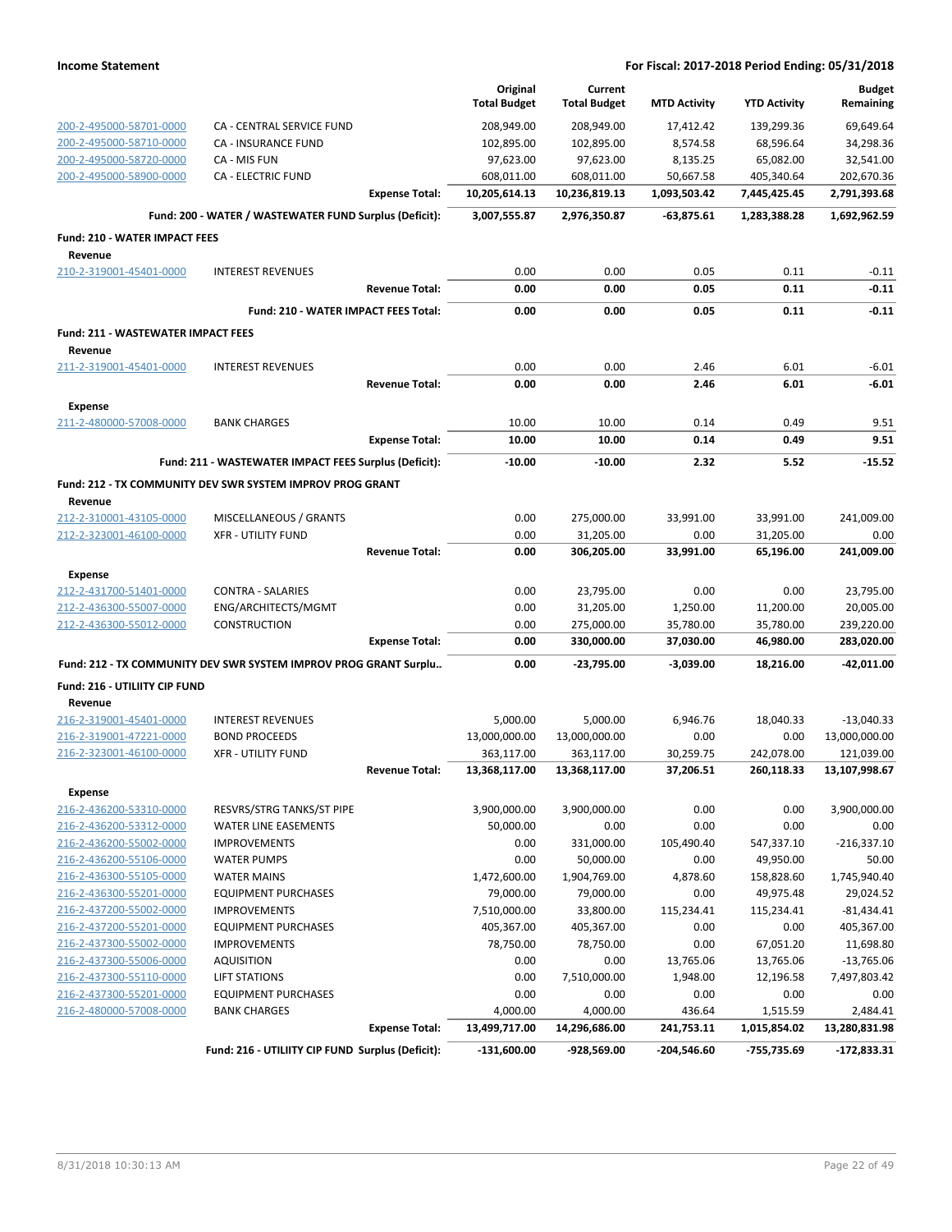**Income Statement** — For Fiscal: 2017-2018 Period Ending: 05/31/2018

| | | Original Total Budget | Current Total Budget | MTD Activity | YTD Activity | Budget Remaining |
|---|---|---|---|---|---|---|
| 200-2-495000-58701-0000 | CA - CENTRAL SERVICE FUND | 208,949.00 | 208,949.00 | 17,412.42 | 139,299.36 | 69,649.64 |
| 200-2-495000-58710-0000 | CA - INSURANCE FUND | 102,895.00 | 102,895.00 | 8,574.58 | 68,596.64 | 34,298.36 |
| 200-2-495000-58720-0000 | CA - MIS FUN | 97,623.00 | 97,623.00 | 8,135.25 | 65,082.00 | 32,541.00 |
| 200-2-495000-58900-0000 | CA - ELECTRIC FUND | 608,011.00 | 608,011.00 | 50,667.58 | 405,340.64 | 202,670.36 |
| | **Expense Total:** | **10,205,614.13** | **10,236,819.13** | **1,093,503.42** | **7,445,425.45** | **2,791,393.68** |
| | **Fund: 200 - WATER / WASTEWATER FUND Surplus (Deficit):** | **3,007,555.87** | **2,976,350.87** | **-63,875.61** | **1,283,388.28** | **1,692,962.59** |
| **Fund: 210 - WATER IMPACT FEES** | | | | | | |
| **Revenue** | | | | | | |
| 210-2-319001-45401-0000 | INTEREST REVENUES | 0.00 | 0.00 | 0.05 | 0.11 | -0.11 |
| | **Revenue Total:** | **0.00** | **0.00** | **0.05** | **0.11** | **-0.11** |
| | **Fund: 210 - WATER IMPACT FEES Total:** | **0.00** | **0.00** | **0.05** | **0.11** | **-0.11** |
| **Fund: 211 - WASTEWATER IMPACT FEES** | | | | | | |
| **Revenue** | | | | | | |
| 211-2-319001-45401-0000 | INTEREST REVENUES | 0.00 | 0.00 | 2.46 | 6.01 | -6.01 |
| | **Revenue Total:** | **0.00** | **0.00** | **2.46** | **6.01** | **-6.01** |
| **Expense** | | | | | | |
| 211-2-480000-57008-0000 | BANK CHARGES | 10.00 | 10.00 | 0.14 | 0.49 | 9.51 |
| | **Expense Total:** | **10.00** | **10.00** | **0.14** | **0.49** | **9.51** |
| | **Fund: 211 - WASTEWATER IMPACT FEES Surplus (Deficit):** | **-10.00** | **-10.00** | **2.32** | **5.52** | **-15.52** |
| **Fund: 212 - TX COMMUNITY DEV SWR SYSTEM IMPROV PROG GRANT** | | | | | | |
| **Revenue** | | | | | | |
| 212-2-310001-43105-0000 | MISCELLANEOUS / GRANTS | 0.00 | 275,000.00 | 33,991.00 | 33,991.00 | 241,009.00 |
| 212-2-323001-46100-0000 | XFR - UTILITY FUND | 0.00 | 31,205.00 | 0.00 | 31,205.00 | 0.00 |
| | **Revenue Total:** | **0.00** | **306,205.00** | **33,991.00** | **65,196.00** | **241,009.00** |
| **Expense** | | | | | | |
| 212-2-431700-51401-0000 | CONTRA - SALARIES | 0.00 | 23,795.00 | 0.00 | 0.00 | 23,795.00 |
| 212-2-436300-55007-0000 | ENG/ARCHITECTS/MGMT | 0.00 | 31,205.00 | 1,250.00 | 11,200.00 | 20,005.00 |
| 212-2-436300-55012-0000 | CONSTRUCTION | 0.00 | 275,000.00 | 35,780.00 | 35,780.00 | 239,220.00 |
| | **Expense Total:** | **0.00** | **330,000.00** | **37,030.00** | **46,980.00** | **283,020.00** |
| | **Fund: 212 - TX COMMUNITY DEV SWR SYSTEM IMPROV PROG GRANT Surplu..** | **0.00** | **-23,795.00** | **-3,039.00** | **18,216.00** | **-42,011.00** |
| **Fund: 216 - UTILIITY CIP FUND** | | | | | | |
| **Revenue** | | | | | | |
| 216-2-319001-45401-0000 | INTEREST REVENUES | 5,000.00 | 5,000.00 | 6,946.76 | 18,040.33 | -13,040.33 |
| 216-2-319001-47221-0000 | BOND PROCEEDS | 13,000,000.00 | 13,000,000.00 | 0.00 | 0.00 | 13,000,000.00 |
| 216-2-323001-46100-0000 | XFR - UTILITY FUND | 363,117.00 | 363,117.00 | 30,259.75 | 242,078.00 | 121,039.00 |
| | **Revenue Total:** | **13,368,117.00** | **13,368,117.00** | **37,206.51** | **260,118.33** | **13,107,998.67** |
| **Expense** | | | | | | |
| 216-2-436200-53310-0000 | RESVRS/STRG TANKS/ST PIPE | 3,900,000.00 | 3,900,000.00 | 0.00 | 0.00 | 3,900,000.00 |
| 216-2-436200-53312-0000 | WATER LINE EASEMENTS | 50,000.00 | 0.00 | 0.00 | 0.00 | 0.00 |
| 216-2-436200-55002-0000 | IMPROVEMENTS | 0.00 | 331,000.00 | 105,490.40 | 547,337.10 | -216,337.10 |
| 216-2-436200-55106-0000 | WATER PUMPS | 0.00 | 50,000.00 | 0.00 | 49,950.00 | 50.00 |
| 216-2-436300-55105-0000 | WATER MAINS | 1,472,600.00 | 1,904,769.00 | 4,878.60 | 158,828.60 | 1,745,940.40 |
| 216-2-436300-55201-0000 | EQUIPMENT PURCHASES | 79,000.00 | 79,000.00 | 0.00 | 49,975.48 | 29,024.52 |
| 216-2-437200-55002-0000 | IMPROVEMENTS | 7,510,000.00 | 33,800.00 | 115,234.41 | 115,234.41 | -81,434.41 |
| 216-2-437200-55201-0000 | EQUIPMENT PURCHASES | 405,367.00 | 405,367.00 | 0.00 | 0.00 | 405,367.00 |
| 216-2-437300-55002-0000 | IMPROVEMENTS | 78,750.00 | 78,750.00 | 0.00 | 67,051.20 | 11,698.80 |
| 216-2-437300-55006-0000 | AQUISITION | 0.00 | 0.00 | 13,765.06 | 13,765.06 | -13,765.06 |
| 216-2-437300-55110-0000 | LIFT STATIONS | 0.00 | 7,510,000.00 | 1,948.00 | 12,196.58 | 7,497,803.42 |
| 216-2-437300-55201-0000 | EQUIPMENT PURCHASES | 0.00 | 0.00 | 0.00 | 0.00 | 0.00 |
| 216-2-480000-57008-0000 | BANK CHARGES | 4,000.00 | 4,000.00 | 436.64 | 1,515.59 | 2,484.41 |
| | **Expense Total:** | **13,499,717.00** | **14,296,686.00** | **241,753.11** | **1,015,854.02** | **13,280,831.98** |
| | **Fund: 216 - UTILIITY CIP FUND Surplus (Deficit):** | **-131,600.00** | **-928,569.00** | **-204,546.60** | **-755,735.69** | **-172,833.31** |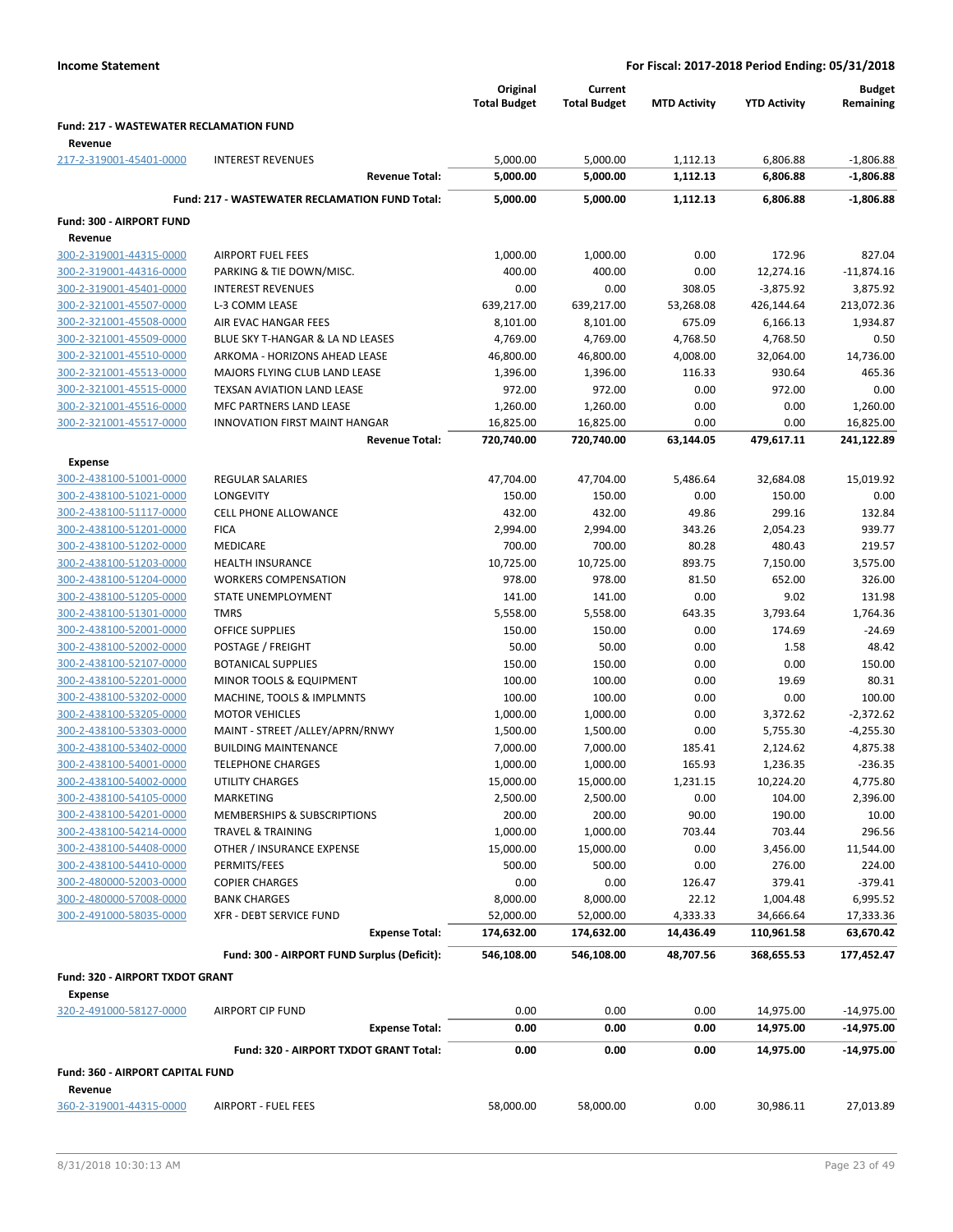**Income Statement** — For Fiscal: 2017-2018 Period Ending: 05/31/2018

| | | Original Total Budget | Current Total Budget | MTD Activity | YTD Activity | Budget Remaining |
|---|---|---|---|---|---|---|
| **Fund: 217 - WASTEWATER RECLAMATION FUND** | | | | | | |
| **Revenue** | | | | | | |
| 217-2-319001-45401-0000 | INTEREST REVENUES | 5,000.00 | 5,000.00 | 1,112.13 | 6,806.88 | -1,806.88 |
| | **Revenue Total:** | **5,000.00** | **5,000.00** | **1,112.13** | **6,806.88** | **-1,806.88** |
| | **Fund: 217 - WASTEWATER RECLAMATION FUND Total:** | **5,000.00** | **5,000.00** | **1,112.13** | **6,806.88** | **-1,806.88** |
| **Fund: 300 - AIRPORT FUND** | | | | | | |
| **Revenue** | | | | | | |
| 300-2-319001-44315-0000 | AIRPORT FUEL FEES | 1,000.00 | 1,000.00 | 0.00 | 172.96 | 827.04 |
| 300-2-319001-44316-0000 | PARKING & TIE DOWN/MISC. | 400.00 | 400.00 | 0.00 | 12,274.16 | -11,874.16 |
| 300-2-319001-45401-0000 | INTEREST REVENUES | 0.00 | 0.00 | 308.05 | -3,875.92 | 3,875.92 |
| 300-2-321001-45507-0000 | L-3 COMM LEASE | 639,217.00 | 639,217.00 | 53,268.08 | 426,144.64 | 213,072.36 |
| 300-2-321001-45508-0000 | AIR EVAC HANGAR FEES | 8,101.00 | 8,101.00 | 675.09 | 6,166.13 | 1,934.87 |
| 300-2-321001-45509-0000 | BLUE SKY T-HANGAR & LA ND LEASES | 4,769.00 | 4,769.00 | 4,768.50 | 4,768.50 | 0.50 |
| 300-2-321001-45510-0000 | ARKOMA - HORIZONS AHEAD LEASE | 46,800.00 | 46,800.00 | 4,008.00 | 32,064.00 | 14,736.00 |
| 300-2-321001-45513-0000 | MAJORS FLYING CLUB LAND LEASE | 1,396.00 | 1,396.00 | 116.33 | 930.64 | 465.36 |
| 300-2-321001-45515-0000 | TEXSAN AVIATION LAND LEASE | 972.00 | 972.00 | 0.00 | 972.00 | 0.00 |
| 300-2-321001-45516-0000 | MFC PARTNERS LAND LEASE | 1,260.00 | 1,260.00 | 0.00 | 0.00 | 1,260.00 |
| 300-2-321001-45517-0000 | INNOVATION FIRST MAINT HANGAR | 16,825.00 | 16,825.00 | 0.00 | 0.00 | 16,825.00 |
| | **Revenue Total:** | **720,740.00** | **720,740.00** | **63,144.05** | **479,617.11** | **241,122.89** |
| **Expense** | | | | | | |
| 300-2-438100-51001-0000 | REGULAR SALARIES | 47,704.00 | 47,704.00 | 5,486.64 | 32,684.08 | 15,019.92 |
| 300-2-438100-51021-0000 | LONGEVITY | 150.00 | 150.00 | 0.00 | 150.00 | 0.00 |
| 300-2-438100-51117-0000 | CELL PHONE ALLOWANCE | 432.00 | 432.00 | 49.86 | 299.16 | 132.84 |
| 300-2-438100-51201-0000 | FICA | 2,994.00 | 2,994.00 | 343.26 | 2,054.23 | 939.77 |
| 300-2-438100-51202-0000 | MEDICARE | 700.00 | 700.00 | 80.28 | 480.43 | 219.57 |
| 300-2-438100-51203-0000 | HEALTH INSURANCE | 10,725.00 | 10,725.00 | 893.75 | 7,150.00 | 3,575.00 |
| 300-2-438100-51204-0000 | WORKERS COMPENSATION | 978.00 | 978.00 | 81.50 | 652.00 | 326.00 |
| 300-2-438100-51205-0000 | STATE UNEMPLOYMENT | 141.00 | 141.00 | 0.00 | 9.02 | 131.98 |
| 300-2-438100-51301-0000 | TMRS | 5,558.00 | 5,558.00 | 643.35 | 3,793.64 | 1,764.36 |
| 300-2-438100-52001-0000 | OFFICE SUPPLIES | 150.00 | 150.00 | 0.00 | 174.69 | -24.69 |
| 300-2-438100-52002-0000 | POSTAGE / FREIGHT | 50.00 | 50.00 | 0.00 | 1.58 | 48.42 |
| 300-2-438100-52107-0000 | BOTANICAL SUPPLIES | 150.00 | 150.00 | 0.00 | 0.00 | 150.00 |
| 300-2-438100-52201-0000 | MINOR TOOLS & EQUIPMENT | 100.00 | 100.00 | 0.00 | 19.69 | 80.31 |
| 300-2-438100-53202-0000 | MACHINE, TOOLS & IMPLMNTS | 100.00 | 100.00 | 0.00 | 0.00 | 100.00 |
| 300-2-438100-53205-0000 | MOTOR VEHICLES | 1,000.00 | 1,000.00 | 0.00 | 3,372.62 | -2,372.62 |
| 300-2-438100-53303-0000 | MAINT - STREET /ALLEY/APRN/RNWY | 1,500.00 | 1,500.00 | 0.00 | 5,755.30 | -4,255.30 |
| 300-2-438100-53402-0000 | BUILDING MAINTENANCE | 7,000.00 | 7,000.00 | 185.41 | 2,124.62 | 4,875.38 |
| 300-2-438100-54001-0000 | TELEPHONE CHARGES | 1,000.00 | 1,000.00 | 165.93 | 1,236.35 | -236.35 |
| 300-2-438100-54002-0000 | UTILITY CHARGES | 15,000.00 | 15,000.00 | 1,231.15 | 10,224.20 | 4,775.80 |
| 300-2-438100-54105-0000 | MARKETING | 2,500.00 | 2,500.00 | 0.00 | 104.00 | 2,396.00 |
| 300-2-438100-54201-0000 | MEMBERSHIPS & SUBSCRIPTIONS | 200.00 | 200.00 | 90.00 | 190.00 | 10.00 |
| 300-2-438100-54214-0000 | TRAVEL & TRAINING | 1,000.00 | 1,000.00 | 703.44 | 703.44 | 296.56 |
| 300-2-438100-54408-0000 | OTHER / INSURANCE EXPENSE | 15,000.00 | 15,000.00 | 0.00 | 3,456.00 | 11,544.00 |
| 300-2-438100-54410-0000 | PERMITS/FEES | 500.00 | 500.00 | 0.00 | 276.00 | 224.00 |
| 300-2-480000-52003-0000 | COPIER CHARGES | 0.00 | 0.00 | 126.47 | 379.41 | -379.41 |
| 300-2-480000-57008-0000 | BANK CHARGES | 8,000.00 | 8,000.00 | 22.12 | 1,004.48 | 6,995.52 |
| 300-2-491000-58035-0000 | XFR - DEBT SERVICE FUND | 52,000.00 | 52,000.00 | 4,333.33 | 34,666.64 | 17,333.36 |
| | **Expense Total:** | **174,632.00** | **174,632.00** | **14,436.49** | **110,961.58** | **63,670.42** |
| | **Fund: 300 - AIRPORT FUND Surplus (Deficit):** | **546,108.00** | **546,108.00** | **48,707.56** | **368,655.53** | **177,452.47** |
| **Fund: 320 - AIRPORT TXDOT GRANT** | | | | | | |
| **Expense** | | | | | | |
| 320-2-491000-58127-0000 | AIRPORT CIP FUND | 0.00 | 0.00 | 0.00 | 14,975.00 | -14,975.00 |
| | **Expense Total:** | **0.00** | **0.00** | **0.00** | **14,975.00** | **-14,975.00** |
| | **Fund: 320 - AIRPORT TXDOT GRANT Total:** | **0.00** | **0.00** | **0.00** | **14,975.00** | **-14,975.00** |
| **Fund: 360 - AIRPORT CAPITAL FUND** | | | | | | |
| **Revenue** | | | | | | |
| 360-2-319001-44315-0000 | AIRPORT - FUEL FEES | 58,000.00 | 58,000.00 | 0.00 | 30,986.11 | 27,013.89 |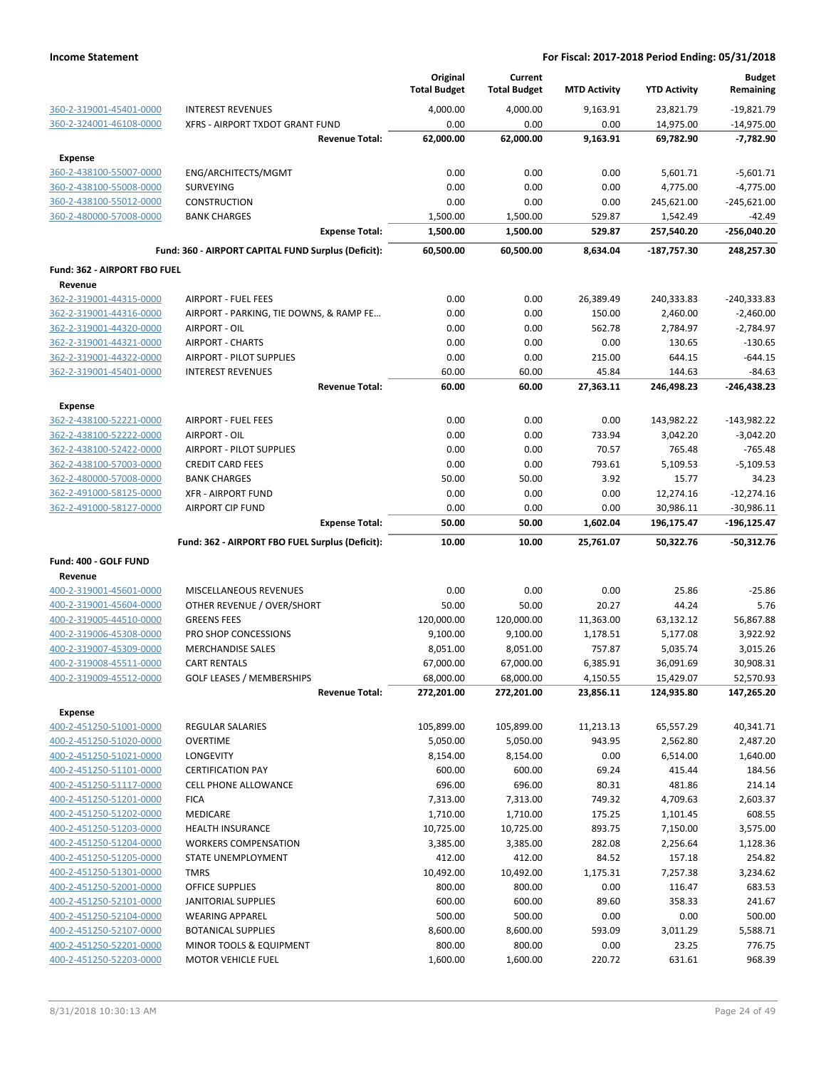| | | Original Total Budget | Current Total Budget | MTD Activity | YTD Activity | Budget Remaining |
|---|---|---|---|---|---|---|
| 360-2-319001-45401-0000 | INTEREST REVENUES | 4,000.00 | 4,000.00 | 9,163.91 | 23,821.79 | -19,821.79 |
| 360-2-324001-46108-0000 | XFRS - AIRPORT TXDOT GRANT FUND | 0.00 | 0.00 | 0.00 | 14,975.00 | -14,975.00 |
| | **Revenue Total:** | **62,000.00** | **62,000.00** | **9,163.91** | **69,782.90** | **-7,782.90** |
| **Expense** | | | | | | |
| 360-2-438100-55007-0000 | ENG/ARCHITECTS/MGMT | 0.00 | 0.00 | 0.00 | 5,601.71 | -5,601.71 |
| 360-2-438100-55008-0000 | SURVEYING | 0.00 | 0.00 | 0.00 | 4,775.00 | -4,775.00 |
| 360-2-438100-55012-0000 | CONSTRUCTION | 0.00 | 0.00 | 0.00 | 245,621.00 | -245,621.00 |
| 360-2-480000-57008-0000 | BANK CHARGES | 1,500.00 | 1,500.00 | 529.87 | 1,542.49 | -42.49 |
| | **Expense Total:** | **1,500.00** | **1,500.00** | **529.87** | **257,540.20** | **-256,040.20** |
| | **Fund: 360 - AIRPORT CAPITAL FUND Surplus (Deficit):** | **60,500.00** | **60,500.00** | **8,634.04** | **-187,757.30** | **248,257.30** |
| **Fund: 362 - AIRPORT FBO FUEL** | | | | | | |
| **Revenue** | | | | | | |
| 362-2-319001-44315-0000 | AIRPORT - FUEL FEES | 0.00 | 0.00 | 26,389.49 | 240,333.83 | -240,333.83 |
| 362-2-319001-44316-0000 | AIRPORT - PARKING, TIE DOWNS, & RAMP FE… | 0.00 | 0.00 | 150.00 | 2,460.00 | -2,460.00 |
| 362-2-319001-44320-0000 | AIRPORT - OIL | 0.00 | 0.00 | 562.78 | 2,784.97 | -2,784.97 |
| 362-2-319001-44321-0000 | AIRPORT - CHARTS | 0.00 | 0.00 | 0.00 | 130.65 | -130.65 |
| 362-2-319001-44322-0000 | AIRPORT - PILOT SUPPLIES | 0.00 | 0.00 | 215.00 | 644.15 | -644.15 |
| 362-2-319001-45401-0000 | INTEREST REVENUES | 60.00 | 60.00 | 45.84 | 144.63 | -84.63 |
| | **Revenue Total:** | **60.00** | **60.00** | **27,363.11** | **246,498.23** | **-246,438.23** |
| **Expense** | | | | | | |
| 362-2-438100-52221-0000 | AIRPORT - FUEL FEES | 0.00 | 0.00 | 0.00 | 143,982.22 | -143,982.22 |
| 362-2-438100-52222-0000 | AIRPORT - OIL | 0.00 | 0.00 | 733.94 | 3,042.20 | -3,042.20 |
| 362-2-438100-52422-0000 | AIRPORT - PILOT SUPPLIES | 0.00 | 0.00 | 70.57 | 765.48 | -765.48 |
| 362-2-438100-57003-0000 | CREDIT CARD FEES | 0.00 | 0.00 | 793.61 | 5,109.53 | -5,109.53 |
| 362-2-480000-57008-0000 | BANK CHARGES | 50.00 | 50.00 | 3.92 | 15.77 | 34.23 |
| 362-2-491000-58125-0000 | XFR - AIRPORT FUND | 0.00 | 0.00 | 0.00 | 12,274.16 | -12,274.16 |
| 362-2-491000-58127-0000 | AIRPORT CIP FUND | 0.00 | 0.00 | 0.00 | 30,986.11 | -30,986.11 |
| | **Expense Total:** | **50.00** | **50.00** | **1,602.04** | **196,175.47** | **-196,125.47** |
| | **Fund: 362 - AIRPORT FBO FUEL Surplus (Deficit):** | **10.00** | **10.00** | **25,761.07** | **50,322.76** | **-50,312.76** |
| **Fund: 400 - GOLF FUND** | | | | | | |
| **Revenue** | | | | | | |
| 400-2-319001-45601-0000 | MISCELLANEOUS REVENUES | 0.00 | 0.00 | 0.00 | 25.86 | -25.86 |
| 400-2-319001-45604-0000 | OTHER REVENUE / OVER/SHORT | 50.00 | 50.00 | 20.27 | 44.24 | 5.76 |
| 400-2-319005-44510-0000 | GREENS FEES | 120,000.00 | 120,000.00 | 11,363.00 | 63,132.12 | 56,867.88 |
| 400-2-319006-45308-0000 | PRO SHOP CONCESSIONS | 9,100.00 | 9,100.00 | 1,178.51 | 5,177.08 | 3,922.92 |
| 400-2-319007-45309-0000 | MERCHANDISE SALES | 8,051.00 | 8,051.00 | 757.87 | 5,035.74 | 3,015.26 |
| 400-2-319008-45511-0000 | CART RENTALS | 67,000.00 | 67,000.00 | 6,385.91 | 36,091.69 | 30,908.31 |
| 400-2-319009-45512-0000 | GOLF LEASES / MEMBERSHIPS | 68,000.00 | 68,000.00 | 4,150.55 | 15,429.07 | 52,570.93 |
| | **Revenue Total:** | **272,201.00** | **272,201.00** | **23,856.11** | **124,935.80** | **147,265.20** |
| **Expense** | | | | | | |
| 400-2-451250-51001-0000 | REGULAR SALARIES | 105,899.00 | 105,899.00 | 11,213.13 | 65,557.29 | 40,341.71 |
| 400-2-451250-51020-0000 | OVERTIME | 5,050.00 | 5,050.00 | 943.95 | 2,562.80 | 2,487.20 |
| 400-2-451250-51021-0000 | LONGEVITY | 8,154.00 | 8,154.00 | 0.00 | 6,514.00 | 1,640.00 |
| 400-2-451250-51101-0000 | CERTIFICATION PAY | 600.00 | 600.00 | 69.24 | 415.44 | 184.56 |
| 400-2-451250-51117-0000 | CELL PHONE ALLOWANCE | 696.00 | 696.00 | 80.31 | 481.86 | 214.14 |
| 400-2-451250-51201-0000 | FICA | 7,313.00 | 7,313.00 | 749.32 | 4,709.63 | 2,603.37 |
| 400-2-451250-51202-0000 | MEDICARE | 1,710.00 | 1,710.00 | 175.25 | 1,101.45 | 608.55 |
| 400-2-451250-51203-0000 | HEALTH INSURANCE | 10,725.00 | 10,725.00 | 893.75 | 7,150.00 | 3,575.00 |
| 400-2-451250-51204-0000 | WORKERS COMPENSATION | 3,385.00 | 3,385.00 | 282.08 | 2,256.64 | 1,128.36 |
| 400-2-451250-51205-0000 | STATE UNEMPLOYMENT | 412.00 | 412.00 | 84.52 | 157.18 | 254.82 |
| 400-2-451250-51301-0000 | TMRS | 10,492.00 | 10,492.00 | 1,175.31 | 7,257.38 | 3,234.62 |
| 400-2-451250-52001-0000 | OFFICE SUPPLIES | 800.00 | 800.00 | 0.00 | 116.47 | 683.53 |
| 400-2-451250-52101-0000 | JANITORIAL SUPPLIES | 600.00 | 600.00 | 89.60 | 358.33 | 241.67 |
| 400-2-451250-52104-0000 | WEARING APPAREL | 500.00 | 500.00 | 0.00 | 0.00 | 500.00 |
| 400-2-451250-52107-0000 | BOTANICAL SUPPLIES | 8,600.00 | 8,600.00 | 593.09 | 3,011.29 | 5,588.71 |
| 400-2-451250-52201-0000 | MINOR TOOLS & EQUIPMENT | 800.00 | 800.00 | 0.00 | 23.25 | 776.75 |
| 400-2-451250-52203-0000 | MOTOR VEHICLE FUEL | 1,600.00 | 1,600.00 | 220.72 | 631.61 | 968.39 |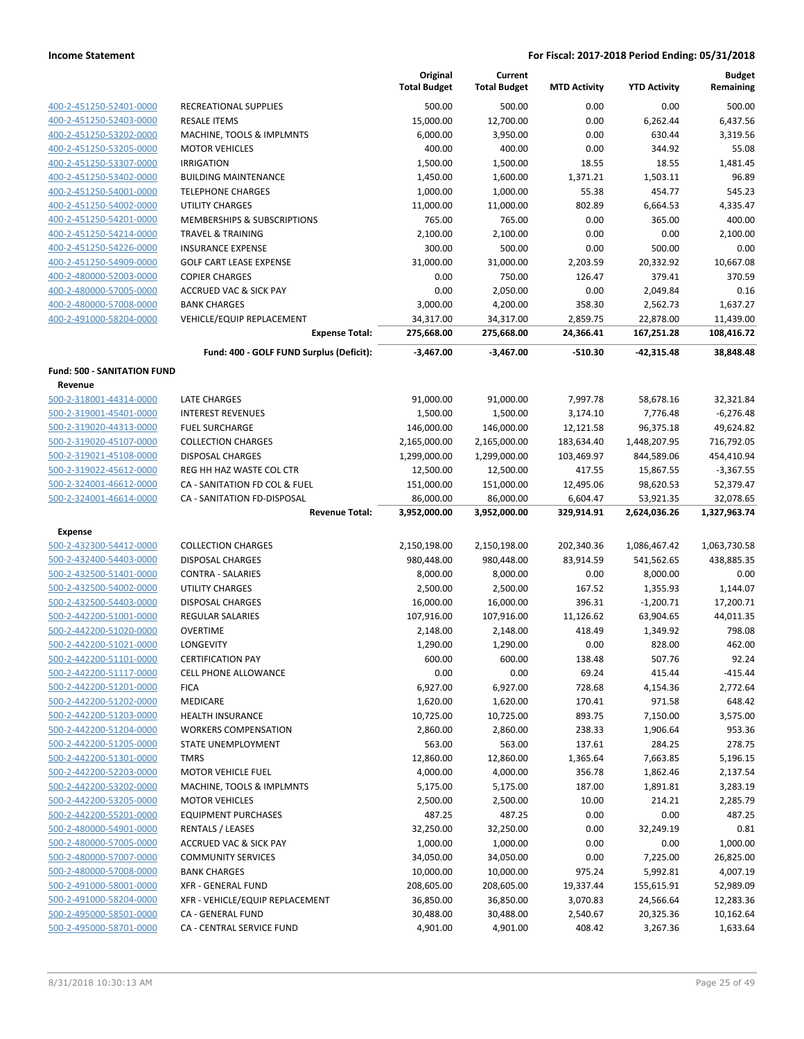| | | Original Total Budget | Current Total Budget | MTD Activity | YTD Activity | Budget Remaining |
|---|---|---|---|---|---|---|
| 400-2-451250-52401-0000 | RECREATIONAL SUPPLIES | 500.00 | 500.00 | 0.00 | 0.00 | 500.00 |
| 400-2-451250-52403-0000 | RESALE ITEMS | 15,000.00 | 12,700.00 | 0.00 | 6,262.44 | 6,437.56 |
| 400-2-451250-53202-0000 | MACHINE, TOOLS & IMPLMNTS | 6,000.00 | 3,950.00 | 0.00 | 630.44 | 3,319.56 |
| 400-2-451250-53205-0000 | MOTOR VEHICLES | 400.00 | 400.00 | 0.00 | 344.92 | 55.08 |
| 400-2-451250-53307-0000 | IRRIGATION | 1,500.00 | 1,500.00 | 18.55 | 18.55 | 1,481.45 |
| 400-2-451250-53402-0000 | BUILDING MAINTENANCE | 1,450.00 | 1,600.00 | 1,371.21 | 1,503.11 | 96.89 |
| 400-2-451250-54001-0000 | TELEPHONE CHARGES | 1,000.00 | 1,000.00 | 55.38 | 454.77 | 545.23 |
| 400-2-451250-54002-0000 | UTILITY CHARGES | 11,000.00 | 11,000.00 | 802.89 | 6,664.53 | 4,335.47 |
| 400-2-451250-54201-0000 | MEMBERSHIPS & SUBSCRIPTIONS | 765.00 | 765.00 | 0.00 | 365.00 | 400.00 |
| 400-2-451250-54214-0000 | TRAVEL & TRAINING | 2,100.00 | 2,100.00 | 0.00 | 0.00 | 2,100.00 |
| 400-2-451250-54226-0000 | INSURANCE EXPENSE | 300.00 | 500.00 | 0.00 | 500.00 | 0.00 |
| 400-2-451250-54909-0000 | GOLF CART LEASE EXPENSE | 31,000.00 | 31,000.00 | 2,203.59 | 20,332.92 | 10,667.08 |
| 400-2-480000-52003-0000 | COPIER CHARGES | 0.00 | 750.00 | 126.47 | 379.41 | 370.59 |
| 400-2-480000-57005-0000 | ACCRUED VAC & SICK PAY | 0.00 | 2,050.00 | 0.00 | 2,049.84 | 0.16 |
| 400-2-480000-57008-0000 | BANK CHARGES | 3,000.00 | 4,200.00 | 358.30 | 2,562.73 | 1,637.27 |
| 400-2-491000-58204-0000 | VEHICLE/EQUIP REPLACEMENT | 34,317.00 | 34,317.00 | 2,859.75 | 22,878.00 | 11,439.00 |
| | **Expense Total:** | **275,668.00** | **275,668.00** | **24,366.41** | **167,251.28** | **108,416.72** |
| | **Fund: 400 - GOLF FUND Surplus (Deficit):** | **-3,467.00** | **-3,467.00** | **-510.30** | **-42,315.48** | **38,848.48** |
| **Fund: 500 - SANITATION FUND** | | | | | | |
| **Revenue** | | | | | | |
| 500-2-318001-44314-0000 | LATE CHARGES | 91,000.00 | 91,000.00 | 7,997.78 | 58,678.16 | 32,321.84 |
| 500-2-319001-45401-0000 | INTEREST REVENUES | 1,500.00 | 1,500.00 | 3,174.10 | 7,776.48 | -6,276.48 |
| 500-2-319020-44313-0000 | FUEL SURCHARGE | 146,000.00 | 146,000.00 | 12,121.58 | 96,375.18 | 49,624.82 |
| 500-2-319020-45107-0000 | COLLECTION CHARGES | 2,165,000.00 | 2,165,000.00 | 183,634.40 | 1,448,207.95 | 716,792.05 |
| 500-2-319021-45108-0000 | DISPOSAL CHARGES | 1,299,000.00 | 1,299,000.00 | 103,469.97 | 844,589.06 | 454,410.94 |
| 500-2-319022-45612-0000 | REG HH HAZ WASTE COL CTR | 12,500.00 | 12,500.00 | 417.55 | 15,867.55 | -3,367.55 |
| 500-2-324001-46612-0000 | CA - SANITATION FD COL & FUEL | 151,000.00 | 151,000.00 | 12,495.06 | 98,620.53 | 52,379.47 |
| 500-2-324001-46614-0000 | CA - SANITATION FD-DISPOSAL | 86,000.00 | 86,000.00 | 6,604.47 | 53,921.35 | 32,078.65 |
| | **Revenue Total:** | **3,952,000.00** | **3,952,000.00** | **329,914.91** | **2,624,036.26** | **1,327,963.74** |
| **Expense** | | | | | | |
| 500-2-432300-54412-0000 | COLLECTION CHARGES | 2,150,198.00 | 2,150,198.00 | 202,340.36 | 1,086,467.42 | 1,063,730.58 |
| 500-2-432400-54403-0000 | DISPOSAL CHARGES | 980,448.00 | 980,448.00 | 83,914.59 | 541,562.65 | 438,885.35 |
| 500-2-432500-51401-0000 | CONTRA - SALARIES | 8,000.00 | 8,000.00 | 0.00 | 8,000.00 | 0.00 |
| 500-2-432500-54002-0000 | UTILITY CHARGES | 2,500.00 | 2,500.00 | 167.52 | 1,355.93 | 1,144.07 |
| 500-2-432500-54403-0000 | DISPOSAL CHARGES | 16,000.00 | 16,000.00 | 396.31 | -1,200.71 | 17,200.71 |
| 500-2-442200-51001-0000 | REGULAR SALARIES | 107,916.00 | 107,916.00 | 11,126.62 | 63,904.65 | 44,011.35 |
| 500-2-442200-51020-0000 | OVERTIME | 2,148.00 | 2,148.00 | 418.49 | 1,349.92 | 798.08 |
| 500-2-442200-51021-0000 | LONGEVITY | 1,290.00 | 1,290.00 | 0.00 | 828.00 | 462.00 |
| 500-2-442200-51101-0000 | CERTIFICATION PAY | 600.00 | 600.00 | 138.48 | 507.76 | 92.24 |
| 500-2-442200-51117-0000 | CELL PHONE ALLOWANCE | 0.00 | 0.00 | 69.24 | 415.44 | -415.44 |
| 500-2-442200-51201-0000 | FICA | 6,927.00 | 6,927.00 | 728.68 | 4,154.36 | 2,772.64 |
| 500-2-442200-51202-0000 | MEDICARE | 1,620.00 | 1,620.00 | 170.41 | 971.58 | 648.42 |
| 500-2-442200-51203-0000 | HEALTH INSURANCE | 10,725.00 | 10,725.00 | 893.75 | 7,150.00 | 3,575.00 |
| 500-2-442200-51204-0000 | WORKERS COMPENSATION | 2,860.00 | 2,860.00 | 238.33 | 1,906.64 | 953.36 |
| 500-2-442200-51205-0000 | STATE UNEMPLOYMENT | 563.00 | 563.00 | 137.61 | 284.25 | 278.75 |
| 500-2-442200-51301-0000 | TMRS | 12,860.00 | 12,860.00 | 1,365.64 | 7,663.85 | 5,196.15 |
| 500-2-442200-52203-0000 | MOTOR VEHICLE FUEL | 4,000.00 | 4,000.00 | 356.78 | 1,862.46 | 2,137.54 |
| 500-2-442200-53202-0000 | MACHINE, TOOLS & IMPLMNTS | 5,175.00 | 5,175.00 | 187.00 | 1,891.81 | 3,283.19 |
| 500-2-442200-53205-0000 | MOTOR VEHICLES | 2,500.00 | 2,500.00 | 10.00 | 214.21 | 2,285.79 |
| 500-2-442200-55201-0000 | EQUIPMENT PURCHASES | 487.25 | 487.25 | 0.00 | 0.00 | 487.25 |
| 500-2-480000-54901-0000 | RENTALS / LEASES | 32,250.00 | 32,250.00 | 0.00 | 32,249.19 | 0.81 |
| 500-2-480000-57005-0000 | ACCRUED VAC & SICK PAY | 1,000.00 | 1,000.00 | 0.00 | 0.00 | 1,000.00 |
| 500-2-480000-57007-0000 | COMMUNITY SERVICES | 34,050.00 | 34,050.00 | 0.00 | 7,225.00 | 26,825.00 |
| 500-2-480000-57008-0000 | BANK CHARGES | 10,000.00 | 10,000.00 | 975.24 | 5,992.81 | 4,007.19 |
| 500-2-491000-58001-0000 | XFR - GENERAL FUND | 208,605.00 | 208,605.00 | 19,337.44 | 155,615.91 | 52,989.09 |
| 500-2-491000-58204-0000 | XFR - VEHICLE/EQUIP REPLACEMENT | 36,850.00 | 36,850.00 | 3,070.83 | 24,566.64 | 12,283.36 |
| 500-2-495000-58501-0000 | CA - GENERAL FUND | 30,488.00 | 30,488.00 | 2,540.67 | 20,325.36 | 10,162.64 |
| 500-2-495000-58701-0000 | CA - CENTRAL SERVICE FUND | 4,901.00 | 4,901.00 | 408.42 | 3,267.36 | 1,633.64 |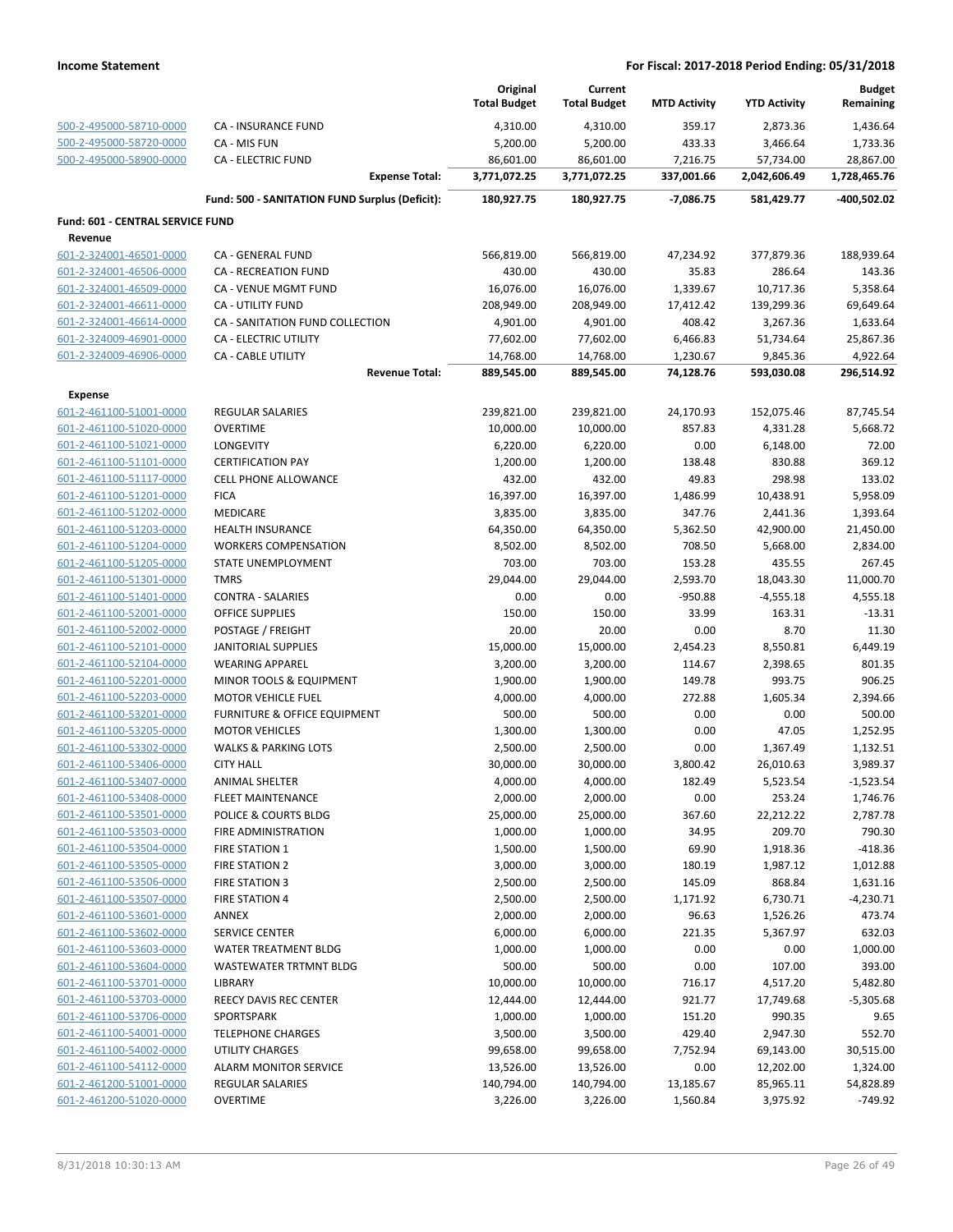| | | Original Total Budget | Current Total Budget | MTD Activity | YTD Activity | Budget Remaining |
|---|---|---|---|---|---|---|
| 500-2-495000-58710-0000 | CA - INSURANCE FUND | 4,310.00 | 4,310.00 | 359.17 | 2,873.36 | 1,436.64 |
| 500-2-495000-58720-0000 | CA - MIS FUN | 5,200.00 | 5,200.00 | 433.33 | 3,466.64 | 1,733.36 |
| 500-2-495000-58900-0000 | CA - ELECTRIC FUND | 86,601.00 | 86,601.00 | 7,216.75 | 57,734.00 | 28,867.00 |
| | **Expense Total:** | **3,771,072.25** | **3,771,072.25** | **337,001.66** | **2,042,606.49** | **1,728,465.76** |
| | **Fund: 500 - SANITATION FUND Surplus (Deficit):** | **180,927.75** | **180,927.75** | **-7,086.75** | **581,429.77** | **-400,502.02** |
| **Fund: 601 - CENTRAL SERVICE FUND** | | | | | | |
| **Revenue** | | | | | | |
| 601-2-324001-46501-0000 | CA - GENERAL FUND | 566,819.00 | 566,819.00 | 47,234.92 | 377,879.36 | 188,939.64 |
| 601-2-324001-46506-0000 | CA - RECREATION FUND | 430.00 | 430.00 | 35.83 | 286.64 | 143.36 |
| 601-2-324001-46509-0000 | CA - VENUE MGMT FUND | 16,076.00 | 16,076.00 | 1,339.67 | 10,717.36 | 5,358.64 |
| 601-2-324001-46611-0000 | CA - UTILITY FUND | 208,949.00 | 208,949.00 | 17,412.42 | 139,299.36 | 69,649.64 |
| 601-2-324001-46614-0000 | CA - SANITATION FUND COLLECTION | 4,901.00 | 4,901.00 | 408.42 | 3,267.36 | 1,633.64 |
| 601-2-324009-46901-0000 | CA - ELECTRIC UTILITY | 77,602.00 | 77,602.00 | 6,466.83 | 51,734.64 | 25,867.36 |
| 601-2-324009-46906-0000 | CA - CABLE UTILITY | 14,768.00 | 14,768.00 | 1,230.67 | 9,845.36 | 4,922.64 |
| | **Revenue Total:** | **889,545.00** | **889,545.00** | **74,128.76** | **593,030.08** | **296,514.92** |
| **Expense** | | | | | | |
| 601-2-461100-51001-0000 | REGULAR SALARIES | 239,821.00 | 239,821.00 | 24,170.93 | 152,075.46 | 87,745.54 |
| 601-2-461100-51020-0000 | OVERTIME | 10,000.00 | 10,000.00 | 857.83 | 4,331.28 | 5,668.72 |
| 601-2-461100-51021-0000 | LONGEVITY | 6,220.00 | 6,220.00 | 0.00 | 6,148.00 | 72.00 |
| 601-2-461100-51101-0000 | CERTIFICATION PAY | 1,200.00 | 1,200.00 | 138.48 | 830.88 | 369.12 |
| 601-2-461100-51117-0000 | CELL PHONE ALLOWANCE | 432.00 | 432.00 | 49.83 | 298.98 | 133.02 |
| 601-2-461100-51201-0000 | FICA | 16,397.00 | 16,397.00 | 1,486.99 | 10,438.91 | 5,958.09 |
| 601-2-461100-51202-0000 | MEDICARE | 3,835.00 | 3,835.00 | 347.76 | 2,441.36 | 1,393.64 |
| 601-2-461100-51203-0000 | HEALTH INSURANCE | 64,350.00 | 64,350.00 | 5,362.50 | 42,900.00 | 21,450.00 |
| 601-2-461100-51204-0000 | WORKERS COMPENSATION | 8,502.00 | 8,502.00 | 708.50 | 5,668.00 | 2,834.00 |
| 601-2-461100-51205-0000 | STATE UNEMPLOYMENT | 703.00 | 703.00 | 153.28 | 435.55 | 267.45 |
| 601-2-461100-51301-0000 | TMRS | 29,044.00 | 29,044.00 | 2,593.70 | 18,043.30 | 11,000.70 |
| 601-2-461100-51401-0000 | CONTRA - SALARIES | 0.00 | 0.00 | -950.88 | -4,555.18 | 4,555.18 |
| 601-2-461100-52001-0000 | OFFICE SUPPLIES | 150.00 | 150.00 | 33.99 | 163.31 | -13.31 |
| 601-2-461100-52002-0000 | POSTAGE / FREIGHT | 20.00 | 20.00 | 0.00 | 8.70 | 11.30 |
| 601-2-461100-52101-0000 | JANITORIAL SUPPLIES | 15,000.00 | 15,000.00 | 2,454.23 | 8,550.81 | 6,449.19 |
| 601-2-461100-52104-0000 | WEARING APPAREL | 3,200.00 | 3,200.00 | 114.67 | 2,398.65 | 801.35 |
| 601-2-461100-52201-0000 | MINOR TOOLS & EQUIPMENT | 1,900.00 | 1,900.00 | 149.78 | 993.75 | 906.25 |
| 601-2-461100-52203-0000 | MOTOR VEHICLE FUEL | 4,000.00 | 4,000.00 | 272.88 | 1,605.34 | 2,394.66 |
| 601-2-461100-53201-0000 | FURNITURE & OFFICE EQUIPMENT | 500.00 | 500.00 | 0.00 | 0.00 | 500.00 |
| 601-2-461100-53205-0000 | MOTOR VEHICLES | 1,300.00 | 1,300.00 | 0.00 | 47.05 | 1,252.95 |
| 601-2-461100-53302-0000 | WALKS & PARKING LOTS | 2,500.00 | 2,500.00 | 0.00 | 1,367.49 | 1,132.51 |
| 601-2-461100-53406-0000 | CITY HALL | 30,000.00 | 30,000.00 | 3,800.42 | 26,010.63 | 3,989.37 |
| 601-2-461100-53407-0000 | ANIMAL SHELTER | 4,000.00 | 4,000.00 | 182.49 | 5,523.54 | -1,523.54 |
| 601-2-461100-53408-0000 | FLEET MAINTENANCE | 2,000.00 | 2,000.00 | 0.00 | 253.24 | 1,746.76 |
| 601-2-461100-53501-0000 | POLICE & COURTS BLDG | 25,000.00 | 25,000.00 | 367.60 | 22,212.22 | 2,787.78 |
| 601-2-461100-53503-0000 | FIRE ADMINISTRATION | 1,000.00 | 1,000.00 | 34.95 | 209.70 | 790.30 |
| 601-2-461100-53504-0000 | FIRE STATION 1 | 1,500.00 | 1,500.00 | 69.90 | 1,918.36 | -418.36 |
| 601-2-461100-53505-0000 | FIRE STATION 2 | 3,000.00 | 3,000.00 | 180.19 | 1,987.12 | 1,012.88 |
| 601-2-461100-53506-0000 | FIRE STATION 3 | 2,500.00 | 2,500.00 | 145.09 | 868.84 | 1,631.16 |
| 601-2-461100-53507-0000 | FIRE STATION 4 | 2,500.00 | 2,500.00 | 1,171.92 | 6,730.71 | -4,230.71 |
| 601-2-461100-53601-0000 | ANNEX | 2,000.00 | 2,000.00 | 96.63 | 1,526.26 | 473.74 |
| 601-2-461100-53602-0000 | SERVICE CENTER | 6,000.00 | 6,000.00 | 221.35 | 5,367.97 | 632.03 |
| 601-2-461100-53603-0000 | WATER TREATMENT BLDG | 1,000.00 | 1,000.00 | 0.00 | 0.00 | 1,000.00 |
| 601-2-461100-53604-0000 | WASTEWATER TRTMNT BLDG | 500.00 | 500.00 | 0.00 | 107.00 | 393.00 |
| 601-2-461100-53701-0000 | LIBRARY | 10,000.00 | 10,000.00 | 716.17 | 4,517.20 | 5,482.80 |
| 601-2-461100-53703-0000 | REECY DAVIS REC CENTER | 12,444.00 | 12,444.00 | 921.77 | 17,749.68 | -5,305.68 |
| 601-2-461100-53706-0000 | SPORTSPARK | 1,000.00 | 1,000.00 | 151.20 | 990.35 | 9.65 |
| 601-2-461100-54001-0000 | TELEPHONE CHARGES | 3,500.00 | 3,500.00 | 429.40 | 2,947.30 | 552.70 |
| 601-2-461100-54002-0000 | UTILITY CHARGES | 99,658.00 | 99,658.00 | 7,752.94 | 69,143.00 | 30,515.00 |
| 601-2-461100-54112-0000 | ALARM MONITOR SERVICE | 13,526.00 | 13,526.00 | 0.00 | 12,202.00 | 1,324.00 |
| 601-2-461200-51001-0000 | REGULAR SALARIES | 140,794.00 | 140,794.00 | 13,185.67 | 85,965.11 | 54,828.89 |
| 601-2-461200-51020-0000 | OVERTIME | 3,226.00 | 3,226.00 | 1,560.84 | 3,975.92 | -749.92 |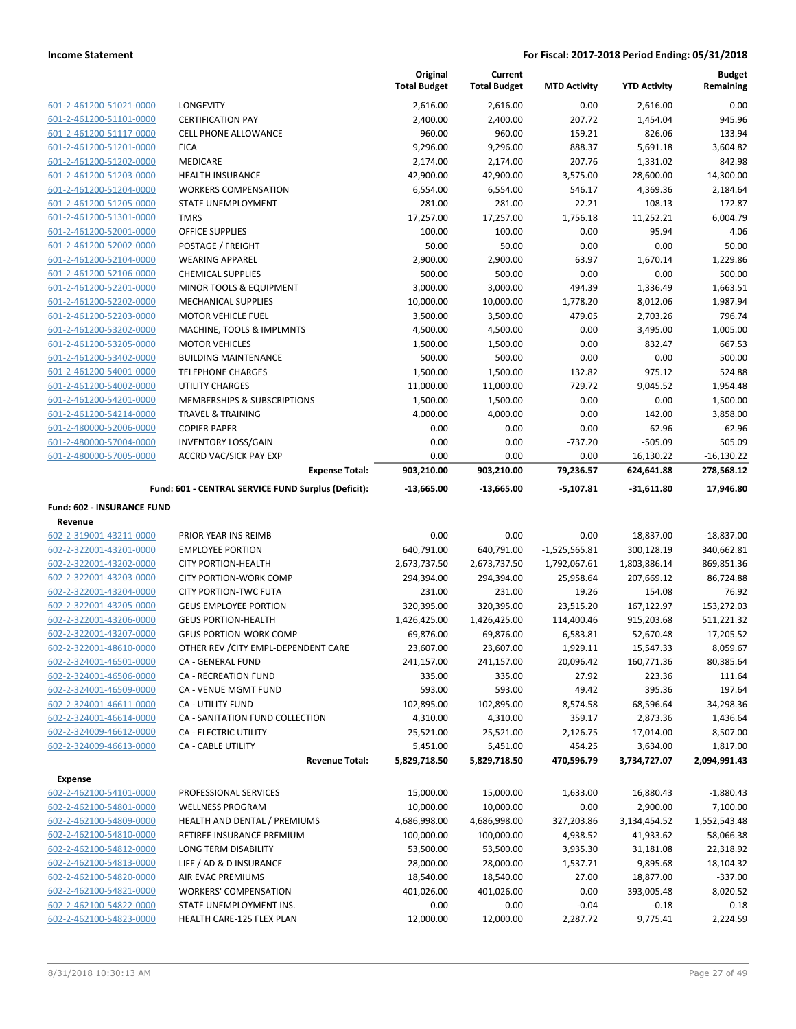| | | Original Total Budget | Current Total Budget | MTD Activity | YTD Activity | Budget Remaining |
|---|---|---|---|---|---|---|
| 601-2-461200-51021-0000 | LONGEVITY | 2,616.00 | 2,616.00 | 0.00 | 2,616.00 | 0.00 |
| 601-2-461200-51101-0000 | CERTIFICATION PAY | 2,400.00 | 2,400.00 | 207.72 | 1,454.04 | 945.96 |
| 601-2-461200-51117-0000 | CELL PHONE ALLOWANCE | 960.00 | 960.00 | 159.21 | 826.06 | 133.94 |
| 601-2-461200-51201-0000 | FICA | 9,296.00 | 9,296.00 | 888.37 | 5,691.18 | 3,604.82 |
| 601-2-461200-51202-0000 | MEDICARE | 2,174.00 | 2,174.00 | 207.76 | 1,331.02 | 842.98 |
| 601-2-461200-51203-0000 | HEALTH INSURANCE | 42,900.00 | 42,900.00 | 3,575.00 | 28,600.00 | 14,300.00 |
| 601-2-461200-51204-0000 | WORKERS COMPENSATION | 6,554.00 | 6,554.00 | 546.17 | 4,369.36 | 2,184.64 |
| 601-2-461200-51205-0000 | STATE UNEMPLOYMENT | 281.00 | 281.00 | 22.21 | 108.13 | 172.87 |
| 601-2-461200-51301-0000 | TMRS | 17,257.00 | 17,257.00 | 1,756.18 | 11,252.21 | 6,004.79 |
| 601-2-461200-52001-0000 | OFFICE SUPPLIES | 100.00 | 100.00 | 0.00 | 95.94 | 4.06 |
| 601-2-461200-52002-0000 | POSTAGE / FREIGHT | 50.00 | 50.00 | 0.00 | 0.00 | 50.00 |
| 601-2-461200-52104-0000 | WEARING APPAREL | 2,900.00 | 2,900.00 | 63.97 | 1,670.14 | 1,229.86 |
| 601-2-461200-52106-0000 | CHEMICAL SUPPLIES | 500.00 | 500.00 | 0.00 | 0.00 | 500.00 |
| 601-2-461200-52201-0000 | MINOR TOOLS & EQUIPMENT | 3,000.00 | 3,000.00 | 494.39 | 1,336.49 | 1,663.51 |
| 601-2-461200-52202-0000 | MECHANICAL SUPPLIES | 10,000.00 | 10,000.00 | 1,778.20 | 8,012.06 | 1,987.94 |
| 601-2-461200-52203-0000 | MOTOR VEHICLE FUEL | 3,500.00 | 3,500.00 | 479.05 | 2,703.26 | 796.74 |
| 601-2-461200-53202-0000 | MACHINE, TOOLS & IMPLMNTS | 4,500.00 | 4,500.00 | 0.00 | 3,495.00 | 1,005.00 |
| 601-2-461200-53205-0000 | MOTOR VEHICLES | 1,500.00 | 1,500.00 | 0.00 | 832.47 | 667.53 |
| 601-2-461200-53402-0000 | BUILDING MAINTENANCE | 500.00 | 500.00 | 0.00 | 0.00 | 500.00 |
| 601-2-461200-54001-0000 | TELEPHONE CHARGES | 1,500.00 | 1,500.00 | 132.82 | 975.12 | 524.88 |
| 601-2-461200-54002-0000 | UTILITY CHARGES | 11,000.00 | 11,000.00 | 729.72 | 9,045.52 | 1,954.48 |
| 601-2-461200-54201-0000 | MEMBERSHIPS & SUBSCRIPTIONS | 1,500.00 | 1,500.00 | 0.00 | 0.00 | 1,500.00 |
| 601-2-461200-54214-0000 | TRAVEL & TRAINING | 4,000.00 | 4,000.00 | 0.00 | 142.00 | 3,858.00 |
| 601-2-480000-52006-0000 | COPIER PAPER | 0.00 | 0.00 | 0.00 | 62.96 | -62.96 |
| 601-2-480000-57004-0000 | INVENTORY LOSS/GAIN | 0.00 | 0.00 | -737.20 | -505.09 | 505.09 |
| 601-2-480000-57005-0000 | ACCRD VAC/SICK PAY EXP | 0.00 | 0.00 | 0.00 | 16,130.22 | -16,130.22 |
| | **Expense Total:** | **903,210.00** | **903,210.00** | **79,236.57** | **624,641.88** | **278,568.12** |
| | **Fund: 601 - CENTRAL SERVICE FUND Surplus (Deficit):** | **-13,665.00** | **-13,665.00** | **-5,107.81** | **-31,611.80** | **17,946.80** |

**Fund: 602 - INSURANCE FUND**

**Revenue**

| | | Original Total Budget | Current Total Budget | MTD Activity | YTD Activity | Budget Remaining |
|---|---|---|---|---|---|---|
| 602-2-319001-43211-0000 | PRIOR YEAR INS REIMB | 0.00 | 0.00 | 0.00 | 18,837.00 | -18,837.00 |
| 602-2-322001-43201-0000 | EMPLOYEE PORTION | 640,791.00 | 640,791.00 | -1,525,565.81 | 300,128.19 | 340,662.81 |
| 602-2-322001-43202-0000 | CITY PORTION-HEALTH | 2,673,737.50 | 2,673,737.50 | 1,792,067.61 | 1,803,886.14 | 869,851.36 |
| 602-2-322001-43203-0000 | CITY PORTION-WORK COMP | 294,394.00 | 294,394.00 | 25,958.64 | 207,669.12 | 86,724.88 |
| 602-2-322001-43204-0000 | CITY PORTION-TWC FUTA | 231.00 | 231.00 | 19.26 | 154.08 | 76.92 |
| 602-2-322001-43205-0000 | GEUS EMPLOYEE PORTION | 320,395.00 | 320,395.00 | 23,515.20 | 167,122.97 | 153,272.03 |
| 602-2-322001-43206-0000 | GEUS PORTION-HEALTH | 1,426,425.00 | 1,426,425.00 | 114,400.46 | 915,203.68 | 511,221.32 |
| 602-2-322001-43207-0000 | GEUS PORTION-WORK COMP | 69,876.00 | 69,876.00 | 6,583.81 | 52,670.48 | 17,205.52 |
| 602-2-322001-48610-0000 | OTHER REV /CITY EMPL-DEPENDENT CARE | 23,607.00 | 23,607.00 | 1,929.11 | 15,547.33 | 8,059.67 |
| 602-2-324001-46501-0000 | CA - GENERAL FUND | 241,157.00 | 241,157.00 | 20,096.42 | 160,771.36 | 80,385.64 |
| 602-2-324001-46506-0000 | CA - RECREATION FUND | 335.00 | 335.00 | 27.92 | 223.36 | 111.64 |
| 602-2-324001-46509-0000 | CA - VENUE MGMT FUND | 593.00 | 593.00 | 49.42 | 395.36 | 197.64 |
| 602-2-324001-46611-0000 | CA - UTILITY FUND | 102,895.00 | 102,895.00 | 8,574.58 | 68,596.64 | 34,298.36 |
| 602-2-324001-46614-0000 | CA - SANITATION FUND COLLECTION | 4,310.00 | 4,310.00 | 359.17 | 2,873.36 | 1,436.64 |
| 602-2-324009-46612-0000 | CA - ELECTRIC UTILITY | 25,521.00 | 25,521.00 | 2,126.75 | 17,014.00 | 8,507.00 |
| 602-2-324009-46613-0000 | CA - CABLE UTILITY | 5,451.00 | 5,451.00 | 454.25 | 3,634.00 | 1,817.00 |
| | **Revenue Total:** | **5,829,718.50** | **5,829,718.50** | **470,596.79** | **3,734,727.07** | **2,094,991.43** |

**Expense**

| | | Original Total Budget | Current Total Budget | MTD Activity | YTD Activity | Budget Remaining |
|---|---|---|---|---|---|---|
| 602-2-462100-54101-0000 | PROFESSIONAL SERVICES | 15,000.00 | 15,000.00 | 1,633.00 | 16,880.43 | -1,880.43 |
| 602-2-462100-54801-0000 | WELLNESS PROGRAM | 10,000.00 | 10,000.00 | 0.00 | 2,900.00 | 7,100.00 |
| 602-2-462100-54809-0000 | HEALTH AND DENTAL / PREMIUMS | 4,686,998.00 | 4,686,998.00 | 327,203.86 | 3,134,454.52 | 1,552,543.48 |
| 602-2-462100-54810-0000 | RETIREE INSURANCE PREMIUM | 100,000.00 | 100,000.00 | 4,938.52 | 41,933.62 | 58,066.38 |
| 602-2-462100-54812-0000 | LONG TERM DISABILITY | 53,500.00 | 53,500.00 | 3,935.30 | 31,181.08 | 22,318.92 |
| 602-2-462100-54813-0000 | LIFE / AD & D INSURANCE | 28,000.00 | 28,000.00 | 1,537.71 | 9,895.68 | 18,104.32 |
| 602-2-462100-54820-0000 | AIR EVAC PREMIUMS | 18,540.00 | 18,540.00 | 27.00 | 18,877.00 | -337.00 |
| 602-2-462100-54821-0000 | WORKERS' COMPENSATION | 401,026.00 | 401,026.00 | 0.00 | 393,005.48 | 8,020.52 |
| 602-2-462100-54822-0000 | STATE UNEMPLOYMENT INS. | 0.00 | 0.00 | -0.04 | -0.18 | 0.18 |
| 602-2-462100-54823-0000 | HEALTH CARE-125 FLEX PLAN | 12,000.00 | 12,000.00 | 2,287.72 | 9,775.41 | 2,224.59 |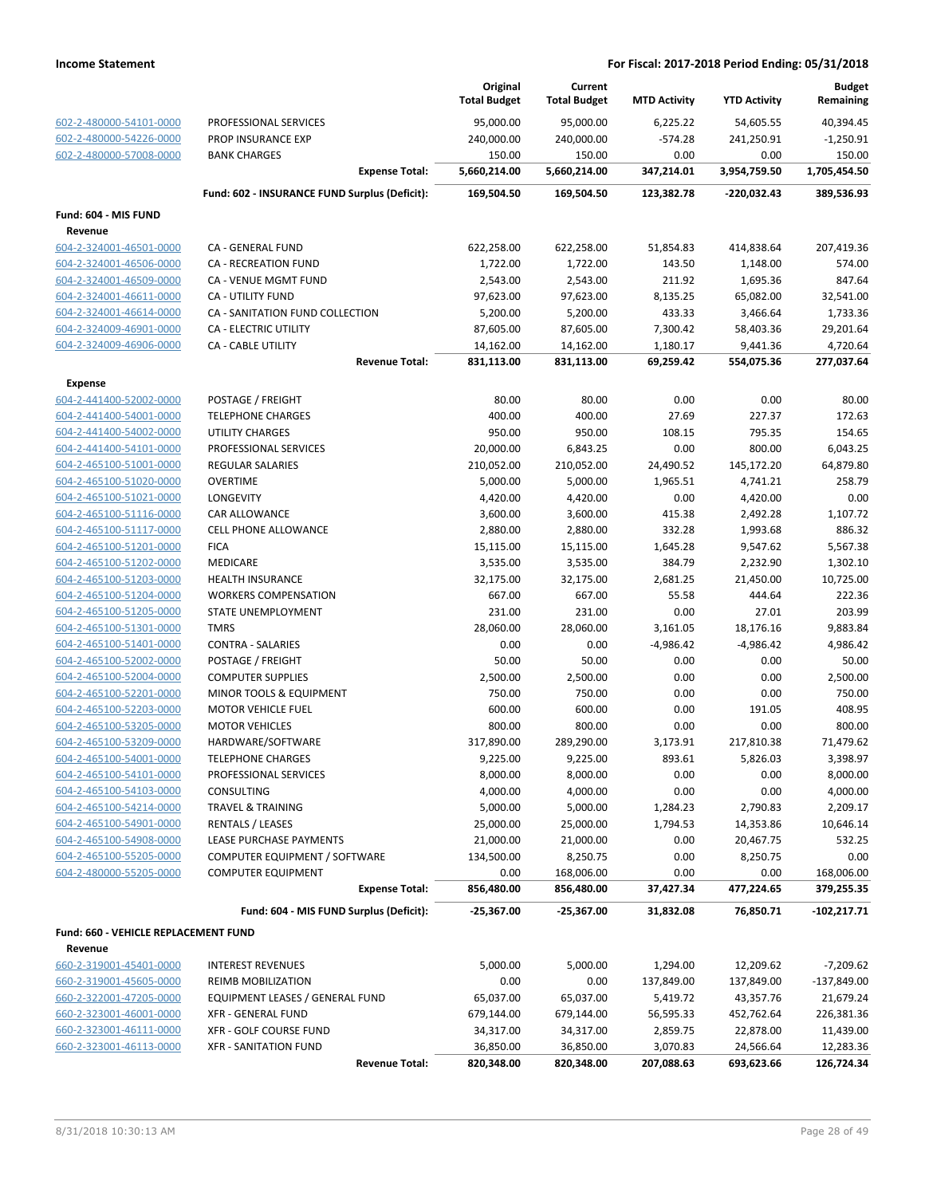| | | Original Total Budget | Current Total Budget | MTD Activity | YTD Activity | Budget Remaining |
|---|---|---|---|---|---|---|
| 602-2-480000-54101-0000 | PROFESSIONAL SERVICES | 95,000.00 | 95,000.00 | 6,225.22 | 54,605.55 | 40,394.45 |
| 602-2-480000-54226-0000 | PROP INSURANCE EXP | 240,000.00 | 240,000.00 | -574.28 | 241,250.91 | -1,250.91 |
| 602-2-480000-57008-0000 | BANK CHARGES | 150.00 | 150.00 | 0.00 | 0.00 | 150.00 |
| | **Expense Total:** | **5,660,214.00** | **5,660,214.00** | **347,214.01** | **3,954,759.50** | **1,705,454.50** |
| | **Fund: 602 - INSURANCE FUND Surplus (Deficit):** | **169,504.50** | **169,504.50** | **123,382.78** | **-220,032.43** | **389,536.93** |
| **Fund: 604 - MIS FUND** | | | | | | |
| **Revenue** | | | | | | |
| 604-2-324001-46501-0000 | CA - GENERAL FUND | 622,258.00 | 622,258.00 | 51,854.83 | 414,838.64 | 207,419.36 |
| 604-2-324001-46506-0000 | CA - RECREATION FUND | 1,722.00 | 1,722.00 | 143.50 | 1,148.00 | 574.00 |
| 604-2-324001-46509-0000 | CA - VENUE MGMT FUND | 2,543.00 | 2,543.00 | 211.92 | 1,695.36 | 847.64 |
| 604-2-324001-46611-0000 | CA - UTILITY FUND | 97,623.00 | 97,623.00 | 8,135.25 | 65,082.00 | 32,541.00 |
| 604-2-324001-46614-0000 | CA - SANITATION FUND COLLECTION | 5,200.00 | 5,200.00 | 433.33 | 3,466.64 | 1,733.36 |
| 604-2-324009-46901-0000 | CA - ELECTRIC UTILITY | 87,605.00 | 87,605.00 | 7,300.42 | 58,403.36 | 29,201.64 |
| 604-2-324009-46906-0000 | CA - CABLE UTILITY | 14,162.00 | 14,162.00 | 1,180.17 | 9,441.36 | 4,720.64 |
| | **Revenue Total:** | **831,113.00** | **831,113.00** | **69,259.42** | **554,075.36** | **277,037.64** |
| **Expense** | | | | | | |
| 604-2-441400-52002-0000 | POSTAGE / FREIGHT | 80.00 | 80.00 | 0.00 | 0.00 | 80.00 |
| 604-2-441400-54001-0000 | TELEPHONE CHARGES | 400.00 | 400.00 | 27.69 | 227.37 | 172.63 |
| 604-2-441400-54002-0000 | UTILITY CHARGES | 950.00 | 950.00 | 108.15 | 795.35 | 154.65 |
| 604-2-441400-54101-0000 | PROFESSIONAL SERVICES | 20,000.00 | 6,843.25 | 0.00 | 800.00 | 6,043.25 |
| 604-2-465100-51001-0000 | REGULAR SALARIES | 210,052.00 | 210,052.00 | 24,490.52 | 145,172.20 | 64,879.80 |
| 604-2-465100-51020-0000 | OVERTIME | 5,000.00 | 5,000.00 | 1,965.51 | 4,741.21 | 258.79 |
| 604-2-465100-51021-0000 | LONGEVITY | 4,420.00 | 4,420.00 | 0.00 | 4,420.00 | 0.00 |
| 604-2-465100-51116-0000 | CAR ALLOWANCE | 3,600.00 | 3,600.00 | 415.38 | 2,492.28 | 1,107.72 |
| 604-2-465100-51117-0000 | CELL PHONE ALLOWANCE | 2,880.00 | 2,880.00 | 332.28 | 1,993.68 | 886.32 |
| 604-2-465100-51201-0000 | FICA | 15,115.00 | 15,115.00 | 1,645.28 | 9,547.62 | 5,567.38 |
| 604-2-465100-51202-0000 | MEDICARE | 3,535.00 | 3,535.00 | 384.79 | 2,232.90 | 1,302.10 |
| 604-2-465100-51203-0000 | HEALTH INSURANCE | 32,175.00 | 32,175.00 | 2,681.25 | 21,450.00 | 10,725.00 |
| 604-2-465100-51204-0000 | WORKERS COMPENSATION | 667.00 | 667.00 | 55.58 | 444.64 | 222.36 |
| 604-2-465100-51205-0000 | STATE UNEMPLOYMENT | 231.00 | 231.00 | 0.00 | 27.01 | 203.99 |
| 604-2-465100-51301-0000 | TMRS | 28,060.00 | 28,060.00 | 3,161.05 | 18,176.16 | 9,883.84 |
| 604-2-465100-51401-0000 | CONTRA - SALARIES | 0.00 | 0.00 | -4,986.42 | -4,986.42 | 4,986.42 |
| 604-2-465100-52002-0000 | POSTAGE / FREIGHT | 50.00 | 50.00 | 0.00 | 0.00 | 50.00 |
| 604-2-465100-52004-0000 | COMPUTER SUPPLIES | 2,500.00 | 2,500.00 | 0.00 | 0.00 | 2,500.00 |
| 604-2-465100-52201-0000 | MINOR TOOLS & EQUIPMENT | 750.00 | 750.00 | 0.00 | 0.00 | 750.00 |
| 604-2-465100-52203-0000 | MOTOR VEHICLE FUEL | 600.00 | 600.00 | 0.00 | 191.05 | 408.95 |
| 604-2-465100-53205-0000 | MOTOR VEHICLES | 800.00 | 800.00 | 0.00 | 0.00 | 800.00 |
| 604-2-465100-53209-0000 | HARDWARE/SOFTWARE | 317,890.00 | 289,290.00 | 3,173.91 | 217,810.38 | 71,479.62 |
| 604-2-465100-54001-0000 | TELEPHONE CHARGES | 9,225.00 | 9,225.00 | 893.61 | 5,826.03 | 3,398.97 |
| 604-2-465100-54101-0000 | PROFESSIONAL SERVICES | 8,000.00 | 8,000.00 | 0.00 | 0.00 | 8,000.00 |
| 604-2-465100-54103-0000 | CONSULTING | 4,000.00 | 4,000.00 | 0.00 | 0.00 | 4,000.00 |
| 604-2-465100-54214-0000 | TRAVEL & TRAINING | 5,000.00 | 5,000.00 | 1,284.23 | 2,790.83 | 2,209.17 |
| 604-2-465100-54901-0000 | RENTALS / LEASES | 25,000.00 | 25,000.00 | 1,794.53 | 14,353.86 | 10,646.14 |
| 604-2-465100-54908-0000 | LEASE PURCHASE PAYMENTS | 21,000.00 | 21,000.00 | 0.00 | 20,467.75 | 532.25 |
| 604-2-465100-55205-0000 | COMPUTER EQUIPMENT / SOFTWARE | 134,500.00 | 8,250.75 | 0.00 | 8,250.75 | 0.00 |
| 604-2-480000-55205-0000 | COMPUTER EQUIPMENT | 0.00 | 168,006.00 | 0.00 | 0.00 | 168,006.00 |
| | **Expense Total:** | **856,480.00** | **856,480.00** | **37,427.34** | **477,224.65** | **379,255.35** |
| | **Fund: 604 - MIS FUND Surplus (Deficit):** | **-25,367.00** | **-25,367.00** | **31,832.08** | **76,850.71** | **-102,217.71** |
| **Fund: 660 - VEHICLE REPLACEMENT FUND** | | | | | | |
| **Revenue** | | | | | | |
| 660-2-319001-45401-0000 | INTEREST REVENUES | 5,000.00 | 5,000.00 | 1,294.00 | 12,209.62 | -7,209.62 |
| 660-2-319001-45605-0000 | REIMB MOBILIZATION | 0.00 | 0.00 | 137,849.00 | 137,849.00 | -137,849.00 |
| 660-2-322001-47205-0000 | EQUIPMENT LEASES / GENERAL FUND | 65,037.00 | 65,037.00 | 5,419.72 | 43,357.76 | 21,679.24 |
| 660-2-323001-46001-0000 | XFR - GENERAL FUND | 679,144.00 | 679,144.00 | 56,595.33 | 452,762.64 | 226,381.36 |
| 660-2-323001-46111-0000 | XFR - GOLF COURSE FUND | 34,317.00 | 34,317.00 | 2,859.75 | 22,878.00 | 11,439.00 |
| 660-2-323001-46113-0000 | XFR - SANITATION FUND | 36,850.00 | 36,850.00 | 3,070.83 | 24,566.64 | 12,283.36 |
| | **Revenue Total:** | **820,348.00** | **820,348.00** | **207,088.63** | **693,623.66** | **126,724.34** |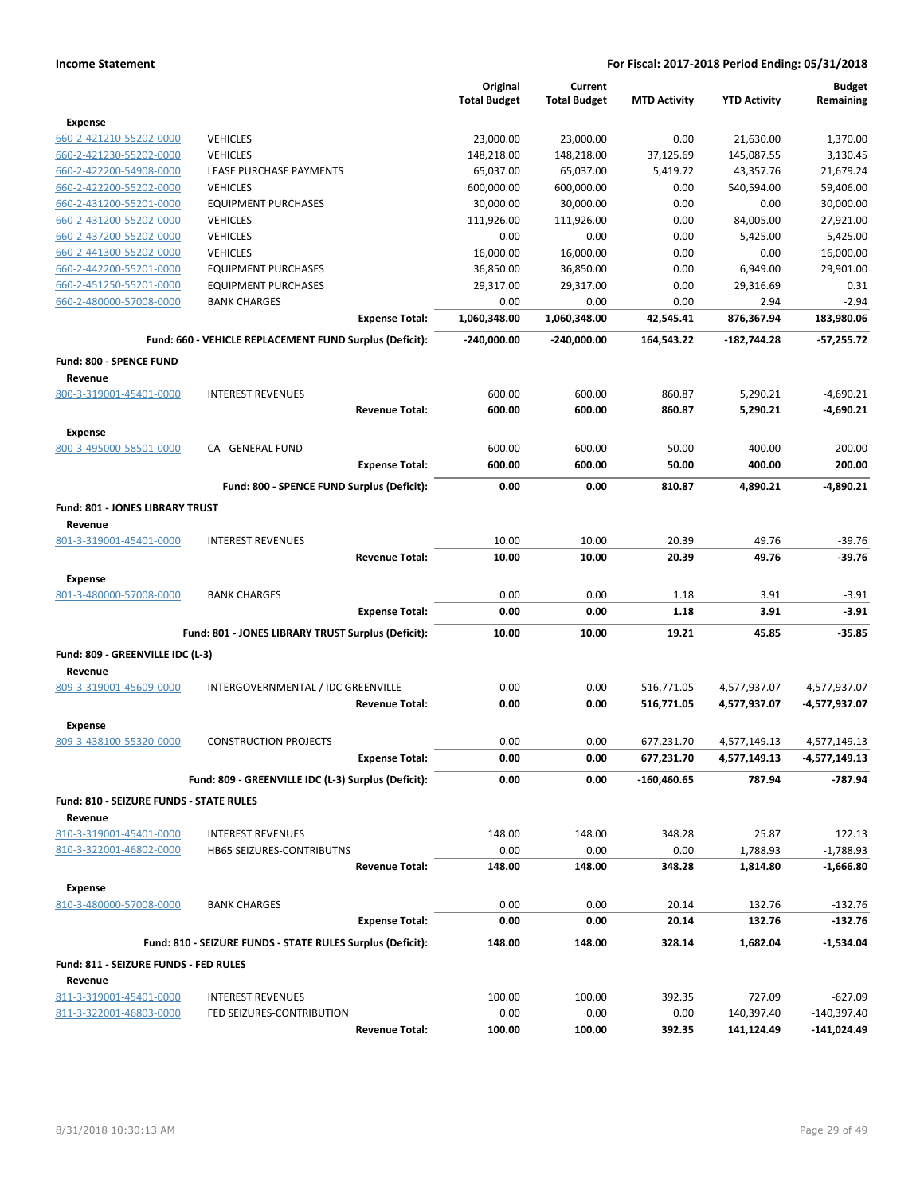**Income Statement** **For Fiscal: 2017-2018 Period Ending: 05/31/2018**

| | | Original Total Budget | Current Total Budget | MTD Activity | YTD Activity | Budget Remaining |
|---|---|---|---|---|---|---|
| **Expense** | | | | | | |
| 660-2-421210-55202-0000 | VEHICLES | 23,000.00 | 23,000.00 | 0.00 | 21,630.00 | 1,370.00 |
| 660-2-421230-55202-0000 | VEHICLES | 148,218.00 | 148,218.00 | 37,125.69 | 145,087.55 | 3,130.45 |
| 660-2-422200-54908-0000 | LEASE PURCHASE PAYMENTS | 65,037.00 | 65,037.00 | 5,419.72 | 43,357.76 | 21,679.24 |
| 660-2-422200-55202-0000 | VEHICLES | 600,000.00 | 600,000.00 | 0.00 | 540,594.00 | 59,406.00 |
| 660-2-431200-55201-0000 | EQUIPMENT PURCHASES | 30,000.00 | 30,000.00 | 0.00 | 0.00 | 30,000.00 |
| 660-2-431200-55202-0000 | VEHICLES | 111,926.00 | 111,926.00 | 0.00 | 84,005.00 | 27,921.00 |
| 660-2-437200-55202-0000 | VEHICLES | 0.00 | 0.00 | 0.00 | 5,425.00 | -5,425.00 |
| 660-2-441300-55202-0000 | VEHICLES | 16,000.00 | 16,000.00 | 0.00 | 0.00 | 16,000.00 |
| 660-2-442200-55201-0000 | EQUIPMENT PURCHASES | 36,850.00 | 36,850.00 | 0.00 | 6,949.00 | 29,901.00 |
| 660-2-451250-55201-0000 | EQUIPMENT PURCHASES | 29,317.00 | 29,317.00 | 0.00 | 29,316.69 | 0.31 |
| 660-2-480000-57008-0000 | BANK CHARGES | 0.00 | 0.00 | 0.00 | 2.94 | -2.94 |
| | **Expense Total:** | **1,060,348.00** | **1,060,348.00** | **42,545.41** | **876,367.94** | **183,980.06** |
| | **Fund: 660 - VEHICLE REPLACEMENT FUND Surplus (Deficit):** | **-240,000.00** | **-240,000.00** | **164,543.22** | **-182,744.28** | **-57,255.72** |
| **Fund: 800 - SPENCE FUND** | | | | | | |
| **Revenue** | | | | | | |
| 800-3-319001-45401-0000 | INTEREST REVENUES | 600.00 | 600.00 | 860.87 | 5,290.21 | -4,690.21 |
| | **Revenue Total:** | **600.00** | **600.00** | **860.87** | **5,290.21** | **-4,690.21** |
| **Expense** | | | | | | |
| 800-3-495000-58501-0000 | CA - GENERAL FUND | 600.00 | 600.00 | 50.00 | 400.00 | 200.00 |
| | **Expense Total:** | **600.00** | **600.00** | **50.00** | **400.00** | **200.00** |
| | **Fund: 800 - SPENCE FUND Surplus (Deficit):** | **0.00** | **0.00** | **810.87** | **4,890.21** | **-4,890.21** |
| **Fund: 801 - JONES LIBRARY TRUST** | | | | | | |
| **Revenue** | | | | | | |
| 801-3-319001-45401-0000 | INTEREST REVENUES | 10.00 | 10.00 | 20.39 | 49.76 | -39.76 |
| | **Revenue Total:** | **10.00** | **10.00** | **20.39** | **49.76** | **-39.76** |
| **Expense** | | | | | | |
| 801-3-480000-57008-0000 | BANK CHARGES | 0.00 | 0.00 | 1.18 | 3.91 | -3.91 |
| | **Expense Total:** | **0.00** | **0.00** | **1.18** | **3.91** | **-3.91** |
| | **Fund: 801 - JONES LIBRARY TRUST Surplus (Deficit):** | **10.00** | **10.00** | **19.21** | **45.85** | **-35.85** |
| **Fund: 809 - GREENVILLE IDC (L-3)** | | | | | | |
| **Revenue** | | | | | | |
| 809-3-319001-45609-0000 | INTERGOVERNMENTAL / IDC GREENVILLE | 0.00 | 0.00 | 516,771.05 | 4,577,937.07 | -4,577,937.07 |
| | **Revenue Total:** | **0.00** | **0.00** | **516,771.05** | **4,577,937.07** | **-4,577,937.07** |
| **Expense** | | | | | | |
| 809-3-438100-55320-0000 | CONSTRUCTION PROJECTS | 0.00 | 0.00 | 677,231.70 | 4,577,149.13 | -4,577,149.13 |
| | **Expense Total:** | **0.00** | **0.00** | **677,231.70** | **4,577,149.13** | **-4,577,149.13** |
| | **Fund: 809 - GREENVILLE IDC (L-3) Surplus (Deficit):** | **0.00** | **0.00** | **-160,460.65** | **787.94** | **-787.94** |
| **Fund: 810 - SEIZURE FUNDS - STATE RULES** | | | | | | |
| **Revenue** | | | | | | |
| 810-3-319001-45401-0000 | INTEREST REVENUES | 148.00 | 148.00 | 348.28 | 25.87 | 122.13 |
| 810-3-322001-46802-0000 | HB65 SEIZURES-CONTRIBUTNS | 0.00 | 0.00 | 0.00 | 1,788.93 | -1,788.93 |
| | **Revenue Total:** | **148.00** | **148.00** | **348.28** | **1,814.80** | **-1,666.80** |
| **Expense** | | | | | | |
| 810-3-480000-57008-0000 | BANK CHARGES | 0.00 | 0.00 | 20.14 | 132.76 | -132.76 |
| | **Expense Total:** | **0.00** | **0.00** | **20.14** | **132.76** | **-132.76** |
| | **Fund: 810 - SEIZURE FUNDS - STATE RULES Surplus (Deficit):** | **148.00** | **148.00** | **328.14** | **1,682.04** | **-1,534.04** |
| **Fund: 811 - SEIZURE FUNDS - FED RULES** | | | | | | |
| **Revenue** | | | | | | |
| 811-3-319001-45401-0000 | INTEREST REVENUES | 100.00 | 100.00 | 392.35 | 727.09 | -627.09 |
| 811-3-322001-46803-0000 | FED SEIZURES-CONTRIBUTION | 0.00 | 0.00 | 0.00 | 140,397.40 | -140,397.40 |
| | **Revenue Total:** | **100.00** | **100.00** | **392.35** | **141,124.49** | **-141,024.49** |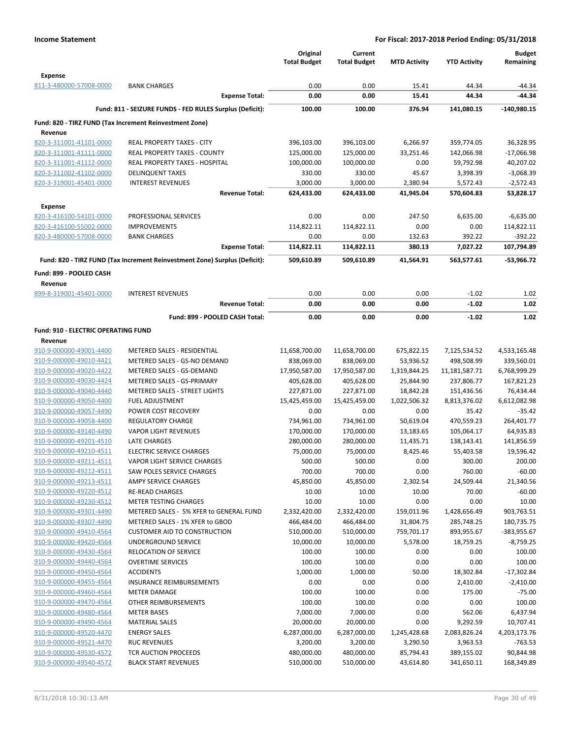**Income Statement** — **For Fiscal: 2017-2018 Period Ending: 05/31/2018**

| | | Original Total Budget | Current Total Budget | MTD Activity | YTD Activity | Budget Remaining |
|---|---|---|---|---|---|---|
| **Expense** | | | | | | |
| 811-3-480000-57008-0000 | BANK CHARGES | 0.00 | 0.00 | 15.41 | 44.34 | -44.34 |
| | **Expense Total:** | **0.00** | **0.00** | **15.41** | **44.34** | **-44.34** |
| | **Fund: 811 - SEIZURE FUNDS - FED RULES Surplus (Deficit):** | **100.00** | **100.00** | **376.94** | **141,080.15** | **-140,980.15** |
| **Fund: 820 - TIRZ FUND (Tax Increment Reinvestment Zone)** | | | | | | |
| **Revenue** | | | | | | |
| 820-3-311001-41101-0000 | REAL PROPERTY TAXES - CITY | 396,103.00 | 396,103.00 | 6,266.97 | 359,774.05 | 36,328.95 |
| 820-3-311001-41111-0000 | REAL PROPERTY TAXES - COUNTY | 125,000.00 | 125,000.00 | 33,251.46 | 142,066.98 | -17,066.98 |
| 820-3-311001-41112-0000 | REAL PROPERTY TAXES - HOSPITAL | 100,000.00 | 100,000.00 | 0.00 | 59,792.98 | 40,207.02 |
| 820-3-311002-41102-0000 | DELINQUENT TAXES | 330.00 | 330.00 | 45.67 | 3,398.39 | -3,068.39 |
| 820-3-319001-45401-0000 | INTEREST REVENUES | 3,000.00 | 3,000.00 | 2,380.94 | 5,572.43 | -2,572.43 |
| | **Revenue Total:** | **624,433.00** | **624,433.00** | **41,945.04** | **570,604.83** | **53,828.17** |
| **Expense** | | | | | | |
| 820-3-416100-54101-0000 | PROFESSIONAL SERVICES | 0.00 | 0.00 | 247.50 | 6,635.00 | -6,635.00 |
| 820-3-416100-55002-0000 | IMPROVEMENTS | 114,822.11 | 114,822.11 | 0.00 | 0.00 | 114,822.11 |
| 820-3-480000-57008-0000 | BANK CHARGES | 0.00 | 0.00 | 132.63 | 392.22 | -392.22 |
| | **Expense Total:** | **114,822.11** | **114,822.11** | **380.13** | **7,027.22** | **107,794.89** |
| | **Fund: 820 - TIRZ FUND (Tax Increment Reinvestment Zone) Surplus (Deficit):** | **509,610.89** | **509,610.89** | **41,564.91** | **563,577.61** | **-53,966.72** |
| **Fund: 899 - POOLED CASH** | | | | | | |
| **Revenue** | | | | | | |
| 899-8-319001-45401-0000 | INTEREST REVENUES | 0.00 | 0.00 | 0.00 | -1.02 | 1.02 |
| | **Revenue Total:** | **0.00** | **0.00** | **0.00** | **-1.02** | **1.02** |
| | **Fund: 899 - POOLED CASH Total:** | **0.00** | **0.00** | **0.00** | **-1.02** | **1.02** |
| **Fund: 910 - ELECTRIC OPERATING FUND** | | | | | | |
| **Revenue** | | | | | | |
| 910-9-000000-49001-4400 | METERED SALES - RESIDENTIAL | 11,658,700.00 | 11,658,700.00 | 675,822.15 | 7,125,534.52 | 4,533,165.48 |
| 910-9-000000-49010-4421 | METERED SALES - GS-NO DEMAND | 838,069.00 | 838,069.00 | 53,936.52 | 498,508.99 | 339,560.01 |
| 910-9-000000-49020-4422 | METERED SALES - GS-DEMAND | 17,950,587.00 | 17,950,587.00 | 1,319,844.25 | 11,181,587.71 | 6,768,999.29 |
| 910-9-000000-49030-4424 | METERED SALES - GS-PRIMARY | 405,628.00 | 405,628.00 | 25,844.90 | 237,806.77 | 167,821.23 |
| 910-9-000000-49040-4440 | METERED SALES - STREET LIGHTS | 227,871.00 | 227,871.00 | 18,842.28 | 151,436.56 | 76,434.44 |
| 910-9-000000-49050-4400 | FUEL ADJUSTMENT | 15,425,459.00 | 15,425,459.00 | 1,022,506.32 | 8,813,376.02 | 6,612,082.98 |
| 910-9-000000-49057-4490 | POWER COST RECOVERY | 0.00 | 0.00 | 0.00 | 35.42 | -35.42 |
| 910-9-000000-49058-4400 | REGULATORY CHARGE | 734,961.00 | 734,961.00 | 50,619.04 | 470,559.23 | 264,401.77 |
| 910-9-000000-49140-4490 | VAPOR LIGHT REVENUES | 170,000.00 | 170,000.00 | 13,183.65 | 105,064.17 | 64,935.83 |
| 910-9-000000-49201-4510 | LATE CHARGES | 280,000.00 | 280,000.00 | 11,435.71 | 138,143.41 | 141,856.59 |
| 910-9-000000-49210-4511 | ELECTRIC SERVICE CHARGES | 75,000.00 | 75,000.00 | 8,425.46 | 55,403.58 | 19,596.42 |
| 910-9-000000-49211-4511 | VAPOR LIGHT SERVICE CHARGES | 500.00 | 500.00 | 0.00 | 300.00 | 200.00 |
| 910-9-000000-49212-4511 | SAW POLES SERVICE CHARGES | 700.00 | 700.00 | 0.00 | 760.00 | -60.00 |
| 910-9-000000-49213-4511 | AMPY SERVICE CHARGES | 45,850.00 | 45,850.00 | 2,302.54 | 24,509.44 | 21,340.56 |
| 910-9-000000-49220-4512 | RE-READ CHARGES | 10.00 | 10.00 | 10.00 | 70.00 | -60.00 |
| 910-9-000000-49230-4512 | METER TESTING CHARGES | 10.00 | 10.00 | 0.00 | 0.00 | 10.00 |
| 910-9-000000-49301-4490 | METERED SALES - 5% XFER to GENERAL FUND | 2,332,420.00 | 2,332,420.00 | 159,011.96 | 1,428,656.49 | 903,763.51 |
| 910-9-000000-49307-4490 | METERED SALES - 1% XFER to GBOD | 466,484.00 | 466,484.00 | 31,804.75 | 285,748.25 | 180,735.75 |
| 910-9-000000-49410-4564 | CUSTOMER AID TO CONSTRUCTION | 510,000.00 | 510,000.00 | 759,701.17 | 893,955.67 | -383,955.67 |
| 910-9-000000-49420-4564 | UNDERGROUND SERVICE | 10,000.00 | 10,000.00 | 5,578.00 | 18,759.25 | -8,759.25 |
| 910-9-000000-49430-4564 | RELOCATION OF SERVICE | 100.00 | 100.00 | 0.00 | 0.00 | 100.00 |
| 910-9-000000-49440-4564 | OVERTIME SERVICES | 100.00 | 100.00 | 0.00 | 0.00 | 100.00 |
| 910-9-000000-49450-4564 | ACCIDENTS | 1,000.00 | 1,000.00 | 50.00 | 18,302.84 | -17,302.84 |
| 910-9-000000-49455-4564 | INSURANCE REIMBURSEMENTS | 0.00 | 0.00 | 0.00 | 2,410.00 | -2,410.00 |
| 910-9-000000-49460-4564 | METER DAMAGE | 100.00 | 100.00 | 0.00 | 175.00 | -75.00 |
| 910-9-000000-49470-4564 | OTHER REIMBURSEMENTS | 100.00 | 100.00 | 0.00 | 0.00 | 100.00 |
| 910-9-000000-49480-4564 | METER BASES | 7,000.00 | 7,000.00 | 0.00 | 562.06 | 6,437.94 |
| 910-9-000000-49490-4564 | MATERIAL SALES | 20,000.00 | 20,000.00 | 0.00 | 9,292.59 | 10,707.41 |
| 910-9-000000-49520-4470 | ENERGY SALES | 6,287,000.00 | 6,287,000.00 | 1,245,428.68 | 2,083,826.24 | 4,203,173.76 |
| 910-9-000000-49521-4470 | RUC REVENUES | 3,200.00 | 3,200.00 | 3,290.50 | 3,963.53 | -763.53 |
| 910-9-000000-49530-4572 | TCR AUCTION PROCEEDS | 480,000.00 | 480,000.00 | 85,794.43 | 389,155.02 | 90,844.98 |
| 910-9-000000-49540-4572 | BLACK START REVENUES | 510,000.00 | 510,000.00 | 43,614.80 | 341,650.11 | 168,349.89 |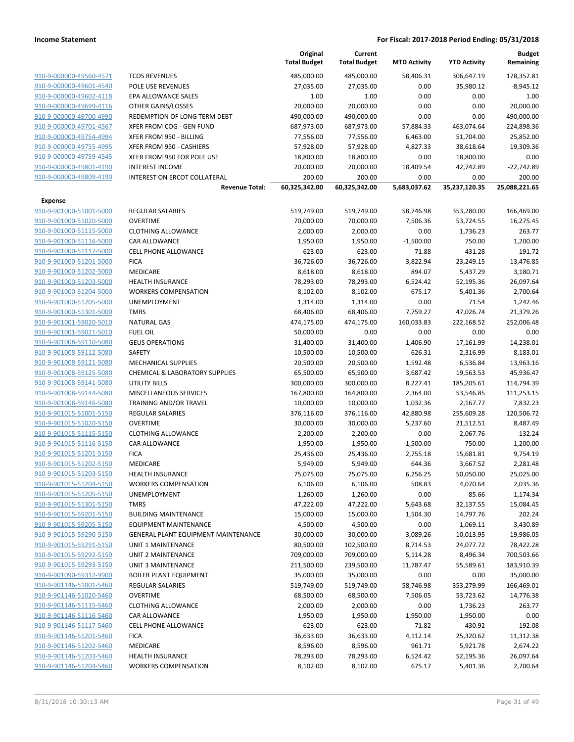**Income Statement** — **For Fiscal: 2017-2018 Period Ending: 05/31/2018**

| | | Original Total Budget | Current Total Budget | MTD Activity | YTD Activity | Budget Remaining |
|---|---|---|---|---|---|---|
| 910-9-000000-49560-4571 | TCOS REVENUES | 485,000.00 | 485,000.00 | 58,406.31 | 306,647.19 | 178,352.81 |
| 910-9-000000-49601-4540 | POLE USE REVENUES | 27,035.00 | 27,035.00 | 0.00 | 35,980.12 | -8,945.12 |
| 910-9-000000-49602-4118 | EPA ALLOWANCE SALES | 1.00 | 1.00 | 0.00 | 0.00 | 1.00 |
| 910-9-000000-49699-4116 | OTHER GAINS/LOSSES | 20,000.00 | 20,000.00 | 0.00 | 0.00 | 20,000.00 |
| 910-9-000000-49700-4990 | REDEMPTION OF LONG TERM DEBT | 490,000.00 | 490,000.00 | 0.00 | 0.00 | 490,000.00 |
| 910-9-000000-49701-4567 | XFER FROM COG - GEN FUND | 687,973.00 | 687,973.00 | 57,884.33 | 463,074.64 | 224,898.36 |
| 910-9-000000-49754-4994 | XFER FROM 950 - BILLING | 77,556.00 | 77,556.00 | 6,463.00 | 51,704.00 | 25,852.00 |
| 910-9-000000-49755-4995 | XFER FROM 950 - CASHIERS | 57,928.00 | 57,928.00 | 4,827.33 | 38,618.64 | 19,309.36 |
| 910-9-000000-49759-4545 | XFER FROM 950 FOR POLE USE | 18,800.00 | 18,800.00 | 0.00 | 18,800.00 | 0.00 |
| 910-9-000000-49801-4190 | INTEREST INCOME | 20,000.00 | 20,000.00 | 18,409.54 | 42,742.89 | -22,742.89 |
| 910-9-000000-49809-4190 | INTEREST ON ERCOT COLLATERAL | 200.00 | 200.00 | 0.00 | 0.00 | 200.00 |
| | **Revenue Total:** | **60,325,342.00** | **60,325,342.00** | **5,683,037.62** | **35,237,120.35** | **25,088,221.65** |
| **Expense** | | | | | | |
| 910-9-901000-51001-5000 | REGULAR SALARIES | 519,749.00 | 519,749.00 | 58,746.98 | 353,280.00 | 166,469.00 |
| 910-9-901000-51020-5000 | OVERTIME | 70,000.00 | 70,000.00 | 7,506.36 | 53,724.55 | 16,275.45 |
| 910-9-901000-51115-5000 | CLOTHING ALLOWANCE | 2,000.00 | 2,000.00 | 0.00 | 1,736.23 | 263.77 |
| 910-9-901000-51116-5000 | CAR ALLOWANCE | 1,950.00 | 1,950.00 | -1,500.00 | 750.00 | 1,200.00 |
| 910-9-901000-51117-5000 | CELL PHONE ALLOWANCE | 623.00 | 623.00 | 71.88 | 431.28 | 191.72 |
| 910-9-901000-51201-5000 | FICA | 36,726.00 | 36,726.00 | 3,822.94 | 23,249.15 | 13,476.85 |
| 910-9-901000-51202-5000 | MEDICARE | 8,618.00 | 8,618.00 | 894.07 | 5,437.29 | 3,180.71 |
| 910-9-901000-51203-5000 | HEALTH INSURANCE | 78,293.00 | 78,293.00 | 6,524.42 | 52,195.36 | 26,097.64 |
| 910-9-901000-51204-5000 | WORKERS COMPENSATION | 8,102.00 | 8,102.00 | 675.17 | 5,401.36 | 2,700.64 |
| 910-9-901000-51205-5000 | UNEMPLOYMENT | 1,314.00 | 1,314.00 | 0.00 | 71.54 | 1,242.46 |
| 910-9-901000-51301-5000 | TMRS | 68,406.00 | 68,406.00 | 7,759.27 | 47,026.74 | 21,379.26 |
| 910-9-901001-59020-5010 | NATURAL GAS | 474,175.00 | 474,175.00 | 160,033.83 | 222,168.52 | 252,006.48 |
| 910-9-901001-59021-5010 | FUEL OIL | 50,000.00 | 0.00 | 0.00 | 0.00 | 0.00 |
| 910-9-901008-59110-5080 | GEUS OPERATIONS | 31,400.00 | 31,400.00 | 1,406.90 | 17,161.99 | 14,238.01 |
| 910-9-901008-59112-5080 | SAFETY | 10,500.00 | 10,500.00 | 626.31 | 2,316.99 | 8,183.01 |
| 910-9-901008-59121-5080 | MECHANICAL SUPPLIES | 20,500.00 | 20,500.00 | 1,592.48 | 6,536.84 | 13,963.16 |
| 910-9-901008-59125-5080 | CHEMICAL & LABORATORY SUPPLIES | 65,500.00 | 65,500.00 | 3,687.42 | 19,563.53 | 45,936.47 |
| 910-9-901008-59141-5080 | UTILITY BILLS | 300,000.00 | 300,000.00 | 8,227.41 | 185,205.61 | 114,794.39 |
| 910-9-901008-59144-5080 | MISCELLANEOUS SERVICES | 167,800.00 | 164,800.00 | 2,364.00 | 53,546.85 | 111,253.15 |
| 910-9-901008-59146-5080 | TRAINING AND/OR TRAVEL | 10,000.00 | 10,000.00 | 1,032.36 | 2,167.77 | 7,832.23 |
| 910-9-901015-51001-5150 | REGULAR SALARIES | 376,116.00 | 376,116.00 | 42,880.98 | 255,609.28 | 120,506.72 |
| 910-9-901015-51020-5150 | OVERTIME | 30,000.00 | 30,000.00 | 5,237.60 | 21,512.51 | 8,487.49 |
| 910-9-901015-51115-5150 | CLOTHING ALLOWANCE | 2,200.00 | 2,200.00 | 0.00 | 2,067.76 | 132.24 |
| 910-9-901015-51116-5150 | CAR ALLOWANCE | 1,950.00 | 1,950.00 | -1,500.00 | 750.00 | 1,200.00 |
| 910-9-901015-51201-5150 | FICA | 25,436.00 | 25,436.00 | 2,755.18 | 15,681.81 | 9,754.19 |
| 910-9-901015-51202-5150 | MEDICARE | 5,949.00 | 5,949.00 | 644.36 | 3,667.52 | 2,281.48 |
| 910-9-901015-51203-5150 | HEALTH INSURANCE | 75,075.00 | 75,075.00 | 6,256.25 | 50,050.00 | 25,025.00 |
| 910-9-901015-51204-5150 | WORKERS COMPENSATION | 6,106.00 | 6,106.00 | 508.83 | 4,070.64 | 2,035.36 |
| 910-9-901015-51205-5150 | UNEMPLOYMENT | 1,260.00 | 1,260.00 | 0.00 | 85.66 | 1,174.34 |
| 910-9-901015-51301-5150 | TMRS | 47,222.00 | 47,222.00 | 5,643.68 | 32,137.55 | 15,084.45 |
| 910-9-901015-59201-5150 | BUILDING MAINTENANCE | 15,000.00 | 15,000.00 | 1,504.30 | 14,797.76 | 202.24 |
| 910-9-901015-59205-5150 | EQUIPMENT MAINTENANCE | 4,500.00 | 4,500.00 | 0.00 | 1,069.11 | 3,430.89 |
| 910-9-901015-59290-5150 | GENERAL PLANT EQUIPMENT MAINTENANCE | 30,000.00 | 30,000.00 | 3,089.26 | 10,013.95 | 19,986.05 |
| 910-9-901015-59291-5150 | UNIT 1 MAINTENANCE | 80,500.00 | 102,500.00 | 8,714.53 | 24,077.72 | 78,422.28 |
| 910-9-901015-59292-5150 | UNIT 2 MAINTENANCE | 709,000.00 | 709,000.00 | 5,114.28 | 8,496.34 | 700,503.66 |
| 910-9-901015-59293-5150 | UNIT 3 MAINTENANCE | 211,500.00 | 239,500.00 | 11,787.47 | 55,589.61 | 183,910.39 |
| 910-9-901090-59312-9900 | BOILER PLANT EQUIPMENT | 35,000.00 | 35,000.00 | 0.00 | 0.00 | 35,000.00 |
| 910-9-901146-51001-5460 | REGULAR SALARIES | 519,749.00 | 519,749.00 | 58,746.98 | 353,279.99 | 166,469.01 |
| 910-9-901146-51020-5460 | OVERTIME | 68,500.00 | 68,500.00 | 7,506.05 | 53,723.62 | 14,776.38 |
| 910-9-901146-51115-5460 | CLOTHING ALLOWANCE | 2,000.00 | 2,000.00 | 0.00 | 1,736.23 | 263.77 |
| 910-9-901146-51116-5460 | CAR ALLOWANCE | 1,950.00 | 1,950.00 | 1,950.00 | 1,950.00 | 0.00 |
| 910-9-901146-51117-5460 | CELL PHONE ALLOWANCE | 623.00 | 623.00 | 71.82 | 430.92 | 192.08 |
| 910-9-901146-51201-5460 | FICA | 36,633.00 | 36,633.00 | 4,112.14 | 25,320.62 | 11,312.38 |
| 910-9-901146-51202-5460 | MEDICARE | 8,596.00 | 8,596.00 | 961.71 | 5,921.78 | 2,674.22 |
| 910-9-901146-51203-5460 | HEALTH INSURANCE | 78,293.00 | 78,293.00 | 6,524.42 | 52,195.36 | 26,097.64 |
| 910-9-901146-51204-5460 | WORKERS COMPENSATION | 8,102.00 | 8,102.00 | 675.17 | 5,401.36 | 2,700.64 |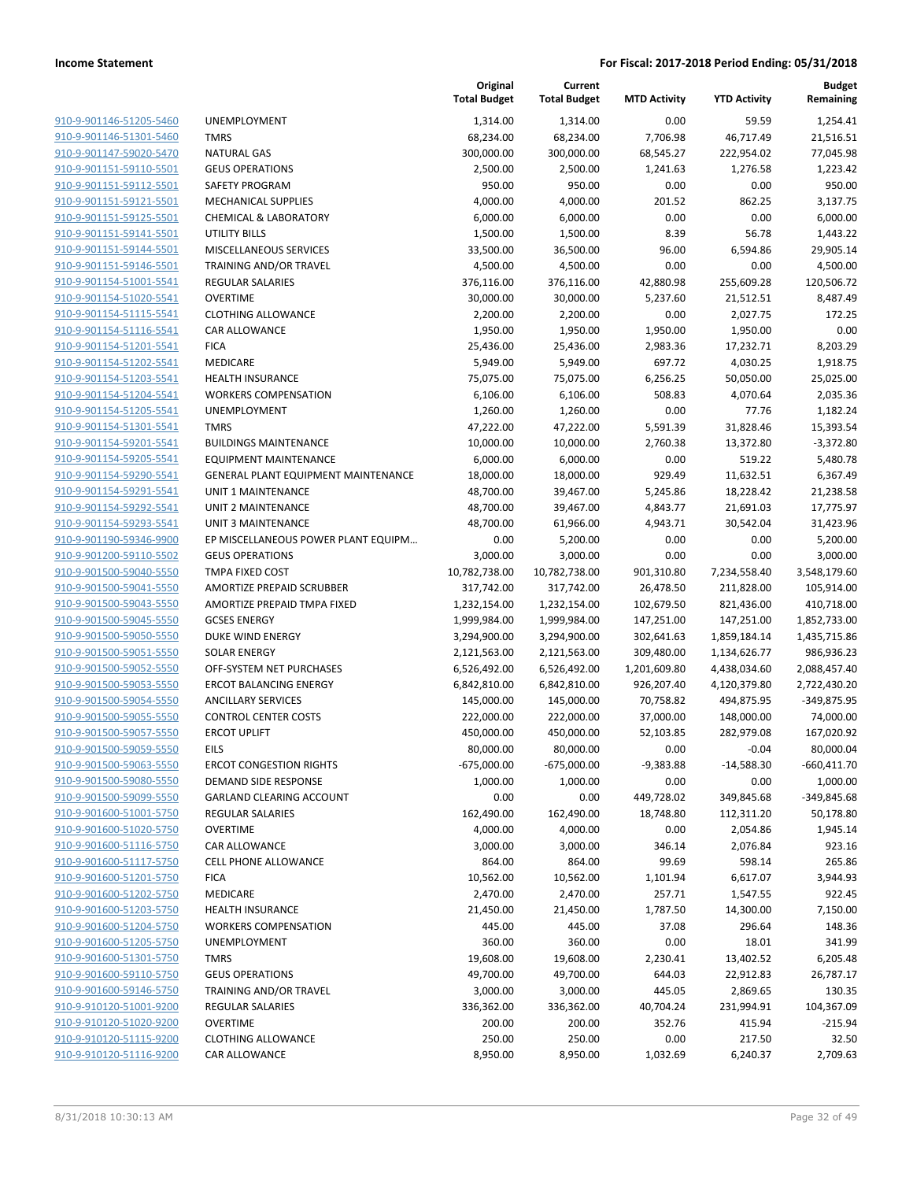| | | Original Total Budget | Current Total Budget | MTD Activity | YTD Activity | Budget Remaining |
|---|---|---|---|---|---|---|
| 910-9-901146-51205-5460 | UNEMPLOYMENT | 1,314.00 | 1,314.00 | 0.00 | 59.59 | 1,254.41 |
| 910-9-901146-51301-5460 | TMRS | 68,234.00 | 68,234.00 | 7,706.98 | 46,717.49 | 21,516.51 |
| 910-9-901147-59020-5470 | NATURAL GAS | 300,000.00 | 300,000.00 | 68,545.27 | 222,954.02 | 77,045.98 |
| 910-9-901151-59110-5501 | GEUS OPERATIONS | 2,500.00 | 2,500.00 | 1,241.63 | 1,276.58 | 1,223.42 |
| 910-9-901151-59112-5501 | SAFETY PROGRAM | 950.00 | 950.00 | 0.00 | 0.00 | 950.00 |
| 910-9-901151-59121-5501 | MECHANICAL SUPPLIES | 4,000.00 | 4,000.00 | 201.52 | 862.25 | 3,137.75 |
| 910-9-901151-59125-5501 | CHEMICAL & LABORATORY | 6,000.00 | 6,000.00 | 0.00 | 0.00 | 6,000.00 |
| 910-9-901151-59141-5501 | UTILITY BILLS | 1,500.00 | 1,500.00 | 8.39 | 56.78 | 1,443.22 |
| 910-9-901151-59144-5501 | MISCELLANEOUS SERVICES | 33,500.00 | 36,500.00 | 96.00 | 6,594.86 | 29,905.14 |
| 910-9-901151-59146-5501 | TRAINING AND/OR TRAVEL | 4,500.00 | 4,500.00 | 0.00 | 0.00 | 4,500.00 |
| 910-9-901154-51001-5541 | REGULAR SALARIES | 376,116.00 | 376,116.00 | 42,880.98 | 255,609.28 | 120,506.72 |
| 910-9-901154-51020-5541 | OVERTIME | 30,000.00 | 30,000.00 | 5,237.60 | 21,512.51 | 8,487.49 |
| 910-9-901154-51115-5541 | CLOTHING ALLOWANCE | 2,200.00 | 2,200.00 | 0.00 | 2,027.75 | 172.25 |
| 910-9-901154-51116-5541 | CAR ALLOWANCE | 1,950.00 | 1,950.00 | 1,950.00 | 1,950.00 | 0.00 |
| 910-9-901154-51201-5541 | FICA | 25,436.00 | 25,436.00 | 2,983.36 | 17,232.71 | 8,203.29 |
| 910-9-901154-51202-5541 | MEDICARE | 5,949.00 | 5,949.00 | 697.72 | 4,030.25 | 1,918.75 |
| 910-9-901154-51203-5541 | HEALTH INSURANCE | 75,075.00 | 75,075.00 | 6,256.25 | 50,050.00 | 25,025.00 |
| 910-9-901154-51204-5541 | WORKERS COMPENSATION | 6,106.00 | 6,106.00 | 508.83 | 4,070.64 | 2,035.36 |
| 910-9-901154-51205-5541 | UNEMPLOYMENT | 1,260.00 | 1,260.00 | 0.00 | 77.76 | 1,182.24 |
| 910-9-901154-51301-5541 | TMRS | 47,222.00 | 47,222.00 | 5,591.39 | 31,828.46 | 15,393.54 |
| 910-9-901154-59201-5541 | BUILDINGS MAINTENANCE | 10,000.00 | 10,000.00 | 2,760.38 | 13,372.80 | -3,372.80 |
| 910-9-901154-59205-5541 | EQUIPMENT MAINTENANCE | 6,000.00 | 6,000.00 | 0.00 | 519.22 | 5,480.78 |
| 910-9-901154-59290-5541 | GENERAL PLANT EQUIPMENT MAINTENANCE | 18,000.00 | 18,000.00 | 929.49 | 11,632.51 | 6,367.49 |
| 910-9-901154-59291-5541 | UNIT 1 MAINTENANCE | 48,700.00 | 39,467.00 | 5,245.86 | 18,228.42 | 21,238.58 |
| 910-9-901154-59292-5541 | UNIT 2 MAINTENANCE | 48,700.00 | 39,467.00 | 4,843.77 | 21,691.03 | 17,775.97 |
| 910-9-901154-59293-5541 | UNIT 3 MAINTENANCE | 48,700.00 | 61,966.00 | 4,943.71 | 30,542.04 | 31,423.96 |
| 910-9-901190-59346-9900 | EP MISCELLANEOUS POWER PLANT EQUIPM… | 0.00 | 5,200.00 | 0.00 | 0.00 | 5,200.00 |
| 910-9-901200-59110-5502 | GEUS OPERATIONS | 3,000.00 | 3,000.00 | 0.00 | 0.00 | 3,000.00 |
| 910-9-901500-59040-5550 | TMPA FIXED COST | 10,782,738.00 | 10,782,738.00 | 901,310.80 | 7,234,558.40 | 3,548,179.60 |
| 910-9-901500-59041-5550 | AMORTIZE PREPAID SCRUBBER | 317,742.00 | 317,742.00 | 26,478.50 | 211,828.00 | 105,914.00 |
| 910-9-901500-59043-5550 | AMORTIZE PREPAID TMPA FIXED | 1,232,154.00 | 1,232,154.00 | 102,679.50 | 821,436.00 | 410,718.00 |
| 910-9-901500-59045-5550 | GCSES ENERGY | 1,999,984.00 | 1,999,984.00 | 147,251.00 | 147,251.00 | 1,852,733.00 |
| 910-9-901500-59050-5550 | DUKE WIND ENERGY | 3,294,900.00 | 3,294,900.00 | 302,641.63 | 1,859,184.14 | 1,435,715.86 |
| 910-9-901500-59051-5550 | SOLAR ENERGY | 2,121,563.00 | 2,121,563.00 | 309,480.00 | 1,134,626.77 | 986,936.23 |
| 910-9-901500-59052-5550 | OFF-SYSTEM NET PURCHASES | 6,526,492.00 | 6,526,492.00 | 1,201,609.80 | 4,438,034.60 | 2,088,457.40 |
| 910-9-901500-59053-5550 | ERCOT BALANCING ENERGY | 6,842,810.00 | 6,842,810.00 | 926,207.40 | 4,120,379.80 | 2,722,430.20 |
| 910-9-901500-59054-5550 | ANCILLARY SERVICES | 145,000.00 | 145,000.00 | 70,758.82 | 494,875.95 | -349,875.95 |
| 910-9-901500-59055-5550 | CONTROL CENTER COSTS | 222,000.00 | 222,000.00 | 37,000.00 | 148,000.00 | 74,000.00 |
| 910-9-901500-59057-5550 | ERCOT UPLIFT | 450,000.00 | 450,000.00 | 52,103.85 | 282,979.08 | 167,020.92 |
| 910-9-901500-59059-5550 | EILS | 80,000.00 | 80,000.00 | 0.00 | -0.04 | 80,000.04 |
| 910-9-901500-59063-5550 | ERCOT CONGESTION RIGHTS | -675,000.00 | -675,000.00 | -9,383.88 | -14,588.30 | -660,411.70 |
| 910-9-901500-59080-5550 | DEMAND SIDE RESPONSE | 1,000.00 | 1,000.00 | 0.00 | 0.00 | 1,000.00 |
| 910-9-901500-59099-5550 | GARLAND CLEARING ACCOUNT | 0.00 | 0.00 | 449,728.02 | 349,845.68 | -349,845.68 |
| 910-9-901600-51001-5750 | REGULAR SALARIES | 162,490.00 | 162,490.00 | 18,748.80 | 112,311.20 | 50,178.80 |
| 910-9-901600-51020-5750 | OVERTIME | 4,000.00 | 4,000.00 | 0.00 | 2,054.86 | 1,945.14 |
| 910-9-901600-51116-5750 | CAR ALLOWANCE | 3,000.00 | 3,000.00 | 346.14 | 2,076.84 | 923.16 |
| 910-9-901600-51117-5750 | CELL PHONE ALLOWANCE | 864.00 | 864.00 | 99.69 | 598.14 | 265.86 |
| 910-9-901600-51201-5750 | FICA | 10,562.00 | 10,562.00 | 1,101.94 | 6,617.07 | 3,944.93 |
| 910-9-901600-51202-5750 | MEDICARE | 2,470.00 | 2,470.00 | 257.71 | 1,547.55 | 922.45 |
| 910-9-901600-51203-5750 | HEALTH INSURANCE | 21,450.00 | 21,450.00 | 1,787.50 | 14,300.00 | 7,150.00 |
| 910-9-901600-51204-5750 | WORKERS COMPENSATION | 445.00 | 445.00 | 37.08 | 296.64 | 148.36 |
| 910-9-901600-51205-5750 | UNEMPLOYMENT | 360.00 | 360.00 | 0.00 | 18.01 | 341.99 |
| 910-9-901600-51301-5750 | TMRS | 19,608.00 | 19,608.00 | 2,230.41 | 13,402.52 | 6,205.48 |
| 910-9-901600-59110-5750 | GEUS OPERATIONS | 49,700.00 | 49,700.00 | 644.03 | 22,912.83 | 26,787.17 |
| 910-9-901600-59146-5750 | TRAINING AND/OR TRAVEL | 3,000.00 | 3,000.00 | 445.05 | 2,869.65 | 130.35 |
| 910-9-910120-51001-9200 | REGULAR SALARIES | 336,362.00 | 336,362.00 | 40,704.24 | 231,994.91 | 104,367.09 |
| 910-9-910120-51020-9200 | OVERTIME | 200.00 | 200.00 | 352.76 | 415.94 | -215.94 |
| 910-9-910120-51115-9200 | CLOTHING ALLOWANCE | 250.00 | 250.00 | 0.00 | 217.50 | 32.50 |
| 910-9-910120-51116-9200 | CAR ALLOWANCE | 8,950.00 | 8,950.00 | 1,032.69 | 6,240.37 | 2,709.63 |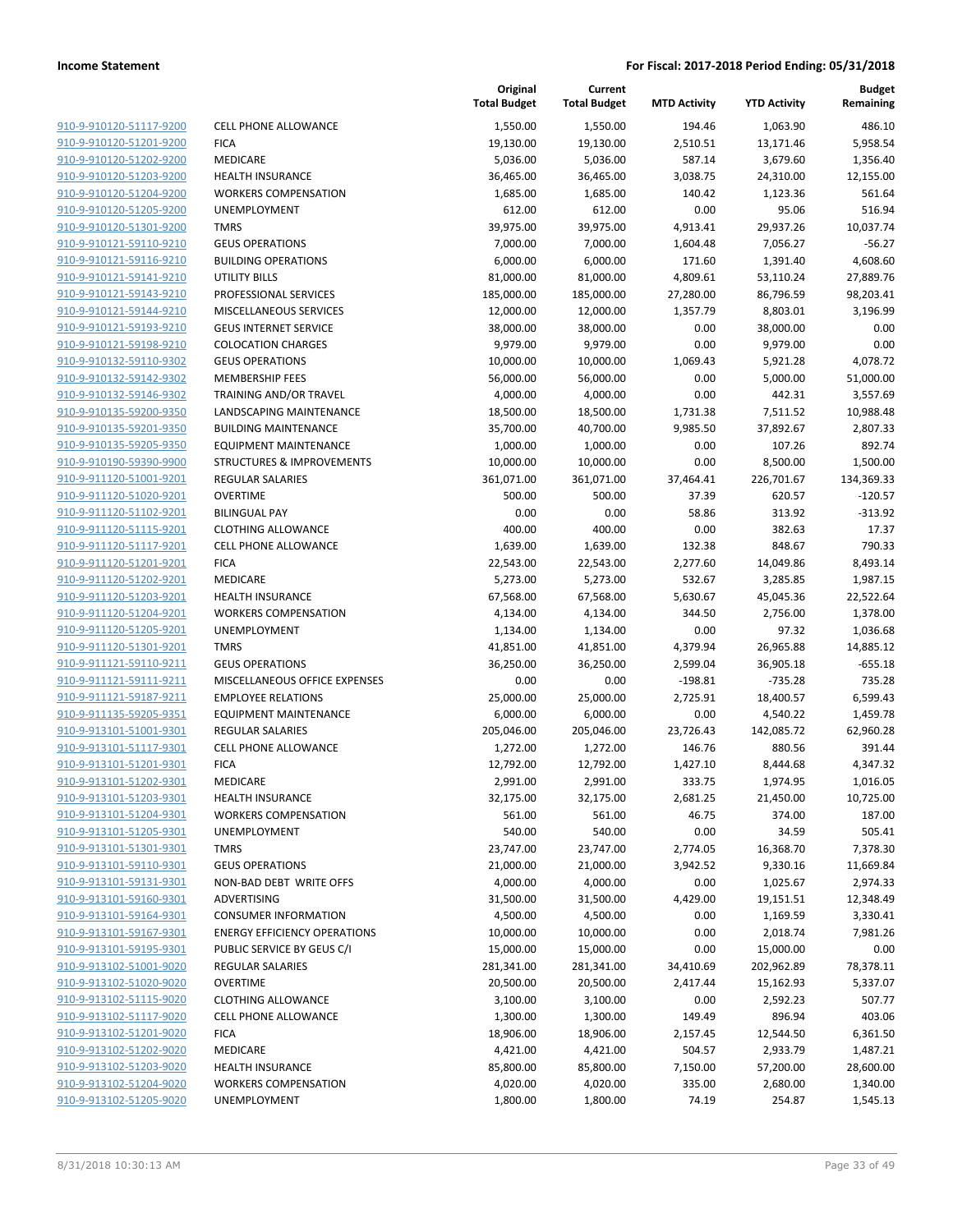| | | Original Total Budget | Current Total Budget | MTD Activity | YTD Activity | Budget Remaining |
|---|---|---|---|---|---|---|
| 910-9-910120-51117-9200 | CELL PHONE ALLOWANCE | 1,550.00 | 1,550.00 | 194.46 | 1,063.90 | 486.10 |
| 910-9-910120-51201-9200 | FICA | 19,130.00 | 19,130.00 | 2,510.51 | 13,171.46 | 5,958.54 |
| 910-9-910120-51202-9200 | MEDICARE | 5,036.00 | 5,036.00 | 587.14 | 3,679.60 | 1,356.40 |
| 910-9-910120-51203-9200 | HEALTH INSURANCE | 36,465.00 | 36,465.00 | 3,038.75 | 24,310.00 | 12,155.00 |
| 910-9-910120-51204-9200 | WORKERS COMPENSATION | 1,685.00 | 1,685.00 | 140.42 | 1,123.36 | 561.64 |
| 910-9-910120-51205-9200 | UNEMPLOYMENT | 612.00 | 612.00 | 0.00 | 95.06 | 516.94 |
| 910-9-910120-51301-9200 | TMRS | 39,975.00 | 39,975.00 | 4,913.41 | 29,937.26 | 10,037.74 |
| 910-9-910121-59110-9210 | GEUS OPERATIONS | 7,000.00 | 7,000.00 | 1,604.48 | 7,056.27 | -56.27 |
| 910-9-910121-59116-9210 | BUILDING OPERATIONS | 6,000.00 | 6,000.00 | 171.60 | 1,391.40 | 4,608.60 |
| 910-9-910121-59141-9210 | UTILITY BILLS | 81,000.00 | 81,000.00 | 4,809.61 | 53,110.24 | 27,889.76 |
| 910-9-910121-59143-9210 | PROFESSIONAL SERVICES | 185,000.00 | 185,000.00 | 27,280.00 | 86,796.59 | 98,203.41 |
| 910-9-910121-59144-9210 | MISCELLANEOUS SERVICES | 12,000.00 | 12,000.00 | 1,357.79 | 8,803.01 | 3,196.99 |
| 910-9-910121-59193-9210 | GEUS INTERNET SERVICE | 38,000.00 | 38,000.00 | 0.00 | 38,000.00 | 0.00 |
| 910-9-910121-59198-9210 | COLOCATION CHARGES | 9,979.00 | 9,979.00 | 0.00 | 9,979.00 | 0.00 |
| 910-9-910132-59110-9302 | GEUS OPERATIONS | 10,000.00 | 10,000.00 | 1,069.43 | 5,921.28 | 4,078.72 |
| 910-9-910132-59142-9302 | MEMBERSHIP FEES | 56,000.00 | 56,000.00 | 0.00 | 5,000.00 | 51,000.00 |
| 910-9-910132-59146-9302 | TRAINING AND/OR TRAVEL | 4,000.00 | 4,000.00 | 0.00 | 442.31 | 3,557.69 |
| 910-9-910135-59200-9350 | LANDSCAPING MAINTENANCE | 18,500.00 | 18,500.00 | 1,731.38 | 7,511.52 | 10,988.48 |
| 910-9-910135-59201-9350 | BUILDING MAINTENANCE | 35,700.00 | 40,700.00 | 9,985.50 | 37,892.67 | 2,807.33 |
| 910-9-910135-59205-9350 | EQUIPMENT MAINTENANCE | 1,000.00 | 1,000.00 | 0.00 | 107.26 | 892.74 |
| 910-9-910190-59390-9900 | STRUCTURES & IMPROVEMENTS | 10,000.00 | 10,000.00 | 0.00 | 8,500.00 | 1,500.00 |
| 910-9-911120-51001-9201 | REGULAR SALARIES | 361,071.00 | 361,071.00 | 37,464.41 | 226,701.67 | 134,369.33 |
| 910-9-911120-51020-9201 | OVERTIME | 500.00 | 500.00 | 37.39 | 620.57 | -120.57 |
| 910-9-911120-51102-9201 | BILINGUAL PAY | 0.00 | 0.00 | 58.86 | 313.92 | -313.92 |
| 910-9-911120-51115-9201 | CLOTHING ALLOWANCE | 400.00 | 400.00 | 0.00 | 382.63 | 17.37 |
| 910-9-911120-51117-9201 | CELL PHONE ALLOWANCE | 1,639.00 | 1,639.00 | 132.38 | 848.67 | 790.33 |
| 910-9-911120-51201-9201 | FICA | 22,543.00 | 22,543.00 | 2,277.60 | 14,049.86 | 8,493.14 |
| 910-9-911120-51202-9201 | MEDICARE | 5,273.00 | 5,273.00 | 532.67 | 3,285.85 | 1,987.15 |
| 910-9-911120-51203-9201 | HEALTH INSURANCE | 67,568.00 | 67,568.00 | 5,630.67 | 45,045.36 | 22,522.64 |
| 910-9-911120-51204-9201 | WORKERS COMPENSATION | 4,134.00 | 4,134.00 | 344.50 | 2,756.00 | 1,378.00 |
| 910-9-911120-51205-9201 | UNEMPLOYMENT | 1,134.00 | 1,134.00 | 0.00 | 97.32 | 1,036.68 |
| 910-9-911120-51301-9201 | TMRS | 41,851.00 | 41,851.00 | 4,379.94 | 26,965.88 | 14,885.12 |
| 910-9-911121-59110-9211 | GEUS OPERATIONS | 36,250.00 | 36,250.00 | 2,599.04 | 36,905.18 | -655.18 |
| 910-9-911121-59111-9211 | MISCELLANEOUS OFFICE EXPENSES | 0.00 | 0.00 | -198.81 | -735.28 | 735.28 |
| 910-9-911121-59187-9211 | EMPLOYEE RELATIONS | 25,000.00 | 25,000.00 | 2,725.91 | 18,400.57 | 6,599.43 |
| 910-9-911135-59205-9351 | EQUIPMENT MAINTENANCE | 6,000.00 | 6,000.00 | 0.00 | 4,540.22 | 1,459.78 |
| 910-9-913101-51001-9301 | REGULAR SALARIES | 205,046.00 | 205,046.00 | 23,726.43 | 142,085.72 | 62,960.28 |
| 910-9-913101-51117-9301 | CELL PHONE ALLOWANCE | 1,272.00 | 1,272.00 | 146.76 | 880.56 | 391.44 |
| 910-9-913101-51201-9301 | FICA | 12,792.00 | 12,792.00 | 1,427.10 | 8,444.68 | 4,347.32 |
| 910-9-913101-51202-9301 | MEDICARE | 2,991.00 | 2,991.00 | 333.75 | 1,974.95 | 1,016.05 |
| 910-9-913101-51203-9301 | HEALTH INSURANCE | 32,175.00 | 32,175.00 | 2,681.25 | 21,450.00 | 10,725.00 |
| 910-9-913101-51204-9301 | WORKERS COMPENSATION | 561.00 | 561.00 | 46.75 | 374.00 | 187.00 |
| 910-9-913101-51205-9301 | UNEMPLOYMENT | 540.00 | 540.00 | 0.00 | 34.59 | 505.41 |
| 910-9-913101-51301-9301 | TMRS | 23,747.00 | 23,747.00 | 2,774.05 | 16,368.70 | 7,378.30 |
| 910-9-913101-59110-9301 | GEUS OPERATIONS | 21,000.00 | 21,000.00 | 3,942.52 | 9,330.16 | 11,669.84 |
| 910-9-913101-59131-9301 | NON-BAD DEBT WRITE OFFS | 4,000.00 | 4,000.00 | 0.00 | 1,025.67 | 2,974.33 |
| 910-9-913101-59160-9301 | ADVERTISING | 31,500.00 | 31,500.00 | 4,429.00 | 19,151.51 | 12,348.49 |
| 910-9-913101-59164-9301 | CONSUMER INFORMATION | 4,500.00 | 4,500.00 | 0.00 | 1,169.59 | 3,330.41 |
| 910-9-913101-59167-9301 | ENERGY EFFICIENCY OPERATIONS | 10,000.00 | 10,000.00 | 0.00 | 2,018.74 | 7,981.26 |
| 910-9-913101-59195-9301 | PUBLIC SERVICE BY GEUS C/I | 15,000.00 | 15,000.00 | 0.00 | 15,000.00 | 0.00 |
| 910-9-913102-51001-9020 | REGULAR SALARIES | 281,341.00 | 281,341.00 | 34,410.69 | 202,962.89 | 78,378.11 |
| 910-9-913102-51020-9020 | OVERTIME | 20,500.00 | 20,500.00 | 2,417.44 | 15,162.93 | 5,337.07 |
| 910-9-913102-51115-9020 | CLOTHING ALLOWANCE | 3,100.00 | 3,100.00 | 0.00 | 2,592.23 | 507.77 |
| 910-9-913102-51117-9020 | CELL PHONE ALLOWANCE | 1,300.00 | 1,300.00 | 149.49 | 896.94 | 403.06 |
| 910-9-913102-51201-9020 | FICA | 18,906.00 | 18,906.00 | 2,157.45 | 12,544.50 | 6,361.50 |
| 910-9-913102-51202-9020 | MEDICARE | 4,421.00 | 4,421.00 | 504.57 | 2,933.79 | 1,487.21 |
| 910-9-913102-51203-9020 | HEALTH INSURANCE | 85,800.00 | 85,800.00 | 7,150.00 | 57,200.00 | 28,600.00 |
| 910-9-913102-51204-9020 | WORKERS COMPENSATION | 4,020.00 | 4,020.00 | 335.00 | 2,680.00 | 1,340.00 |
| 910-9-913102-51205-9020 | UNEMPLOYMENT | 1,800.00 | 1,800.00 | 74.19 | 254.87 | 1,545.13 |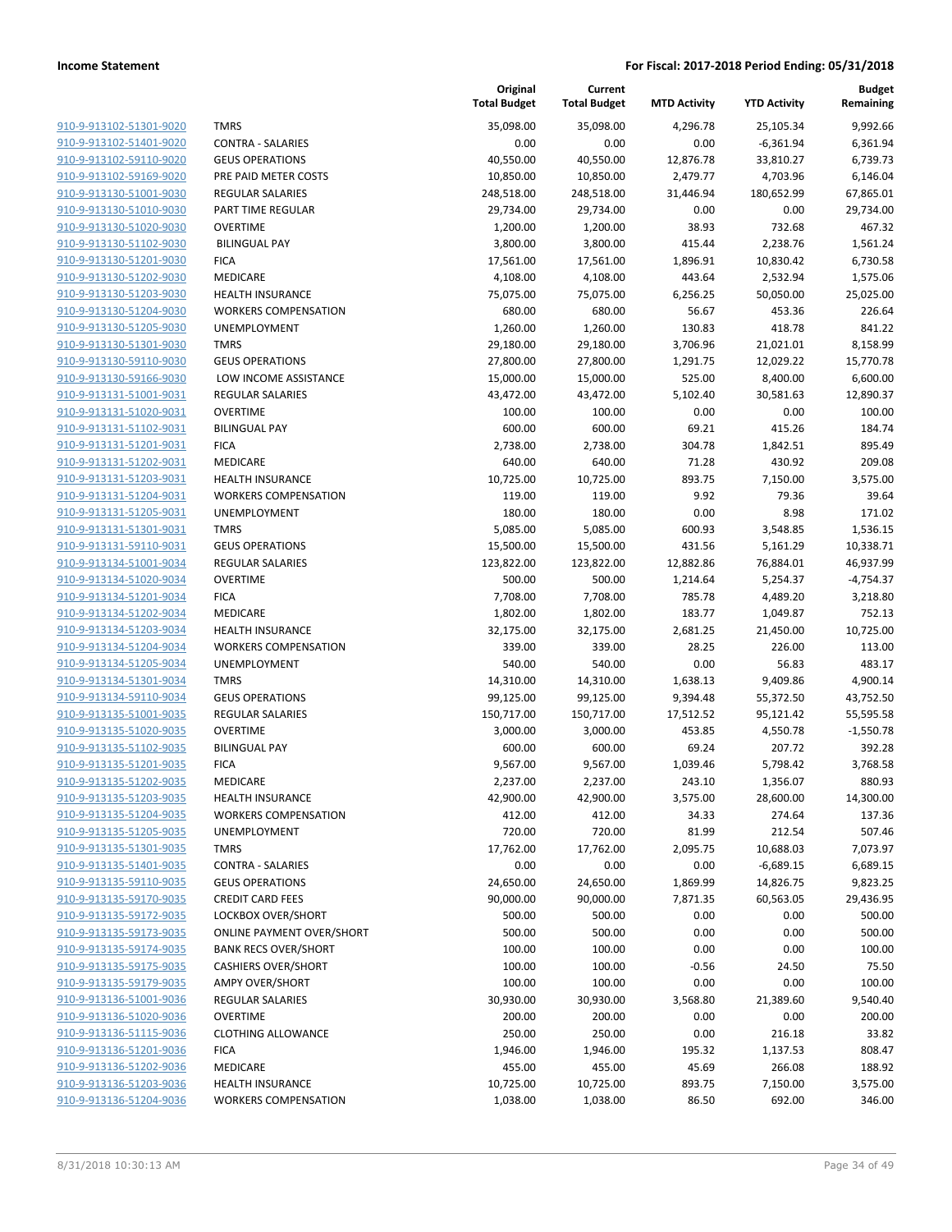| | | Original Total Budget | Current Total Budget | MTD Activity | YTD Activity | Budget Remaining |
|---|---|---|---|---|---|---|
| 910-9-913102-51301-9020 | TMRS | 35,098.00 | 35,098.00 | 4,296.78 | 25,105.34 | 9,992.66 |
| 910-9-913102-51401-9020 | CONTRA - SALARIES | 0.00 | 0.00 | 0.00 | -6,361.94 | 6,361.94 |
| 910-9-913102-59110-9020 | GEUS OPERATIONS | 40,550.00 | 40,550.00 | 12,876.78 | 33,810.27 | 6,739.73 |
| 910-9-913102-59169-9020 | PRE PAID METER COSTS | 10,850.00 | 10,850.00 | 2,479.77 | 4,703.96 | 6,146.04 |
| 910-9-913130-51001-9030 | REGULAR SALARIES | 248,518.00 | 248,518.00 | 31,446.94 | 180,652.99 | 67,865.01 |
| 910-9-913130-51010-9030 | PART TIME REGULAR | 29,734.00 | 29,734.00 | 0.00 | 0.00 | 29,734.00 |
| 910-9-913130-51020-9030 | OVERTIME | 1,200.00 | 1,200.00 | 38.93 | 732.68 | 467.32 |
| 910-9-913130-51102-9030 | BILINGUAL PAY | 3,800.00 | 3,800.00 | 415.44 | 2,238.76 | 1,561.24 |
| 910-9-913130-51201-9030 | FICA | 17,561.00 | 17,561.00 | 1,896.91 | 10,830.42 | 6,730.58 |
| 910-9-913130-51202-9030 | MEDICARE | 4,108.00 | 4,108.00 | 443.64 | 2,532.94 | 1,575.06 |
| 910-9-913130-51203-9030 | HEALTH INSURANCE | 75,075.00 | 75,075.00 | 6,256.25 | 50,050.00 | 25,025.00 |
| 910-9-913130-51204-9030 | WORKERS COMPENSATION | 680.00 | 680.00 | 56.67 | 453.36 | 226.64 |
| 910-9-913130-51205-9030 | UNEMPLOYMENT | 1,260.00 | 1,260.00 | 130.83 | 418.78 | 841.22 |
| 910-9-913130-51301-9030 | TMRS | 29,180.00 | 29,180.00 | 3,706.96 | 21,021.01 | 8,158.99 |
| 910-9-913130-59110-9030 | GEUS OPERATIONS | 27,800.00 | 27,800.00 | 1,291.75 | 12,029.22 | 15,770.78 |
| 910-9-913130-59166-9030 | LOW INCOME ASSISTANCE | 15,000.00 | 15,000.00 | 525.00 | 8,400.00 | 6,600.00 |
| 910-9-913131-51001-9031 | REGULAR SALARIES | 43,472.00 | 43,472.00 | 5,102.40 | 30,581.63 | 12,890.37 |
| 910-9-913131-51020-9031 | OVERTIME | 100.00 | 100.00 | 0.00 | 0.00 | 100.00 |
| 910-9-913131-51102-9031 | BILINGUAL PAY | 600.00 | 600.00 | 69.21 | 415.26 | 184.74 |
| 910-9-913131-51201-9031 | FICA | 2,738.00 | 2,738.00 | 304.78 | 1,842.51 | 895.49 |
| 910-9-913131-51202-9031 | MEDICARE | 640.00 | 640.00 | 71.28 | 430.92 | 209.08 |
| 910-9-913131-51203-9031 | HEALTH INSURANCE | 10,725.00 | 10,725.00 | 893.75 | 7,150.00 | 3,575.00 |
| 910-9-913131-51204-9031 | WORKERS COMPENSATION | 119.00 | 119.00 | 9.92 | 79.36 | 39.64 |
| 910-9-913131-51205-9031 | UNEMPLOYMENT | 180.00 | 180.00 | 0.00 | 8.98 | 171.02 |
| 910-9-913131-51301-9031 | TMRS | 5,085.00 | 5,085.00 | 600.93 | 3,548.85 | 1,536.15 |
| 910-9-913131-59110-9031 | GEUS OPERATIONS | 15,500.00 | 15,500.00 | 431.56 | 5,161.29 | 10,338.71 |
| 910-9-913134-51001-9034 | REGULAR SALARIES | 123,822.00 | 123,822.00 | 12,882.86 | 76,884.01 | 46,937.99 |
| 910-9-913134-51020-9034 | OVERTIME | 500.00 | 500.00 | 1,214.64 | 5,254.37 | -4,754.37 |
| 910-9-913134-51201-9034 | FICA | 7,708.00 | 7,708.00 | 785.78 | 4,489.20 | 3,218.80 |
| 910-9-913134-51202-9034 | MEDICARE | 1,802.00 | 1,802.00 | 183.77 | 1,049.87 | 752.13 |
| 910-9-913134-51203-9034 | HEALTH INSURANCE | 32,175.00 | 32,175.00 | 2,681.25 | 21,450.00 | 10,725.00 |
| 910-9-913134-51204-9034 | WORKERS COMPENSATION | 339.00 | 339.00 | 28.25 | 226.00 | 113.00 |
| 910-9-913134-51205-9034 | UNEMPLOYMENT | 540.00 | 540.00 | 0.00 | 56.83 | 483.17 |
| 910-9-913134-51301-9034 | TMRS | 14,310.00 | 14,310.00 | 1,638.13 | 9,409.86 | 4,900.14 |
| 910-9-913134-59110-9034 | GEUS OPERATIONS | 99,125.00 | 99,125.00 | 9,394.48 | 55,372.50 | 43,752.50 |
| 910-9-913135-51001-9035 | REGULAR SALARIES | 150,717.00 | 150,717.00 | 17,512.52 | 95,121.42 | 55,595.58 |
| 910-9-913135-51020-9035 | OVERTIME | 3,000.00 | 3,000.00 | 453.85 | 4,550.78 | -1,550.78 |
| 910-9-913135-51102-9035 | BILINGUAL PAY | 600.00 | 600.00 | 69.24 | 207.72 | 392.28 |
| 910-9-913135-51201-9035 | FICA | 9,567.00 | 9,567.00 | 1,039.46 | 5,798.42 | 3,768.58 |
| 910-9-913135-51202-9035 | MEDICARE | 2,237.00 | 2,237.00 | 243.10 | 1,356.07 | 880.93 |
| 910-9-913135-51203-9035 | HEALTH INSURANCE | 42,900.00 | 42,900.00 | 3,575.00 | 28,600.00 | 14,300.00 |
| 910-9-913135-51204-9035 | WORKERS COMPENSATION | 412.00 | 412.00 | 34.33 | 274.64 | 137.36 |
| 910-9-913135-51205-9035 | UNEMPLOYMENT | 720.00 | 720.00 | 81.99 | 212.54 | 507.46 |
| 910-9-913135-51301-9035 | TMRS | 17,762.00 | 17,762.00 | 2,095.75 | 10,688.03 | 7,073.97 |
| 910-9-913135-51401-9035 | CONTRA - SALARIES | 0.00 | 0.00 | 0.00 | -6,689.15 | 6,689.15 |
| 910-9-913135-59110-9035 | GEUS OPERATIONS | 24,650.00 | 24,650.00 | 1,869.99 | 14,826.75 | 9,823.25 |
| 910-9-913135-59170-9035 | CREDIT CARD FEES | 90,000.00 | 90,000.00 | 7,871.35 | 60,563.05 | 29,436.95 |
| 910-9-913135-59172-9035 | LOCKBOX OVER/SHORT | 500.00 | 500.00 | 0.00 | 0.00 | 500.00 |
| 910-9-913135-59173-9035 | ONLINE PAYMENT OVER/SHORT | 500.00 | 500.00 | 0.00 | 0.00 | 500.00 |
| 910-9-913135-59174-9035 | BANK RECS OVER/SHORT | 100.00 | 100.00 | 0.00 | 0.00 | 100.00 |
| 910-9-913135-59175-9035 | CASHIERS OVER/SHORT | 100.00 | 100.00 | -0.56 | 24.50 | 75.50 |
| 910-9-913135-59179-9035 | AMPY OVER/SHORT | 100.00 | 100.00 | 0.00 | 0.00 | 100.00 |
| 910-9-913136-51001-9036 | REGULAR SALARIES | 30,930.00 | 30,930.00 | 3,568.80 | 21,389.60 | 9,540.40 |
| 910-9-913136-51020-9036 | OVERTIME | 200.00 | 200.00 | 0.00 | 0.00 | 200.00 |
| 910-9-913136-51115-9036 | CLOTHING ALLOWANCE | 250.00 | 250.00 | 0.00 | 216.18 | 33.82 |
| 910-9-913136-51201-9036 | FICA | 1,946.00 | 1,946.00 | 195.32 | 1,137.53 | 808.47 |
| 910-9-913136-51202-9036 | MEDICARE | 455.00 | 455.00 | 45.69 | 266.08 | 188.92 |
| 910-9-913136-51203-9036 | HEALTH INSURANCE | 10,725.00 | 10,725.00 | 893.75 | 7,150.00 | 3,575.00 |
| 910-9-913136-51204-9036 | WORKERS COMPENSATION | 1,038.00 | 1,038.00 | 86.50 | 692.00 | 346.00 |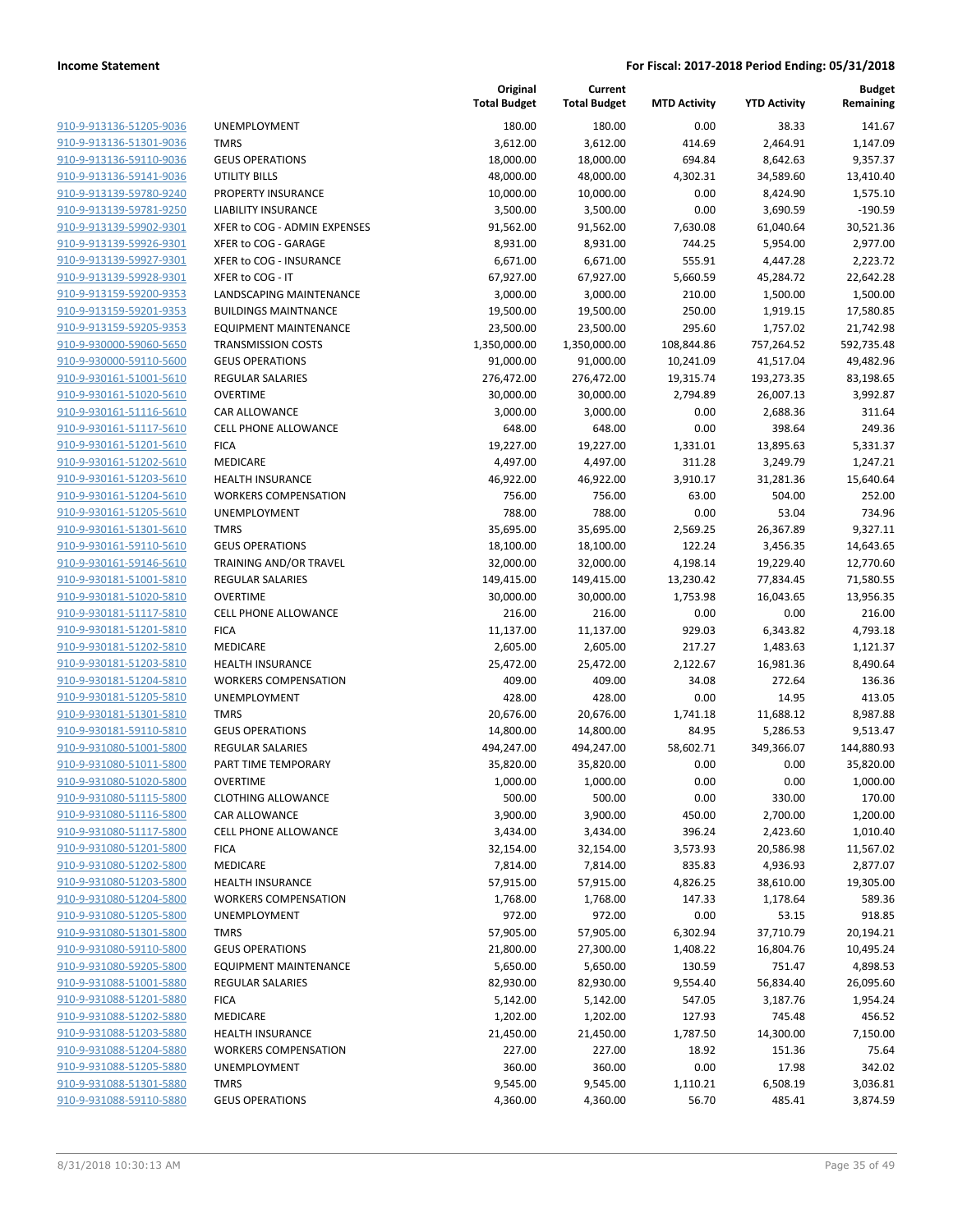| | | Original Total Budget | Current Total Budget | MTD Activity | YTD Activity | Budget Remaining |
|---|---|---|---|---|---|---|
| 910-9-913136-51205-9036 | UNEMPLOYMENT | 180.00 | 180.00 | 0.00 | 38.33 | 141.67 |
| 910-9-913136-51301-9036 | TMRS | 3,612.00 | 3,612.00 | 414.69 | 2,464.91 | 1,147.09 |
| 910-9-913136-59110-9036 | GEUS OPERATIONS | 18,000.00 | 18,000.00 | 694.84 | 8,642.63 | 9,357.37 |
| 910-9-913136-59141-9036 | UTILITY BILLS | 48,000.00 | 48,000.00 | 4,302.31 | 34,589.60 | 13,410.40 |
| 910-9-913139-59780-9240 | PROPERTY INSURANCE | 10,000.00 | 10,000.00 | 0.00 | 8,424.90 | 1,575.10 |
| 910-9-913139-59781-9250 | LIABILITY INSURANCE | 3,500.00 | 3,500.00 | 0.00 | 3,690.59 | -190.59 |
| 910-9-913139-59902-9301 | XFER to COG - ADMIN EXPENSES | 91,562.00 | 91,562.00 | 7,630.08 | 61,040.64 | 30,521.36 |
| 910-9-913139-59926-9301 | XFER to COG - GARAGE | 8,931.00 | 8,931.00 | 744.25 | 5,954.00 | 2,977.00 |
| 910-9-913139-59927-9301 | XFER to COG - INSURANCE | 6,671.00 | 6,671.00 | 555.91 | 4,447.28 | 2,223.72 |
| 910-9-913139-59928-9301 | XFER to COG - IT | 67,927.00 | 67,927.00 | 5,660.59 | 45,284.72 | 22,642.28 |
| 910-9-913159-59200-9353 | LANDSCAPING MAINTENANCE | 3,000.00 | 3,000.00 | 210.00 | 1,500.00 | 1,500.00 |
| 910-9-913159-59201-9353 | BUILDINGS MAINTNANCE | 19,500.00 | 19,500.00 | 250.00 | 1,919.15 | 17,580.85 |
| 910-9-913159-59205-9353 | EQUIPMENT MAINTENANCE | 23,500.00 | 23,500.00 | 295.60 | 1,757.02 | 21,742.98 |
| 910-9-930000-59060-5650 | TRANSMISSION COSTS | 1,350,000.00 | 1,350,000.00 | 108,844.86 | 757,264.52 | 592,735.48 |
| 910-9-930000-59110-5600 | GEUS OPERATIONS | 91,000.00 | 91,000.00 | 10,241.09 | 41,517.04 | 49,482.96 |
| 910-9-930161-51001-5610 | REGULAR SALARIES | 276,472.00 | 276,472.00 | 19,315.74 | 193,273.35 | 83,198.65 |
| 910-9-930161-51020-5610 | OVERTIME | 30,000.00 | 30,000.00 | 2,794.89 | 26,007.13 | 3,992.87 |
| 910-9-930161-51116-5610 | CAR ALLOWANCE | 3,000.00 | 3,000.00 | 0.00 | 2,688.36 | 311.64 |
| 910-9-930161-51117-5610 | CELL PHONE ALLOWANCE | 648.00 | 648.00 | 0.00 | 398.64 | 249.36 |
| 910-9-930161-51201-5610 | FICA | 19,227.00 | 19,227.00 | 1,331.01 | 13,895.63 | 5,331.37 |
| 910-9-930161-51202-5610 | MEDICARE | 4,497.00 | 4,497.00 | 311.28 | 3,249.79 | 1,247.21 |
| 910-9-930161-51203-5610 | HEALTH INSURANCE | 46,922.00 | 46,922.00 | 3,910.17 | 31,281.36 | 15,640.64 |
| 910-9-930161-51204-5610 | WORKERS COMPENSATION | 756.00 | 756.00 | 63.00 | 504.00 | 252.00 |
| 910-9-930161-51205-5610 | UNEMPLOYMENT | 788.00 | 788.00 | 0.00 | 53.04 | 734.96 |
| 910-9-930161-51301-5610 | TMRS | 35,695.00 | 35,695.00 | 2,569.25 | 26,367.89 | 9,327.11 |
| 910-9-930161-59110-5610 | GEUS OPERATIONS | 18,100.00 | 18,100.00 | 122.24 | 3,456.35 | 14,643.65 |
| 910-9-930161-59146-5610 | TRAINING AND/OR TRAVEL | 32,000.00 | 32,000.00 | 4,198.14 | 19,229.40 | 12,770.60 |
| 910-9-930181-51001-5810 | REGULAR SALARIES | 149,415.00 | 149,415.00 | 13,230.42 | 77,834.45 | 71,580.55 |
| 910-9-930181-51020-5810 | OVERTIME | 30,000.00 | 30,000.00 | 1,753.98 | 16,043.65 | 13,956.35 |
| 910-9-930181-51117-5810 | CELL PHONE ALLOWANCE | 216.00 | 216.00 | 0.00 | 0.00 | 216.00 |
| 910-9-930181-51201-5810 | FICA | 11,137.00 | 11,137.00 | 929.03 | 6,343.82 | 4,793.18 |
| 910-9-930181-51202-5810 | MEDICARE | 2,605.00 | 2,605.00 | 217.27 | 1,483.63 | 1,121.37 |
| 910-9-930181-51203-5810 | HEALTH INSURANCE | 25,472.00 | 25,472.00 | 2,122.67 | 16,981.36 | 8,490.64 |
| 910-9-930181-51204-5810 | WORKERS COMPENSATION | 409.00 | 409.00 | 34.08 | 272.64 | 136.36 |
| 910-9-930181-51205-5810 | UNEMPLOYMENT | 428.00 | 428.00 | 0.00 | 14.95 | 413.05 |
| 910-9-930181-51301-5810 | TMRS | 20,676.00 | 20,676.00 | 1,741.18 | 11,688.12 | 8,987.88 |
| 910-9-930181-59110-5810 | GEUS OPERATIONS | 14,800.00 | 14,800.00 | 84.95 | 5,286.53 | 9,513.47 |
| 910-9-931080-51001-5800 | REGULAR SALARIES | 494,247.00 | 494,247.00 | 58,602.71 | 349,366.07 | 144,880.93 |
| 910-9-931080-51011-5800 | PART TIME TEMPORARY | 35,820.00 | 35,820.00 | 0.00 | 0.00 | 35,820.00 |
| 910-9-931080-51020-5800 | OVERTIME | 1,000.00 | 1,000.00 | 0.00 | 0.00 | 1,000.00 |
| 910-9-931080-51115-5800 | CLOTHING ALLOWANCE | 500.00 | 500.00 | 0.00 | 330.00 | 170.00 |
| 910-9-931080-51116-5800 | CAR ALLOWANCE | 3,900.00 | 3,900.00 | 450.00 | 2,700.00 | 1,200.00 |
| 910-9-931080-51117-5800 | CELL PHONE ALLOWANCE | 3,434.00 | 3,434.00 | 396.24 | 2,423.60 | 1,010.40 |
| 910-9-931080-51201-5800 | FICA | 32,154.00 | 32,154.00 | 3,573.93 | 20,586.98 | 11,567.02 |
| 910-9-931080-51202-5800 | MEDICARE | 7,814.00 | 7,814.00 | 835.83 | 4,936.93 | 2,877.07 |
| 910-9-931080-51203-5800 | HEALTH INSURANCE | 57,915.00 | 57,915.00 | 4,826.25 | 38,610.00 | 19,305.00 |
| 910-9-931080-51204-5800 | WORKERS COMPENSATION | 1,768.00 | 1,768.00 | 147.33 | 1,178.64 | 589.36 |
| 910-9-931080-51205-5800 | UNEMPLOYMENT | 972.00 | 972.00 | 0.00 | 53.15 | 918.85 |
| 910-9-931080-51301-5800 | TMRS | 57,905.00 | 57,905.00 | 6,302.94 | 37,710.79 | 20,194.21 |
| 910-9-931080-59110-5800 | GEUS OPERATIONS | 21,800.00 | 27,300.00 | 1,408.22 | 16,804.76 | 10,495.24 |
| 910-9-931080-59205-5800 | EQUIPMENT MAINTENANCE | 5,650.00 | 5,650.00 | 130.59 | 751.47 | 4,898.53 |
| 910-9-931088-51001-5880 | REGULAR SALARIES | 82,930.00 | 82,930.00 | 9,554.40 | 56,834.40 | 26,095.60 |
| 910-9-931088-51201-5880 | FICA | 5,142.00 | 5,142.00 | 547.05 | 3,187.76 | 1,954.24 |
| 910-9-931088-51202-5880 | MEDICARE | 1,202.00 | 1,202.00 | 127.93 | 745.48 | 456.52 |
| 910-9-931088-51203-5880 | HEALTH INSURANCE | 21,450.00 | 21,450.00 | 1,787.50 | 14,300.00 | 7,150.00 |
| 910-9-931088-51204-5880 | WORKERS COMPENSATION | 227.00 | 227.00 | 18.92 | 151.36 | 75.64 |
| 910-9-931088-51205-5880 | UNEMPLOYMENT | 360.00 | 360.00 | 0.00 | 17.98 | 342.02 |
| 910-9-931088-51301-5880 | TMRS | 9,545.00 | 9,545.00 | 1,110.21 | 6,508.19 | 3,036.81 |
| 910-9-931088-59110-5880 | GEUS OPERATIONS | 4,360.00 | 4,360.00 | 56.70 | 485.41 | 3,874.59 |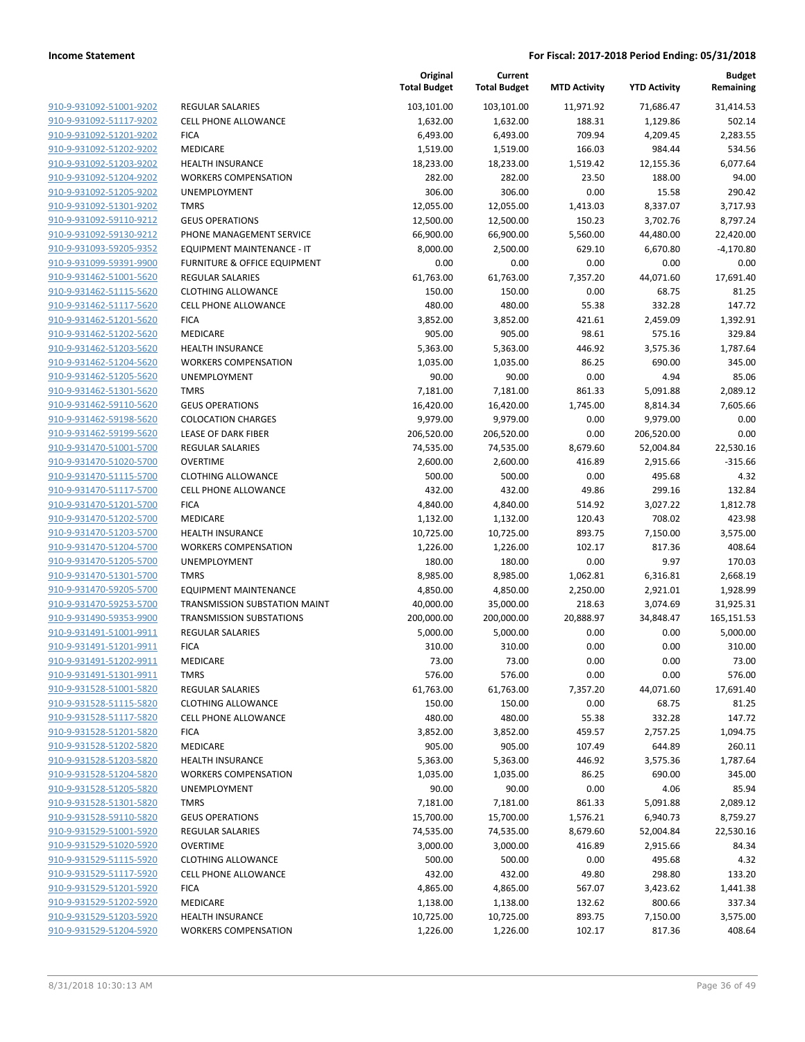| | | Original Total Budget | Current Total Budget | MTD Activity | YTD Activity | Budget Remaining |
|---|---|---|---|---|---|---|
| 910-9-931092-51001-9202 | REGULAR SALARIES | 103,101.00 | 103,101.00 | 11,971.92 | 71,686.47 | 31,414.53 |
| 910-9-931092-51117-9202 | CELL PHONE ALLOWANCE | 1,632.00 | 1,632.00 | 188.31 | 1,129.86 | 502.14 |
| 910-9-931092-51201-9202 | FICA | 6,493.00 | 6,493.00 | 709.94 | 4,209.45 | 2,283.55 |
| 910-9-931092-51202-9202 | MEDICARE | 1,519.00 | 1,519.00 | 166.03 | 984.44 | 534.56 |
| 910-9-931092-51203-9202 | HEALTH INSURANCE | 18,233.00 | 18,233.00 | 1,519.42 | 12,155.36 | 6,077.64 |
| 910-9-931092-51204-9202 | WORKERS COMPENSATION | 282.00 | 282.00 | 23.50 | 188.00 | 94.00 |
| 910-9-931092-51205-9202 | UNEMPLOYMENT | 306.00 | 306.00 | 0.00 | 15.58 | 290.42 |
| 910-9-931092-51301-9202 | TMRS | 12,055.00 | 12,055.00 | 1,413.03 | 8,337.07 | 3,717.93 |
| 910-9-931092-59110-9212 | GEUS OPERATIONS | 12,500.00 | 12,500.00 | 150.23 | 3,702.76 | 8,797.24 |
| 910-9-931092-59130-9212 | PHONE MANAGEMENT SERVICE | 66,900.00 | 66,900.00 | 5,560.00 | 44,480.00 | 22,420.00 |
| 910-9-931093-59205-9352 | EQUIPMENT MAINTENANCE - IT | 8,000.00 | 2,500.00 | 629.10 | 6,670.80 | -4,170.80 |
| 910-9-931099-59391-9900 | FURNITURE & OFFICE EQUIPMENT | 0.00 | 0.00 | 0.00 | 0.00 | 0.00 |
| 910-9-931462-51001-5620 | REGULAR SALARIES | 61,763.00 | 61,763.00 | 7,357.20 | 44,071.60 | 17,691.40 |
| 910-9-931462-51115-5620 | CLOTHING ALLOWANCE | 150.00 | 150.00 | 0.00 | 68.75 | 81.25 |
| 910-9-931462-51117-5620 | CELL PHONE ALLOWANCE | 480.00 | 480.00 | 55.38 | 332.28 | 147.72 |
| 910-9-931462-51201-5620 | FICA | 3,852.00 | 3,852.00 | 421.61 | 2,459.09 | 1,392.91 |
| 910-9-931462-51202-5620 | MEDICARE | 905.00 | 905.00 | 98.61 | 575.16 | 329.84 |
| 910-9-931462-51203-5620 | HEALTH INSURANCE | 5,363.00 | 5,363.00 | 446.92 | 3,575.36 | 1,787.64 |
| 910-9-931462-51204-5620 | WORKERS COMPENSATION | 1,035.00 | 1,035.00 | 86.25 | 690.00 | 345.00 |
| 910-9-931462-51205-5620 | UNEMPLOYMENT | 90.00 | 90.00 | 0.00 | 4.94 | 85.06 |
| 910-9-931462-51301-5620 | TMRS | 7,181.00 | 7,181.00 | 861.33 | 5,091.88 | 2,089.12 |
| 910-9-931462-59110-5620 | GEUS OPERATIONS | 16,420.00 | 16,420.00 | 1,745.00 | 8,814.34 | 7,605.66 |
| 910-9-931462-59198-5620 | COLOCATION CHARGES | 9,979.00 | 9,979.00 | 0.00 | 9,979.00 | 0.00 |
| 910-9-931462-59199-5620 | LEASE OF DARK FIBER | 206,520.00 | 206,520.00 | 0.00 | 206,520.00 | 0.00 |
| 910-9-931470-51001-5700 | REGULAR SALARIES | 74,535.00 | 74,535.00 | 8,679.60 | 52,004.84 | 22,530.16 |
| 910-9-931470-51020-5700 | OVERTIME | 2,600.00 | 2,600.00 | 416.89 | 2,915.66 | -315.66 |
| 910-9-931470-51115-5700 | CLOTHING ALLOWANCE | 500.00 | 500.00 | 0.00 | 495.68 | 4.32 |
| 910-9-931470-51117-5700 | CELL PHONE ALLOWANCE | 432.00 | 432.00 | 49.86 | 299.16 | 132.84 |
| 910-9-931470-51201-5700 | FICA | 4,840.00 | 4,840.00 | 514.92 | 3,027.22 | 1,812.78 |
| 910-9-931470-51202-5700 | MEDICARE | 1,132.00 | 1,132.00 | 120.43 | 708.02 | 423.98 |
| 910-9-931470-51203-5700 | HEALTH INSURANCE | 10,725.00 | 10,725.00 | 893.75 | 7,150.00 | 3,575.00 |
| 910-9-931470-51204-5700 | WORKERS COMPENSATION | 1,226.00 | 1,226.00 | 102.17 | 817.36 | 408.64 |
| 910-9-931470-51205-5700 | UNEMPLOYMENT | 180.00 | 180.00 | 0.00 | 9.97 | 170.03 |
| 910-9-931470-51301-5700 | TMRS | 8,985.00 | 8,985.00 | 1,062.81 | 6,316.81 | 2,668.19 |
| 910-9-931470-59205-5700 | EQUIPMENT MAINTENANCE | 4,850.00 | 4,850.00 | 2,250.00 | 2,921.01 | 1,928.99 |
| 910-9-931470-59253-5700 | TRANSMISSION SUBSTATION MAINT | 40,000.00 | 35,000.00 | 218.63 | 3,074.69 | 31,925.31 |
| 910-9-931490-59353-9900 | TRANSMISSION SUBSTATIONS | 200,000.00 | 200,000.00 | 20,888.97 | 34,848.47 | 165,151.53 |
| 910-9-931491-51001-9911 | REGULAR SALARIES | 5,000.00 | 5,000.00 | 0.00 | 0.00 | 5,000.00 |
| 910-9-931491-51201-9911 | FICA | 310.00 | 310.00 | 0.00 | 0.00 | 310.00 |
| 910-9-931491-51202-9911 | MEDICARE | 73.00 | 73.00 | 0.00 | 0.00 | 73.00 |
| 910-9-931491-51301-9911 | TMRS | 576.00 | 576.00 | 0.00 | 0.00 | 576.00 |
| 910-9-931528-51001-5820 | REGULAR SALARIES | 61,763.00 | 61,763.00 | 7,357.20 | 44,071.60 | 17,691.40 |
| 910-9-931528-51115-5820 | CLOTHING ALLOWANCE | 150.00 | 150.00 | 0.00 | 68.75 | 81.25 |
| 910-9-931528-51117-5820 | CELL PHONE ALLOWANCE | 480.00 | 480.00 | 55.38 | 332.28 | 147.72 |
| 910-9-931528-51201-5820 | FICA | 3,852.00 | 3,852.00 | 459.57 | 2,757.25 | 1,094.75 |
| 910-9-931528-51202-5820 | MEDICARE | 905.00 | 905.00 | 107.49 | 644.89 | 260.11 |
| 910-9-931528-51203-5820 | HEALTH INSURANCE | 5,363.00 | 5,363.00 | 446.92 | 3,575.36 | 1,787.64 |
| 910-9-931528-51204-5820 | WORKERS COMPENSATION | 1,035.00 | 1,035.00 | 86.25 | 690.00 | 345.00 |
| 910-9-931528-51205-5820 | UNEMPLOYMENT | 90.00 | 90.00 | 0.00 | 4.06 | 85.94 |
| 910-9-931528-51301-5820 | TMRS | 7,181.00 | 7,181.00 | 861.33 | 5,091.88 | 2,089.12 |
| 910-9-931528-59110-5820 | GEUS OPERATIONS | 15,700.00 | 15,700.00 | 1,576.21 | 6,940.73 | 8,759.27 |
| 910-9-931529-51001-5920 | REGULAR SALARIES | 74,535.00 | 74,535.00 | 8,679.60 | 52,004.84 | 22,530.16 |
| 910-9-931529-51020-5920 | OVERTIME | 3,000.00 | 3,000.00 | 416.89 | 2,915.66 | 84.34 |
| 910-9-931529-51115-5920 | CLOTHING ALLOWANCE | 500.00 | 500.00 | 0.00 | 495.68 | 4.32 |
| 910-9-931529-51117-5920 | CELL PHONE ALLOWANCE | 432.00 | 432.00 | 49.80 | 298.80 | 133.20 |
| 910-9-931529-51201-5920 | FICA | 4,865.00 | 4,865.00 | 567.07 | 3,423.62 | 1,441.38 |
| 910-9-931529-51202-5920 | MEDICARE | 1,138.00 | 1,138.00 | 132.62 | 800.66 | 337.34 |
| 910-9-931529-51203-5920 | HEALTH INSURANCE | 10,725.00 | 10,725.00 | 893.75 | 7,150.00 | 3,575.00 |
| 910-9-931529-51204-5920 | WORKERS COMPENSATION | 1,226.00 | 1,226.00 | 102.17 | 817.36 | 408.64 |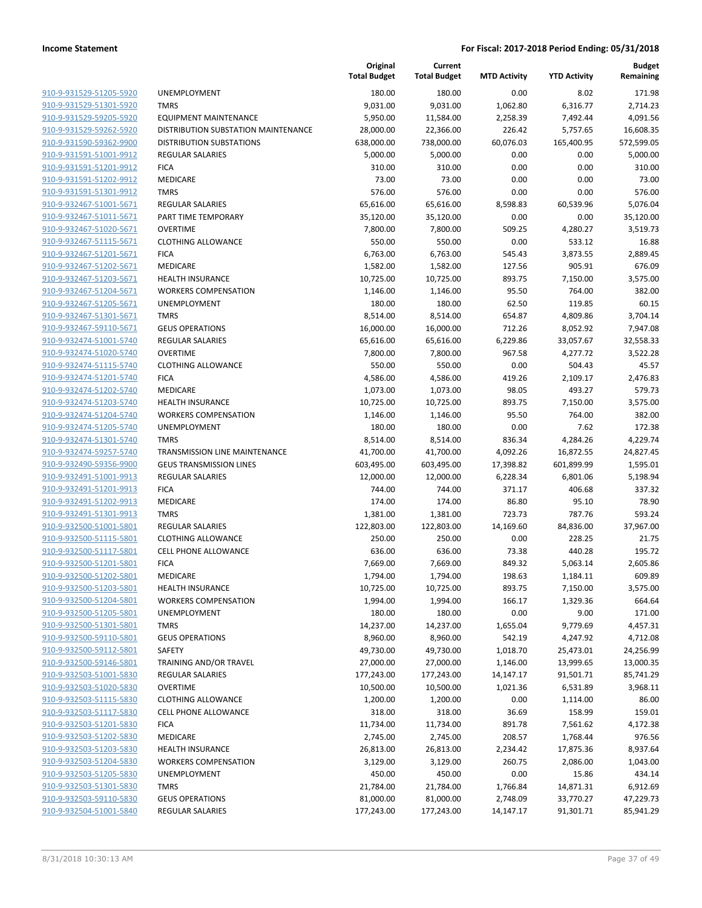| | | Original Total Budget | Current Total Budget | MTD Activity | YTD Activity | Budget Remaining |
|---|---|---|---|---|---|---|
| 910-9-931529-51205-5920 | UNEMPLOYMENT | 180.00 | 180.00 | 0.00 | 8.02 | 171.98 |
| 910-9-931529-51301-5920 | TMRS | 9,031.00 | 9,031.00 | 1,062.80 | 6,316.77 | 2,714.23 |
| 910-9-931529-59205-5920 | EQUIPMENT MAINTENANCE | 5,950.00 | 11,584.00 | 2,258.39 | 7,492.44 | 4,091.56 |
| 910-9-931529-59262-5920 | DISTRIBUTION SUBSTATION MAINTENANCE | 28,000.00 | 22,366.00 | 226.42 | 5,757.65 | 16,608.35 |
| 910-9-931590-59362-9900 | DISTRIBUTION SUBSTATIONS | 638,000.00 | 738,000.00 | 60,076.03 | 165,400.95 | 572,599.05 |
| 910-9-931591-51001-9912 | REGULAR SALARIES | 5,000.00 | 5,000.00 | 0.00 | 0.00 | 5,000.00 |
| 910-9-931591-51201-9912 | FICA | 310.00 | 310.00 | 0.00 | 0.00 | 310.00 |
| 910-9-931591-51202-9912 | MEDICARE | 73.00 | 73.00 | 0.00 | 0.00 | 73.00 |
| 910-9-931591-51301-9912 | TMRS | 576.00 | 576.00 | 0.00 | 0.00 | 576.00 |
| 910-9-932467-51001-5671 | REGULAR SALARIES | 65,616.00 | 65,616.00 | 8,598.83 | 60,539.96 | 5,076.04 |
| 910-9-932467-51011-5671 | PART TIME TEMPORARY | 35,120.00 | 35,120.00 | 0.00 | 0.00 | 35,120.00 |
| 910-9-932467-51020-5671 | OVERTIME | 7,800.00 | 7,800.00 | 509.25 | 4,280.27 | 3,519.73 |
| 910-9-932467-51115-5671 | CLOTHING ALLOWANCE | 550.00 | 550.00 | 0.00 | 533.12 | 16.88 |
| 910-9-932467-51201-5671 | FICA | 6,763.00 | 6,763.00 | 545.43 | 3,873.55 | 2,889.45 |
| 910-9-932467-51202-5671 | MEDICARE | 1,582.00 | 1,582.00 | 127.56 | 905.91 | 676.09 |
| 910-9-932467-51203-5671 | HEALTH INSURANCE | 10,725.00 | 10,725.00 | 893.75 | 7,150.00 | 3,575.00 |
| 910-9-932467-51204-5671 | WORKERS COMPENSATION | 1,146.00 | 1,146.00 | 95.50 | 764.00 | 382.00 |
| 910-9-932467-51205-5671 | UNEMPLOYMENT | 180.00 | 180.00 | 62.50 | 119.85 | 60.15 |
| 910-9-932467-51301-5671 | TMRS | 8,514.00 | 8,514.00 | 654.87 | 4,809.86 | 3,704.14 |
| 910-9-932467-59110-5671 | GEUS OPERATIONS | 16,000.00 | 16,000.00 | 712.26 | 8,052.92 | 7,947.08 |
| 910-9-932474-51001-5740 | REGULAR SALARIES | 65,616.00 | 65,616.00 | 6,229.86 | 33,057.67 | 32,558.33 |
| 910-9-932474-51020-5740 | OVERTIME | 7,800.00 | 7,800.00 | 967.58 | 4,277.72 | 3,522.28 |
| 910-9-932474-51115-5740 | CLOTHING ALLOWANCE | 550.00 | 550.00 | 0.00 | 504.43 | 45.57 |
| 910-9-932474-51201-5740 | FICA | 4,586.00 | 4,586.00 | 419.26 | 2,109.17 | 2,476.83 |
| 910-9-932474-51202-5740 | MEDICARE | 1,073.00 | 1,073.00 | 98.05 | 493.27 | 579.73 |
| 910-9-932474-51203-5740 | HEALTH INSURANCE | 10,725.00 | 10,725.00 | 893.75 | 7,150.00 | 3,575.00 |
| 910-9-932474-51204-5740 | WORKERS COMPENSATION | 1,146.00 | 1,146.00 | 95.50 | 764.00 | 382.00 |
| 910-9-932474-51205-5740 | UNEMPLOYMENT | 180.00 | 180.00 | 0.00 | 7.62 | 172.38 |
| 910-9-932474-51301-5740 | TMRS | 8,514.00 | 8,514.00 | 836.34 | 4,284.26 | 4,229.74 |
| 910-9-932474-59257-5740 | TRANSMISSION LINE MAINTENANCE | 41,700.00 | 41,700.00 | 4,092.26 | 16,872.55 | 24,827.45 |
| 910-9-932490-59356-9900 | GEUS TRANSMISSION LINES | 603,495.00 | 603,495.00 | 17,398.82 | 601,899.99 | 1,595.01 |
| 910-9-932491-51001-9913 | REGULAR SALARIES | 12,000.00 | 12,000.00 | 6,228.34 | 6,801.06 | 5,198.94 |
| 910-9-932491-51201-9913 | FICA | 744.00 | 744.00 | 371.17 | 406.68 | 337.32 |
| 910-9-932491-51202-9913 | MEDICARE | 174.00 | 174.00 | 86.80 | 95.10 | 78.90 |
| 910-9-932491-51301-9913 | TMRS | 1,381.00 | 1,381.00 | 723.73 | 787.76 | 593.24 |
| 910-9-932500-51001-5801 | REGULAR SALARIES | 122,803.00 | 122,803.00 | 14,169.60 | 84,836.00 | 37,967.00 |
| 910-9-932500-51115-5801 | CLOTHING ALLOWANCE | 250.00 | 250.00 | 0.00 | 228.25 | 21.75 |
| 910-9-932500-51117-5801 | CELL PHONE ALLOWANCE | 636.00 | 636.00 | 73.38 | 440.28 | 195.72 |
| 910-9-932500-51201-5801 | FICA | 7,669.00 | 7,669.00 | 849.32 | 5,063.14 | 2,605.86 |
| 910-9-932500-51202-5801 | MEDICARE | 1,794.00 | 1,794.00 | 198.63 | 1,184.11 | 609.89 |
| 910-9-932500-51203-5801 | HEALTH INSURANCE | 10,725.00 | 10,725.00 | 893.75 | 7,150.00 | 3,575.00 |
| 910-9-932500-51204-5801 | WORKERS COMPENSATION | 1,994.00 | 1,994.00 | 166.17 | 1,329.36 | 664.64 |
| 910-9-932500-51205-5801 | UNEMPLOYMENT | 180.00 | 180.00 | 0.00 | 9.00 | 171.00 |
| 910-9-932500-51301-5801 | TMRS | 14,237.00 | 14,237.00 | 1,655.04 | 9,779.69 | 4,457.31 |
| 910-9-932500-59110-5801 | GEUS OPERATIONS | 8,960.00 | 8,960.00 | 542.19 | 4,247.92 | 4,712.08 |
| 910-9-932500-59112-5801 | SAFETY | 49,730.00 | 49,730.00 | 1,018.70 | 25,473.01 | 24,256.99 |
| 910-9-932500-59146-5801 | TRAINING AND/OR TRAVEL | 27,000.00 | 27,000.00 | 1,146.00 | 13,999.65 | 13,000.35 |
| 910-9-932503-51001-5830 | REGULAR SALARIES | 177,243.00 | 177,243.00 | 14,147.17 | 91,501.71 | 85,741.29 |
| 910-9-932503-51020-5830 | OVERTIME | 10,500.00 | 10,500.00 | 1,021.36 | 6,531.89 | 3,968.11 |
| 910-9-932503-51115-5830 | CLOTHING ALLOWANCE | 1,200.00 | 1,200.00 | 0.00 | 1,114.00 | 86.00 |
| 910-9-932503-51117-5830 | CELL PHONE ALLOWANCE | 318.00 | 318.00 | 36.69 | 158.99 | 159.01 |
| 910-9-932503-51201-5830 | FICA | 11,734.00 | 11,734.00 | 891.78 | 7,561.62 | 4,172.38 |
| 910-9-932503-51202-5830 | MEDICARE | 2,745.00 | 2,745.00 | 208.57 | 1,768.44 | 976.56 |
| 910-9-932503-51203-5830 | HEALTH INSURANCE | 26,813.00 | 26,813.00 | 2,234.42 | 17,875.36 | 8,937.64 |
| 910-9-932503-51204-5830 | WORKERS COMPENSATION | 3,129.00 | 3,129.00 | 260.75 | 2,086.00 | 1,043.00 |
| 910-9-932503-51205-5830 | UNEMPLOYMENT | 450.00 | 450.00 | 0.00 | 15.86 | 434.14 |
| 910-9-932503-51301-5830 | TMRS | 21,784.00 | 21,784.00 | 1,766.84 | 14,871.31 | 6,912.69 |
| 910-9-932503-59110-5830 | GEUS OPERATIONS | 81,000.00 | 81,000.00 | 2,748.09 | 33,770.27 | 47,229.73 |
| 910-9-932504-51001-5840 | REGULAR SALARIES | 177,243.00 | 177,243.00 | 14,147.17 | 91,301.71 | 85,941.29 |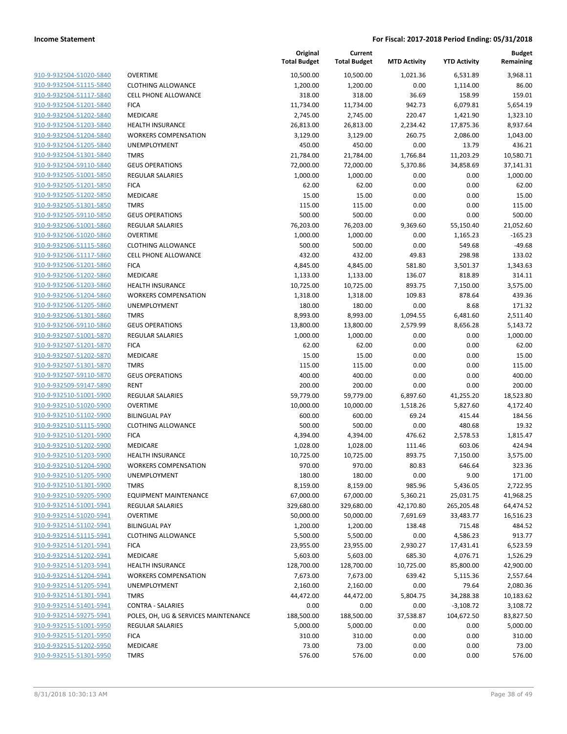| | | Original Total Budget | Current Total Budget | MTD Activity | YTD Activity | Budget Remaining |
|---|---|---|---|---|---|---|
| 910-9-932504-51020-5840 | OVERTIME | 10,500.00 | 10,500.00 | 1,021.36 | 6,531.89 | 3,968.11 |
| 910-9-932504-51115-5840 | CLOTHING ALLOWANCE | 1,200.00 | 1,200.00 | 0.00 | 1,114.00 | 86.00 |
| 910-9-932504-51117-5840 | CELL PHONE ALLOWANCE | 318.00 | 318.00 | 36.69 | 158.99 | 159.01 |
| 910-9-932504-51201-5840 | FICA | 11,734.00 | 11,734.00 | 942.73 | 6,079.81 | 5,654.19 |
| 910-9-932504-51202-5840 | MEDICARE | 2,745.00 | 2,745.00 | 220.47 | 1,421.90 | 1,323.10 |
| 910-9-932504-51203-5840 | HEALTH INSURANCE | 26,813.00 | 26,813.00 | 2,234.42 | 17,875.36 | 8,937.64 |
| 910-9-932504-51204-5840 | WORKERS COMPENSATION | 3,129.00 | 3,129.00 | 260.75 | 2,086.00 | 1,043.00 |
| 910-9-932504-51205-5840 | UNEMPLOYMENT | 450.00 | 450.00 | 0.00 | 13.79 | 436.21 |
| 910-9-932504-51301-5840 | TMRS | 21,784.00 | 21,784.00 | 1,766.84 | 11,203.29 | 10,580.71 |
| 910-9-932504-59110-5840 | GEUS OPERATIONS | 72,000.00 | 72,000.00 | 5,370.86 | 34,858.69 | 37,141.31 |
| 910-9-932505-51001-5850 | REGULAR SALARIES | 1,000.00 | 1,000.00 | 0.00 | 0.00 | 1,000.00 |
| 910-9-932505-51201-5850 | FICA | 62.00 | 62.00 | 0.00 | 0.00 | 62.00 |
| 910-9-932505-51202-5850 | MEDICARE | 15.00 | 15.00 | 0.00 | 0.00 | 15.00 |
| 910-9-932505-51301-5850 | TMRS | 115.00 | 115.00 | 0.00 | 0.00 | 115.00 |
| 910-9-932505-59110-5850 | GEUS OPERATIONS | 500.00 | 500.00 | 0.00 | 0.00 | 500.00 |
| 910-9-932506-51001-5860 | REGULAR SALARIES | 76,203.00 | 76,203.00 | 9,369.60 | 55,150.40 | 21,052.60 |
| 910-9-932506-51020-5860 | OVERTIME | 1,000.00 | 1,000.00 | 0.00 | 1,165.23 | -165.23 |
| 910-9-932506-51115-5860 | CLOTHING ALLOWANCE | 500.00 | 500.00 | 0.00 | 549.68 | -49.68 |
| 910-9-932506-51117-5860 | CELL PHONE ALLOWANCE | 432.00 | 432.00 | 49.83 | 298.98 | 133.02 |
| 910-9-932506-51201-5860 | FICA | 4,845.00 | 4,845.00 | 581.80 | 3,501.37 | 1,343.63 |
| 910-9-932506-51202-5860 | MEDICARE | 1,133.00 | 1,133.00 | 136.07 | 818.89 | 314.11 |
| 910-9-932506-51203-5860 | HEALTH INSURANCE | 10,725.00 | 10,725.00 | 893.75 | 7,150.00 | 3,575.00 |
| 910-9-932506-51204-5860 | WORKERS COMPENSATION | 1,318.00 | 1,318.00 | 109.83 | 878.64 | 439.36 |
| 910-9-932506-51205-5860 | UNEMPLOYMENT | 180.00 | 180.00 | 0.00 | 8.68 | 171.32 |
| 910-9-932506-51301-5860 | TMRS | 8,993.00 | 8,993.00 | 1,094.55 | 6,481.60 | 2,511.40 |
| 910-9-932506-59110-5860 | GEUS OPERATIONS | 13,800.00 | 13,800.00 | 2,579.99 | 8,656.28 | 5,143.72 |
| 910-9-932507-51001-5870 | REGULAR SALARIES | 1,000.00 | 1,000.00 | 0.00 | 0.00 | 1,000.00 |
| 910-9-932507-51201-5870 | FICA | 62.00 | 62.00 | 0.00 | 0.00 | 62.00 |
| 910-9-932507-51202-5870 | MEDICARE | 15.00 | 15.00 | 0.00 | 0.00 | 15.00 |
| 910-9-932507-51301-5870 | TMRS | 115.00 | 115.00 | 0.00 | 0.00 | 115.00 |
| 910-9-932507-59110-5870 | GEUS OPERATIONS | 400.00 | 400.00 | 0.00 | 0.00 | 400.00 |
| 910-9-932509-59147-5890 | RENT | 200.00 | 200.00 | 0.00 | 0.00 | 200.00 |
| 910-9-932510-51001-5900 | REGULAR SALARIES | 59,779.00 | 59,779.00 | 6,897.60 | 41,255.20 | 18,523.80 |
| 910-9-932510-51020-5900 | OVERTIME | 10,000.00 | 10,000.00 | 1,518.26 | 5,827.60 | 4,172.40 |
| 910-9-932510-51102-5900 | BILINGUAL PAY | 600.00 | 600.00 | 69.24 | 415.44 | 184.56 |
| 910-9-932510-51115-5900 | CLOTHING ALLOWANCE | 500.00 | 500.00 | 0.00 | 480.68 | 19.32 |
| 910-9-932510-51201-5900 | FICA | 4,394.00 | 4,394.00 | 476.62 | 2,578.53 | 1,815.47 |
| 910-9-932510-51202-5900 | MEDICARE | 1,028.00 | 1,028.00 | 111.46 | 603.06 | 424.94 |
| 910-9-932510-51203-5900 | HEALTH INSURANCE | 10,725.00 | 10,725.00 | 893.75 | 7,150.00 | 3,575.00 |
| 910-9-932510-51204-5900 | WORKERS COMPENSATION | 970.00 | 970.00 | 80.83 | 646.64 | 323.36 |
| 910-9-932510-51205-5900 | UNEMPLOYMENT | 180.00 | 180.00 | 0.00 | 9.00 | 171.00 |
| 910-9-932510-51301-5900 | TMRS | 8,159.00 | 8,159.00 | 985.96 | 5,436.05 | 2,722.95 |
| 910-9-932510-59205-5900 | EQUIPMENT MAINTENANCE | 67,000.00 | 67,000.00 | 5,360.21 | 25,031.75 | 41,968.25 |
| 910-9-932514-51001-5941 | REGULAR SALARIES | 329,680.00 | 329,680.00 | 42,170.80 | 265,205.48 | 64,474.52 |
| 910-9-932514-51020-5941 | OVERTIME | 50,000.00 | 50,000.00 | 7,691.69 | 33,483.77 | 16,516.23 |
| 910-9-932514-51102-5941 | BILINGUAL PAY | 1,200.00 | 1,200.00 | 138.48 | 715.48 | 484.52 |
| 910-9-932514-51115-5941 | CLOTHING ALLOWANCE | 5,500.00 | 5,500.00 | 0.00 | 4,586.23 | 913.77 |
| 910-9-932514-51201-5941 | FICA | 23,955.00 | 23,955.00 | 2,930.27 | 17,431.41 | 6,523.59 |
| 910-9-932514-51202-5941 | MEDICARE | 5,603.00 | 5,603.00 | 685.30 | 4,076.71 | 1,526.29 |
| 910-9-932514-51203-5941 | HEALTH INSURANCE | 128,700.00 | 128,700.00 | 10,725.00 | 85,800.00 | 42,900.00 |
| 910-9-932514-51204-5941 | WORKERS COMPENSATION | 7,673.00 | 7,673.00 | 639.42 | 5,115.36 | 2,557.64 |
| 910-9-932514-51205-5941 | UNEMPLOYMENT | 2,160.00 | 2,160.00 | 0.00 | 79.64 | 2,080.36 |
| 910-9-932514-51301-5941 | TMRS | 44,472.00 | 44,472.00 | 5,804.75 | 34,288.38 | 10,183.62 |
| 910-9-932514-51401-5941 | CONTRA - SALARIES | 0.00 | 0.00 | 0.00 | -3,108.72 | 3,108.72 |
| 910-9-932514-59275-5941 | POLES, OH, UG & SERVICES MAINTENANCE | 188,500.00 | 188,500.00 | 37,538.87 | 104,672.50 | 83,827.50 |
| 910-9-932515-51001-5950 | REGULAR SALARIES | 5,000.00 | 5,000.00 | 0.00 | 0.00 | 5,000.00 |
| 910-9-932515-51201-5950 | FICA | 310.00 | 310.00 | 0.00 | 0.00 | 310.00 |
| 910-9-932515-51202-5950 | MEDICARE | 73.00 | 73.00 | 0.00 | 0.00 | 73.00 |
| 910-9-932515-51301-5950 | TMRS | 576.00 | 576.00 | 0.00 | 0.00 | 576.00 |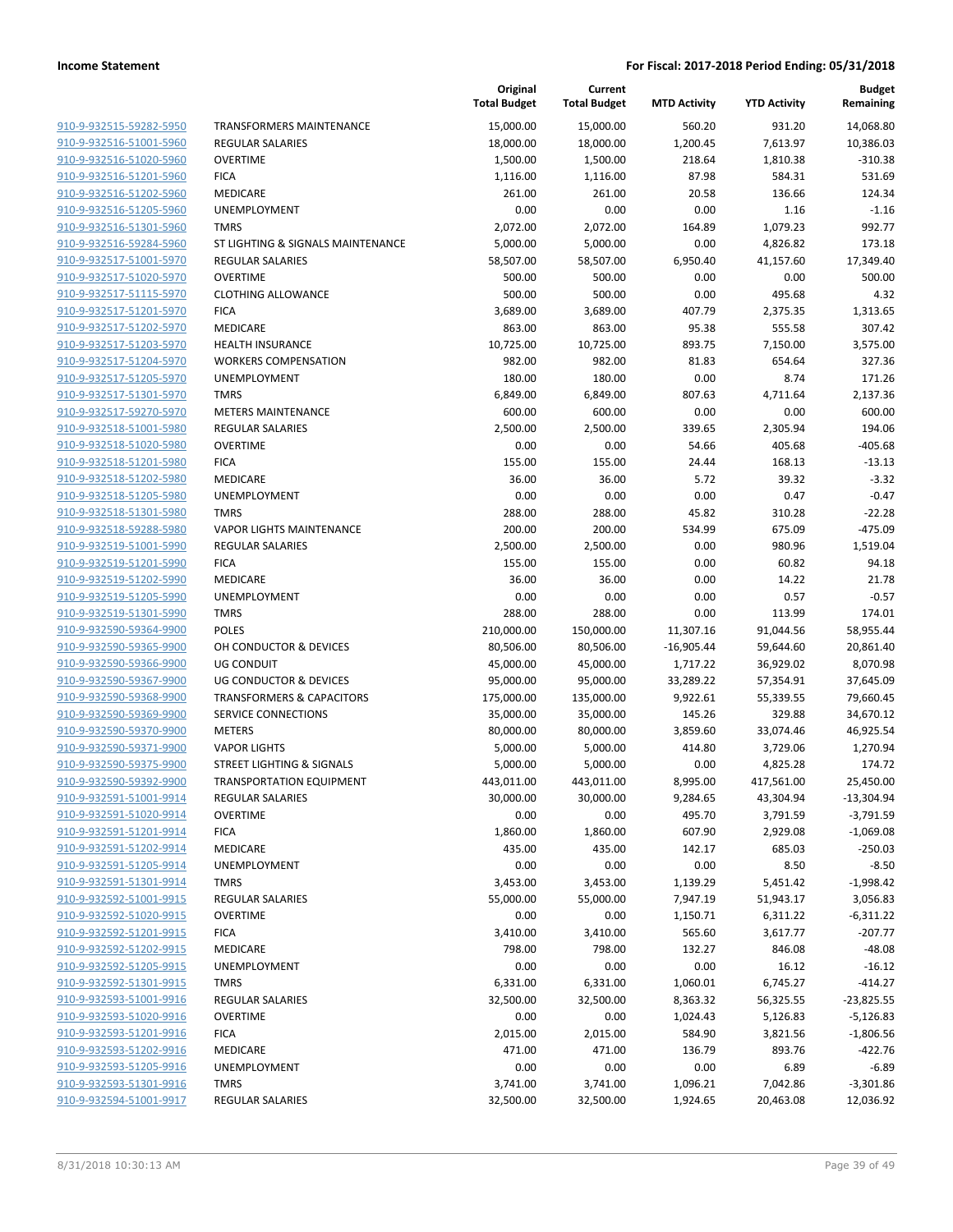**Income Statement** **For Fiscal: 2017-2018 Period Ending: 05/31/2018**

| | | Original Total Budget | Current Total Budget | MTD Activity | YTD Activity | Budget Remaining |
|---|---|---|---|---|---|---|
| 910-9-932515-59282-5950 | TRANSFORMERS MAINTENANCE | 15,000.00 | 15,000.00 | 560.20 | 931.20 | 14,068.80 |
| 910-9-932516-51001-5960 | REGULAR SALARIES | 18,000.00 | 18,000.00 | 1,200.45 | 7,613.97 | 10,386.03 |
| 910-9-932516-51020-5960 | OVERTIME | 1,500.00 | 1,500.00 | 218.64 | 1,810.38 | -310.38 |
| 910-9-932516-51201-5960 | FICA | 1,116.00 | 1,116.00 | 87.98 | 584.31 | 531.69 |
| 910-9-932516-51202-5960 | MEDICARE | 261.00 | 261.00 | 20.58 | 136.66 | 124.34 |
| 910-9-932516-51205-5960 | UNEMPLOYMENT | 0.00 | 0.00 | 0.00 | 1.16 | -1.16 |
| 910-9-932516-51301-5960 | TMRS | 2,072.00 | 2,072.00 | 164.89 | 1,079.23 | 992.77 |
| 910-9-932516-59284-5960 | ST LIGHTING & SIGNALS MAINTENANCE | 5,000.00 | 5,000.00 | 0.00 | 4,826.82 | 173.18 |
| 910-9-932517-51001-5970 | REGULAR SALARIES | 58,507.00 | 58,507.00 | 6,950.40 | 41,157.60 | 17,349.40 |
| 910-9-932517-51020-5970 | OVERTIME | 500.00 | 500.00 | 0.00 | 0.00 | 500.00 |
| 910-9-932517-51115-5970 | CLOTHING ALLOWANCE | 500.00 | 500.00 | 0.00 | 495.68 | 4.32 |
| 910-9-932517-51201-5970 | FICA | 3,689.00 | 3,689.00 | 407.79 | 2,375.35 | 1,313.65 |
| 910-9-932517-51202-5970 | MEDICARE | 863.00 | 863.00 | 95.38 | 555.58 | 307.42 |
| 910-9-932517-51203-5970 | HEALTH INSURANCE | 10,725.00 | 10,725.00 | 893.75 | 7,150.00 | 3,575.00 |
| 910-9-932517-51204-5970 | WORKERS COMPENSATION | 982.00 | 982.00 | 81.83 | 654.64 | 327.36 |
| 910-9-932517-51205-5970 | UNEMPLOYMENT | 180.00 | 180.00 | 0.00 | 8.74 | 171.26 |
| 910-9-932517-51301-5970 | TMRS | 6,849.00 | 6,849.00 | 807.63 | 4,711.64 | 2,137.36 |
| 910-9-932517-59270-5970 | METERS MAINTENANCE | 600.00 | 600.00 | 0.00 | 0.00 | 600.00 |
| 910-9-932518-51001-5980 | REGULAR SALARIES | 2,500.00 | 2,500.00 | 339.65 | 2,305.94 | 194.06 |
| 910-9-932518-51020-5980 | OVERTIME | 0.00 | 0.00 | 54.66 | 405.68 | -405.68 |
| 910-9-932518-51201-5980 | FICA | 155.00 | 155.00 | 24.44 | 168.13 | -13.13 |
| 910-9-932518-51202-5980 | MEDICARE | 36.00 | 36.00 | 5.72 | 39.32 | -3.32 |
| 910-9-932518-51205-5980 | UNEMPLOYMENT | 0.00 | 0.00 | 0.00 | 0.47 | -0.47 |
| 910-9-932518-51301-5980 | TMRS | 288.00 | 288.00 | 45.82 | 310.28 | -22.28 |
| 910-9-932518-59288-5980 | VAPOR LIGHTS MAINTENANCE | 200.00 | 200.00 | 534.99 | 675.09 | -475.09 |
| 910-9-932519-51001-5990 | REGULAR SALARIES | 2,500.00 | 2,500.00 | 0.00 | 980.96 | 1,519.04 |
| 910-9-932519-51201-5990 | FICA | 155.00 | 155.00 | 0.00 | 60.82 | 94.18 |
| 910-9-932519-51202-5990 | MEDICARE | 36.00 | 36.00 | 0.00 | 14.22 | 21.78 |
| 910-9-932519-51205-5990 | UNEMPLOYMENT | 0.00 | 0.00 | 0.00 | 0.57 | -0.57 |
| 910-9-932519-51301-5990 | TMRS | 288.00 | 288.00 | 0.00 | 113.99 | 174.01 |
| 910-9-932590-59364-9900 | POLES | 210,000.00 | 150,000.00 | 11,307.16 | 91,044.56 | 58,955.44 |
| 910-9-932590-59365-9900 | OH CONDUCTOR & DEVICES | 80,506.00 | 80,506.00 | -16,905.44 | 59,644.60 | 20,861.40 |
| 910-9-932590-59366-9900 | UG CONDUIT | 45,000.00 | 45,000.00 | 1,717.22 | 36,929.02 | 8,070.98 |
| 910-9-932590-59367-9900 | UG CONDUCTOR & DEVICES | 95,000.00 | 95,000.00 | 33,289.22 | 57,354.91 | 37,645.09 |
| 910-9-932590-59368-9900 | TRANSFORMERS & CAPACITORS | 175,000.00 | 135,000.00 | 9,922.61 | 55,339.55 | 79,660.45 |
| 910-9-932590-59369-9900 | SERVICE CONNECTIONS | 35,000.00 | 35,000.00 | 145.26 | 329.88 | 34,670.12 |
| 910-9-932590-59370-9900 | METERS | 80,000.00 | 80,000.00 | 3,859.60 | 33,074.46 | 46,925.54 |
| 910-9-932590-59371-9900 | VAPOR LIGHTS | 5,000.00 | 5,000.00 | 414.80 | 3,729.06 | 1,270.94 |
| 910-9-932590-59375-9900 | STREET LIGHTING & SIGNALS | 5,000.00 | 5,000.00 | 0.00 | 4,825.28 | 174.72 |
| 910-9-932590-59392-9900 | TRANSPORTATION EQUIPMENT | 443,011.00 | 443,011.00 | 8,995.00 | 417,561.00 | 25,450.00 |
| 910-9-932591-51001-9914 | REGULAR SALARIES | 30,000.00 | 30,000.00 | 9,284.65 | 43,304.94 | -13,304.94 |
| 910-9-932591-51020-9914 | OVERTIME | 0.00 | 0.00 | 495.70 | 3,791.59 | -3,791.59 |
| 910-9-932591-51201-9914 | FICA | 1,860.00 | 1,860.00 | 607.90 | 2,929.08 | -1,069.08 |
| 910-9-932591-51202-9914 | MEDICARE | 435.00 | 435.00 | 142.17 | 685.03 | -250.03 |
| 910-9-932591-51205-9914 | UNEMPLOYMENT | 0.00 | 0.00 | 0.00 | 8.50 | -8.50 |
| 910-9-932591-51301-9914 | TMRS | 3,453.00 | 3,453.00 | 1,139.29 | 5,451.42 | -1,998.42 |
| 910-9-932592-51001-9915 | REGULAR SALARIES | 55,000.00 | 55,000.00 | 7,947.19 | 51,943.17 | 3,056.83 |
| 910-9-932592-51020-9915 | OVERTIME | 0.00 | 0.00 | 1,150.71 | 6,311.22 | -6,311.22 |
| 910-9-932592-51201-9915 | FICA | 3,410.00 | 3,410.00 | 565.60 | 3,617.77 | -207.77 |
| 910-9-932592-51202-9915 | MEDICARE | 798.00 | 798.00 | 132.27 | 846.08 | -48.08 |
| 910-9-932592-51205-9915 | UNEMPLOYMENT | 0.00 | 0.00 | 0.00 | 16.12 | -16.12 |
| 910-9-932592-51301-9915 | TMRS | 6,331.00 | 6,331.00 | 1,060.01 | 6,745.27 | -414.27 |
| 910-9-932593-51001-9916 | REGULAR SALARIES | 32,500.00 | 32,500.00 | 8,363.32 | 56,325.55 | -23,825.55 |
| 910-9-932593-51020-9916 | OVERTIME | 0.00 | 0.00 | 1,024.43 | 5,126.83 | -5,126.83 |
| 910-9-932593-51201-9916 | FICA | 2,015.00 | 2,015.00 | 584.90 | 3,821.56 | -1,806.56 |
| 910-9-932593-51202-9916 | MEDICARE | 471.00 | 471.00 | 136.79 | 893.76 | -422.76 |
| 910-9-932593-51205-9916 | UNEMPLOYMENT | 0.00 | 0.00 | 0.00 | 6.89 | -6.89 |
| 910-9-932593-51301-9916 | TMRS | 3,741.00 | 3,741.00 | 1,096.21 | 7,042.86 | -3,301.86 |
| 910-9-932594-51001-9917 | REGULAR SALARIES | 32,500.00 | 32,500.00 | 1,924.65 | 20,463.08 | 12,036.92 |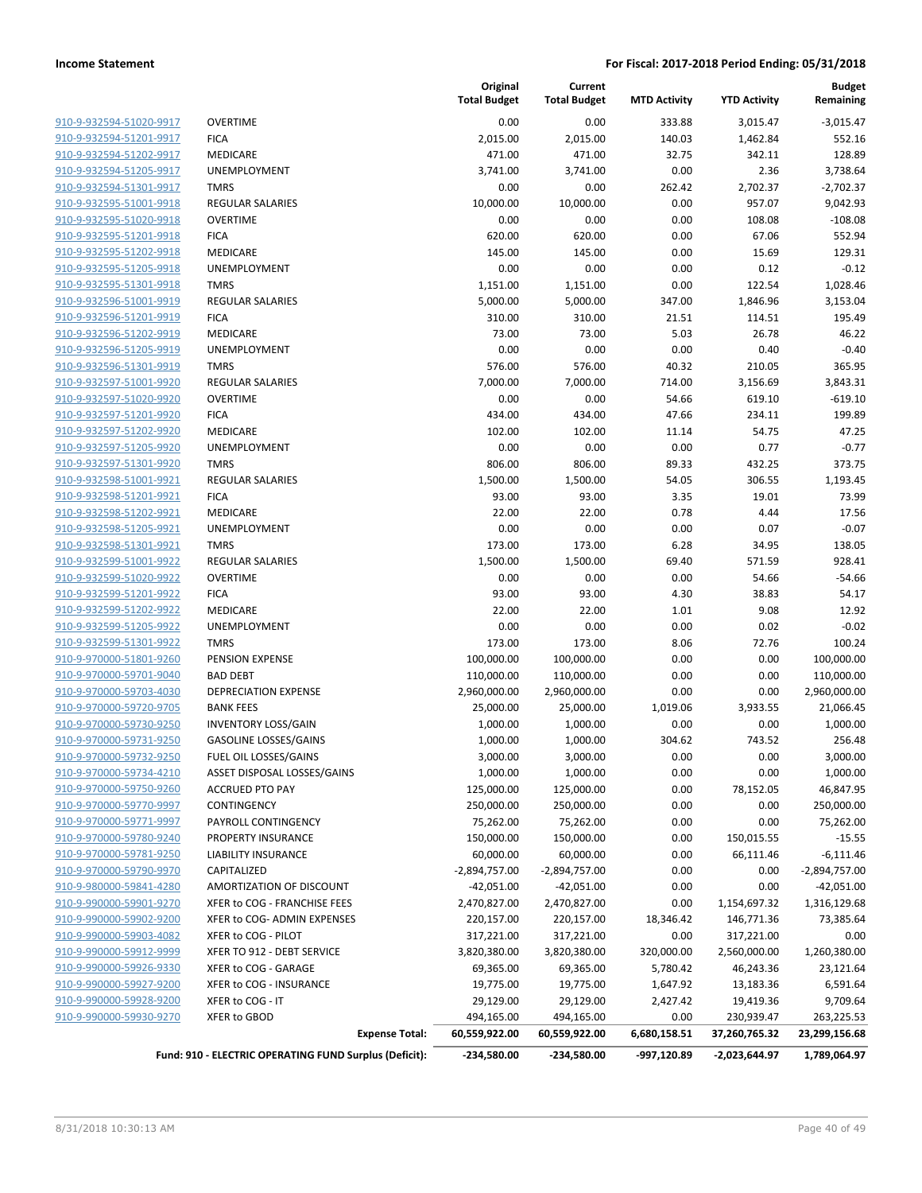| | | Original Total Budget | Current Total Budget | MTD Activity | YTD Activity | Budget Remaining |
|---|---|---|---|---|---|---|
| 910-9-932594-51020-9917 | OVERTIME | 0.00 | 0.00 | 333.88 | 3,015.47 | -3,015.47 |
| 910-9-932594-51201-9917 | FICA | 2,015.00 | 2,015.00 | 140.03 | 1,462.84 | 552.16 |
| 910-9-932594-51202-9917 | MEDICARE | 471.00 | 471.00 | 32.75 | 342.11 | 128.89 |
| 910-9-932594-51205-9917 | UNEMPLOYMENT | 3,741.00 | 3,741.00 | 0.00 | 2.36 | 3,738.64 |
| 910-9-932594-51301-9917 | TMRS | 0.00 | 0.00 | 262.42 | 2,702.37 | -2,702.37 |
| 910-9-932595-51001-9918 | REGULAR SALARIES | 10,000.00 | 10,000.00 | 0.00 | 957.07 | 9,042.93 |
| 910-9-932595-51020-9918 | OVERTIME | 0.00 | 0.00 | 0.00 | 108.08 | -108.08 |
| 910-9-932595-51201-9918 | FICA | 620.00 | 620.00 | 0.00 | 67.06 | 552.94 |
| 910-9-932595-51202-9918 | MEDICARE | 145.00 | 145.00 | 0.00 | 15.69 | 129.31 |
| 910-9-932595-51205-9918 | UNEMPLOYMENT | 0.00 | 0.00 | 0.00 | 0.12 | -0.12 |
| 910-9-932595-51301-9918 | TMRS | 1,151.00 | 1,151.00 | 0.00 | 122.54 | 1,028.46 |
| 910-9-932596-51001-9919 | REGULAR SALARIES | 5,000.00 | 5,000.00 | 347.00 | 1,846.96 | 3,153.04 |
| 910-9-932596-51201-9919 | FICA | 310.00 | 310.00 | 21.51 | 114.51 | 195.49 |
| 910-9-932596-51202-9919 | MEDICARE | 73.00 | 73.00 | 5.03 | 26.78 | 46.22 |
| 910-9-932596-51205-9919 | UNEMPLOYMENT | 0.00 | 0.00 | 0.00 | 0.40 | -0.40 |
| 910-9-932596-51301-9919 | TMRS | 576.00 | 576.00 | 40.32 | 210.05 | 365.95 |
| 910-9-932597-51001-9920 | REGULAR SALARIES | 7,000.00 | 7,000.00 | 714.00 | 3,156.69 | 3,843.31 |
| 910-9-932597-51020-9920 | OVERTIME | 0.00 | 0.00 | 54.66 | 619.10 | -619.10 |
| 910-9-932597-51201-9920 | FICA | 434.00 | 434.00 | 47.66 | 234.11 | 199.89 |
| 910-9-932597-51202-9920 | MEDICARE | 102.00 | 102.00 | 11.14 | 54.75 | 47.25 |
| 910-9-932597-51205-9920 | UNEMPLOYMENT | 0.00 | 0.00 | 0.00 | 0.77 | -0.77 |
| 910-9-932597-51301-9920 | TMRS | 806.00 | 806.00 | 89.33 | 432.25 | 373.75 |
| 910-9-932598-51001-9921 | REGULAR SALARIES | 1,500.00 | 1,500.00 | 54.05 | 306.55 | 1,193.45 |
| 910-9-932598-51201-9921 | FICA | 93.00 | 93.00 | 3.35 | 19.01 | 73.99 |
| 910-9-932598-51202-9921 | MEDICARE | 22.00 | 22.00 | 0.78 | 4.44 | 17.56 |
| 910-9-932598-51205-9921 | UNEMPLOYMENT | 0.00 | 0.00 | 0.00 | 0.07 | -0.07 |
| 910-9-932598-51301-9921 | TMRS | 173.00 | 173.00 | 6.28 | 34.95 | 138.05 |
| 910-9-932599-51001-9922 | REGULAR SALARIES | 1,500.00 | 1,500.00 | 69.40 | 571.59 | 928.41 |
| 910-9-932599-51020-9922 | OVERTIME | 0.00 | 0.00 | 0.00 | 54.66 | -54.66 |
| 910-9-932599-51201-9922 | FICA | 93.00 | 93.00 | 4.30 | 38.83 | 54.17 |
| 910-9-932599-51202-9922 | MEDICARE | 22.00 | 22.00 | 1.01 | 9.08 | 12.92 |
| 910-9-932599-51205-9922 | UNEMPLOYMENT | 0.00 | 0.00 | 0.00 | 0.02 | -0.02 |
| 910-9-932599-51301-9922 | TMRS | 173.00 | 173.00 | 8.06 | 72.76 | 100.24 |
| 910-9-970000-51801-9260 | PENSION EXPENSE | 100,000.00 | 100,000.00 | 0.00 | 0.00 | 100,000.00 |
| 910-9-970000-59701-9040 | BAD DEBT | 110,000.00 | 110,000.00 | 0.00 | 0.00 | 110,000.00 |
| 910-9-970000-59703-4030 | DEPRECIATION EXPENSE | 2,960,000.00 | 2,960,000.00 | 0.00 | 0.00 | 2,960,000.00 |
| 910-9-970000-59720-9705 | BANK FEES | 25,000.00 | 25,000.00 | 1,019.06 | 3,933.55 | 21,066.45 |
| 910-9-970000-59730-9250 | INVENTORY LOSS/GAIN | 1,000.00 | 1,000.00 | 0.00 | 0.00 | 1,000.00 |
| 910-9-970000-59731-9250 | GASOLINE LOSSES/GAINS | 1,000.00 | 1,000.00 | 304.62 | 743.52 | 256.48 |
| 910-9-970000-59732-9250 | FUEL OIL LOSSES/GAINS | 3,000.00 | 3,000.00 | 0.00 | 0.00 | 3,000.00 |
| 910-9-970000-59734-4210 | ASSET DISPOSAL LOSSES/GAINS | 1,000.00 | 1,000.00 | 0.00 | 0.00 | 1,000.00 |
| 910-9-970000-59750-9260 | ACCRUED PTO PAY | 125,000.00 | 125,000.00 | 0.00 | 78,152.05 | 46,847.95 |
| 910-9-970000-59770-9997 | CONTINGENCY | 250,000.00 | 250,000.00 | 0.00 | 0.00 | 250,000.00 |
| 910-9-970000-59771-9997 | PAYROLL CONTINGENCY | 75,262.00 | 75,262.00 | 0.00 | 0.00 | 75,262.00 |
| 910-9-970000-59780-9240 | PROPERTY INSURANCE | 150,000.00 | 150,000.00 | 0.00 | 150,015.55 | -15.55 |
| 910-9-970000-59781-9250 | LIABILITY INSURANCE | 60,000.00 | 60,000.00 | 0.00 | 66,111.46 | -6,111.46 |
| 910-9-970000-59790-9970 | CAPITALIZED | -2,894,757.00 | -2,894,757.00 | 0.00 | 0.00 | -2,894,757.00 |
| 910-9-980000-59841-4280 | AMORTIZATION OF DISCOUNT | -42,051.00 | -42,051.00 | 0.00 | 0.00 | -42,051.00 |
| 910-9-990000-59901-9270 | XFER to COG - FRANCHISE FEES | 2,470,827.00 | 2,470,827.00 | 0.00 | 1,154,697.32 | 1,316,129.68 |
| 910-9-990000-59902-9200 | XFER to COG- ADMIN EXPENSES | 220,157.00 | 220,157.00 | 18,346.42 | 146,771.36 | 73,385.64 |
| 910-9-990000-59903-4082 | XFER to COG - PILOT | 317,221.00 | 317,221.00 | 0.00 | 317,221.00 | 0.00 |
| 910-9-990000-59912-9999 | XFER TO 912 - DEBT SERVICE | 3,820,380.00 | 3,820,380.00 | 320,000.00 | 2,560,000.00 | 1,260,380.00 |
| 910-9-990000-59926-9330 | XFER to COG - GARAGE | 69,365.00 | 69,365.00 | 5,780.42 | 46,243.36 | 23,121.64 |
| 910-9-990000-59927-9200 | XFER to COG - INSURANCE | 19,775.00 | 19,775.00 | 1,647.92 | 13,183.36 | 6,591.64 |
| 910-9-990000-59928-9200 | XFER to COG - IT | 29,129.00 | 29,129.00 | 2,427.42 | 19,419.36 | 9,709.64 |
| 910-9-990000-59930-9270 | XFER to GBOD | 494,165.00 | 494,165.00 | 0.00 | 230,939.47 | 263,225.53 |
| | **Expense Total:** | **60,559,922.00** | **60,559,922.00** | **6,680,158.51** | **37,260,765.32** | **23,299,156.68** |
| | **Fund: 910 - ELECTRIC OPERATING FUND Surplus (Deficit):** | **-234,580.00** | **-234,580.00** | **-997,120.89** | **-2,023,644.97** | **1,789,064.97** |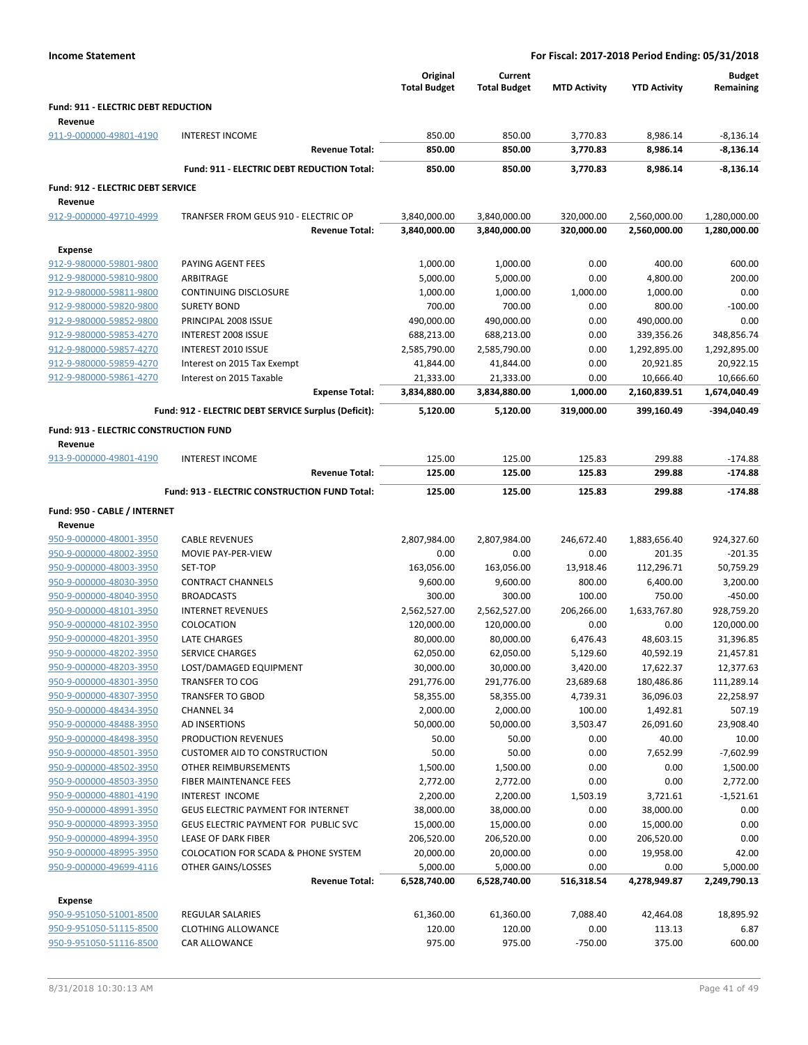**Income Statement** — For Fiscal: 2017-2018 Period Ending: 05/31/2018

| | | Original Total Budget | Current Total Budget | MTD Activity | YTD Activity | Budget Remaining |
|---|---|---|---|---|---|---|
| **Fund: 911 - ELECTRIC DEBT REDUCTION** | | | | | | |
| **Revenue** | | | | | | |
| 911-9-000000-49801-4190 | INTEREST INCOME | 850.00 | 850.00 | 3,770.83 | 8,986.14 | -8,136.14 |
| | **Revenue Total:** | **850.00** | **850.00** | **3,770.83** | **8,986.14** | **-8,136.14** |
| | **Fund: 911 - ELECTRIC DEBT REDUCTION Total:** | **850.00** | **850.00** | **3,770.83** | **8,986.14** | **-8,136.14** |
| **Fund: 912 - ELECTRIC DEBT SERVICE** | | | | | | |
| **Revenue** | | | | | | |
| 912-9-000000-49710-4999 | TRANFSER FROM GEUS 910 - ELECTRIC OP | 3,840,000.00 | 3,840,000.00 | 320,000.00 | 2,560,000.00 | 1,280,000.00 |
| | **Revenue Total:** | **3,840,000.00** | **3,840,000.00** | **320,000.00** | **2,560,000.00** | **1,280,000.00** |
| **Expense** | | | | | | |
| 912-9-980000-59801-9800 | PAYING AGENT FEES | 1,000.00 | 1,000.00 | 0.00 | 400.00 | 600.00 |
| 912-9-980000-59810-9800 | ARBITRAGE | 5,000.00 | 5,000.00 | 0.00 | 4,800.00 | 200.00 |
| 912-9-980000-59811-9800 | CONTINUING DISCLOSURE | 1,000.00 | 1,000.00 | 1,000.00 | 1,000.00 | 0.00 |
| 912-9-980000-59820-9800 | SURETY BOND | 700.00 | 700.00 | 0.00 | 800.00 | -100.00 |
| 912-9-980000-59852-9800 | PRINCIPAL 2008 ISSUE | 490,000.00 | 490,000.00 | 0.00 | 490,000.00 | 0.00 |
| 912-9-980000-59853-4270 | INTEREST 2008 ISSUE | 688,213.00 | 688,213.00 | 0.00 | 339,356.26 | 348,856.74 |
| 912-9-980000-59857-4270 | INTEREST 2010 ISSUE | 2,585,790.00 | 2,585,790.00 | 0.00 | 1,292,895.00 | 1,292,895.00 |
| 912-9-980000-59859-4270 | Interest on 2015 Tax Exempt | 41,844.00 | 41,844.00 | 0.00 | 20,921.85 | 20,922.15 |
| 912-9-980000-59861-4270 | Interest on 2015 Taxable | 21,333.00 | 21,333.00 | 0.00 | 10,666.40 | 10,666.60 |
| | **Expense Total:** | **3,834,880.00** | **3,834,880.00** | **1,000.00** | **2,160,839.51** | **1,674,040.49** |
| | **Fund: 912 - ELECTRIC DEBT SERVICE Surplus (Deficit):** | **5,120.00** | **5,120.00** | **319,000.00** | **399,160.49** | **-394,040.49** |
| **Fund: 913 - ELECTRIC CONSTRUCTION FUND** | | | | | | |
| **Revenue** | | | | | | |
| 913-9-000000-49801-4190 | INTEREST INCOME | 125.00 | 125.00 | 125.83 | 299.88 | -174.88 |
| | **Revenue Total:** | **125.00** | **125.00** | **125.83** | **299.88** | **-174.88** |
| | **Fund: 913 - ELECTRIC CONSTRUCTION FUND Total:** | **125.00** | **125.00** | **125.83** | **299.88** | **-174.88** |
| **Fund: 950 - CABLE / INTERNET** | | | | | | |
| **Revenue** | | | | | | |
| 950-9-000000-48001-3950 | CABLE REVENUES | 2,807,984.00 | 2,807,984.00 | 246,672.40 | 1,883,656.40 | 924,327.60 |
| 950-9-000000-48002-3950 | MOVIE PAY-PER-VIEW | 0.00 | 0.00 | 0.00 | 201.35 | -201.35 |
| 950-9-000000-48003-3950 | SET-TOP | 163,056.00 | 163,056.00 | 13,918.46 | 112,296.71 | 50,759.29 |
| 950-9-000000-48030-3950 | CONTRACT CHANNELS | 9,600.00 | 9,600.00 | 800.00 | 6,400.00 | 3,200.00 |
| 950-9-000000-48040-3950 | BROADCASTS | 300.00 | 300.00 | 100.00 | 750.00 | -450.00 |
| 950-9-000000-48101-3950 | INTERNET REVENUES | 2,562,527.00 | 2,562,527.00 | 206,266.00 | 1,633,767.80 | 928,759.20 |
| 950-9-000000-48102-3950 | COLOCATION | 120,000.00 | 120,000.00 | 0.00 | 0.00 | 120,000.00 |
| 950-9-000000-48201-3950 | LATE CHARGES | 80,000.00 | 80,000.00 | 6,476.43 | 48,603.15 | 31,396.85 |
| 950-9-000000-48202-3950 | SERVICE CHARGES | 62,050.00 | 62,050.00 | 5,129.60 | 40,592.19 | 21,457.81 |
| 950-9-000000-48203-3950 | LOST/DAMAGED EQUIPMENT | 30,000.00 | 30,000.00 | 3,420.00 | 17,622.37 | 12,377.63 |
| 950-9-000000-48301-3950 | TRANSFER TO COG | 291,776.00 | 291,776.00 | 23,689.68 | 180,486.86 | 111,289.14 |
| 950-9-000000-48307-3950 | TRANSFER TO GBOD | 58,355.00 | 58,355.00 | 4,739.31 | 36,096.03 | 22,258.97 |
| 950-9-000000-48434-3950 | CHANNEL 34 | 2,000.00 | 2,000.00 | 100.00 | 1,492.81 | 507.19 |
| 950-9-000000-48488-3950 | AD INSERTIONS | 50,000.00 | 50,000.00 | 3,503.47 | 26,091.60 | 23,908.40 |
| 950-9-000000-48498-3950 | PRODUCTION REVENUES | 50.00 | 50.00 | 0.00 | 40.00 | 10.00 |
| 950-9-000000-48501-3950 | CUSTOMER AID TO CONSTRUCTION | 50.00 | 50.00 | 0.00 | 7,652.99 | -7,602.99 |
| 950-9-000000-48502-3950 | OTHER REIMBURSEMENTS | 1,500.00 | 1,500.00 | 0.00 | 0.00 | 1,500.00 |
| 950-9-000000-48503-3950 | FIBER MAINTENANCE FEES | 2,772.00 | 2,772.00 | 0.00 | 0.00 | 2,772.00 |
| 950-9-000000-48801-4190 | INTEREST INCOME | 2,200.00 | 2,200.00 | 1,503.19 | 3,721.61 | -1,521.61 |
| 950-9-000000-48991-3950 | GEUS ELECTRIC PAYMENT FOR INTERNET | 38,000.00 | 38,000.00 | 0.00 | 38,000.00 | 0.00 |
| 950-9-000000-48993-3950 | GEUS ELECTRIC PAYMENT FOR PUBLIC SVC | 15,000.00 | 15,000.00 | 0.00 | 15,000.00 | 0.00 |
| 950-9-000000-48994-3950 | LEASE OF DARK FIBER | 206,520.00 | 206,520.00 | 0.00 | 206,520.00 | 0.00 |
| 950-9-000000-48995-3950 | COLOCATION FOR SCADA & PHONE SYSTEM | 20,000.00 | 20,000.00 | 0.00 | 19,958.00 | 42.00 |
| 950-9-000000-49699-4116 | OTHER GAINS/LOSSES | 5,000.00 | 5,000.00 | 0.00 | 0.00 | 5,000.00 |
| | **Revenue Total:** | **6,528,740.00** | **6,528,740.00** | **516,318.54** | **4,278,949.87** | **2,249,790.13** |
| **Expense** | | | | | | |
| 950-9-951050-51001-8500 | REGULAR SALARIES | 61,360.00 | 61,360.00 | 7,088.40 | 42,464.08 | 18,895.92 |
| 950-9-951050-51115-8500 | CLOTHING ALLOWANCE | 120.00 | 120.00 | 0.00 | 113.13 | 6.87 |
| 950-9-951050-51116-8500 | CAR ALLOWANCE | 975.00 | 975.00 | -750.00 | 375.00 | 600.00 |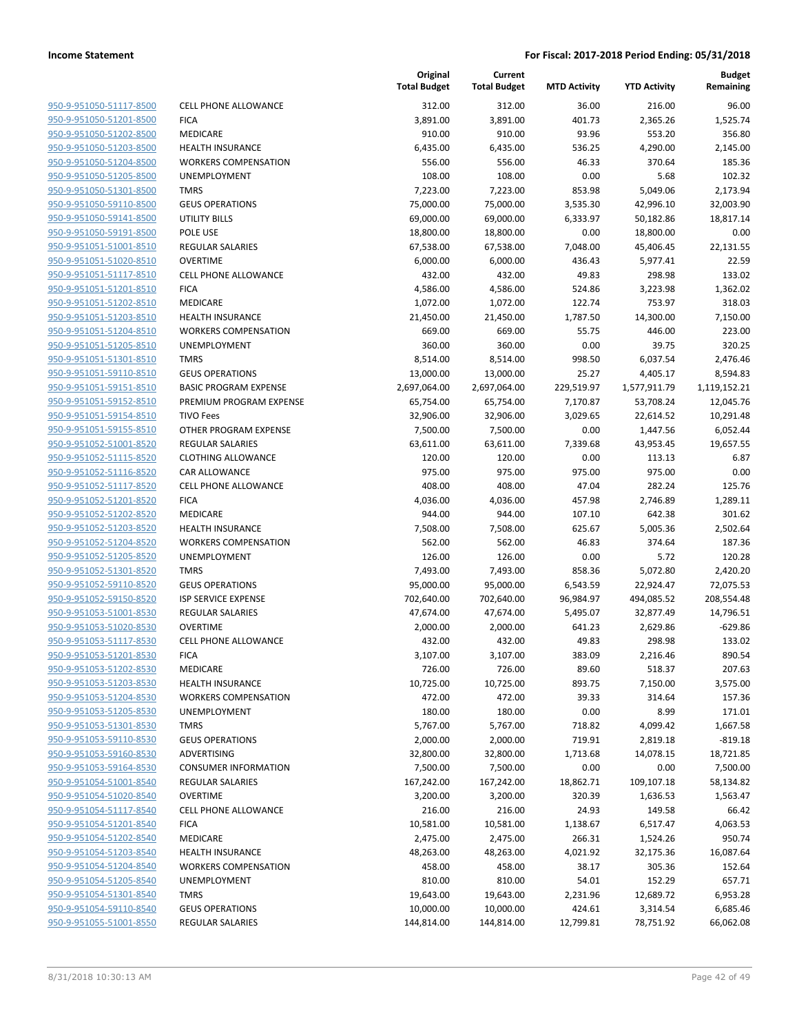| | | Original Total Budget | Current Total Budget | MTD Activity | YTD Activity | Budget Remaining |
|---|---|---|---|---|---|---|
| 950-9-951050-51117-8500 | CELL PHONE ALLOWANCE | 312.00 | 312.00 | 36.00 | 216.00 | 96.00 |
| 950-9-951050-51201-8500 | FICA | 3,891.00 | 3,891.00 | 401.73 | 2,365.26 | 1,525.74 |
| 950-9-951050-51202-8500 | MEDICARE | 910.00 | 910.00 | 93.96 | 553.20 | 356.80 |
| 950-9-951050-51203-8500 | HEALTH INSURANCE | 6,435.00 | 6,435.00 | 536.25 | 4,290.00 | 2,145.00 |
| 950-9-951050-51204-8500 | WORKERS COMPENSATION | 556.00 | 556.00 | 46.33 | 370.64 | 185.36 |
| 950-9-951050-51205-8500 | UNEMPLOYMENT | 108.00 | 108.00 | 0.00 | 5.68 | 102.32 |
| 950-9-951050-51301-8500 | TMRS | 7,223.00 | 7,223.00 | 853.98 | 5,049.06 | 2,173.94 |
| 950-9-951050-59110-8500 | GEUS OPERATIONS | 75,000.00 | 75,000.00 | 3,535.30 | 42,996.10 | 32,003.90 |
| 950-9-951050-59141-8500 | UTILITY BILLS | 69,000.00 | 69,000.00 | 6,333.97 | 50,182.86 | 18,817.14 |
| 950-9-951050-59191-8500 | POLE USE | 18,800.00 | 18,800.00 | 0.00 | 18,800.00 | 0.00 |
| 950-9-951051-51001-8510 | REGULAR SALARIES | 67,538.00 | 67,538.00 | 7,048.00 | 45,406.45 | 22,131.55 |
| 950-9-951051-51020-8510 | OVERTIME | 6,000.00 | 6,000.00 | 436.43 | 5,977.41 | 22.59 |
| 950-9-951051-51117-8510 | CELL PHONE ALLOWANCE | 432.00 | 432.00 | 49.83 | 298.98 | 133.02 |
| 950-9-951051-51201-8510 | FICA | 4,586.00 | 4,586.00 | 524.86 | 3,223.98 | 1,362.02 |
| 950-9-951051-51202-8510 | MEDICARE | 1,072.00 | 1,072.00 | 122.74 | 753.97 | 318.03 |
| 950-9-951051-51203-8510 | HEALTH INSURANCE | 21,450.00 | 21,450.00 | 1,787.50 | 14,300.00 | 7,150.00 |
| 950-9-951051-51204-8510 | WORKERS COMPENSATION | 669.00 | 669.00 | 55.75 | 446.00 | 223.00 |
| 950-9-951051-51205-8510 | UNEMPLOYMENT | 360.00 | 360.00 | 0.00 | 39.75 | 320.25 |
| 950-9-951051-51301-8510 | TMRS | 8,514.00 | 8,514.00 | 998.50 | 6,037.54 | 2,476.46 |
| 950-9-951051-59110-8510 | GEUS OPERATIONS | 13,000.00 | 13,000.00 | 25.27 | 4,405.17 | 8,594.83 |
| 950-9-951051-59151-8510 | BASIC PROGRAM EXPENSE | 2,697,064.00 | 2,697,064.00 | 229,519.97 | 1,577,911.79 | 1,119,152.21 |
| 950-9-951051-59152-8510 | PREMIUM PROGRAM EXPENSE | 65,754.00 | 65,754.00 | 7,170.87 | 53,708.24 | 12,045.76 |
| 950-9-951051-59154-8510 | TIVO Fees | 32,906.00 | 32,906.00 | 3,029.65 | 22,614.52 | 10,291.48 |
| 950-9-951051-59155-8510 | OTHER PROGRAM EXPENSE | 7,500.00 | 7,500.00 | 0.00 | 1,447.56 | 6,052.44 |
| 950-9-951052-51001-8520 | REGULAR SALARIES | 63,611.00 | 63,611.00 | 7,339.68 | 43,953.45 | 19,657.55 |
| 950-9-951052-51115-8520 | CLOTHING ALLOWANCE | 120.00 | 120.00 | 0.00 | 113.13 | 6.87 |
| 950-9-951052-51116-8520 | CAR ALLOWANCE | 975.00 | 975.00 | 975.00 | 975.00 | 0.00 |
| 950-9-951052-51117-8520 | CELL PHONE ALLOWANCE | 408.00 | 408.00 | 47.04 | 282.24 | 125.76 |
| 950-9-951052-51201-8520 | FICA | 4,036.00 | 4,036.00 | 457.98 | 2,746.89 | 1,289.11 |
| 950-9-951052-51202-8520 | MEDICARE | 944.00 | 944.00 | 107.10 | 642.38 | 301.62 |
| 950-9-951052-51203-8520 | HEALTH INSURANCE | 7,508.00 | 7,508.00 | 625.67 | 5,005.36 | 2,502.64 |
| 950-9-951052-51204-8520 | WORKERS COMPENSATION | 562.00 | 562.00 | 46.83 | 374.64 | 187.36 |
| 950-9-951052-51205-8520 | UNEMPLOYMENT | 126.00 | 126.00 | 0.00 | 5.72 | 120.28 |
| 950-9-951052-51301-8520 | TMRS | 7,493.00 | 7,493.00 | 858.36 | 5,072.80 | 2,420.20 |
| 950-9-951052-59110-8520 | GEUS OPERATIONS | 95,000.00 | 95,000.00 | 6,543.59 | 22,924.47 | 72,075.53 |
| 950-9-951052-59150-8520 | ISP SERVICE EXPENSE | 702,640.00 | 702,640.00 | 96,984.97 | 494,085.52 | 208,554.48 |
| 950-9-951053-51001-8530 | REGULAR SALARIES | 47,674.00 | 47,674.00 | 5,495.07 | 32,877.49 | 14,796.51 |
| 950-9-951053-51020-8530 | OVERTIME | 2,000.00 | 2,000.00 | 641.23 | 2,629.86 | -629.86 |
| 950-9-951053-51117-8530 | CELL PHONE ALLOWANCE | 432.00 | 432.00 | 49.83 | 298.98 | 133.02 |
| 950-9-951053-51201-8530 | FICA | 3,107.00 | 3,107.00 | 383.09 | 2,216.46 | 890.54 |
| 950-9-951053-51202-8530 | MEDICARE | 726.00 | 726.00 | 89.60 | 518.37 | 207.63 |
| 950-9-951053-51203-8530 | HEALTH INSURANCE | 10,725.00 | 10,725.00 | 893.75 | 7,150.00 | 3,575.00 |
| 950-9-951053-51204-8530 | WORKERS COMPENSATION | 472.00 | 472.00 | 39.33 | 314.64 | 157.36 |
| 950-9-951053-51205-8530 | UNEMPLOYMENT | 180.00 | 180.00 | 0.00 | 8.99 | 171.01 |
| 950-9-951053-51301-8530 | TMRS | 5,767.00 | 5,767.00 | 718.82 | 4,099.42 | 1,667.58 |
| 950-9-951053-59110-8530 | GEUS OPERATIONS | 2,000.00 | 2,000.00 | 719.91 | 2,819.18 | -819.18 |
| 950-9-951053-59160-8530 | ADVERTISING | 32,800.00 | 32,800.00 | 1,713.68 | 14,078.15 | 18,721.85 |
| 950-9-951053-59164-8530 | CONSUMER INFORMATION | 7,500.00 | 7,500.00 | 0.00 | 0.00 | 7,500.00 |
| 950-9-951054-51001-8540 | REGULAR SALARIES | 167,242.00 | 167,242.00 | 18,862.71 | 109,107.18 | 58,134.82 |
| 950-9-951054-51020-8540 | OVERTIME | 3,200.00 | 3,200.00 | 320.39 | 1,636.53 | 1,563.47 |
| 950-9-951054-51117-8540 | CELL PHONE ALLOWANCE | 216.00 | 216.00 | 24.93 | 149.58 | 66.42 |
| 950-9-951054-51201-8540 | FICA | 10,581.00 | 10,581.00 | 1,138.67 | 6,517.47 | 4,063.53 |
| 950-9-951054-51202-8540 | MEDICARE | 2,475.00 | 2,475.00 | 266.31 | 1,524.26 | 950.74 |
| 950-9-951054-51203-8540 | HEALTH INSURANCE | 48,263.00 | 48,263.00 | 4,021.92 | 32,175.36 | 16,087.64 |
| 950-9-951054-51204-8540 | WORKERS COMPENSATION | 458.00 | 458.00 | 38.17 | 305.36 | 152.64 |
| 950-9-951054-51205-8540 | UNEMPLOYMENT | 810.00 | 810.00 | 54.01 | 152.29 | 657.71 |
| 950-9-951054-51301-8540 | TMRS | 19,643.00 | 19,643.00 | 2,231.96 | 12,689.72 | 6,953.28 |
| 950-9-951054-59110-8540 | GEUS OPERATIONS | 10,000.00 | 10,000.00 | 424.61 | 3,314.54 | 6,685.46 |
| 950-9-951055-51001-8550 | REGULAR SALARIES | 144,814.00 | 144,814.00 | 12,799.81 | 78,751.92 | 66,062.08 |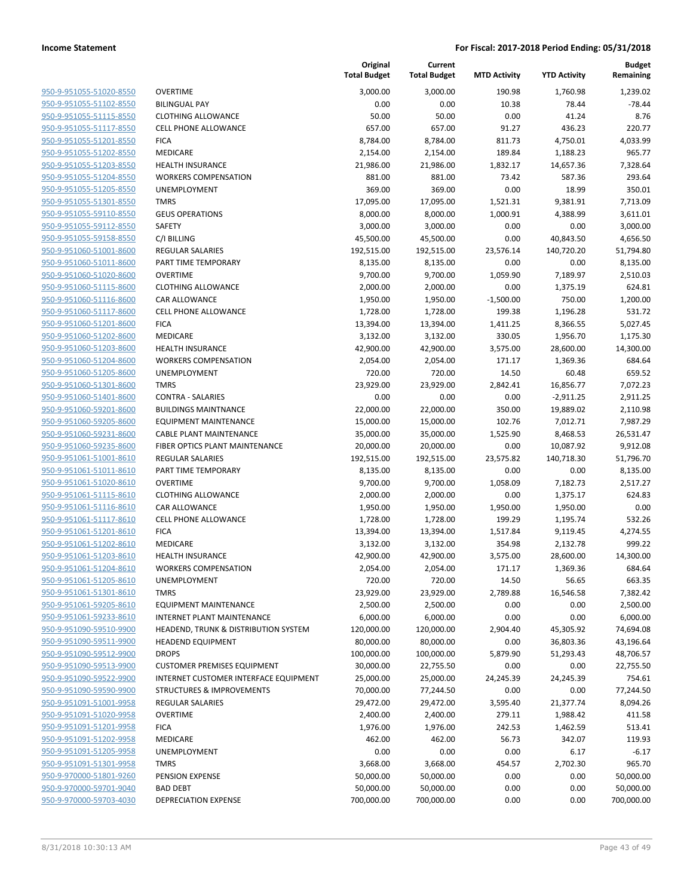**Income Statement** | **For Fiscal: 2017-2018 Period Ending: 05/31/2018**

| | | Original Total Budget | Current Total Budget | MTD Activity | YTD Activity | Budget Remaining |
|---|---|---|---|---|---|---|
| 950-9-951055-51020-8550 | OVERTIME | 3,000.00 | 3,000.00 | 190.98 | 1,760.98 | 1,239.02 |
| 950-9-951055-51102-8550 | BILINGUAL PAY | 0.00 | 0.00 | 10.38 | 78.44 | -78.44 |
| 950-9-951055-51115-8550 | CLOTHING ALLOWANCE | 50.00 | 50.00 | 0.00 | 41.24 | 8.76 |
| 950-9-951055-51117-8550 | CELL PHONE ALLOWANCE | 657.00 | 657.00 | 91.27 | 436.23 | 220.77 |
| 950-9-951055-51201-8550 | FICA | 8,784.00 | 8,784.00 | 811.73 | 4,750.01 | 4,033.99 |
| 950-9-951055-51202-8550 | MEDICARE | 2,154.00 | 2,154.00 | 189.84 | 1,188.23 | 965.77 |
| 950-9-951055-51203-8550 | HEALTH INSURANCE | 21,986.00 | 21,986.00 | 1,832.17 | 14,657.36 | 7,328.64 |
| 950-9-951055-51204-8550 | WORKERS COMPENSATION | 881.00 | 881.00 | 73.42 | 587.36 | 293.64 |
| 950-9-951055-51205-8550 | UNEMPLOYMENT | 369.00 | 369.00 | 0.00 | 18.99 | 350.01 |
| 950-9-951055-51301-8550 | TMRS | 17,095.00 | 17,095.00 | 1,521.31 | 9,381.91 | 7,713.09 |
| 950-9-951055-59110-8550 | GEUS OPERATIONS | 8,000.00 | 8,000.00 | 1,000.91 | 4,388.99 | 3,611.01 |
| 950-9-951055-59112-8550 | SAFETY | 3,000.00 | 3,000.00 | 0.00 | 0.00 | 3,000.00 |
| 950-9-951055-59158-8550 | C/I BILLING | 45,500.00 | 45,500.00 | 0.00 | 40,843.50 | 4,656.50 |
| 950-9-951060-51001-8600 | REGULAR SALARIES | 192,515.00 | 192,515.00 | 23,576.14 | 140,720.20 | 51,794.80 |
| 950-9-951060-51011-8600 | PART TIME TEMPORARY | 8,135.00 | 8,135.00 | 0.00 | 0.00 | 8,135.00 |
| 950-9-951060-51020-8600 | OVERTIME | 9,700.00 | 9,700.00 | 1,059.90 | 7,189.97 | 2,510.03 |
| 950-9-951060-51115-8600 | CLOTHING ALLOWANCE | 2,000.00 | 2,000.00 | 0.00 | 1,375.19 | 624.81 |
| 950-9-951060-51116-8600 | CAR ALLOWANCE | 1,950.00 | 1,950.00 | -1,500.00 | 750.00 | 1,200.00 |
| 950-9-951060-51117-8600 | CELL PHONE ALLOWANCE | 1,728.00 | 1,728.00 | 199.38 | 1,196.28 | 531.72 |
| 950-9-951060-51201-8600 | FICA | 13,394.00 | 13,394.00 | 1,411.25 | 8,366.55 | 5,027.45 |
| 950-9-951060-51202-8600 | MEDICARE | 3,132.00 | 3,132.00 | 330.05 | 1,956.70 | 1,175.30 |
| 950-9-951060-51203-8600 | HEALTH INSURANCE | 42,900.00 | 42,900.00 | 3,575.00 | 28,600.00 | 14,300.00 |
| 950-9-951060-51204-8600 | WORKERS COMPENSATION | 2,054.00 | 2,054.00 | 171.17 | 1,369.36 | 684.64 |
| 950-9-951060-51205-8600 | UNEMPLOYMENT | 720.00 | 720.00 | 14.50 | 60.48 | 659.52 |
| 950-9-951060-51301-8600 | TMRS | 23,929.00 | 23,929.00 | 2,842.41 | 16,856.77 | 7,072.23 |
| 950-9-951060-51401-8600 | CONTRA - SALARIES | 0.00 | 0.00 | 0.00 | -2,911.25 | 2,911.25 |
| 950-9-951060-59201-8600 | BUILDINGS MAINTNANCE | 22,000.00 | 22,000.00 | 350.00 | 19,889.02 | 2,110.98 |
| 950-9-951060-59205-8600 | EQUIPMENT MAINTENANCE | 15,000.00 | 15,000.00 | 102.76 | 7,012.71 | 7,987.29 |
| 950-9-951060-59231-8600 | CABLE PLANT MAINTENANCE | 35,000.00 | 35,000.00 | 1,525.90 | 8,468.53 | 26,531.47 |
| 950-9-951060-59235-8600 | FIBER OPTICS PLANT MAINTENANCE | 20,000.00 | 20,000.00 | 0.00 | 10,087.92 | 9,912.08 |
| 950-9-951061-51001-8610 | REGULAR SALARIES | 192,515.00 | 192,515.00 | 23,575.82 | 140,718.30 | 51,796.70 |
| 950-9-951061-51011-8610 | PART TIME TEMPORARY | 8,135.00 | 8,135.00 | 0.00 | 0.00 | 8,135.00 |
| 950-9-951061-51020-8610 | OVERTIME | 9,700.00 | 9,700.00 | 1,058.09 | 7,182.73 | 2,517.27 |
| 950-9-951061-51115-8610 | CLOTHING ALLOWANCE | 2,000.00 | 2,000.00 | 0.00 | 1,375.17 | 624.83 |
| 950-9-951061-51116-8610 | CAR ALLOWANCE | 1,950.00 | 1,950.00 | 1,950.00 | 1,950.00 | 0.00 |
| 950-9-951061-51117-8610 | CELL PHONE ALLOWANCE | 1,728.00 | 1,728.00 | 199.29 | 1,195.74 | 532.26 |
| 950-9-951061-51201-8610 | FICA | 13,394.00 | 13,394.00 | 1,517.84 | 9,119.45 | 4,274.55 |
| 950-9-951061-51202-8610 | MEDICARE | 3,132.00 | 3,132.00 | 354.98 | 2,132.78 | 999.22 |
| 950-9-951061-51203-8610 | HEALTH INSURANCE | 42,900.00 | 42,900.00 | 3,575.00 | 28,600.00 | 14,300.00 |
| 950-9-951061-51204-8610 | WORKERS COMPENSATION | 2,054.00 | 2,054.00 | 171.17 | 1,369.36 | 684.64 |
| 950-9-951061-51205-8610 | UNEMPLOYMENT | 720.00 | 720.00 | 14.50 | 56.65 | 663.35 |
| 950-9-951061-51301-8610 | TMRS | 23,929.00 | 23,929.00 | 2,789.88 | 16,546.58 | 7,382.42 |
| 950-9-951061-59205-8610 | EQUIPMENT MAINTENANCE | 2,500.00 | 2,500.00 | 0.00 | 0.00 | 2,500.00 |
| 950-9-951061-59233-8610 | INTERNET PLANT MAINTENANCE | 6,000.00 | 6,000.00 | 0.00 | 0.00 | 6,000.00 |
| 950-9-951090-59510-9900 | HEADEND, TRUNK & DISTRIBUTION SYSTEM | 120,000.00 | 120,000.00 | 2,904.40 | 45,305.92 | 74,694.08 |
| 950-9-951090-59511-9900 | HEADEND EQUIPMENT | 80,000.00 | 80,000.00 | 0.00 | 36,803.36 | 43,196.64 |
| 950-9-951090-59512-9900 | DROPS | 100,000.00 | 100,000.00 | 5,879.90 | 51,293.43 | 48,706.57 |
| 950-9-951090-59513-9900 | CUSTOMER PREMISES EQUIPMENT | 30,000.00 | 22,755.50 | 0.00 | 0.00 | 22,755.50 |
| 950-9-951090-59522-9900 | INTERNET CUSTOMER INTERFACE EQUIPMENT | 25,000.00 | 25,000.00 | 24,245.39 | 24,245.39 | 754.61 |
| 950-9-951090-59590-9900 | STRUCTURES & IMPROVEMENTS | 70,000.00 | 77,244.50 | 0.00 | 0.00 | 77,244.50 |
| 950-9-951091-51001-9958 | REGULAR SALARIES | 29,472.00 | 29,472.00 | 3,595.40 | 21,377.74 | 8,094.26 |
| 950-9-951091-51020-9958 | OVERTIME | 2,400.00 | 2,400.00 | 279.11 | 1,988.42 | 411.58 |
| 950-9-951091-51201-9958 | FICA | 1,976.00 | 1,976.00 | 242.53 | 1,462.59 | 513.41 |
| 950-9-951091-51202-9958 | MEDICARE | 462.00 | 462.00 | 56.73 | 342.07 | 119.93 |
| 950-9-951091-51205-9958 | UNEMPLOYMENT | 0.00 | 0.00 | 0.00 | 6.17 | -6.17 |
| 950-9-951091-51301-9958 | TMRS | 3,668.00 | 3,668.00 | 454.57 | 2,702.30 | 965.70 |
| 950-9-970000-51801-9260 | PENSION EXPENSE | 50,000.00 | 50,000.00 | 0.00 | 0.00 | 50,000.00 |
| 950-9-970000-59701-9040 | BAD DEBT | 50,000.00 | 50,000.00 | 0.00 | 0.00 | 50,000.00 |
| 950-9-970000-59703-4030 | DEPRECIATION EXPENSE | 700,000.00 | 700,000.00 | 0.00 | 0.00 | 700,000.00 |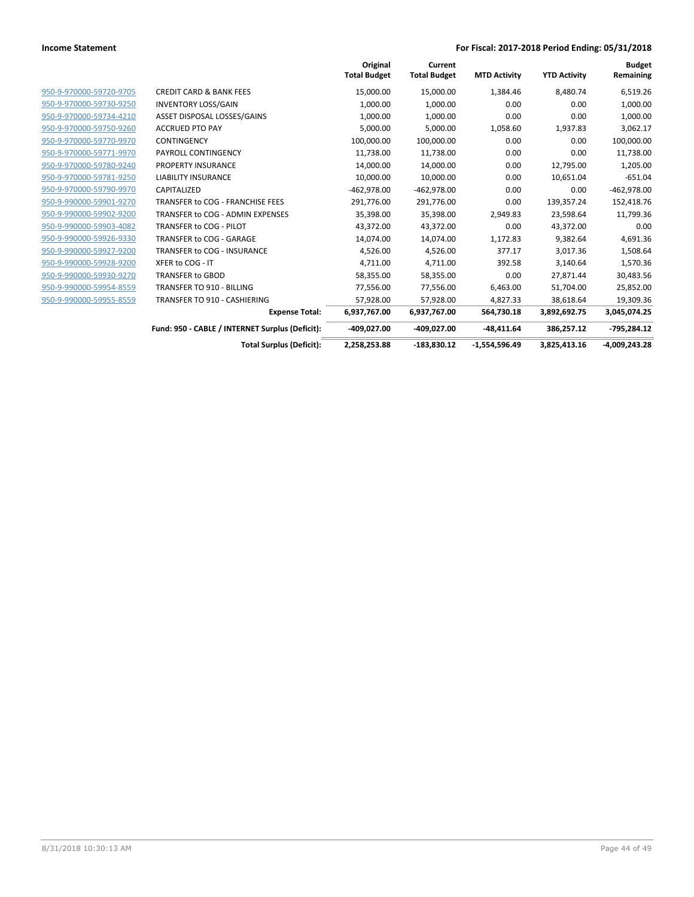| | | Original Total Budget | Current Total Budget | MTD Activity | YTD Activity | Budget Remaining |
|---|---|---|---|---|---|---|
| 950-9-970000-59720-9705 | CREDIT CARD & BANK FEES | 15,000.00 | 15,000.00 | 1,384.46 | 8,480.74 | 6,519.26 |
| 950-9-970000-59730-9250 | INVENTORY LOSS/GAIN | 1,000.00 | 1,000.00 | 0.00 | 0.00 | 1,000.00 |
| 950-9-970000-59734-4210 | ASSET DISPOSAL LOSSES/GAINS | 1,000.00 | 1,000.00 | 0.00 | 0.00 | 1,000.00 |
| 950-9-970000-59750-9260 | ACCRUED PTO PAY | 5,000.00 | 5,000.00 | 1,058.60 | 1,937.83 | 3,062.17 |
| 950-9-970000-59770-9970 | CONTINGENCY | 100,000.00 | 100,000.00 | 0.00 | 0.00 | 100,000.00 |
| 950-9-970000-59771-9970 | PAYROLL CONTINGENCY | 11,738.00 | 11,738.00 | 0.00 | 0.00 | 11,738.00 |
| 950-9-970000-59780-9240 | PROPERTY INSURANCE | 14,000.00 | 14,000.00 | 0.00 | 12,795.00 | 1,205.00 |
| 950-9-970000-59781-9250 | LIABILITY INSURANCE | 10,000.00 | 10,000.00 | 0.00 | 10,651.04 | -651.04 |
| 950-9-970000-59790-9970 | CAPITALIZED | -462,978.00 | -462,978.00 | 0.00 | 0.00 | -462,978.00 |
| 950-9-990000-59901-9270 | TRANSFER to COG - FRANCHISE FEES | 291,776.00 | 291,776.00 | 0.00 | 139,357.24 | 152,418.76 |
| 950-9-990000-59902-9200 | TRANSFER to COG - ADMIN EXPENSES | 35,398.00 | 35,398.00 | 2,949.83 | 23,598.64 | 11,799.36 |
| 950-9-990000-59903-4082 | TRANSFER to COG - PILOT | 43,372.00 | 43,372.00 | 0.00 | 43,372.00 | 0.00 |
| 950-9-990000-59926-9330 | TRANSFER to COG - GARAGE | 14,074.00 | 14,074.00 | 1,172.83 | 9,382.64 | 4,691.36 |
| 950-9-990000-59927-9200 | TRANSFER to COG - INSURANCE | 4,526.00 | 4,526.00 | 377.17 | 3,017.36 | 1,508.64 |
| 950-9-990000-59928-9200 | XFER to COG - IT | 4,711.00 | 4,711.00 | 392.58 | 3,140.64 | 1,570.36 |
| 950-9-990000-59930-9270 | TRANSFER to GBOD | 58,355.00 | 58,355.00 | 0.00 | 27,871.44 | 30,483.56 |
| 950-9-990000-59954-8559 | TRANSFER TO 910 - BILLING | 77,556.00 | 77,556.00 | 6,463.00 | 51,704.00 | 25,852.00 |
| 950-9-990000-59955-8559 | TRANSFER TO 910 - CASHIERING | 57,928.00 | 57,928.00 | 4,827.33 | 38,618.64 | 19,309.36 |
| | **Expense Total:** | **6,937,767.00** | **6,937,767.00** | **564,730.18** | **3,892,692.75** | **3,045,074.25** |
| | **Fund: 950 - CABLE / INTERNET Surplus (Deficit):** | **-409,027.00** | **-409,027.00** | **-48,411.64** | **386,257.12** | **-795,284.12** |
| | **Total Surplus (Deficit):** | **2,258,253.88** | **-183,830.12** | **-1,554,596.49** | **3,825,413.16** | **-4,009,243.28** |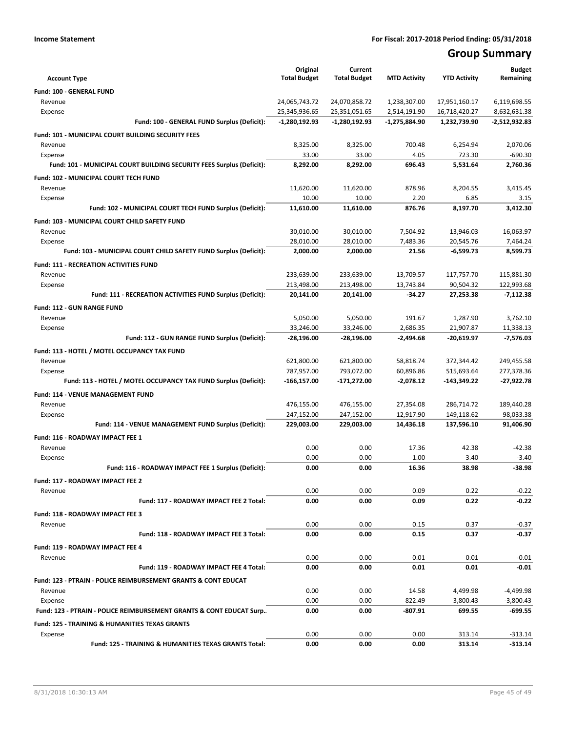**Income Statement** | **For Fiscal: 2017-2018 Period Ending: 05/31/2018**

# Group Summary

| Account Type | Original Total Budget | Current Total Budget | MTD Activity | YTD Activity | Budget Remaining |
|---|---|---|---|---|---|
| **Fund: 100 - GENERAL FUND** | | | | | |
| Revenue | 24,065,743.72 | 24,070,858.72 | 1,238,307.00 | 17,951,160.17 | 6,119,698.55 |
| Expense | 25,345,936.65 | 25,351,051.65 | 2,514,191.90 | 16,718,420.27 | 8,632,631.38 |
| **Fund: 100 - GENERAL FUND Surplus (Deficit):** | **-1,280,192.93** | **-1,280,192.93** | **-1,275,884.90** | **1,232,739.90** | **-2,512,932.83** |
| **Fund: 101 - MUNICIPAL COURT BUILDING SECURITY FEES** | | | | | |
| Revenue | 8,325.00 | 8,325.00 | 700.48 | 6,254.94 | 2,070.06 |
| Expense | 33.00 | 33.00 | 4.05 | 723.30 | -690.30 |
| **Fund: 101 - MUNICIPAL COURT BUILDING SECURITY FEES Surplus (Deficit):** | **8,292.00** | **8,292.00** | **696.43** | **5,531.64** | **2,760.36** |
| **Fund: 102 - MUNICIPAL COURT TECH FUND** | | | | | |
| Revenue | 11,620.00 | 11,620.00 | 878.96 | 8,204.55 | 3,415.45 |
| Expense | 10.00 | 10.00 | 2.20 | 6.85 | 3.15 |
| **Fund: 102 - MUNICIPAL COURT TECH FUND Surplus (Deficit):** | **11,610.00** | **11,610.00** | **876.76** | **8,197.70** | **3,412.30** |
| **Fund: 103 - MUNICIPAL COURT CHILD SAFETY FUND** | | | | | |
| Revenue | 30,010.00 | 30,010.00 | 7,504.92 | 13,946.03 | 16,063.97 |
| Expense | 28,010.00 | 28,010.00 | 7,483.36 | 20,545.76 | 7,464.24 |
| **Fund: 103 - MUNICIPAL COURT CHILD SAFETY FUND Surplus (Deficit):** | **2,000.00** | **2,000.00** | **21.56** | **-6,599.73** | **8,599.73** |
| **Fund: 111 - RECREATION ACTIVITIES FUND** | | | | | |
| Revenue | 233,639.00 | 233,639.00 | 13,709.57 | 117,757.70 | 115,881.30 |
| Expense | 213,498.00 | 213,498.00 | 13,743.84 | 90,504.32 | 122,993.68 |
| **Fund: 111 - RECREATION ACTIVITIES FUND Surplus (Deficit):** | **20,141.00** | **20,141.00** | **-34.27** | **27,253.38** | **-7,112.38** |
| **Fund: 112 - GUN RANGE FUND** | | | | | |
| Revenue | 5,050.00 | 5,050.00 | 191.67 | 1,287.90 | 3,762.10 |
| Expense | 33,246.00 | 33,246.00 | 2,686.35 | 21,907.87 | 11,338.13 |
| **Fund: 112 - GUN RANGE FUND Surplus (Deficit):** | **-28,196.00** | **-28,196.00** | **-2,494.68** | **-20,619.97** | **-7,576.03** |
| **Fund: 113 - HOTEL / MOTEL OCCUPANCY TAX FUND** | | | | | |
| Revenue | 621,800.00 | 621,800.00 | 58,818.74 | 372,344.42 | 249,455.58 |
| Expense | 787,957.00 | 793,072.00 | 60,896.86 | 515,693.64 | 277,378.36 |
| **Fund: 113 - HOTEL / MOTEL OCCUPANCY TAX FUND Surplus (Deficit):** | **-166,157.00** | **-171,272.00** | **-2,078.12** | **-143,349.22** | **-27,922.78** |
| **Fund: 114 - VENUE MANAGEMENT FUND** | | | | | |
| Revenue | 476,155.00 | 476,155.00 | 27,354.08 | 286,714.72 | 189,440.28 |
| Expense | 247,152.00 | 247,152.00 | 12,917.90 | 149,118.62 | 98,033.38 |
| **Fund: 114 - VENUE MANAGEMENT FUND Surplus (Deficit):** | **229,003.00** | **229,003.00** | **14,436.18** | **137,596.10** | **91,406.90** |
| **Fund: 116 - ROADWAY IMPACT FEE 1** | | | | | |
| Revenue | 0.00 | 0.00 | 17.36 | 42.38 | -42.38 |
| Expense | 0.00 | 0.00 | 1.00 | 3.40 | -3.40 |
| **Fund: 116 - ROADWAY IMPACT FEE 1 Surplus (Deficit):** | **0.00** | **0.00** | **16.36** | **38.98** | **-38.98** |
| **Fund: 117 - ROADWAY IMPACT FEE 2** | | | | | |
| Revenue | 0.00 | 0.00 | 0.09 | 0.22 | -0.22 |
| **Fund: 117 - ROADWAY IMPACT FEE 2 Total:** | **0.00** | **0.00** | **0.09** | **0.22** | **-0.22** |
| **Fund: 118 - ROADWAY IMPACT FEE 3** | | | | | |
| Revenue | 0.00 | 0.00 | 0.15 | 0.37 | -0.37 |
| **Fund: 118 - ROADWAY IMPACT FEE 3 Total:** | **0.00** | **0.00** | **0.15** | **0.37** | **-0.37** |
| **Fund: 119 - ROADWAY IMPACT FEE 4** | | | | | |
| Revenue | 0.00 | 0.00 | 0.01 | 0.01 | -0.01 |
| **Fund: 119 - ROADWAY IMPACT FEE 4 Total:** | **0.00** | **0.00** | **0.01** | **0.01** | **-0.01** |
| **Fund: 123 - PTRAIN - POLICE REIMBURSEMENT GRANTS & CONT EDUCAT** | | | | | |
| Revenue | 0.00 | 0.00 | 14.58 | 4,499.98 | -4,499.98 |
| Expense | 0.00 | 0.00 | 822.49 | 3,800.43 | -3,800.43 |
| **Fund: 123 - PTRAIN - POLICE REIMBURSEMENT GRANTS & CONT EDUCAT Surp..** | **0.00** | **0.00** | **-807.91** | **699.55** | **-699.55** |
| **Fund: 125 - TRAINING & HUMANITIES TEXAS GRANTS** | | | | | |
| Expense | 0.00 | 0.00 | 0.00 | 313.14 | -313.14 |
| **Fund: 125 - TRAINING & HUMANITIES TEXAS GRANTS Total:** | **0.00** | **0.00** | **0.00** | **313.14** | **-313.14** |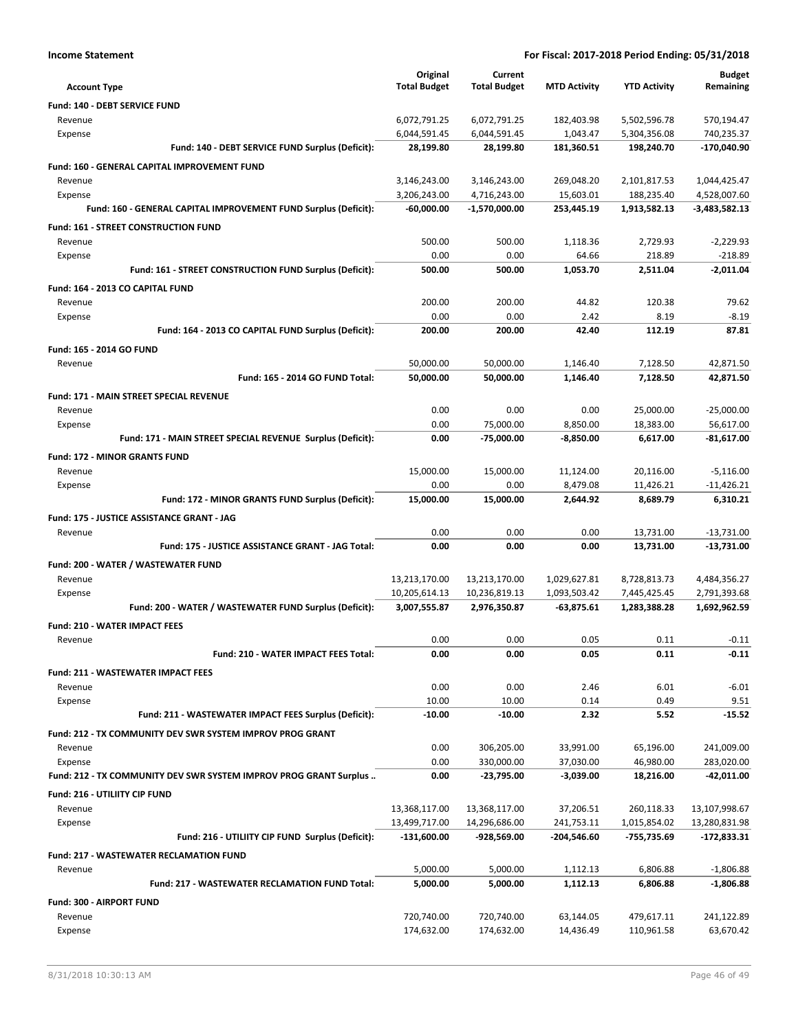**Income Statement** — For Fiscal: 2017-2018 Period Ending: 05/31/2018

| Account Type | Original Total Budget | Current Total Budget | MTD Activity | YTD Activity | Budget Remaining |
|---|---|---|---|---|---|
| **Fund: 140 - DEBT SERVICE FUND** | | | | | |
| Revenue | 6,072,791.25 | 6,072,791.25 | 182,403.98 | 5,502,596.78 | 570,194.47 |
| Expense | 6,044,591.45 | 6,044,591.45 | 1,043.47 | 5,304,356.08 | 740,235.37 |
| **Fund: 140 - DEBT SERVICE FUND Surplus (Deficit):** | **28,199.80** | **28,199.80** | **181,360.51** | **198,240.70** | **-170,040.90** |
| **Fund: 160 - GENERAL CAPITAL IMPROVEMENT FUND** | | | | | |
| Revenue | 3,146,243.00 | 3,146,243.00 | 269,048.20 | 2,101,817.53 | 1,044,425.47 |
| Expense | 3,206,243.00 | 4,716,243.00 | 15,603.01 | 188,235.40 | 4,528,007.60 |
| **Fund: 160 - GENERAL CAPITAL IMPROVEMENT FUND Surplus (Deficit):** | **-60,000.00** | **-1,570,000.00** | **253,445.19** | **1,913,582.13** | **-3,483,582.13** |
| **Fund: 161 - STREET CONSTRUCTION FUND** | | | | | |
| Revenue | 500.00 | 500.00 | 1,118.36 | 2,729.93 | -2,229.93 |
| Expense | 0.00 | 0.00 | 64.66 | 218.89 | -218.89 |
| **Fund: 161 - STREET CONSTRUCTION FUND Surplus (Deficit):** | **500.00** | **500.00** | **1,053.70** | **2,511.04** | **-2,011.04** |
| **Fund: 164 - 2013 CO CAPITAL FUND** | | | | | |
| Revenue | 200.00 | 200.00 | 44.82 | 120.38 | 79.62 |
| Expense | 0.00 | 0.00 | 2.42 | 8.19 | -8.19 |
| **Fund: 164 - 2013 CO CAPITAL FUND Surplus (Deficit):** | **200.00** | **200.00** | **42.40** | **112.19** | **87.81** |
| **Fund: 165 - 2014 GO FUND** | | | | | |
| Revenue | 50,000.00 | 50,000.00 | 1,146.40 | 7,128.50 | 42,871.50 |
| **Fund: 165 - 2014 GO FUND Total:** | **50,000.00** | **50,000.00** | **1,146.40** | **7,128.50** | **42,871.50** |
| **Fund: 171 - MAIN STREET SPECIAL REVENUE** | | | | | |
| Revenue | 0.00 | 0.00 | 0.00 | 25,000.00 | -25,000.00 |
| Expense | 0.00 | 75,000.00 | 8,850.00 | 18,383.00 | 56,617.00 |
| **Fund: 171 - MAIN STREET SPECIAL REVENUE Surplus (Deficit):** | **0.00** | **-75,000.00** | **-8,850.00** | **6,617.00** | **-81,617.00** |
| **Fund: 172 - MINOR GRANTS FUND** | | | | | |
| Revenue | 15,000.00 | 15,000.00 | 11,124.00 | 20,116.00 | -5,116.00 |
| Expense | 0.00 | 0.00 | 8,479.08 | 11,426.21 | -11,426.21 |
| **Fund: 172 - MINOR GRANTS FUND Surplus (Deficit):** | **15,000.00** | **15,000.00** | **2,644.92** | **8,689.79** | **6,310.21** |
| **Fund: 175 - JUSTICE ASSISTANCE GRANT - JAG** | | | | | |
| Revenue | 0.00 | 0.00 | 0.00 | 13,731.00 | -13,731.00 |
| **Fund: 175 - JUSTICE ASSISTANCE GRANT - JAG Total:** | **0.00** | **0.00** | **0.00** | **13,731.00** | **-13,731.00** |
| **Fund: 200 - WATER / WASTEWATER FUND** | | | | | |
| Revenue | 13,213,170.00 | 13,213,170.00 | 1,029,627.81 | 8,728,813.73 | 4,484,356.27 |
| Expense | 10,205,614.13 | 10,236,819.13 | 1,093,503.42 | 7,445,425.45 | 2,791,393.68 |
| **Fund: 200 - WATER / WASTEWATER FUND Surplus (Deficit):** | **3,007,555.87** | **2,976,350.87** | **-63,875.61** | **1,283,388.28** | **1,692,962.59** |
| **Fund: 210 - WATER IMPACT FEES** | | | | | |
| Revenue | 0.00 | 0.00 | 0.05 | 0.11 | -0.11 |
| **Fund: 210 - WATER IMPACT FEES Total:** | **0.00** | **0.00** | **0.05** | **0.11** | **-0.11** |
| **Fund: 211 - WASTEWATER IMPACT FEES** | | | | | |
| Revenue | 0.00 | 0.00 | 2.46 | 6.01 | -6.01 |
| Expense | 10.00 | 10.00 | 0.14 | 0.49 | 9.51 |
| **Fund: 211 - WASTEWATER IMPACT FEES Surplus (Deficit):** | **-10.00** | **-10.00** | **2.32** | **5.52** | **-15.52** |
| **Fund: 212 - TX COMMUNITY DEV SWR SYSTEM IMPROV PROG GRANT** | | | | | |
| Revenue | 0.00 | 306,205.00 | 33,991.00 | 65,196.00 | 241,009.00 |
| Expense | 0.00 | 330,000.00 | 37,030.00 | 46,980.00 | 283,020.00 |
| **Fund: 212 - TX COMMUNITY DEV SWR SYSTEM IMPROV PROG GRANT Surplus ..** | **0.00** | **-23,795.00** | **-3,039.00** | **18,216.00** | **-42,011.00** |
| **Fund: 216 - UTILIITY CIP FUND** | | | | | |
| Revenue | 13,368,117.00 | 13,368,117.00 | 37,206.51 | 260,118.33 | 13,107,998.67 |
| Expense | 13,499,717.00 | 14,296,686.00 | 241,753.11 | 1,015,854.02 | 13,280,831.98 |
| **Fund: 216 - UTILIITY CIP FUND Surplus (Deficit):** | **-131,600.00** | **-928,569.00** | **-204,546.60** | **-755,735.69** | **-172,833.31** |
| **Fund: 217 - WASTEWATER RECLAMATION FUND** | | | | | |
| Revenue | 5,000.00 | 5,000.00 | 1,112.13 | 6,806.88 | -1,806.88 |
| **Fund: 217 - WASTEWATER RECLAMATION FUND Total:** | **5,000.00** | **5,000.00** | **1,112.13** | **6,806.88** | **-1,806.88** |
| **Fund: 300 - AIRPORT FUND** | | | | | |
| Revenue | 720,740.00 | 720,740.00 | 63,144.05 | 479,617.11 | 241,122.89 |
| Expense | 174,632.00 | 174,632.00 | 14,436.49 | 110,961.58 | 63,670.42 |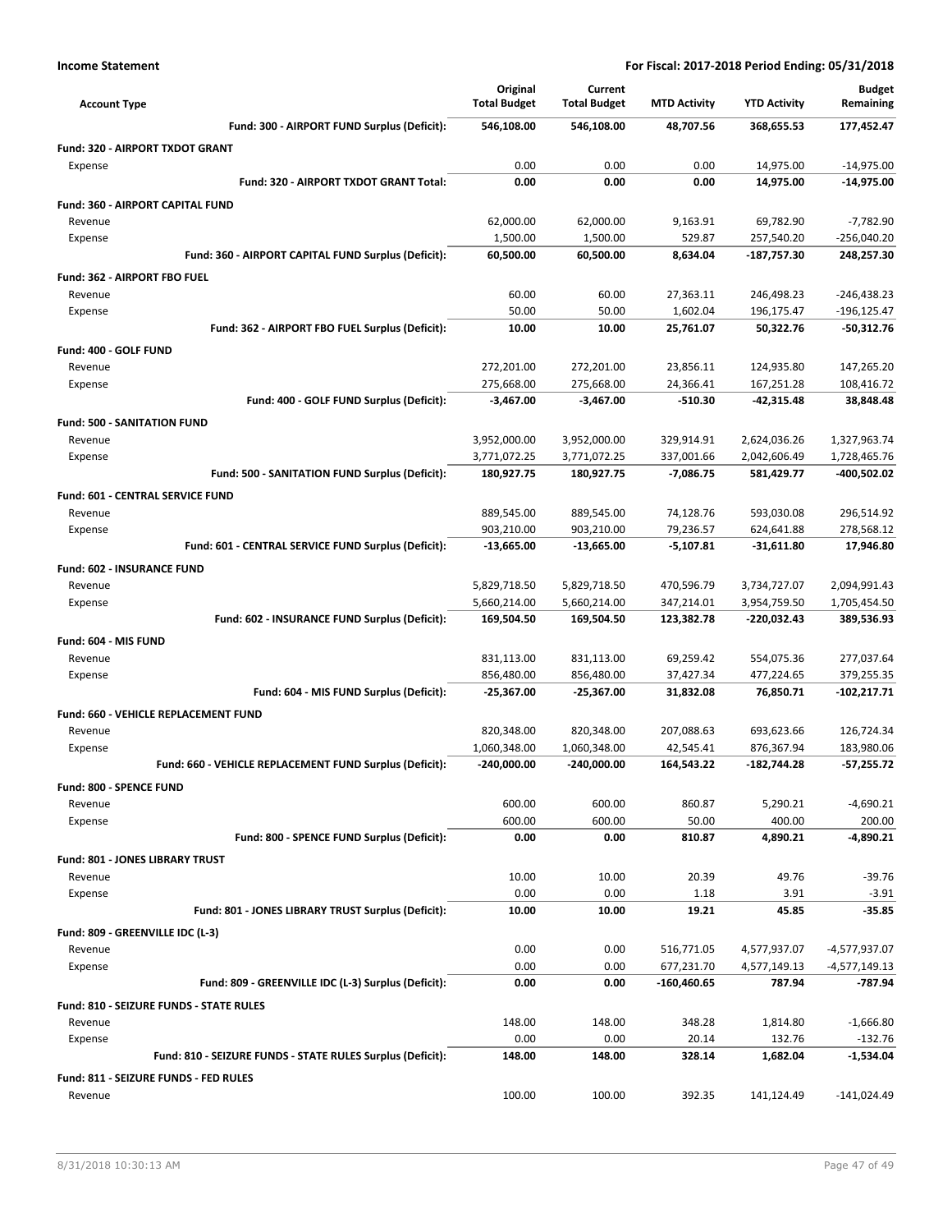**Income Statement** | **For Fiscal: 2017-2018 Period Ending: 05/31/2018**

| Account Type | Original Total Budget | Current Total Budget | MTD Activity | YTD Activity | Budget Remaining |
|---|---|---|---|---|---|
| **Fund: 300 - AIRPORT FUND Surplus (Deficit):** | **546,108.00** | **546,108.00** | **48,707.56** | **368,655.53** | **177,452.47** |
| **Fund: 320 - AIRPORT TXDOT GRANT** | | | | | |
| Expense | 0.00 | 0.00 | 0.00 | 14,975.00 | -14,975.00 |
| **Fund: 320 - AIRPORT TXDOT GRANT Total:** | **0.00** | **0.00** | **0.00** | **14,975.00** | **-14,975.00** |
| **Fund: 360 - AIRPORT CAPITAL FUND** | | | | | |
| Revenue | 62,000.00 | 62,000.00 | 9,163.91 | 69,782.90 | -7,782.90 |
| Expense | 1,500.00 | 1,500.00 | 529.87 | 257,540.20 | -256,040.20 |
| **Fund: 360 - AIRPORT CAPITAL FUND Surplus (Deficit):** | **60,500.00** | **60,500.00** | **8,634.04** | **-187,757.30** | **248,257.30** |
| **Fund: 362 - AIRPORT FBO FUEL** | | | | | |
| Revenue | 60.00 | 60.00 | 27,363.11 | 246,498.23 | -246,438.23 |
| Expense | 50.00 | 50.00 | 1,602.04 | 196,175.47 | -196,125.47 |
| **Fund: 362 - AIRPORT FBO FUEL Surplus (Deficit):** | **10.00** | **10.00** | **25,761.07** | **50,322.76** | **-50,312.76** |
| **Fund: 400 - GOLF FUND** | | | | | |
| Revenue | 272,201.00 | 272,201.00 | 23,856.11 | 124,935.80 | 147,265.20 |
| Expense | 275,668.00 | 275,668.00 | 24,366.41 | 167,251.28 | 108,416.72 |
| **Fund: 400 - GOLF FUND Surplus (Deficit):** | **-3,467.00** | **-3,467.00** | **-510.30** | **-42,315.48** | **38,848.48** |
| **Fund: 500 - SANITATION FUND** | | | | | |
| Revenue | 3,952,000.00 | 3,952,000.00 | 329,914.91 | 2,624,036.26 | 1,327,963.74 |
| Expense | 3,771,072.25 | 3,771,072.25 | 337,001.66 | 2,042,606.49 | 1,728,465.76 |
| **Fund: 500 - SANITATION FUND Surplus (Deficit):** | **180,927.75** | **180,927.75** | **-7,086.75** | **581,429.77** | **-400,502.02** |
| **Fund: 601 - CENTRAL SERVICE FUND** | | | | | |
| Revenue | 889,545.00 | 889,545.00 | 74,128.76 | 593,030.08 | 296,514.92 |
| Expense | 903,210.00 | 903,210.00 | 79,236.57 | 624,641.88 | 278,568.12 |
| **Fund: 601 - CENTRAL SERVICE FUND Surplus (Deficit):** | **-13,665.00** | **-13,665.00** | **-5,107.81** | **-31,611.80** | **17,946.80** |
| **Fund: 602 - INSURANCE FUND** | | | | | |
| Revenue | 5,829,718.50 | 5,829,718.50 | 470,596.79 | 3,734,727.07 | 2,094,991.43 |
| Expense | 5,660,214.00 | 5,660,214.00 | 347,214.01 | 3,954,759.50 | 1,705,454.50 |
| **Fund: 602 - INSURANCE FUND Surplus (Deficit):** | **169,504.50** | **169,504.50** | **123,382.78** | **-220,032.43** | **389,536.93** |
| **Fund: 604 - MIS FUND** | | | | | |
| Revenue | 831,113.00 | 831,113.00 | 69,259.42 | 554,075.36 | 277,037.64 |
| Expense | 856,480.00 | 856,480.00 | 37,427.34 | 477,224.65 | 379,255.35 |
| **Fund: 604 - MIS FUND Surplus (Deficit):** | **-25,367.00** | **-25,367.00** | **31,832.08** | **76,850.71** | **-102,217.71** |
| **Fund: 660 - VEHICLE REPLACEMENT FUND** | | | | | |
| Revenue | 820,348.00 | 820,348.00 | 207,088.63 | 693,623.66 | 126,724.34 |
| Expense | 1,060,348.00 | 1,060,348.00 | 42,545.41 | 876,367.94 | 183,980.06 |
| **Fund: 660 - VEHICLE REPLACEMENT FUND Surplus (Deficit):** | **-240,000.00** | **-240,000.00** | **164,543.22** | **-182,744.28** | **-57,255.72** |
| **Fund: 800 - SPENCE FUND** | | | | | |
| Revenue | 600.00 | 600.00 | 860.87 | 5,290.21 | -4,690.21 |
| Expense | 600.00 | 600.00 | 50.00 | 400.00 | 200.00 |
| **Fund: 800 - SPENCE FUND Surplus (Deficit):** | **0.00** | **0.00** | **810.87** | **4,890.21** | **-4,890.21** |
| **Fund: 801 - JONES LIBRARY TRUST** | | | | | |
| Revenue | 10.00 | 10.00 | 20.39 | 49.76 | -39.76 |
| Expense | 0.00 | 0.00 | 1.18 | 3.91 | -3.91 |
| **Fund: 801 - JONES LIBRARY TRUST Surplus (Deficit):** | **10.00** | **10.00** | **19.21** | **45.85** | **-35.85** |
| **Fund: 809 - GREENVILLE IDC (L-3)** | | | | | |
| Revenue | 0.00 | 0.00 | 516,771.05 | 4,577,937.07 | -4,577,937.07 |
| Expense | 0.00 | 0.00 | 677,231.70 | 4,577,149.13 | -4,577,149.13 |
| **Fund: 809 - GREENVILLE IDC (L-3) Surplus (Deficit):** | **0.00** | **0.00** | **-160,460.65** | **787.94** | **-787.94** |
| **Fund: 810 - SEIZURE FUNDS - STATE RULES** | | | | | |
| Revenue | 148.00 | 148.00 | 348.28 | 1,814.80 | -1,666.80 |
| Expense | 0.00 | 0.00 | 20.14 | 132.76 | -132.76 |
| **Fund: 810 - SEIZURE FUNDS - STATE RULES Surplus (Deficit):** | **148.00** | **148.00** | **328.14** | **1,682.04** | **-1,534.04** |
| **Fund: 811 - SEIZURE FUNDS - FED RULES** | | | | | |
| Revenue | 100.00 | 100.00 | 392.35 | 141,124.49 | -141,024.49 |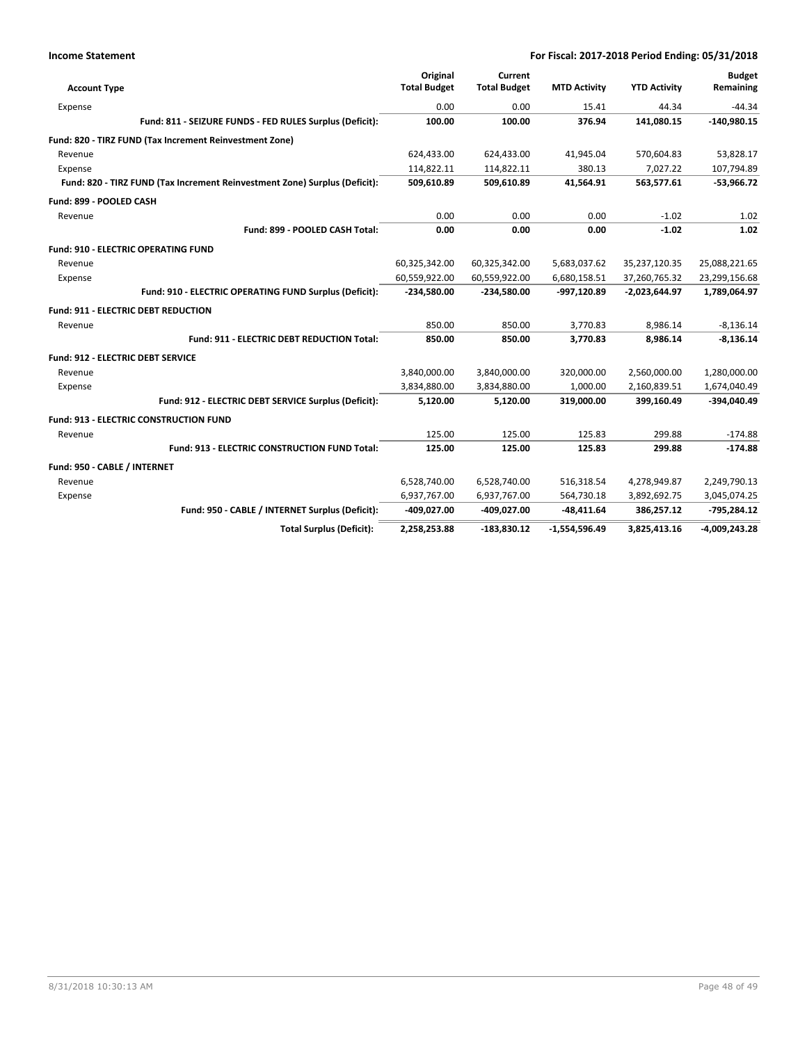| Account Type | Original Total Budget | Current Total Budget | MTD Activity | YTD Activity | Budget Remaining |
|---|---|---|---|---|---|
| Expense | 0.00 | 0.00 | 15.41 | 44.34 | -44.34 |
| **Fund: 811 - SEIZURE FUNDS - FED RULES Surplus (Deficit):** | **100.00** | **100.00** | **376.94** | **141,080.15** | **-140,980.15** |
| **Fund: 820 - TIRZ FUND (Tax Increment Reinvestment Zone)** | | | | | |
| Revenue | 624,433.00 | 624,433.00 | 41,945.04 | 570,604.83 | 53,828.17 |
| Expense | 114,822.11 | 114,822.11 | 380.13 | 7,027.22 | 107,794.89 |
| **Fund: 820 - TIRZ FUND (Tax Increment Reinvestment Zone) Surplus (Deficit):** | **509,610.89** | **509,610.89** | **41,564.91** | **563,577.61** | **-53,966.72** |
| **Fund: 899 - POOLED CASH** | | | | | |
| Revenue | 0.00 | 0.00 | 0.00 | -1.02 | 1.02 |
| **Fund: 899 - POOLED CASH Total:** | **0.00** | **0.00** | **0.00** | **-1.02** | **1.02** |
| **Fund: 910 - ELECTRIC OPERATING FUND** | | | | | |
| Revenue | 60,325,342.00 | 60,325,342.00 | 5,683,037.62 | 35,237,120.35 | 25,088,221.65 |
| Expense | 60,559,922.00 | 60,559,922.00 | 6,680,158.51 | 37,260,765.32 | 23,299,156.68 |
| **Fund: 910 - ELECTRIC OPERATING FUND Surplus (Deficit):** | **-234,580.00** | **-234,580.00** | **-997,120.89** | **-2,023,644.97** | **1,789,064.97** |
| **Fund: 911 - ELECTRIC DEBT REDUCTION** | | | | | |
| Revenue | 850.00 | 850.00 | 3,770.83 | 8,986.14 | -8,136.14 |
| **Fund: 911 - ELECTRIC DEBT REDUCTION Total:** | **850.00** | **850.00** | **3,770.83** | **8,986.14** | **-8,136.14** |
| **Fund: 912 - ELECTRIC DEBT SERVICE** | | | | | |
| Revenue | 3,840,000.00 | 3,840,000.00 | 320,000.00 | 2,560,000.00 | 1,280,000.00 |
| Expense | 3,834,880.00 | 3,834,880.00 | 1,000.00 | 2,160,839.51 | 1,674,040.49 |
| **Fund: 912 - ELECTRIC DEBT SERVICE Surplus (Deficit):** | **5,120.00** | **5,120.00** | **319,000.00** | **399,160.49** | **-394,040.49** |
| **Fund: 913 - ELECTRIC CONSTRUCTION FUND** | | | | | |
| Revenue | 125.00 | 125.00 | 125.83 | 299.88 | -174.88 |
| **Fund: 913 - ELECTRIC CONSTRUCTION FUND Total:** | **125.00** | **125.00** | **125.83** | **299.88** | **-174.88** |
| **Fund: 950 - CABLE / INTERNET** | | | | | |
| Revenue | 6,528,740.00 | 6,528,740.00 | 516,318.54 | 4,278,949.87 | 2,249,790.13 |
| Expense | 6,937,767.00 | 6,937,767.00 | 564,730.18 | 3,892,692.75 | 3,045,074.25 |
| **Fund: 950 - CABLE / INTERNET Surplus (Deficit):** | **-409,027.00** | **-409,027.00** | **-48,411.64** | **386,257.12** | **-795,284.12** |
| **Total Surplus (Deficit):** | **2,258,253.88** | **-183,830.12** | **-1,554,596.49** | **3,825,413.16** | **-4,009,243.28** |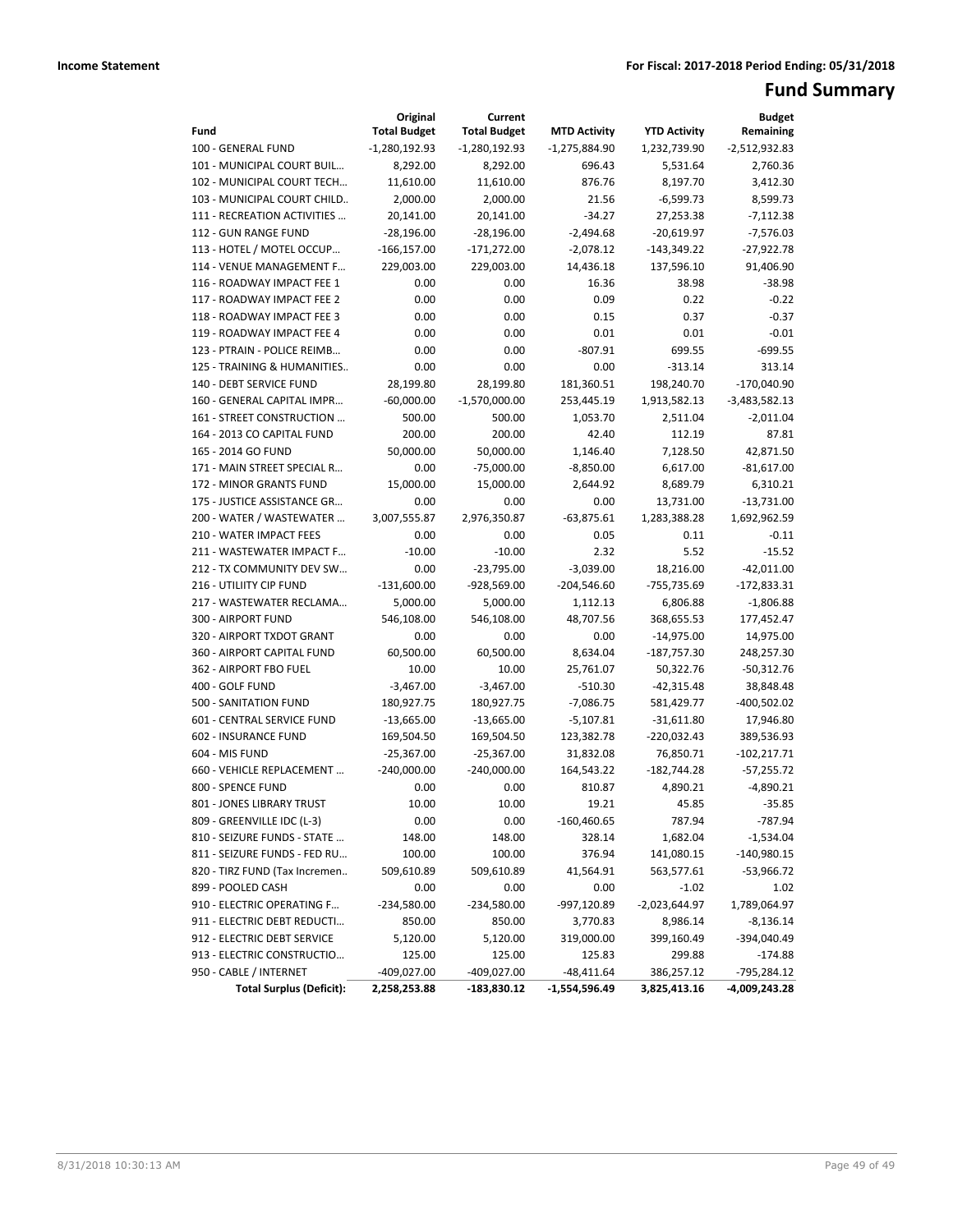**Income Statement** **For Fiscal: 2017-2018 Period Ending: 05/31/2018**

# Fund Summary

| Fund | Original Total Budget | Current Total Budget | MTD Activity | YTD Activity | Budget Remaining |
|---|---|---|---|---|---|
| 100 - GENERAL FUND | -1,280,192.93 | -1,280,192.93 | -1,275,884.90 | 1,232,739.90 | -2,512,932.83 |
| 101 - MUNICIPAL COURT BUIL… | 8,292.00 | 8,292.00 | 696.43 | 5,531.64 | 2,760.36 |
| 102 - MUNICIPAL COURT TECH… | 11,610.00 | 11,610.00 | 876.76 | 8,197.70 | 3,412.30 |
| 103 - MUNICIPAL COURT CHILD.. | 2,000.00 | 2,000.00 | 21.56 | -6,599.73 | 8,599.73 |
| 111 - RECREATION ACTIVITIES … | 20,141.00 | 20,141.00 | -34.27 | 27,253.38 | -7,112.38 |
| 112 - GUN RANGE FUND | -28,196.00 | -28,196.00 | -2,494.68 | -20,619.97 | -7,576.03 |
| 113 - HOTEL / MOTEL OCCUP… | -166,157.00 | -171,272.00 | -2,078.12 | -143,349.22 | -27,922.78 |
| 114 - VENUE MANAGEMENT F… | 229,003.00 | 229,003.00 | 14,436.18 | 137,596.10 | 91,406.90 |
| 116 - ROADWAY IMPACT FEE 1 | 0.00 | 0.00 | 16.36 | 38.98 | -38.98 |
| 117 - ROADWAY IMPACT FEE 2 | 0.00 | 0.00 | 0.09 | 0.22 | -0.22 |
| 118 - ROADWAY IMPACT FEE 3 | 0.00 | 0.00 | 0.15 | 0.37 | -0.37 |
| 119 - ROADWAY IMPACT FEE 4 | 0.00 | 0.00 | 0.01 | 0.01 | -0.01 |
| 123 - PTRAIN - POLICE REIMB… | 0.00 | 0.00 | -807.91 | 699.55 | -699.55 |
| 125 - TRAINING & HUMANITIES.. | 0.00 | 0.00 | 0.00 | -313.14 | 313.14 |
| 140 - DEBT SERVICE FUND | 28,199.80 | 28,199.80 | 181,360.51 | 198,240.70 | -170,040.90 |
| 160 - GENERAL CAPITAL IMPR… | -60,000.00 | -1,570,000.00 | 253,445.19 | 1,913,582.13 | -3,483,582.13 |
| 161 - STREET CONSTRUCTION … | 500.00 | 500.00 | 1,053.70 | 2,511.04 | -2,011.04 |
| 164 - 2013 CO CAPITAL FUND | 200.00 | 200.00 | 42.40 | 112.19 | 87.81 |
| 165 - 2014 GO FUND | 50,000.00 | 50,000.00 | 1,146.40 | 7,128.50 | 42,871.50 |
| 171 - MAIN STREET SPECIAL R… | 0.00 | -75,000.00 | -8,850.00 | 6,617.00 | -81,617.00 |
| 172 - MINOR GRANTS FUND | 15,000.00 | 15,000.00 | 2,644.92 | 8,689.79 | 6,310.21 |
| 175 - JUSTICE ASSISTANCE GR… | 0.00 | 0.00 | 0.00 | 13,731.00 | -13,731.00 |
| 200 - WATER / WASTEWATER … | 3,007,555.87 | 2,976,350.87 | -63,875.61 | 1,283,388.28 | 1,692,962.59 |
| 210 - WATER IMPACT FEES | 0.00 | 0.00 | 0.05 | 0.11 | -0.11 |
| 211 - WASTEWATER IMPACT F… | -10.00 | -10.00 | 2.32 | 5.52 | -15.52 |
| 212 - TX COMMUNITY DEV SW… | 0.00 | -23,795.00 | -3,039.00 | 18,216.00 | -42,011.00 |
| 216 - UTILIITY CIP FUND | -131,600.00 | -928,569.00 | -204,546.60 | -755,735.69 | -172,833.31 |
| 217 - WASTEWATER RECLAMA… | 5,000.00 | 5,000.00 | 1,112.13 | 6,806.88 | -1,806.88 |
| 300 - AIRPORT FUND | 546,108.00 | 546,108.00 | 48,707.56 | 368,655.53 | 177,452.47 |
| 320 - AIRPORT TXDOT GRANT | 0.00 | 0.00 | 0.00 | -14,975.00 | 14,975.00 |
| 360 - AIRPORT CAPITAL FUND | 60,500.00 | 60,500.00 | 8,634.04 | -187,757.30 | 248,257.30 |
| 362 - AIRPORT FBO FUEL | 10.00 | 10.00 | 25,761.07 | 50,322.76 | -50,312.76 |
| 400 - GOLF FUND | -3,467.00 | -3,467.00 | -510.30 | -42,315.48 | 38,848.48 |
| 500 - SANITATION FUND | 180,927.75 | 180,927.75 | -7,086.75 | 581,429.77 | -400,502.02 |
| 601 - CENTRAL SERVICE FUND | -13,665.00 | -13,665.00 | -5,107.81 | -31,611.80 | 17,946.80 |
| 602 - INSURANCE FUND | 169,504.50 | 169,504.50 | 123,382.78 | -220,032.43 | 389,536.93 |
| 604 - MIS FUND | -25,367.00 | -25,367.00 | 31,832.08 | 76,850.71 | -102,217.71 |
| 660 - VEHICLE REPLACEMENT … | -240,000.00 | -240,000.00 | 164,543.22 | -182,744.28 | -57,255.72 |
| 800 - SPENCE FUND | 0.00 | 0.00 | 810.87 | 4,890.21 | -4,890.21 |
| 801 - JONES LIBRARY TRUST | 10.00 | 10.00 | 19.21 | 45.85 | -35.85 |
| 809 - GREENVILLE IDC (L-3) | 0.00 | 0.00 | -160,460.65 | 787.94 | -787.94 |
| 810 - SEIZURE FUNDS - STATE … | 148.00 | 148.00 | 328.14 | 1,682.04 | -1,534.04 |
| 811 - SEIZURE FUNDS - FED RU… | 100.00 | 100.00 | 376.94 | 141,080.15 | -140,980.15 |
| 820 - TIRZ FUND (Tax Incremen.. | 509,610.89 | 509,610.89 | 41,564.91 | 563,577.61 | -53,966.72 |
| 899 - POOLED CASH | 0.00 | 0.00 | 0.00 | -1.02 | 1.02 |
| 910 - ELECTRIC OPERATING F… | -234,580.00 | -234,580.00 | -997,120.89 | -2,023,644.97 | 1,789,064.97 |
| 911 - ELECTRIC DEBT REDUCTI… | 850.00 | 850.00 | 3,770.83 | 8,986.14 | -8,136.14 |
| 912 - ELECTRIC DEBT SERVICE | 5,120.00 | 5,120.00 | 319,000.00 | 399,160.49 | -394,040.49 |
| 913 - ELECTRIC CONSTRUCTIO… | 125.00 | 125.00 | 125.83 | 299.88 | -174.88 |
| 950 - CABLE / INTERNET | -409,027.00 | -409,027.00 | -48,411.64 | 386,257.12 | -795,284.12 |
| **Total Surplus (Deficit):** | **2,258,253.88** | **-183,830.12** | **-1,554,596.49** | **3,825,413.16** | **-4,009,243.28** |